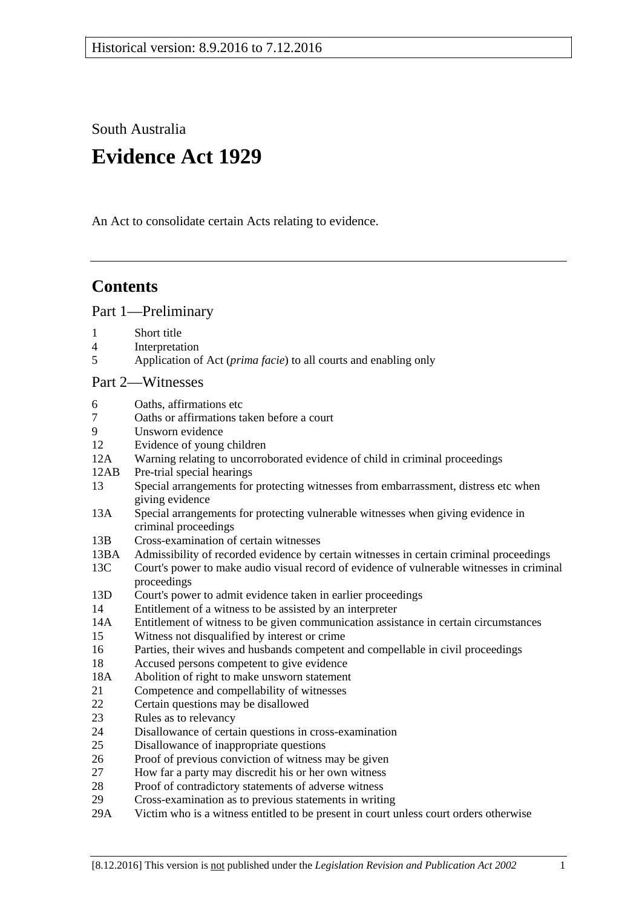Historical version: 8.9.2016 to 7.12.2016

South Australia

# Evidence Act 1929

An Act to consolidate certain Acts relating to evidence.

---

## Contents

### Part 1—Preliminary

1 Short title
4 Interpretation
5 Application of Act (*prima facie*) to all courts and enabling only

### Part 2—Witnesses

6 Oaths, affirmations etc
7 Oaths or affirmations taken before a court
9 Unsworn evidence
12 Evidence of young children
12A Warning relating to uncorroborated evidence of child in criminal proceedings
12AB Pre-trial special hearings
13 Special arrangements for protecting witnesses from embarrassment, distress etc when giving evidence
13A Special arrangements for protecting vulnerable witnesses when giving evidence in criminal proceedings
13B Cross-examination of certain witnesses
13BA Admissibility of recorded evidence by certain witnesses in certain criminal proceedings
13C Court's power to make audio visual record of evidence of vulnerable witnesses in criminal proceedings
13D Court's power to admit evidence taken in earlier proceedings
14 Entitlement of a witness to be assisted by an interpreter
14A Entitlement of witness to be given communication assistance in certain circumstances
15 Witness not disqualified by interest or crime
16 Parties, their wives and husbands competent and compellable in civil proceedings
18 Accused persons competent to give evidence
18A Abolition of right to make unsworn statement
21 Competence and compellability of witnesses
22 Certain questions may be disallowed
23 Rules as to relevancy
24 Disallowance of certain questions in cross-examination
25 Disallowance of inappropriate questions
26 Proof of previous conviction of witness may be given
27 How far a party may discredit his or her own witness
28 Proof of contradictory statements of adverse witness
29 Cross-examination as to previous statements in writing
29A Victim who is a witness entitled to be present in court unless court orders otherwise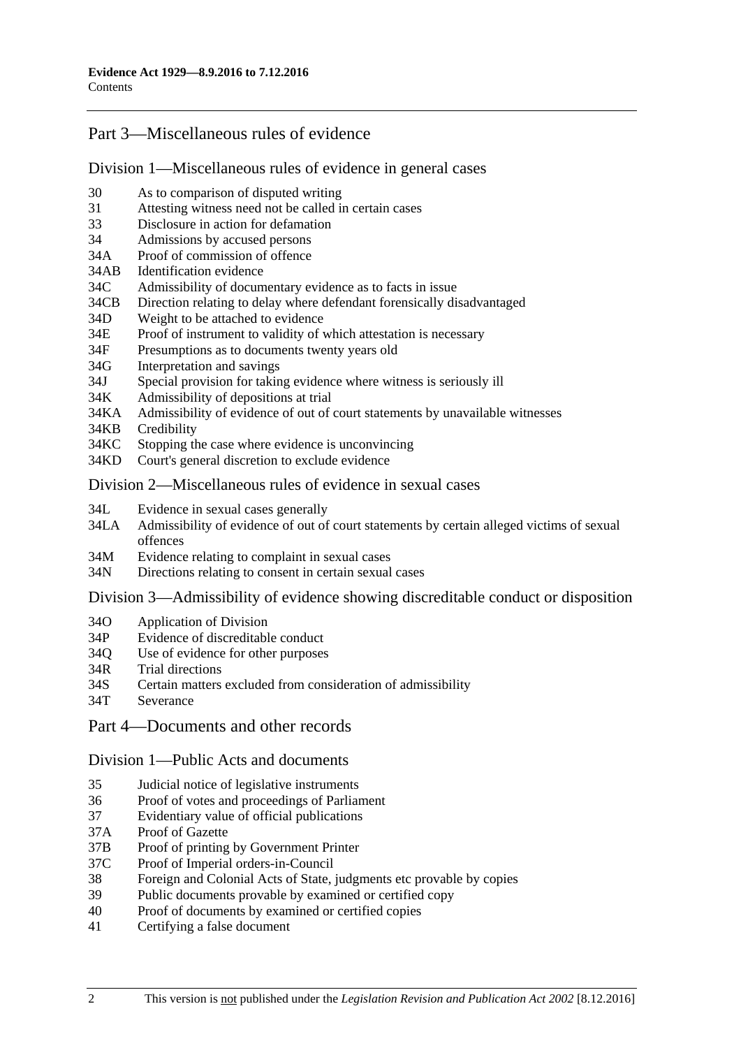## Part 3—Miscellaneous rules of evidence

### Division 1—Miscellaneous rules of evidence in general cases

- 30 As to comparison of disputed writing
- 31 Attesting witness need not be called in certain cases
- 33 Disclosure in action for defamation
- 34 Admissions by accused persons
- 34A Proof of commission of offence
- 34AB Identification evidence
- 34C Admissibility of documentary evidence as to facts in issue
- 34CB Direction relating to delay where defendant forensically disadvantaged
- 34D Weight to be attached to evidence
- 34E Proof of instrument to validity of which attestation is necessary
- 34F Presumptions as to documents twenty years old
- 34G Interpretation and savings
- 34J Special provision for taking evidence where witness is seriously ill
- 34K Admissibility of depositions at trial
- 34KA Admissibility of evidence of out of court statements by unavailable witnesses
- 34KB Credibility
- 34KC Stopping the case where evidence is unconvincing
- 34KD Court's general discretion to exclude evidence

### Division 2—Miscellaneous rules of evidence in sexual cases

- 34L Evidence in sexual cases generally
- 34LA Admissibility of evidence of out of court statements by certain alleged victims of sexual offences
- 34M Evidence relating to complaint in sexual cases
- 34N Directions relating to consent in certain sexual cases

### Division 3—Admissibility of evidence showing discreditable conduct or disposition

- 34O Application of Division
- 34P Evidence of discreditable conduct
- 34Q Use of evidence for other purposes
- 34R Trial directions
- 34S Certain matters excluded from consideration of admissibility
- 34T Severance

## Part 4—Documents and other records

### Division 1—Public Acts and documents

- 35 Judicial notice of legislative instruments
- 36 Proof of votes and proceedings of Parliament
- 37 Evidentiary value of official publications
- 37A Proof of Gazette
- 37B Proof of printing by Government Printer
- 37C Proof of Imperial orders-in-Council
- 38 Foreign and Colonial Acts of State, judgments etc provable by copies
- 39 Public documents provable by examined or certified copy
- 40 Proof of documents by examined or certified copies
- 41 Certifying a false document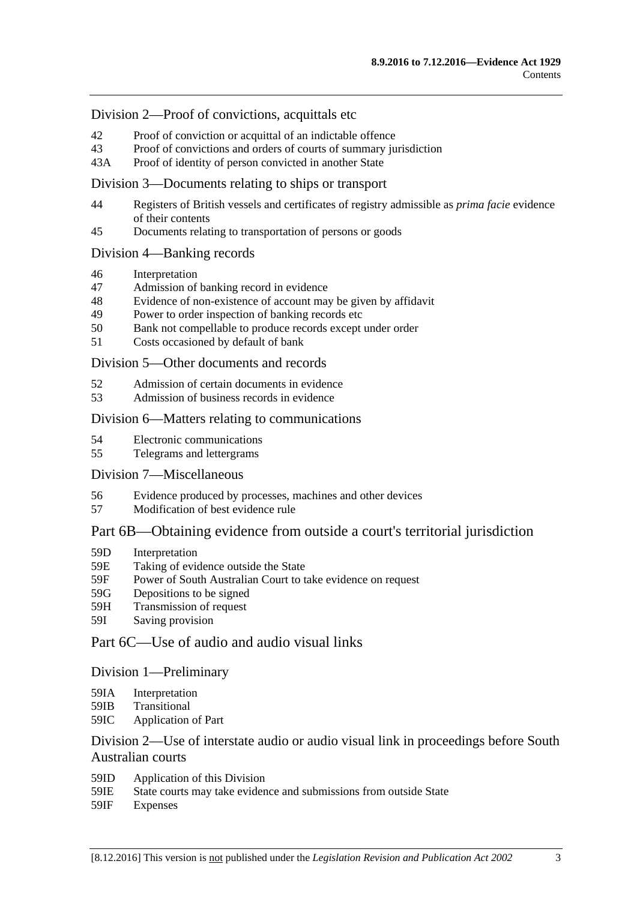### Division 2—Proof of convictions, acquittals etc

42 Proof of conviction or acquittal of an indictable offence
43 Proof of convictions and orders of courts of summary jurisdiction
43A Proof of identity of person convicted in another State

### Division 3—Documents relating to ships or transport

44 Registers of British vessels and certificates of registry admissible as *prima facie* evidence of their contents
45 Documents relating to transportation of persons or goods

### Division 4—Banking records

46 Interpretation
47 Admission of banking record in evidence
48 Evidence of non-existence of account may be given by affidavit
49 Power to order inspection of banking records etc
50 Bank not compellable to produce records except under order
51 Costs occasioned by default of bank

### Division 5—Other documents and records

52 Admission of certain documents in evidence
53 Admission of business records in evidence

### Division 6—Matters relating to communications

54 Electronic communications
55 Telegrams and lettergrams

### Division 7—Miscellaneous

56 Evidence produced by processes, machines and other devices
57 Modification of best evidence rule

## Part 6B—Obtaining evidence from outside a court's territorial jurisdiction

59D Interpretation
59E Taking of evidence outside the State
59F Power of South Australian Court to take evidence on request
59G Depositions to be signed
59H Transmission of request
59I Saving provision

## Part 6C—Use of audio and audio visual links

### Division 1—Preliminary

59IA Interpretation
59IB Transitional
59IC Application of Part

### Division 2—Use of interstate audio or audio visual link in proceedings before South Australian courts

59ID Application of this Division
59IE State courts may take evidence and submissions from outside State
59IF Expenses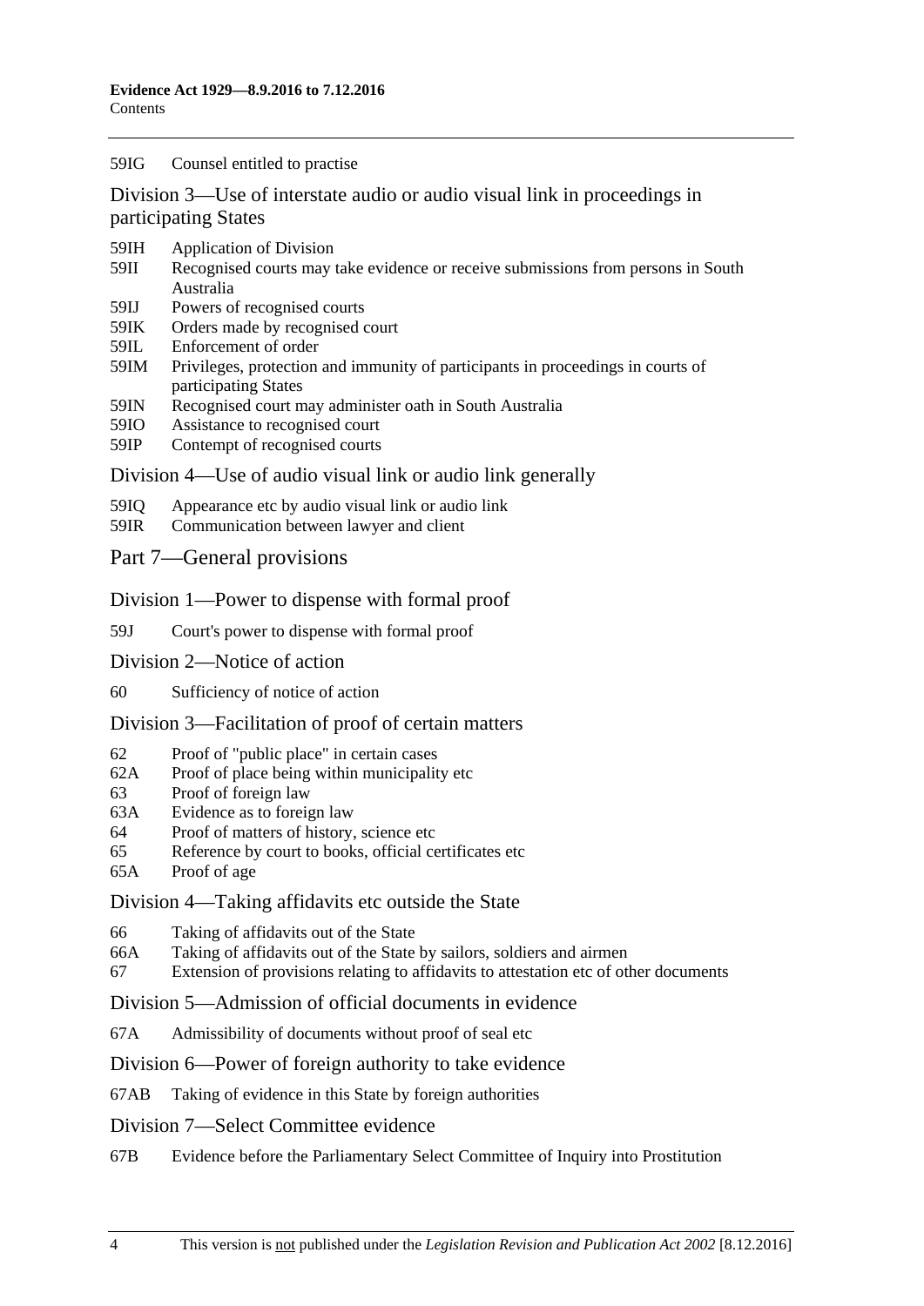59IG Counsel entitled to practise

## Division 3—Use of interstate audio or audio visual link in proceedings in participating States

59IH Application of Division

59II Recognised courts may take evidence or receive submissions from persons in South Australia

59IJ Powers of recognised courts

59IK Orders made by recognised court

59IL Enforcement of order

59IM Privileges, protection and immunity of participants in proceedings in courts of participating States

59IN Recognised court may administer oath in South Australia

59IO Assistance to recognised court

59IP Contempt of recognised courts

## Division 4—Use of audio visual link or audio link generally

59IQ Appearance etc by audio visual link or audio link

59IR Communication between lawyer and client

# Part 7—General provisions

## Division 1—Power to dispense with formal proof

59J Court's power to dispense with formal proof

## Division 2—Notice of action

60 Sufficiency of notice of action

## Division 3—Facilitation of proof of certain matters

62 Proof of "public place" in certain cases

62A Proof of place being within municipality etc

63 Proof of foreign law

63A Evidence as to foreign law

64 Proof of matters of history, science etc

65 Reference by court to books, official certificates etc

65A Proof of age

## Division 4—Taking affidavits etc outside the State

66 Taking of affidavits out of the State

66A Taking of affidavits out of the State by sailors, soldiers and airmen

67 Extension of provisions relating to affidavits to attestation etc of other documents

## Division 5—Admission of official documents in evidence

67A Admissibility of documents without proof of seal etc

## Division 6—Power of foreign authority to take evidence

67AB Taking of evidence in this State by foreign authorities

## Division 7—Select Committee evidence

67B Evidence before the Parliamentary Select Committee of Inquiry into Prostitution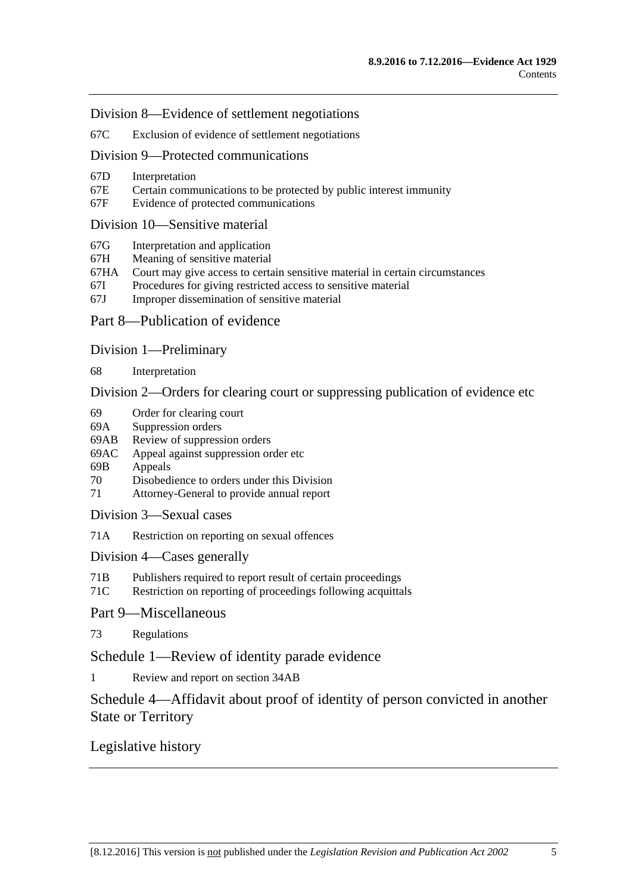Division 8—Evidence of settlement negotiations

67C Exclusion of evidence of settlement negotiations

Division 9—Protected communications

67D Interpretation
67E Certain communications to be protected by public interest immunity
67F Evidence of protected communications

Division 10—Sensitive material

67G Interpretation and application
67H Meaning of sensitive material
67HA Court may give access to certain sensitive material in certain circumstances
67I Procedures for giving restricted access to sensitive material
67J Improper dissemination of sensitive material

Part 8—Publication of evidence

Division 1—Preliminary

68 Interpretation

Division 2—Orders for clearing court or suppressing publication of evidence etc

69 Order for clearing court
69A Suppression orders
69AB Review of suppression orders
69AC Appeal against suppression order etc
69B Appeals
70 Disobedience to orders under this Division
71 Attorney-General to provide annual report

Division 3—Sexual cases

71A Restriction on reporting on sexual offences

Division 4—Cases generally

71B Publishers required to report result of certain proceedings
71C Restriction on reporting of proceedings following acquittals

Part 9—Miscellaneous

73 Regulations

Schedule 1—Review of identity parade evidence

1 Review and report on section 34AB

Schedule 4—Affidavit about proof of identity of person convicted in another State or Territory

Legislative history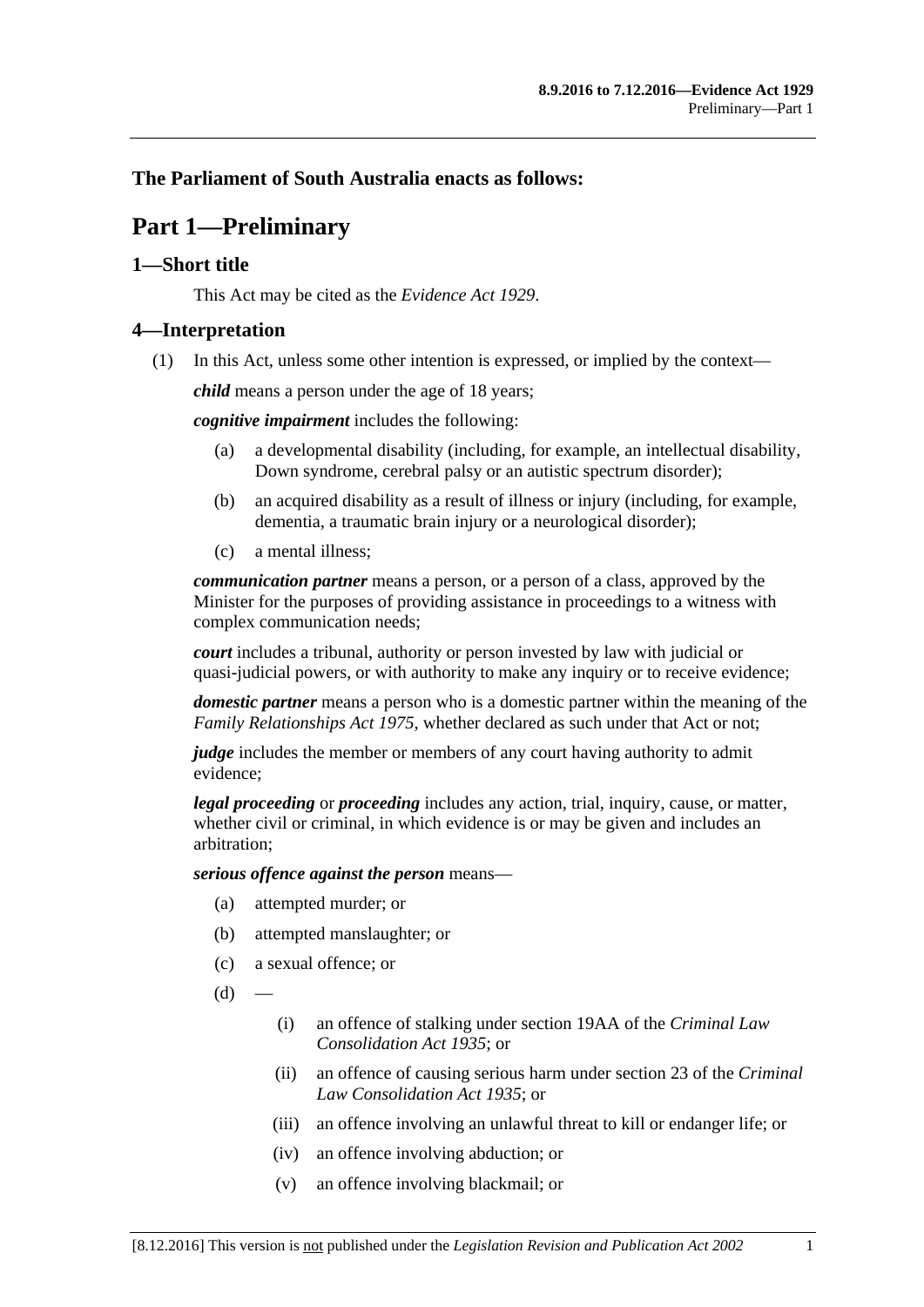**The Parliament of South Australia enacts as follows:**

# Part 1—Preliminary

## 1—Short title

This Act may be cited as the *Evidence Act 1929*.

## 4—Interpretation

(1) In this Act, unless some other intention is expressed, or implied by the context—

***child*** means a person under the age of 18 years;

***cognitive impairment*** includes the following:

- (a) a developmental disability (including, for example, an intellectual disability, Down syndrome, cerebral palsy or an autistic spectrum disorder);
- (b) an acquired disability as a result of illness or injury (including, for example, dementia, a traumatic brain injury or a neurological disorder);
- (c) a mental illness;

***communication partner*** means a person, or a person of a class, approved by the Minister for the purposes of providing assistance in proceedings to a witness with complex communication needs;

***court*** includes a tribunal, authority or person invested by law with judicial or quasi-judicial powers, or with authority to make any inquiry or to receive evidence;

***domestic partner*** means a person who is a domestic partner within the meaning of the *Family Relationships Act 1975*, whether declared as such under that Act or not;

***judge*** includes the member or members of any court having authority to admit evidence;

***legal proceeding*** or ***proceeding*** includes any action, trial, inquiry, cause, or matter, whether civil or criminal, in which evidence is or may be given and includes an arbitration;

***serious offence against the person*** means—

- (a) attempted murder; or
- (b) attempted manslaughter; or
- (c) a sexual offence; or
- (d) —
  - (i) an offence of stalking under section 19AA of the *Criminal Law Consolidation Act 1935*; or
  - (ii) an offence of causing serious harm under section 23 of the *Criminal Law Consolidation Act 1935*; or
  - (iii) an offence involving an unlawful threat to kill or endanger life; or
  - (iv) an offence involving abduction; or
  - (v) an offence involving blackmail; or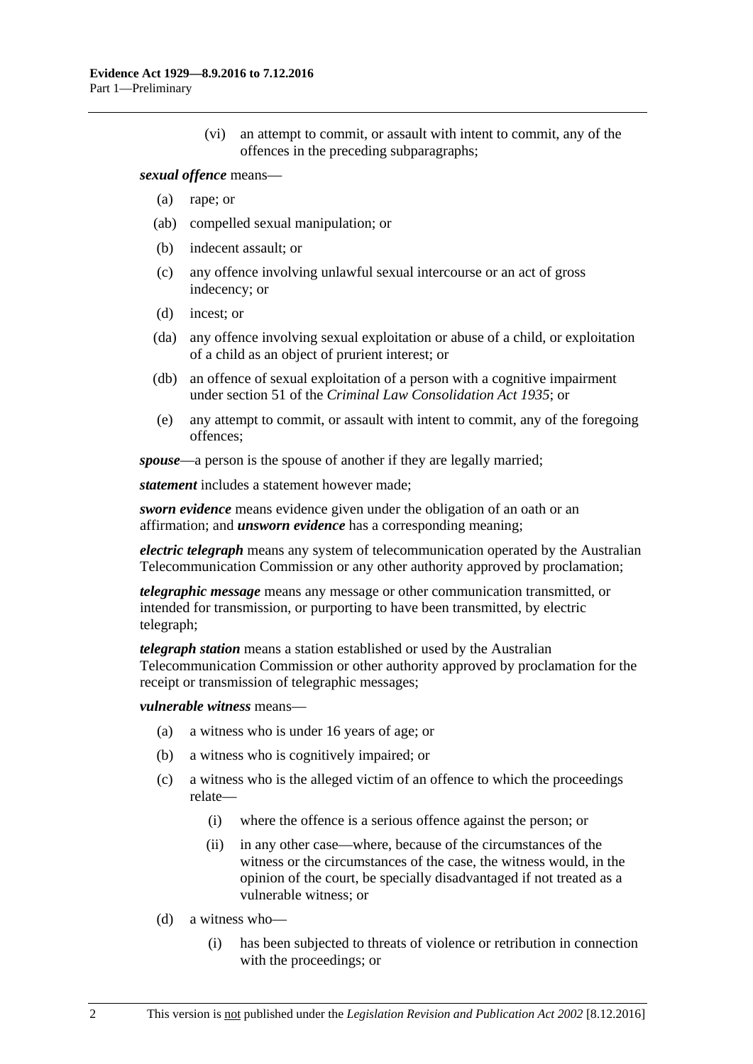(vi) an attempt to commit, or assault with intent to commit, any of the offences in the preceding subparagraphs;

***sexual offence*** means—

(a) rape; or

(ab) compelled sexual manipulation; or

(b) indecent assault; or

(c) any offence involving unlawful sexual intercourse or an act of gross indecency; or

(d) incest; or

(da) any offence involving sexual exploitation or abuse of a child, or exploitation of a child as an object of prurient interest; or

(db) an offence of sexual exploitation of a person with a cognitive impairment under section 51 of the *Criminal Law Consolidation Act 1935*; or

(e) any attempt to commit, or assault with intent to commit, any of the foregoing offences;

***spouse***—a person is the spouse of another if they are legally married;

***statement*** includes a statement however made;

***sworn evidence*** means evidence given under the obligation of an oath or an affirmation; and ***unsworn evidence*** has a corresponding meaning;

***electric telegraph*** means any system of telecommunication operated by the Australian Telecommunication Commission or any other authority approved by proclamation;

***telegraphic message*** means any message or other communication transmitted, or intended for transmission, or purporting to have been transmitted, by electric telegraph;

***telegraph station*** means a station established or used by the Australian Telecommunication Commission or other authority approved by proclamation for the receipt or transmission of telegraphic messages;

***vulnerable witness*** means—

(a) a witness who is under 16 years of age; or

(b) a witness who is cognitively impaired; or

(c) a witness who is the alleged victim of an offence to which the proceedings relate—

(i) where the offence is a serious offence against the person; or

(ii) in any other case—where, because of the circumstances of the witness or the circumstances of the case, the witness would, in the opinion of the court, be specially disadvantaged if not treated as a vulnerable witness; or

(d) a witness who—

(i) has been subjected to threats of violence or retribution in connection with the proceedings; or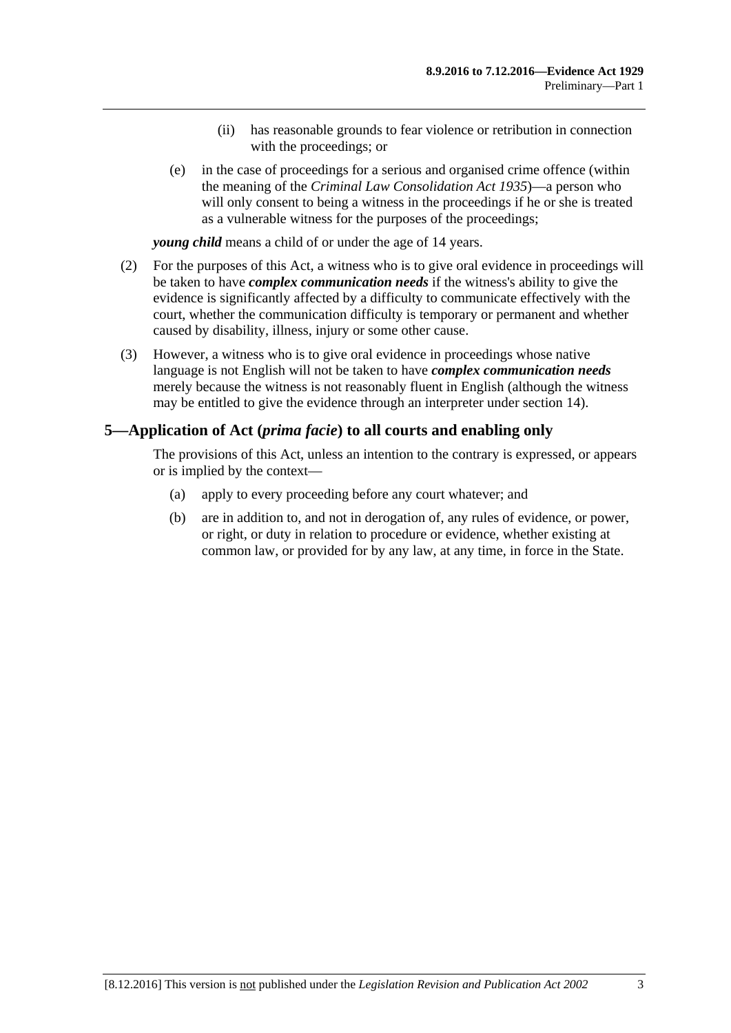(ii) has reasonable grounds to fear violence or retribution in connection with the proceedings; or

(e) in the case of proceedings for a serious and organised crime offence (within the meaning of the *Criminal Law Consolidation Act 1935*)—a person who will only consent to being a witness in the proceedings if he or she is treated as a vulnerable witness for the purposes of the proceedings;

***young child*** means a child of or under the age of 14 years.

(2) For the purposes of this Act, a witness who is to give oral evidence in proceedings will be taken to have ***complex communication needs*** if the witness's ability to give the evidence is significantly affected by a difficulty to communicate effectively with the court, whether the communication difficulty is temporary or permanent and whether caused by disability, illness, injury or some other cause.

(3) However, a witness who is to give oral evidence in proceedings whose native language is not English will not be taken to have ***complex communication needs*** merely because the witness is not reasonably fluent in English (although the witness may be entitled to give the evidence through an interpreter under section 14).

## 5—Application of Act (*prima facie*) to all courts and enabling only

The provisions of this Act, unless an intention to the contrary is expressed, or appears or is implied by the context—

(a) apply to every proceeding before any court whatever; and

(b) are in addition to, and not in derogation of, any rules of evidence, or power, or right, or duty in relation to procedure or evidence, whether existing at common law, or provided for by any law, at any time, in force in the State.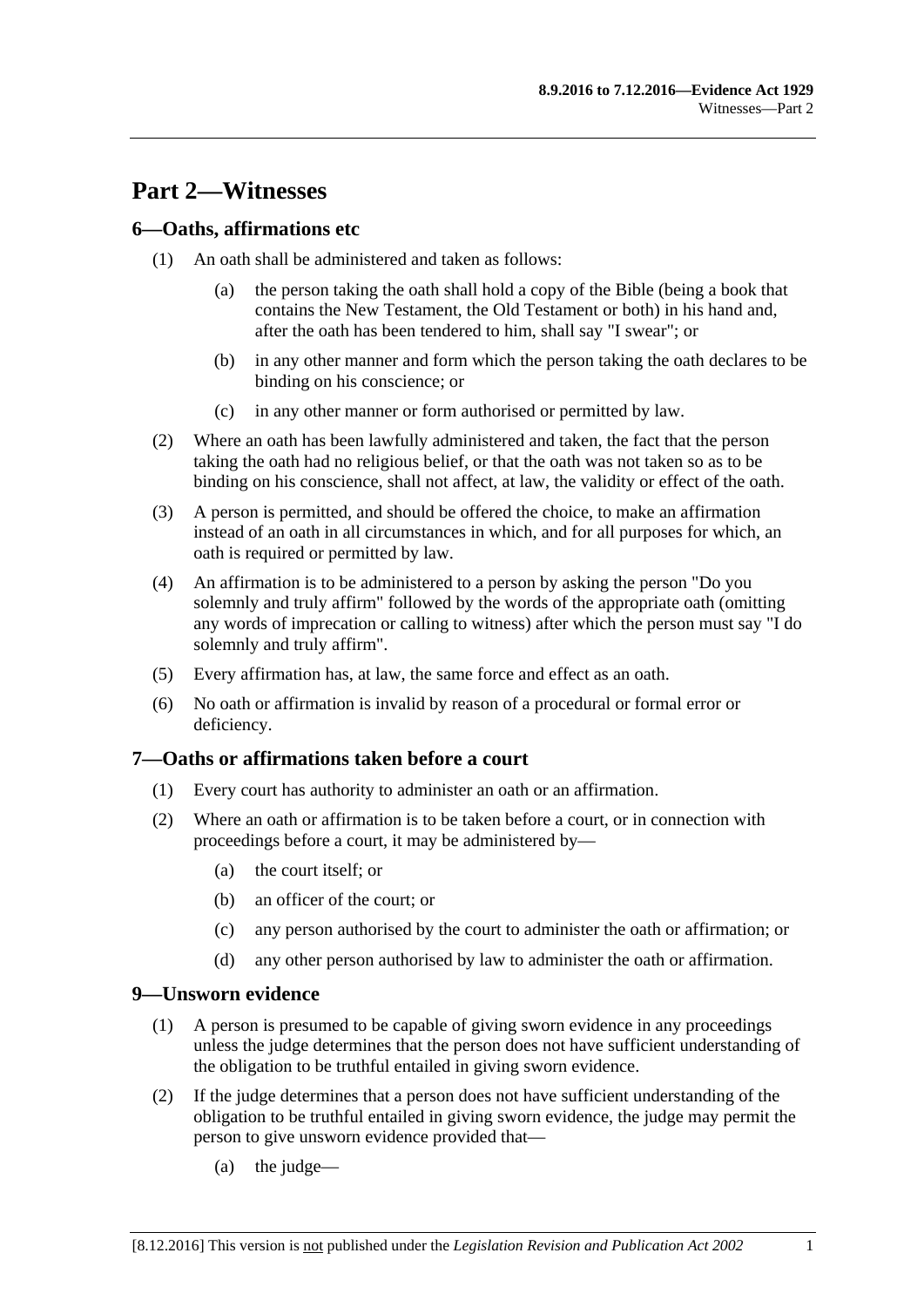# Part 2—Witnesses

## 6—Oaths, affirmations etc

(1) An oath shall be administered and taken as follows:

- (a) the person taking the oath shall hold a copy of the Bible (being a book that contains the New Testament, the Old Testament or both) in his hand and, after the oath has been tendered to him, shall say "I swear"; or
- (b) in any other manner and form which the person taking the oath declares to be binding on his conscience; or
- (c) in any other manner or form authorised or permitted by law.

(2) Where an oath has been lawfully administered and taken, the fact that the person taking the oath had no religious belief, or that the oath was not taken so as to be binding on his conscience, shall not affect, at law, the validity or effect of the oath.

(3) A person is permitted, and should be offered the choice, to make an affirmation instead of an oath in all circumstances in which, and for all purposes for which, an oath is required or permitted by law.

(4) An affirmation is to be administered to a person by asking the person "Do you solemnly and truly affirm" followed by the words of the appropriate oath (omitting any words of imprecation or calling to witness) after which the person must say "I do solemnly and truly affirm".

(5) Every affirmation has, at law, the same force and effect as an oath.

(6) No oath or affirmation is invalid by reason of a procedural or formal error or deficiency.

## 7—Oaths or affirmations taken before a court

(1) Every court has authority to administer an oath or an affirmation.

(2) Where an oath or affirmation is to be taken before a court, or in connection with proceedings before a court, it may be administered by—

- (a) the court itself; or
- (b) an officer of the court; or
- (c) any person authorised by the court to administer the oath or affirmation; or
- (d) any other person authorised by law to administer the oath or affirmation.

## 9—Unsworn evidence

(1) A person is presumed to be capable of giving sworn evidence in any proceedings unless the judge determines that the person does not have sufficient understanding of the obligation to be truthful entailed in giving sworn evidence.

(2) If the judge determines that a person does not have sufficient understanding of the obligation to be truthful entailed in giving sworn evidence, the judge may permit the person to give unsworn evidence provided that—

- (a) the judge—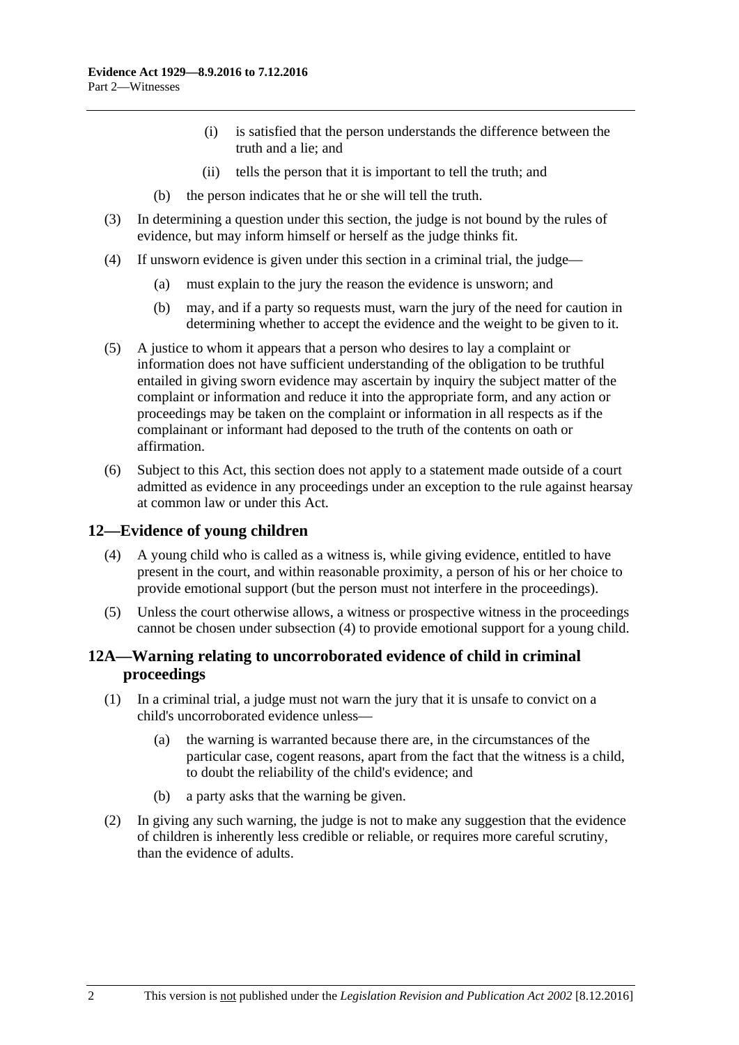(i) is satisfied that the person understands the difference between the truth and a lie; and

(ii) tells the person that it is important to tell the truth; and

(b) the person indicates that he or she will tell the truth.

(3) In determining a question under this section, the judge is not bound by the rules of evidence, but may inform himself or herself as the judge thinks fit.

(4) If unsworn evidence is given under this section in a criminal trial, the judge—

(a) must explain to the jury the reason the evidence is unsworn; and

(b) may, and if a party so requests must, warn the jury of the need for caution in determining whether to accept the evidence and the weight to be given to it.

(5) A justice to whom it appears that a person who desires to lay a complaint or information does not have sufficient understanding of the obligation to be truthful entailed in giving sworn evidence may ascertain by inquiry the subject matter of the complaint or information and reduce it into the appropriate form, and any action or proceedings may be taken on the complaint or information in all respects as if the complainant or informant had deposed to the truth of the contents on oath or affirmation.

(6) Subject to this Act, this section does not apply to a statement made outside of a court admitted as evidence in any proceedings under an exception to the rule against hearsay at common law or under this Act.

## 12—Evidence of young children

(4) A young child who is called as a witness is, while giving evidence, entitled to have present in the court, and within reasonable proximity, a person of his or her choice to provide emotional support (but the person must not interfere in the proceedings).

(5) Unless the court otherwise allows, a witness or prospective witness in the proceedings cannot be chosen under subsection (4) to provide emotional support for a young child.

## 12A—Warning relating to uncorroborated evidence of child in criminal proceedings

(1) In a criminal trial, a judge must not warn the jury that it is unsafe to convict on a child's uncorroborated evidence unless—

(a) the warning is warranted because there are, in the circumstances of the particular case, cogent reasons, apart from the fact that the witness is a child, to doubt the reliability of the child's evidence; and

(b) a party asks that the warning be given.

(2) In giving any such warning, the judge is not to make any suggestion that the evidence of children is inherently less credible or reliable, or requires more careful scrutiny, than the evidence of adults.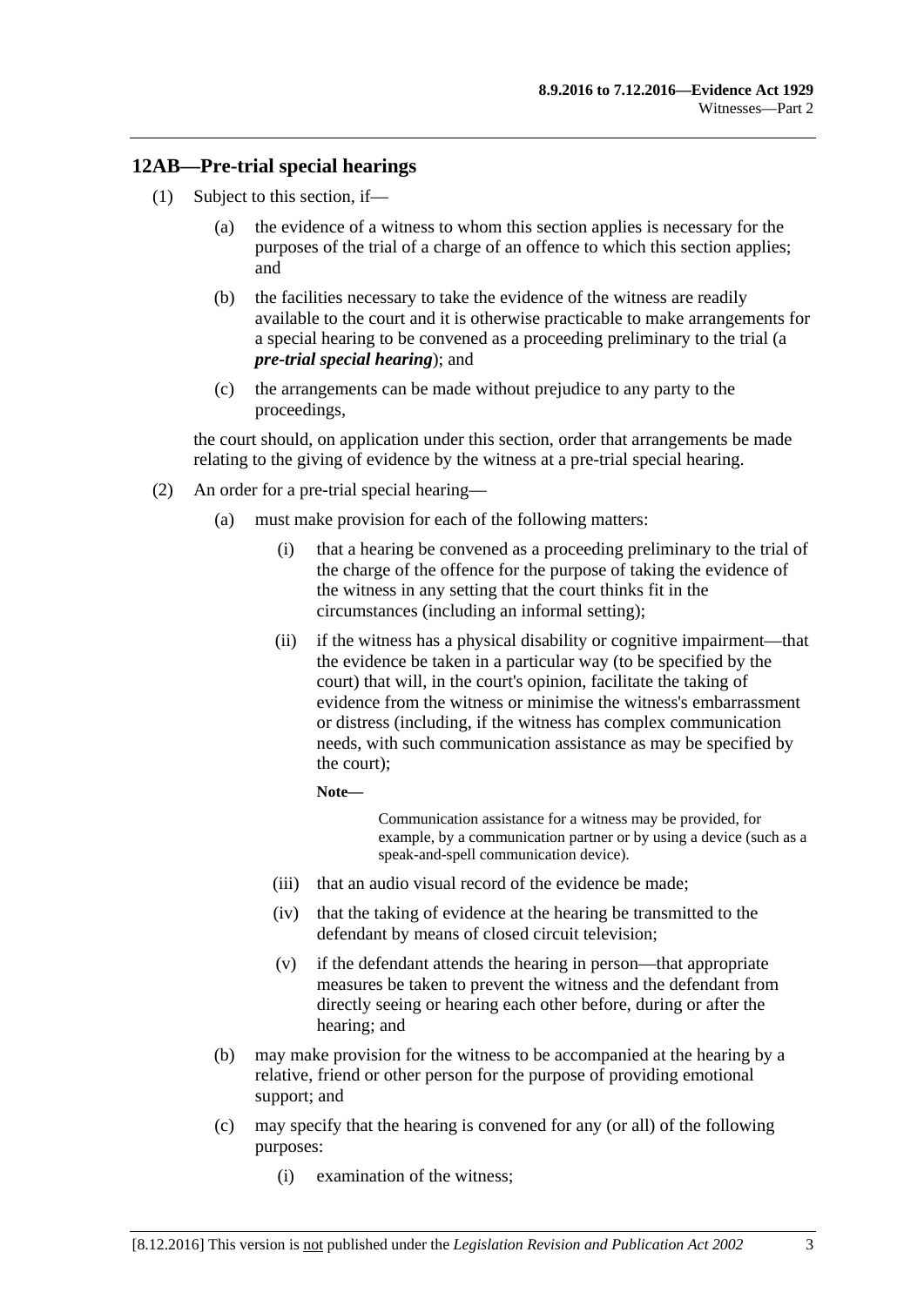## 12AB—Pre-trial special hearings

(1) Subject to this section, if—

(a) the evidence of a witness to whom this section applies is necessary for the purposes of the trial of a charge of an offence to which this section applies; and

(b) the facilities necessary to take the evidence of the witness are readily available to the court and it is otherwise practicable to make arrangements for a special hearing to be convened as a proceeding preliminary to the trial (a ***pre-trial special hearing***); and

(c) the arrangements can be made without prejudice to any party to the proceedings,

the court should, on application under this section, order that arrangements be made relating to the giving of evidence by the witness at a pre-trial special hearing.

(2) An order for a pre-trial special hearing—

(a) must make provision for each of the following matters:

(i) that a hearing be convened as a proceeding preliminary to the trial of the charge of the offence for the purpose of taking the evidence of the witness in any setting that the court thinks fit in the circumstances (including an informal setting);

(ii) if the witness has a physical disability or cognitive impairment—that the evidence be taken in a particular way (to be specified by the court) that will, in the court's opinion, facilitate the taking of evidence from the witness or minimise the witness's embarrassment or distress (including, if the witness has complex communication needs, with such communication assistance as may be specified by the court);

**Note—**

Communication assistance for a witness may be provided, for example, by a communication partner or by using a device (such as a speak-and-spell communication device).

(iii) that an audio visual record of the evidence be made;

(iv) that the taking of evidence at the hearing be transmitted to the defendant by means of closed circuit television;

(v) if the defendant attends the hearing in person—that appropriate measures be taken to prevent the witness and the defendant from directly seeing or hearing each other before, during or after the hearing; and

(b) may make provision for the witness to be accompanied at the hearing by a relative, friend or other person for the purpose of providing emotional support; and

(c) may specify that the hearing is convened for any (or all) of the following purposes:

(i) examination of the witness;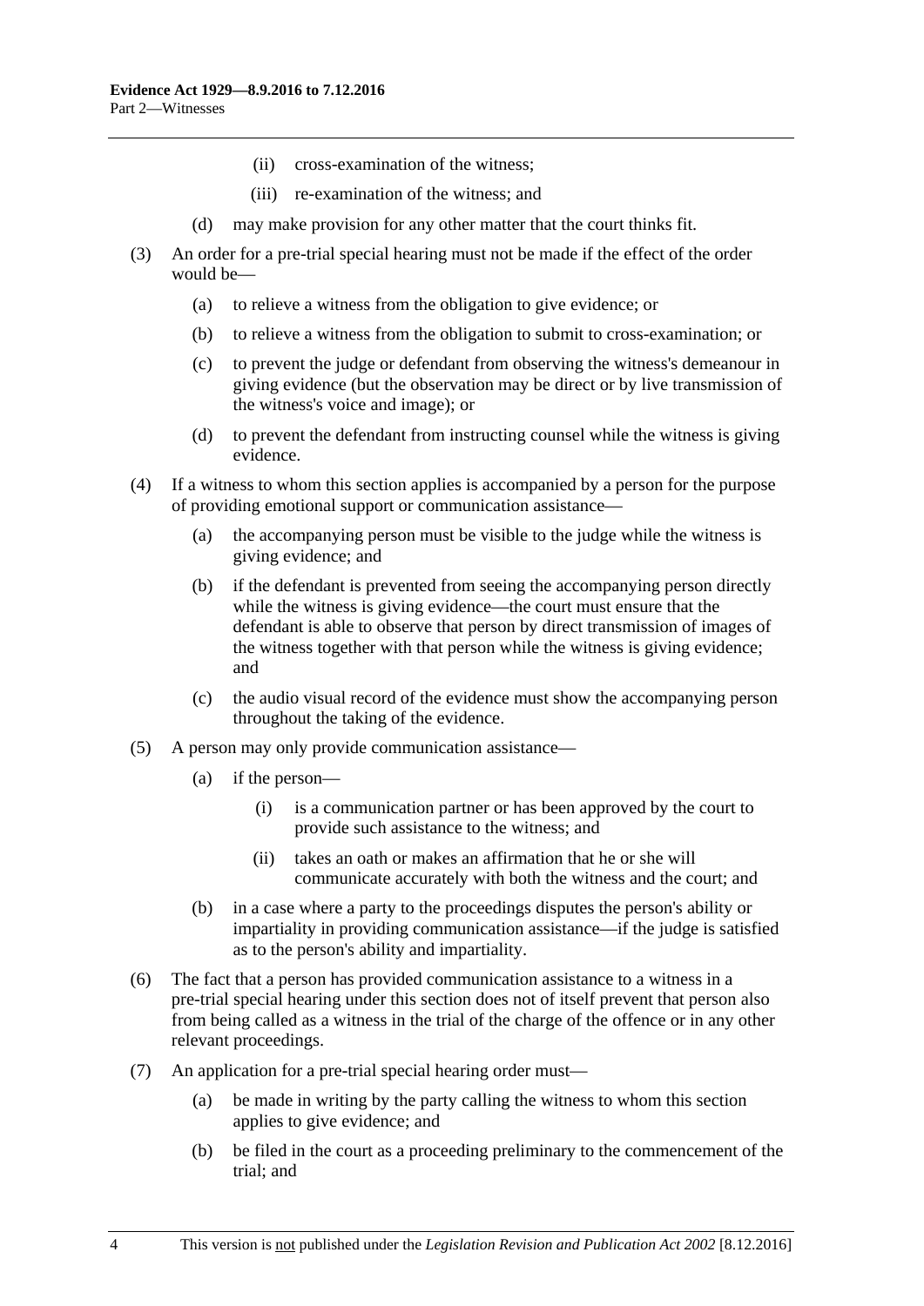(ii) cross-examination of the witness;

(iii) re-examination of the witness; and

(d) may make provision for any other matter that the court thinks fit.

(3) An order for a pre-trial special hearing must not be made if the effect of the order would be—

(a) to relieve a witness from the obligation to give evidence; or

(b) to relieve a witness from the obligation to submit to cross-examination; or

(c) to prevent the judge or defendant from observing the witness's demeanour in giving evidence (but the observation may be direct or by live transmission of the witness's voice and image); or

(d) to prevent the defendant from instructing counsel while the witness is giving evidence.

(4) If a witness to whom this section applies is accompanied by a person for the purpose of providing emotional support or communication assistance—

(a) the accompanying person must be visible to the judge while the witness is giving evidence; and

(b) if the defendant is prevented from seeing the accompanying person directly while the witness is giving evidence—the court must ensure that the defendant is able to observe that person by direct transmission of images of the witness together with that person while the witness is giving evidence; and

(c) the audio visual record of the evidence must show the accompanying person throughout the taking of the evidence.

(5) A person may only provide communication assistance—

(a) if the person—

(i) is a communication partner or has been approved by the court to provide such assistance to the witness; and

(ii) takes an oath or makes an affirmation that he or she will communicate accurately with both the witness and the court; and

(b) in a case where a party to the proceedings disputes the person's ability or impartiality in providing communication assistance—if the judge is satisfied as to the person's ability and impartiality.

(6) The fact that a person has provided communication assistance to a witness in a pre-trial special hearing under this section does not of itself prevent that person also from being called as a witness in the trial of the charge of the offence or in any other relevant proceedings.

(7) An application for a pre-trial special hearing order must—

(a) be made in writing by the party calling the witness to whom this section applies to give evidence; and

(b) be filed in the court as a proceeding preliminary to the commencement of the trial; and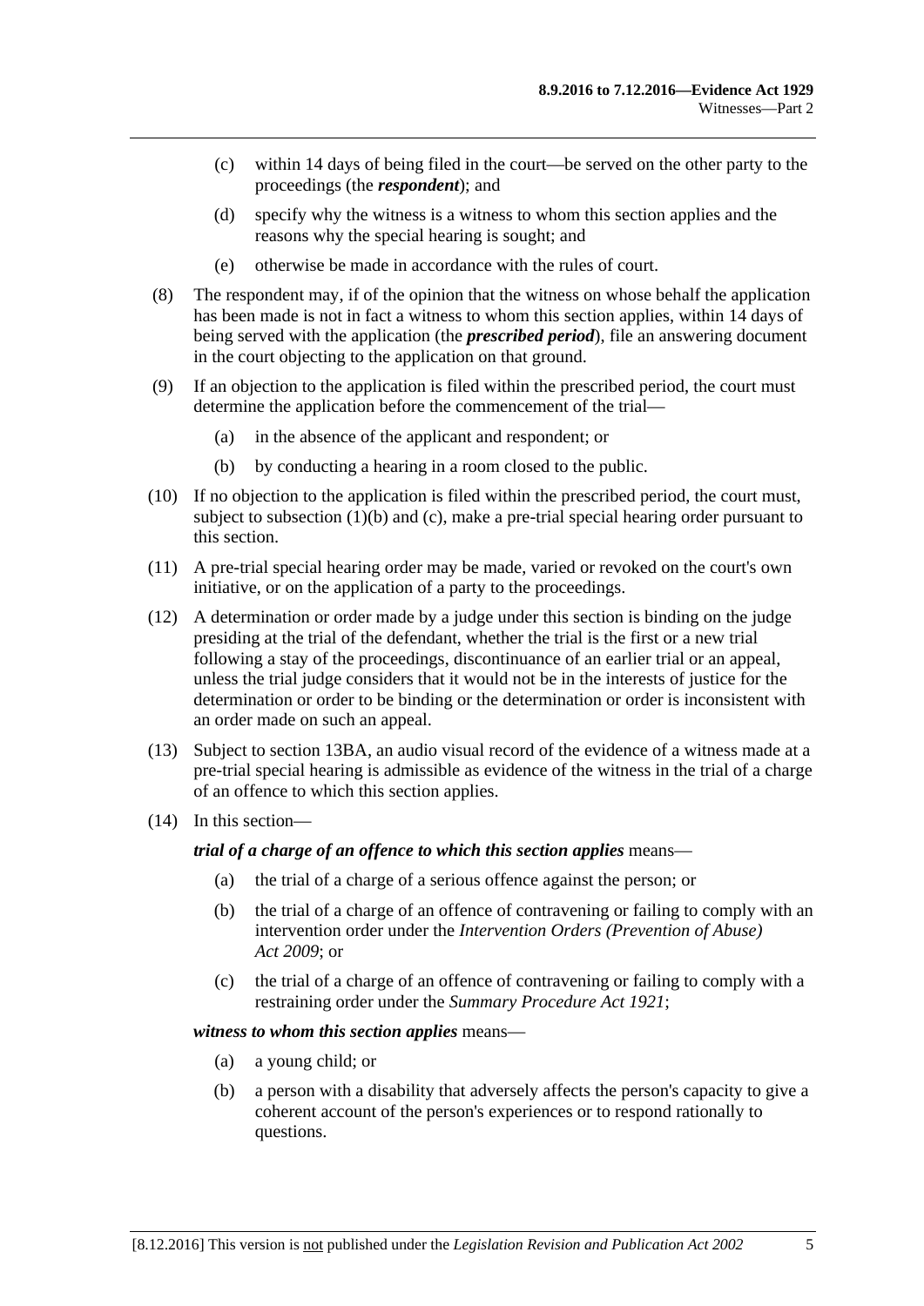(c) within 14 days of being filed in the court—be served on the other party to the proceedings (the ***respondent***); and

(d) specify why the witness is a witness to whom this section applies and the reasons why the special hearing is sought; and

(e) otherwise be made in accordance with the rules of court.

(8) The respondent may, if of the opinion that the witness on whose behalf the application has been made is not in fact a witness to whom this section applies, within 14 days of being served with the application (the ***prescribed period***), file an answering document in the court objecting to the application on that ground.

(9) If an objection to the application is filed within the prescribed period, the court must determine the application before the commencement of the trial—

(a) in the absence of the applicant and respondent; or

(b) by conducting a hearing in a room closed to the public.

(10) If no objection to the application is filed within the prescribed period, the court must, subject to subsection (1)(b) and (c), make a pre-trial special hearing order pursuant to this section.

(11) A pre-trial special hearing order may be made, varied or revoked on the court's own initiative, or on the application of a party to the proceedings.

(12) A determination or order made by a judge under this section is binding on the judge presiding at the trial of the defendant, whether the trial is the first or a new trial following a stay of the proceedings, discontinuance of an earlier trial or an appeal, unless the trial judge considers that it would not be in the interests of justice for the determination or order to be binding or the determination or order is inconsistent with an order made on such an appeal.

(13) Subject to section 13BA, an audio visual record of the evidence of a witness made at a pre-trial special hearing is admissible as evidence of the witness in the trial of a charge of an offence to which this section applies.

(14) In this section—

***trial of a charge of an offence to which this section applies*** means—

(a) the trial of a charge of a serious offence against the person; or

(b) the trial of a charge of an offence of contravening or failing to comply with an intervention order under the *Intervention Orders (Prevention of Abuse) Act 2009*; or

(c) the trial of a charge of an offence of contravening or failing to comply with a restraining order under the *Summary Procedure Act 1921*;

***witness to whom this section applies*** means—

(a) a young child; or

(b) a person with a disability that adversely affects the person's capacity to give a coherent account of the person's experiences or to respond rationally to questions.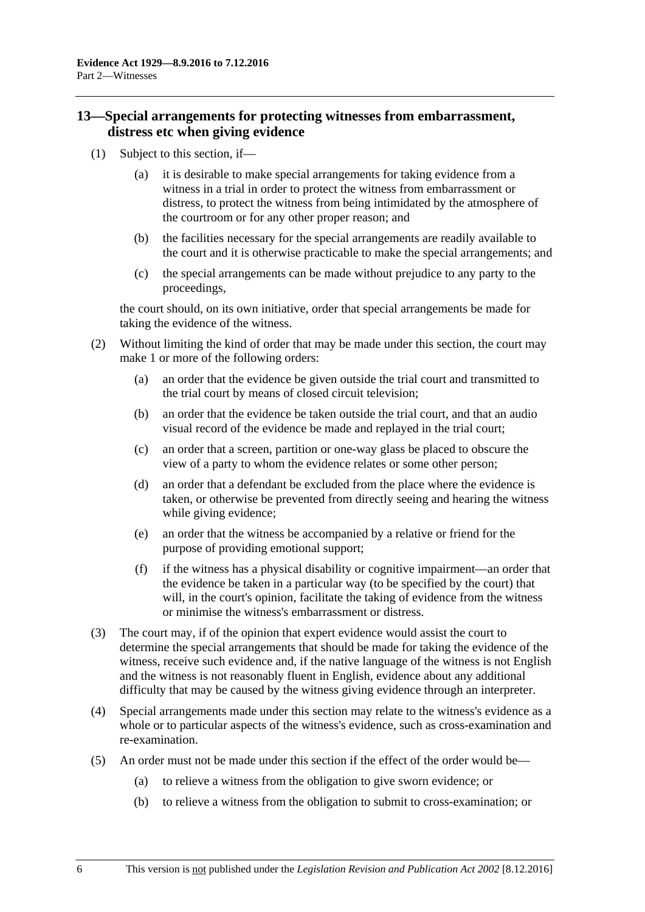## 13—Special arrangements for protecting witnesses from embarrassment, distress etc when giving evidence

(1) Subject to this section, if—

(a) it is desirable to make special arrangements for taking evidence from a witness in a trial in order to protect the witness from embarrassment or distress, to protect the witness from being intimidated by the atmosphere of the courtroom or for any other proper reason; and

(b) the facilities necessary for the special arrangements are readily available to the court and it is otherwise practicable to make the special arrangements; and

(c) the special arrangements can be made without prejudice to any party to the proceedings,

the court should, on its own initiative, order that special arrangements be made for taking the evidence of the witness.

(2) Without limiting the kind of order that may be made under this section, the court may make 1 or more of the following orders:

(a) an order that the evidence be given outside the trial court and transmitted to the trial court by means of closed circuit television;

(b) an order that the evidence be taken outside the trial court, and that an audio visual record of the evidence be made and replayed in the trial court;

(c) an order that a screen, partition or one-way glass be placed to obscure the view of a party to whom the evidence relates or some other person;

(d) an order that a defendant be excluded from the place where the evidence is taken, or otherwise be prevented from directly seeing and hearing the witness while giving evidence;

(e) an order that the witness be accompanied by a relative or friend for the purpose of providing emotional support;

(f) if the witness has a physical disability or cognitive impairment—an order that the evidence be taken in a particular way (to be specified by the court) that will, in the court's opinion, facilitate the taking of evidence from the witness or minimise the witness's embarrassment or distress.

(3) The court may, if of the opinion that expert evidence would assist the court to determine the special arrangements that should be made for taking the evidence of the witness, receive such evidence and, if the native language of the witness is not English and the witness is not reasonably fluent in English, evidence about any additional difficulty that may be caused by the witness giving evidence through an interpreter.

(4) Special arrangements made under this section may relate to the witness's evidence as a whole or to particular aspects of the witness's evidence, such as cross-examination and re-examination.

(5) An order must not be made under this section if the effect of the order would be—

(a) to relieve a witness from the obligation to give sworn evidence; or

(b) to relieve a witness from the obligation to submit to cross-examination; or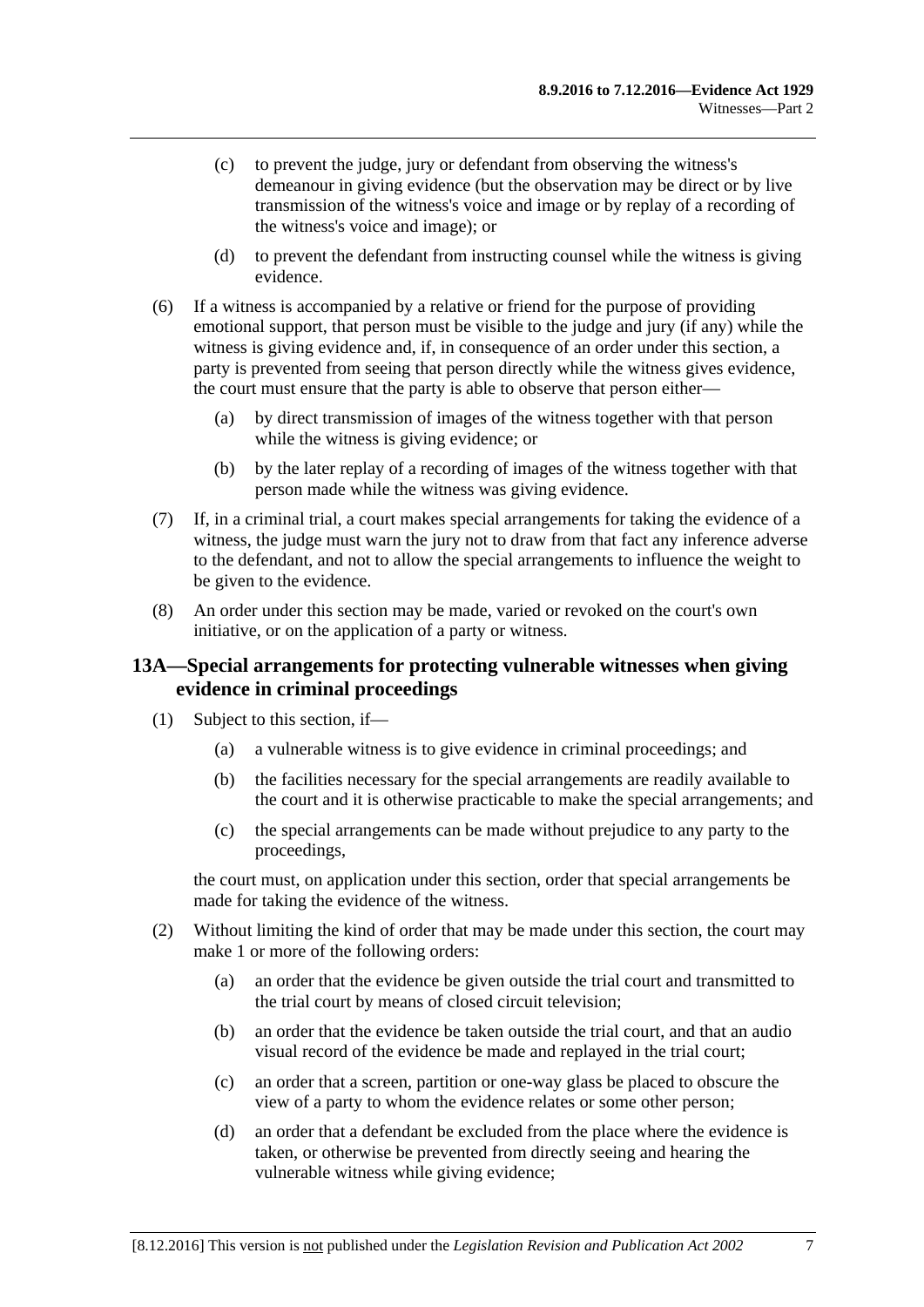(c) to prevent the judge, jury or defendant from observing the witness's demeanour in giving evidence (but the observation may be direct or by live transmission of the witness's voice and image or by replay of a recording of the witness's voice and image); or

(d) to prevent the defendant from instructing counsel while the witness is giving evidence.

(6) If a witness is accompanied by a relative or friend for the purpose of providing emotional support, that person must be visible to the judge and jury (if any) while the witness is giving evidence and, if, in consequence of an order under this section, a party is prevented from seeing that person directly while the witness gives evidence, the court must ensure that the party is able to observe that person either—

(a) by direct transmission of images of the witness together with that person while the witness is giving evidence; or

(b) by the later replay of a recording of images of the witness together with that person made while the witness was giving evidence.

(7) If, in a criminal trial, a court makes special arrangements for taking the evidence of a witness, the judge must warn the jury not to draw from that fact any inference adverse to the defendant, and not to allow the special arrangements to influence the weight to be given to the evidence.

(8) An order under this section may be made, varied or revoked on the court's own initiative, or on the application of a party or witness.

### 13A—Special arrangements for protecting vulnerable witnesses when giving evidence in criminal proceedings

(1) Subject to this section, if—

(a) a vulnerable witness is to give evidence in criminal proceedings; and

(b) the facilities necessary for the special arrangements are readily available to the court and it is otherwise practicable to make the special arrangements; and

(c) the special arrangements can be made without prejudice to any party to the proceedings,

the court must, on application under this section, order that special arrangements be made for taking the evidence of the witness.

(2) Without limiting the kind of order that may be made under this section, the court may make 1 or more of the following orders:

(a) an order that the evidence be given outside the trial court and transmitted to the trial court by means of closed circuit television;

(b) an order that the evidence be taken outside the trial court, and that an audio visual record of the evidence be made and replayed in the trial court;

(c) an order that a screen, partition or one-way glass be placed to obscure the view of a party to whom the evidence relates or some other person;

(d) an order that a defendant be excluded from the place where the evidence is taken, or otherwise be prevented from directly seeing and hearing the vulnerable witness while giving evidence;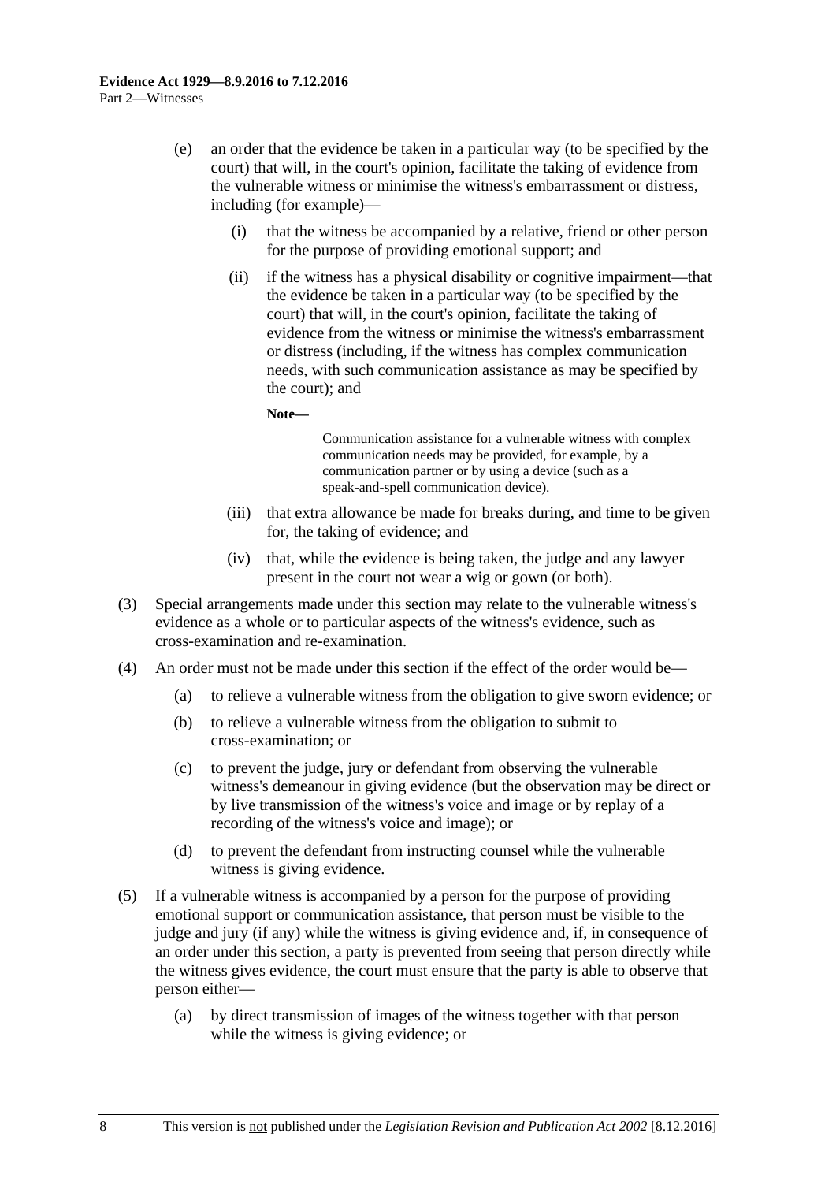(e) an order that the evidence be taken in a particular way (to be specified by the court) that will, in the court's opinion, facilitate the taking of evidence from the vulnerable witness or minimise the witness's embarrassment or distress, including (for example)—

  (i) that the witness be accompanied by a relative, friend or other person for the purpose of providing emotional support; and

  (ii) if the witness has a physical disability or cognitive impairment—that the evidence be taken in a particular way (to be specified by the court) that will, in the court's opinion, facilitate the taking of evidence from the witness or minimise the witness's embarrassment or distress (including, if the witness has complex communication needs, with such communication assistance as may be specified by the court); and

  **Note—**

  Communication assistance for a vulnerable witness with complex communication needs may be provided, for example, by a communication partner or by using a device (such as a speak-and-spell communication device).

  (iii) that extra allowance be made for breaks during, and time to be given for, the taking of evidence; and

  (iv) that, while the evidence is being taken, the judge and any lawyer present in the court not wear a wig or gown (or both).

(3) Special arrangements made under this section may relate to the vulnerable witness's evidence as a whole or to particular aspects of the witness's evidence, such as cross-examination and re-examination.

(4) An order must not be made under this section if the effect of the order would be—

  (a) to relieve a vulnerable witness from the obligation to give sworn evidence; or

  (b) to relieve a vulnerable witness from the obligation to submit to cross-examination; or

  (c) to prevent the judge, jury or defendant from observing the vulnerable witness's demeanour in giving evidence (but the observation may be direct or by live transmission of the witness's voice and image or by replay of a recording of the witness's voice and image); or

  (d) to prevent the defendant from instructing counsel while the vulnerable witness is giving evidence.

(5) If a vulnerable witness is accompanied by a person for the purpose of providing emotional support or communication assistance, that person must be visible to the judge and jury (if any) while the witness is giving evidence and, if, in consequence of an order under this section, a party is prevented from seeing that person directly while the witness gives evidence, the court must ensure that the party is able to observe that person either—

  (a) by direct transmission of images of the witness together with that person while the witness is giving evidence; or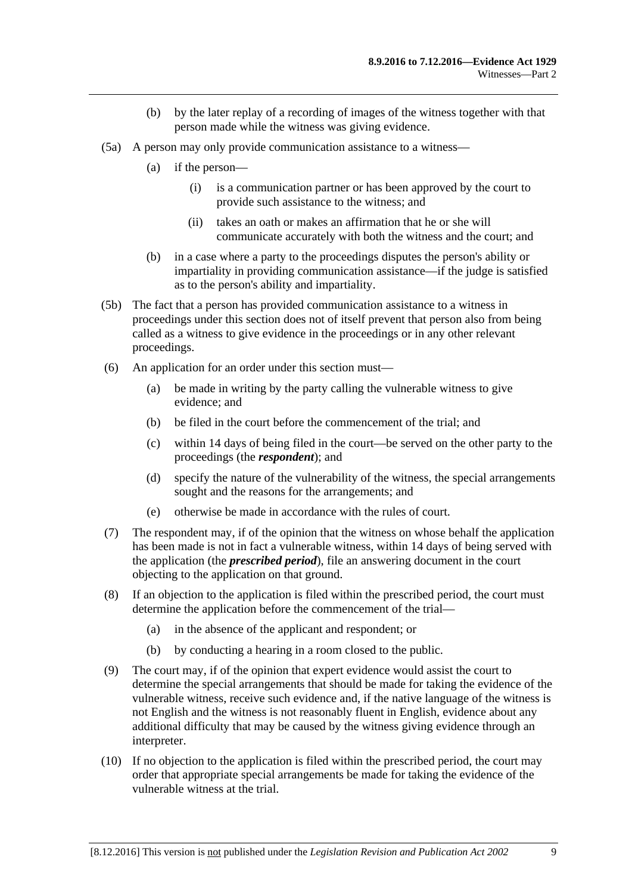(b) by the later replay of a recording of images of the witness together with that person made while the witness was giving evidence.

(5a) A person may only provide communication assistance to a witness—

(a) if the person—

(i) is a communication partner or has been approved by the court to provide such assistance to the witness; and

(ii) takes an oath or makes an affirmation that he or she will communicate accurately with both the witness and the court; and

(b) in a case where a party to the proceedings disputes the person's ability or impartiality in providing communication assistance—if the judge is satisfied as to the person's ability and impartiality.

(5b) The fact that a person has provided communication assistance to a witness in proceedings under this section does not of itself prevent that person also from being called as a witness to give evidence in the proceedings or in any other relevant proceedings.

(6) An application for an order under this section must—

(a) be made in writing by the party calling the vulnerable witness to give evidence; and

(b) be filed in the court before the commencement of the trial; and

(c) within 14 days of being filed in the court—be served on the other party to the proceedings (the ***respondent***); and

(d) specify the nature of the vulnerability of the witness, the special arrangements sought and the reasons for the arrangements; and

(e) otherwise be made in accordance with the rules of court.

(7) The respondent may, if of the opinion that the witness on whose behalf the application has been made is not in fact a vulnerable witness, within 14 days of being served with the application (the ***prescribed period***), file an answering document in the court objecting to the application on that ground.

(8) If an objection to the application is filed within the prescribed period, the court must determine the application before the commencement of the trial—

(a) in the absence of the applicant and respondent; or

(b) by conducting a hearing in a room closed to the public.

(9) The court may, if of the opinion that expert evidence would assist the court to determine the special arrangements that should be made for taking the evidence of the vulnerable witness, receive such evidence and, if the native language of the witness is not English and the witness is not reasonably fluent in English, evidence about any additional difficulty that may be caused by the witness giving evidence through an interpreter.

(10) If no objection to the application is filed within the prescribed period, the court may order that appropriate special arrangements be made for taking the evidence of the vulnerable witness at the trial.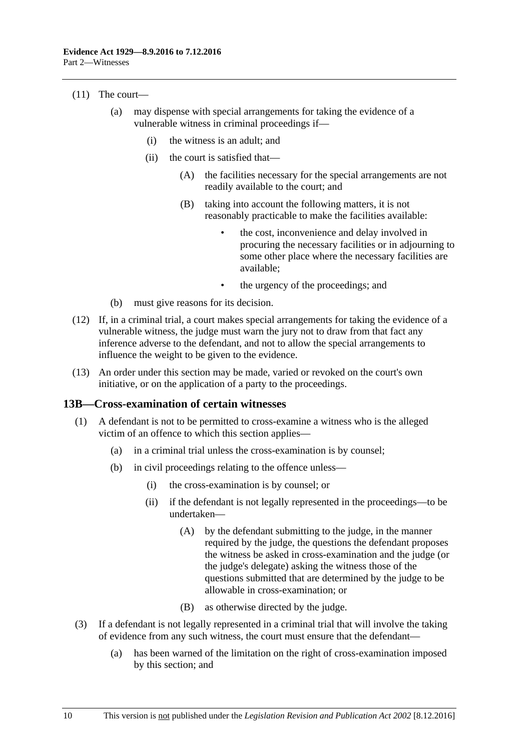(11) The court—

(a) may dispense with special arrangements for taking the evidence of a vulnerable witness in criminal proceedings if—

(i) the witness is an adult; and

(ii) the court is satisfied that—

(A) the facilities necessary for the special arrangements are not readily available to the court; and

(B) taking into account the following matters, it is not reasonably practicable to make the facilities available:

- the cost, inconvenience and delay involved in procuring the necessary facilities or in adjourning to some other place where the necessary facilities are available;
- the urgency of the proceedings; and

(b) must give reasons for its decision.

(12) If, in a criminal trial, a court makes special arrangements for taking the evidence of a vulnerable witness, the judge must warn the jury not to draw from that fact any inference adverse to the defendant, and not to allow the special arrangements to influence the weight to be given to the evidence.

(13) An order under this section may be made, varied or revoked on the court's own initiative, or on the application of a party to the proceedings.

### 13B—Cross-examination of certain witnesses

(1) A defendant is not to be permitted to cross-examine a witness who is the alleged victim of an offence to which this section applies—

(a) in a criminal trial unless the cross-examination is by counsel;

(b) in civil proceedings relating to the offence unless—

(i) the cross-examination is by counsel; or

(ii) if the defendant is not legally represented in the proceedings—to be undertaken—

(A) by the defendant submitting to the judge, in the manner required by the judge, the questions the defendant proposes the witness be asked in cross-examination and the judge (or the judge's delegate) asking the witness those of the questions submitted that are determined by the judge to be allowable in cross-examination; or

(B) as otherwise directed by the judge.

(3) If a defendant is not legally represented in a criminal trial that will involve the taking of evidence from any such witness, the court must ensure that the defendant—

(a) has been warned of the limitation on the right of cross-examination imposed by this section; and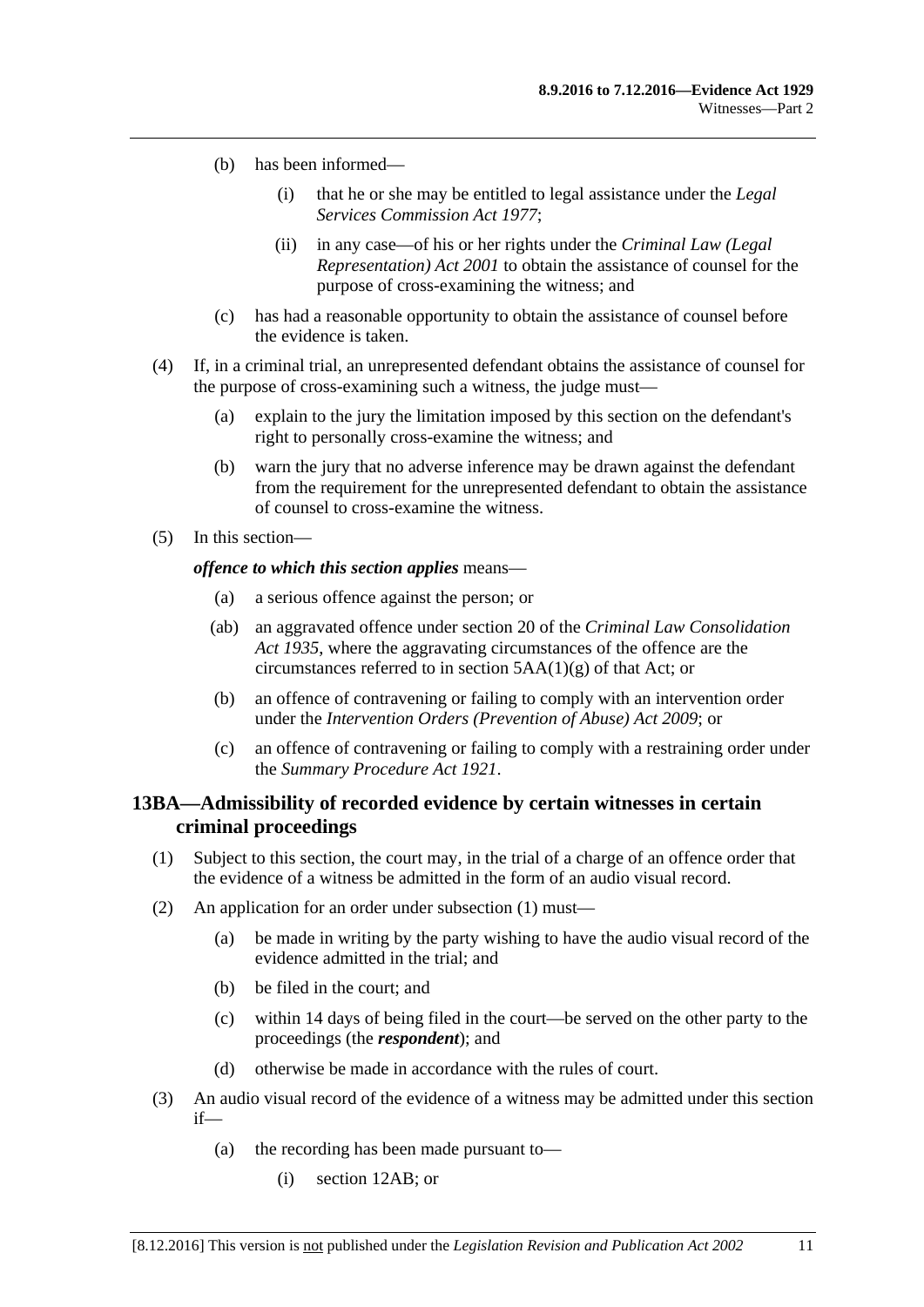(b) has been informed—

 (i) that he or she may be entitled to legal assistance under the *Legal Services Commission Act 1977*;

 (ii) in any case—of his or her rights under the *Criminal Law (Legal Representation) Act 2001* to obtain the assistance of counsel for the purpose of cross-examining the witness; and

(c) has had a reasonable opportunity to obtain the assistance of counsel before the evidence is taken.

(4) If, in a criminal trial, an unrepresented defendant obtains the assistance of counsel for the purpose of cross-examining such a witness, the judge must—

 (a) explain to the jury the limitation imposed by this section on the defendant's right to personally cross-examine the witness; and

 (b) warn the jury that no adverse inference may be drawn against the defendant from the requirement for the unrepresented defendant to obtain the assistance of counsel to cross-examine the witness.

(5) In this section—

***offence to which this section applies*** means—

 (a) a serious offence against the person; or

 (ab) an aggravated offence under section 20 of the *Criminal Law Consolidation Act 1935*, where the aggravating circumstances of the offence are the circumstances referred to in section 5AA(1)(g) of that Act; or

 (b) an offence of contravening or failing to comply with an intervention order under the *Intervention Orders (Prevention of Abuse) Act 2009*; or

 (c) an offence of contravening or failing to comply with a restraining order under the *Summary Procedure Act 1921*.

## 13BA—Admissibility of recorded evidence by certain witnesses in certain criminal proceedings

(1) Subject to this section, the court may, in the trial of a charge of an offence order that the evidence of a witness be admitted in the form of an audio visual record.

(2) An application for an order under subsection (1) must—

 (a) be made in writing by the party wishing to have the audio visual record of the evidence admitted in the trial; and

 (b) be filed in the court; and

 (c) within 14 days of being filed in the court—be served on the other party to the proceedings (the ***respondent***); and

 (d) otherwise be made in accordance with the rules of court.

(3) An audio visual record of the evidence of a witness may be admitted under this section if—

 (a) the recording has been made pursuant to—

  (i) section 12AB; or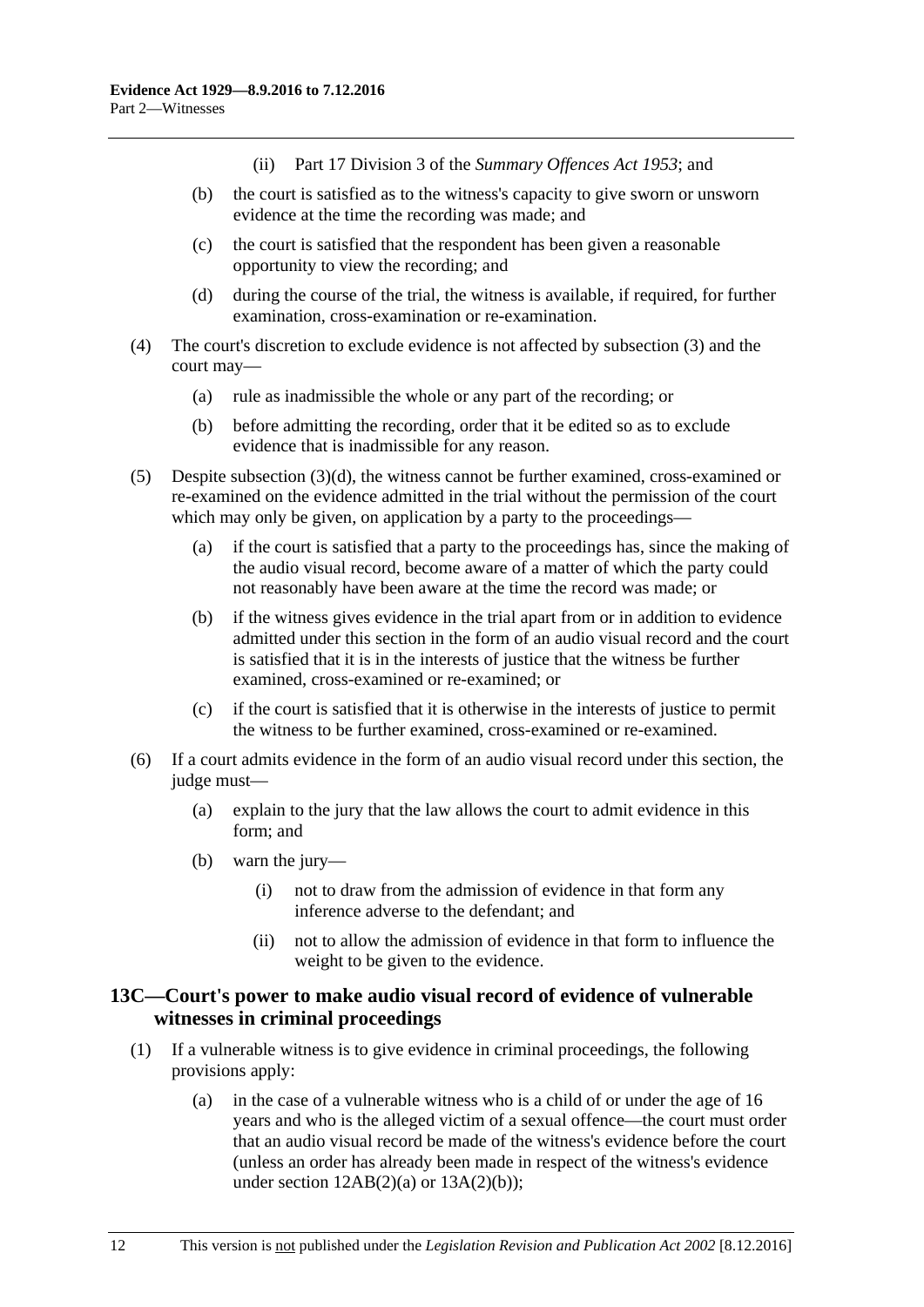(ii) Part 17 Division 3 of the *Summary Offences Act 1953*; and

(b) the court is satisfied as to the witness's capacity to give sworn or unsworn evidence at the time the recording was made; and

(c) the court is satisfied that the respondent has been given a reasonable opportunity to view the recording; and

(d) during the course of the trial, the witness is available, if required, for further examination, cross-examination or re-examination.

(4) The court's discretion to exclude evidence is not affected by subsection (3) and the court may—

(a) rule as inadmissible the whole or any part of the recording; or

(b) before admitting the recording, order that it be edited so as to exclude evidence that is inadmissible for any reason.

(5) Despite subsection (3)(d), the witness cannot be further examined, cross-examined or re-examined on the evidence admitted in the trial without the permission of the court which may only be given, on application by a party to the proceedings—

(a) if the court is satisfied that a party to the proceedings has, since the making of the audio visual record, become aware of a matter of which the party could not reasonably have been aware at the time the record was made; or

(b) if the witness gives evidence in the trial apart from or in addition to evidence admitted under this section in the form of an audio visual record and the court is satisfied that it is in the interests of justice that the witness be further examined, cross-examined or re-examined; or

(c) if the court is satisfied that it is otherwise in the interests of justice to permit the witness to be further examined, cross-examined or re-examined.

(6) If a court admits evidence in the form of an audio visual record under this section, the judge must—

(a) explain to the jury that the law allows the court to admit evidence in this form; and

(b) warn the jury—

(i) not to draw from the admission of evidence in that form any inference adverse to the defendant; and

(ii) not to allow the admission of evidence in that form to influence the weight to be given to the evidence.

## 13C—Court's power to make audio visual record of evidence of vulnerable witnesses in criminal proceedings

(1) If a vulnerable witness is to give evidence in criminal proceedings, the following provisions apply:

(a) in the case of a vulnerable witness who is a child of or under the age of 16 years and who is the alleged victim of a sexual offence—the court must order that an audio visual record be made of the witness's evidence before the court (unless an order has already been made in respect of the witness's evidence under section 12AB(2)(a) or 13A(2)(b));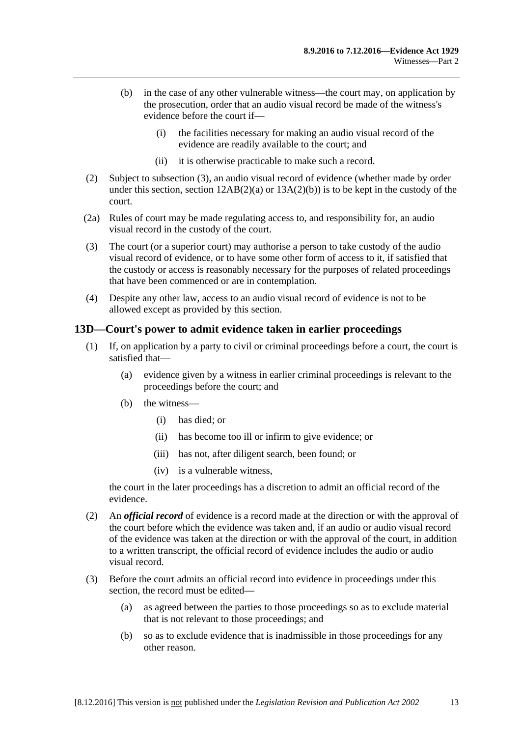(b) in the case of any other vulnerable witness—the court may, on application by the prosecution, order that an audio visual record be made of the witness's evidence before the court if—

(i) the facilities necessary for making an audio visual record of the evidence are readily available to the court; and

(ii) it is otherwise practicable to make such a record.

(2) Subject to subsection (3), an audio visual record of evidence (whether made by order under this section, section 12AB(2)(a) or 13A(2)(b)) is to be kept in the custody of the court.

(2a) Rules of court may be made regulating access to, and responsibility for, an audio visual record in the custody of the court.

(3) The court (or a superior court) may authorise a person to take custody of the audio visual record of evidence, or to have some other form of access to it, if satisfied that the custody or access is reasonably necessary for the purposes of related proceedings that have been commenced or are in contemplation.

(4) Despite any other law, access to an audio visual record of evidence is not to be allowed except as provided by this section.

## 13D—Court's power to admit evidence taken in earlier proceedings

(1) If, on application by a party to civil or criminal proceedings before a court, the court is satisfied that—

(a) evidence given by a witness in earlier criminal proceedings is relevant to the proceedings before the court; and

(b) the witness—

(i) has died; or

(ii) has become too ill or infirm to give evidence; or

(iii) has not, after diligent search, been found; or

(iv) is a vulnerable witness,

the court in the later proceedings has a discretion to admit an official record of the evidence.

(2) An ***official record*** of evidence is a record made at the direction or with the approval of the court before which the evidence was taken and, if an audio or audio visual record of the evidence was taken at the direction or with the approval of the court, in addition to a written transcript, the official record of evidence includes the audio or audio visual record.

(3) Before the court admits an official record into evidence in proceedings under this section, the record must be edited—

(a) as agreed between the parties to those proceedings so as to exclude material that is not relevant to those proceedings; and

(b) so as to exclude evidence that is inadmissible in those proceedings for any other reason.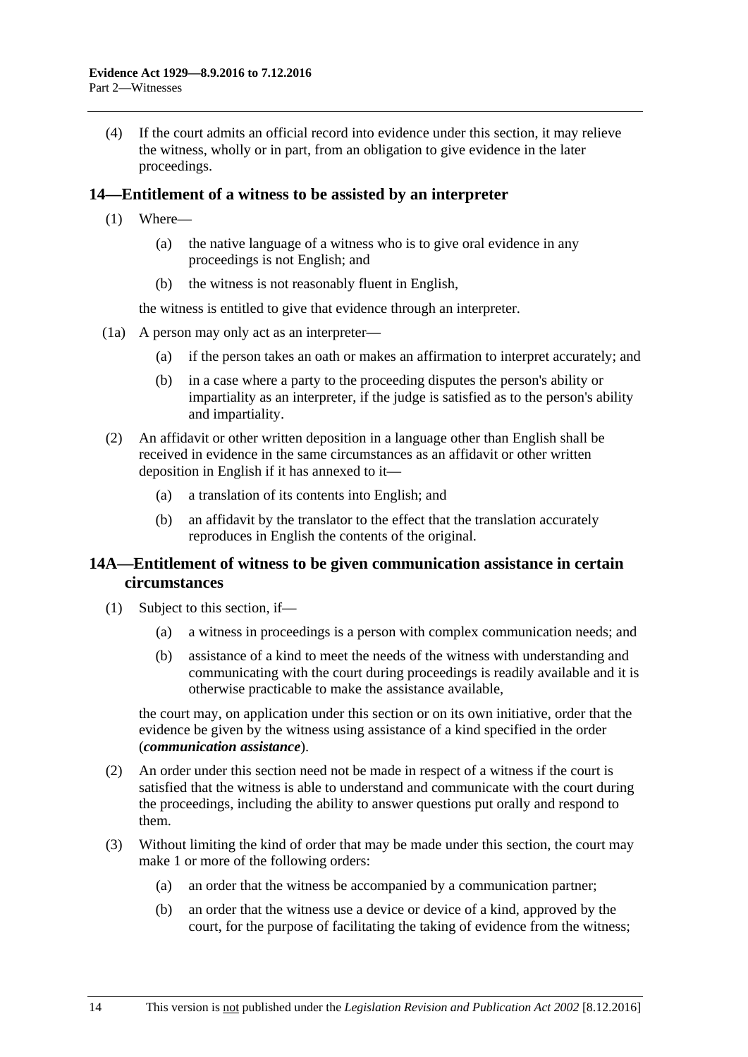(4) If the court admits an official record into evidence under this section, it may relieve the witness, wholly or in part, from an obligation to give evidence in the later proceedings.

## 14—Entitlement of a witness to be assisted by an interpreter

(1) Where—

(a) the native language of a witness who is to give oral evidence in any proceedings is not English; and

(b) the witness is not reasonably fluent in English,

the witness is entitled to give that evidence through an interpreter.

(1a) A person may only act as an interpreter—

(a) if the person takes an oath or makes an affirmation to interpret accurately; and

(b) in a case where a party to the proceeding disputes the person's ability or impartiality as an interpreter, if the judge is satisfied as to the person's ability and impartiality.

(2) An affidavit or other written deposition in a language other than English shall be received in evidence in the same circumstances as an affidavit or other written deposition in English if it has annexed to it—

(a) a translation of its contents into English; and

(b) an affidavit by the translator to the effect that the translation accurately reproduces in English the contents of the original.

## 14A—Entitlement of witness to be given communication assistance in certain circumstances

(1) Subject to this section, if—

(a) a witness in proceedings is a person with complex communication needs; and

(b) assistance of a kind to meet the needs of the witness with understanding and communicating with the court during proceedings is readily available and it is otherwise practicable to make the assistance available,

the court may, on application under this section or on its own initiative, order that the evidence be given by the witness using assistance of a kind specified in the order (***communication assistance***).

(2) An order under this section need not be made in respect of a witness if the court is satisfied that the witness is able to understand and communicate with the court during the proceedings, including the ability to answer questions put orally and respond to them.

(3) Without limiting the kind of order that may be made under this section, the court may make 1 or more of the following orders:

(a) an order that the witness be accompanied by a communication partner;

(b) an order that the witness use a device or device of a kind, approved by the court, for the purpose of facilitating the taking of evidence from the witness;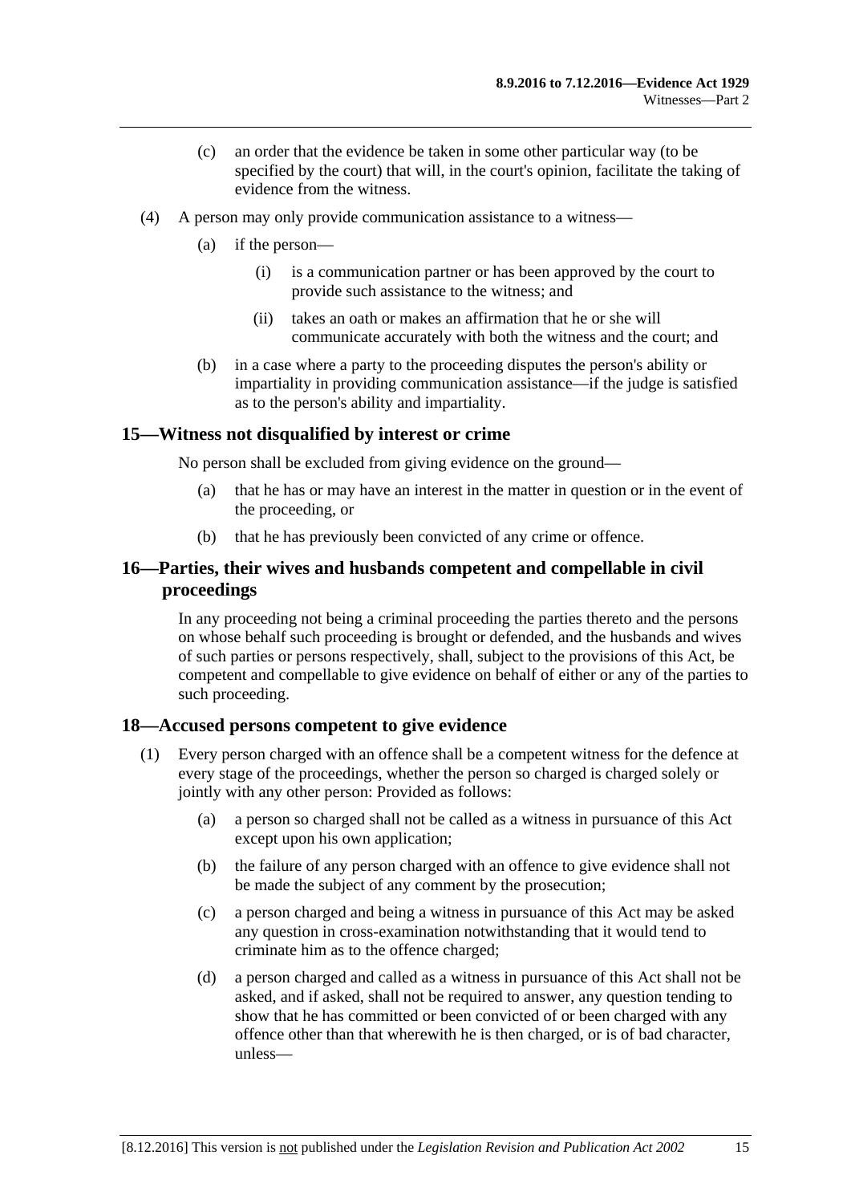(c) an order that the evidence be taken in some other particular way (to be specified by the court) that will, in the court's opinion, facilitate the taking of evidence from the witness.

(4) A person may only provide communication assistance to a witness—

(a) if the person—

(i) is a communication partner or has been approved by the court to provide such assistance to the witness; and

(ii) takes an oath or makes an affirmation that he or she will communicate accurately with both the witness and the court; and

(b) in a case where a party to the proceeding disputes the person's ability or impartiality in providing communication assistance—if the judge is satisfied as to the person's ability and impartiality.

## 15—Witness not disqualified by interest or crime

No person shall be excluded from giving evidence on the ground—

(a) that he has or may have an interest in the matter in question or in the event of the proceeding, or

(b) that he has previously been convicted of any crime or offence.

## 16—Parties, their wives and husbands competent and compellable in civil proceedings

In any proceeding not being a criminal proceeding the parties thereto and the persons on whose behalf such proceeding is brought or defended, and the husbands and wives of such parties or persons respectively, shall, subject to the provisions of this Act, be competent and compellable to give evidence on behalf of either or any of the parties to such proceeding.

## 18—Accused persons competent to give evidence

(1) Every person charged with an offence shall be a competent witness for the defence at every stage of the proceedings, whether the person so charged is charged solely or jointly with any other person: Provided as follows:

(a) a person so charged shall not be called as a witness in pursuance of this Act except upon his own application;

(b) the failure of any person charged with an offence to give evidence shall not be made the subject of any comment by the prosecution;

(c) a person charged and being a witness in pursuance of this Act may be asked any question in cross-examination notwithstanding that it would tend to criminate him as to the offence charged;

(d) a person charged and called as a witness in pursuance of this Act shall not be asked, and if asked, shall not be required to answer, any question tending to show that he has committed or been convicted of or been charged with any offence other than that wherewith he is then charged, or is of bad character, unless—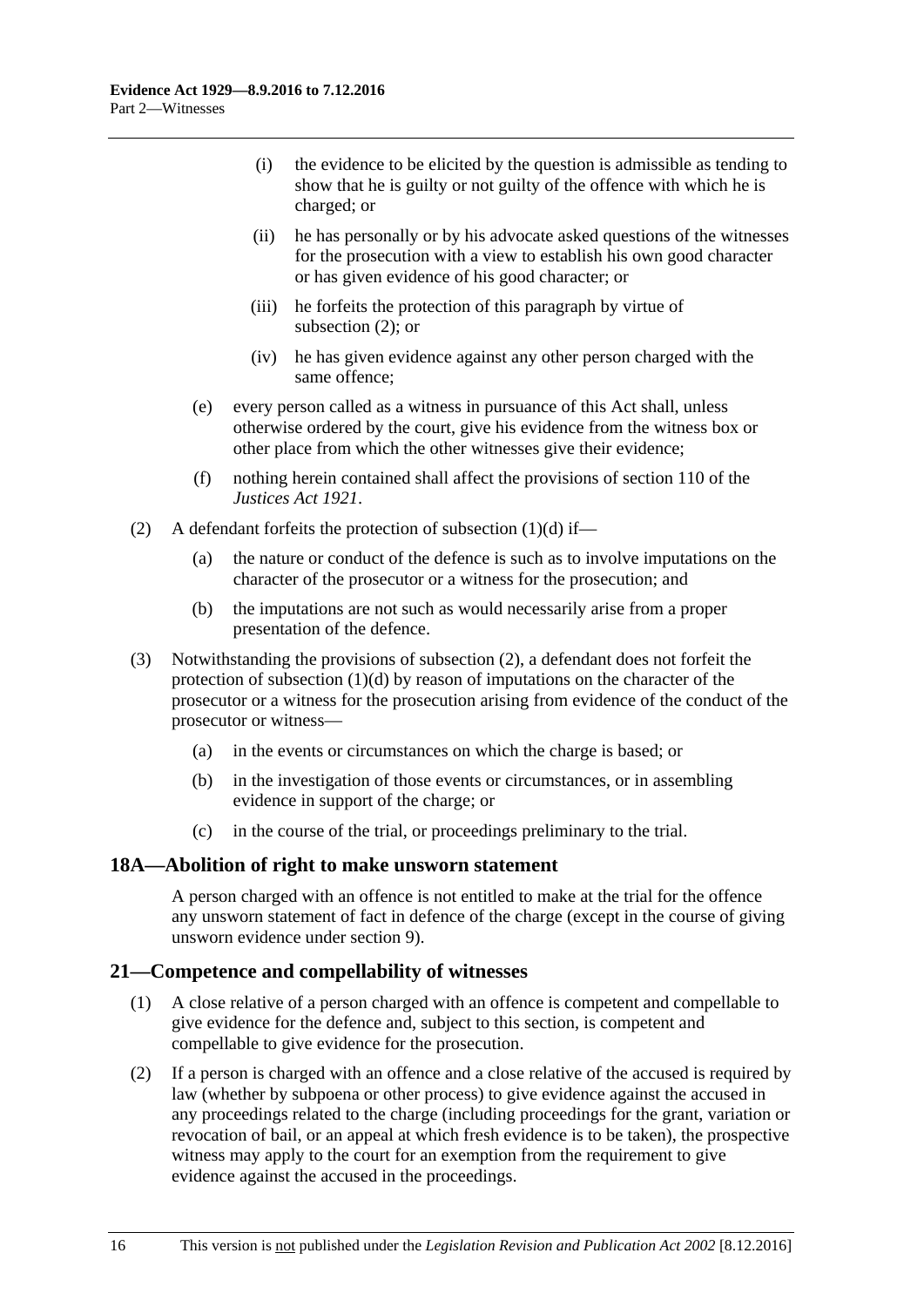(i) the evidence to be elicited by the question is admissible as tending to show that he is guilty or not guilty of the offence with which he is charged; or

(ii) he has personally or by his advocate asked questions of the witnesses for the prosecution with a view to establish his own good character or has given evidence of his good character; or

(iii) he forfeits the protection of this paragraph by virtue of subsection (2); or

(iv) he has given evidence against any other person charged with the same offence;

(e) every person called as a witness in pursuance of this Act shall, unless otherwise ordered by the court, give his evidence from the witness box or other place from which the other witnesses give their evidence;

(f) nothing herein contained shall affect the provisions of section 110 of the *Justices Act 1921*.

(2) A defendant forfeits the protection of subsection (1)(d) if—

(a) the nature or conduct of the defence is such as to involve imputations on the character of the prosecutor or a witness for the prosecution; and

(b) the imputations are not such as would necessarily arise from a proper presentation of the defence.

(3) Notwithstanding the provisions of subsection (2), a defendant does not forfeit the protection of subsection (1)(d) by reason of imputations on the character of the prosecutor or a witness for the prosecution arising from evidence of the conduct of the prosecutor or witness—

(a) in the events or circumstances on which the charge is based; or

(b) in the investigation of those events or circumstances, or in assembling evidence in support of the charge; or

(c) in the course of the trial, or proceedings preliminary to the trial.

## 18A—Abolition of right to make unsworn statement

A person charged with an offence is not entitled to make at the trial for the offence any unsworn statement of fact in defence of the charge (except in the course of giving unsworn evidence under section 9).

## 21—Competence and compellability of witnesses

(1) A close relative of a person charged with an offence is competent and compellable to give evidence for the defence and, subject to this section, is competent and compellable to give evidence for the prosecution.

(2) If a person is charged with an offence and a close relative of the accused is required by law (whether by subpoena or other process) to give evidence against the accused in any proceedings related to the charge (including proceedings for the grant, variation or revocation of bail, or an appeal at which fresh evidence is to be taken), the prospective witness may apply to the court for an exemption from the requirement to give evidence against the accused in the proceedings.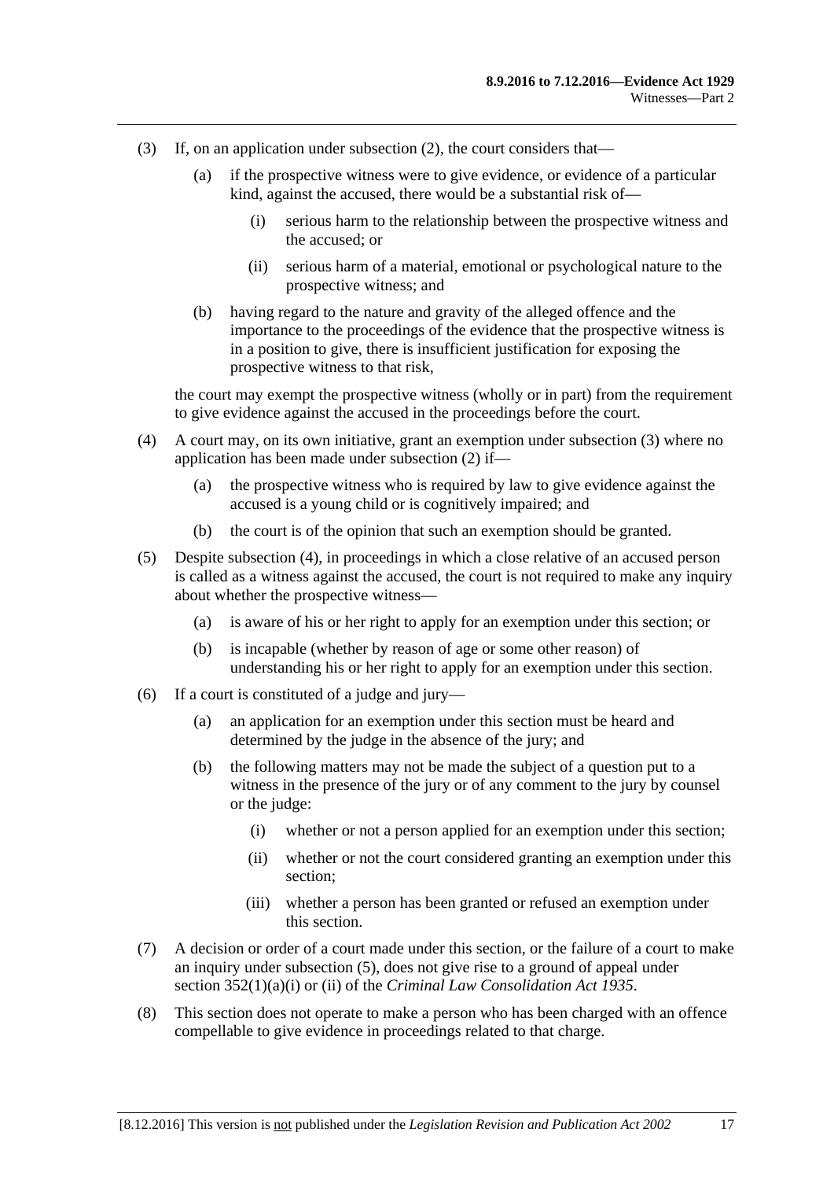(3) If, on an application under subsection (2), the court considers that—

   (a) if the prospective witness were to give evidence, or evidence of a particular kind, against the accused, there would be a substantial risk of—

      (i) serious harm to the relationship between the prospective witness and the accused; or

      (ii) serious harm of a material, emotional or psychological nature to the prospective witness; and

   (b) having regard to the nature and gravity of the alleged offence and the importance to the proceedings of the evidence that the prospective witness is in a position to give, there is insufficient justification for exposing the prospective witness to that risk,

the court may exempt the prospective witness (wholly or in part) from the requirement to give evidence against the accused in the proceedings before the court.

(4) A court may, on its own initiative, grant an exemption under subsection (3) where no application has been made under subsection (2) if—

   (a) the prospective witness who is required by law to give evidence against the accused is a young child or is cognitively impaired; and

   (b) the court is of the opinion that such an exemption should be granted.

(5) Despite subsection (4), in proceedings in which a close relative of an accused person is called as a witness against the accused, the court is not required to make any inquiry about whether the prospective witness—

   (a) is aware of his or her right to apply for an exemption under this section; or

   (b) is incapable (whether by reason of age or some other reason) of understanding his or her right to apply for an exemption under this section.

(6) If a court is constituted of a judge and jury—

   (a) an application for an exemption under this section must be heard and determined by the judge in the absence of the jury; and

   (b) the following matters may not be made the subject of a question put to a witness in the presence of the jury or of any comment to the jury by counsel or the judge:

      (i) whether or not a person applied for an exemption under this section;

      (ii) whether or not the court considered granting an exemption under this section;

      (iii) whether a person has been granted or refused an exemption under this section.

(7) A decision or order of a court made under this section, or the failure of a court to make an inquiry under subsection (5), does not give rise to a ground of appeal under section 352(1)(a)(i) or (ii) of the *Criminal Law Consolidation Act 1935*.

(8) This section does not operate to make a person who has been charged with an offence compellable to give evidence in proceedings related to that charge.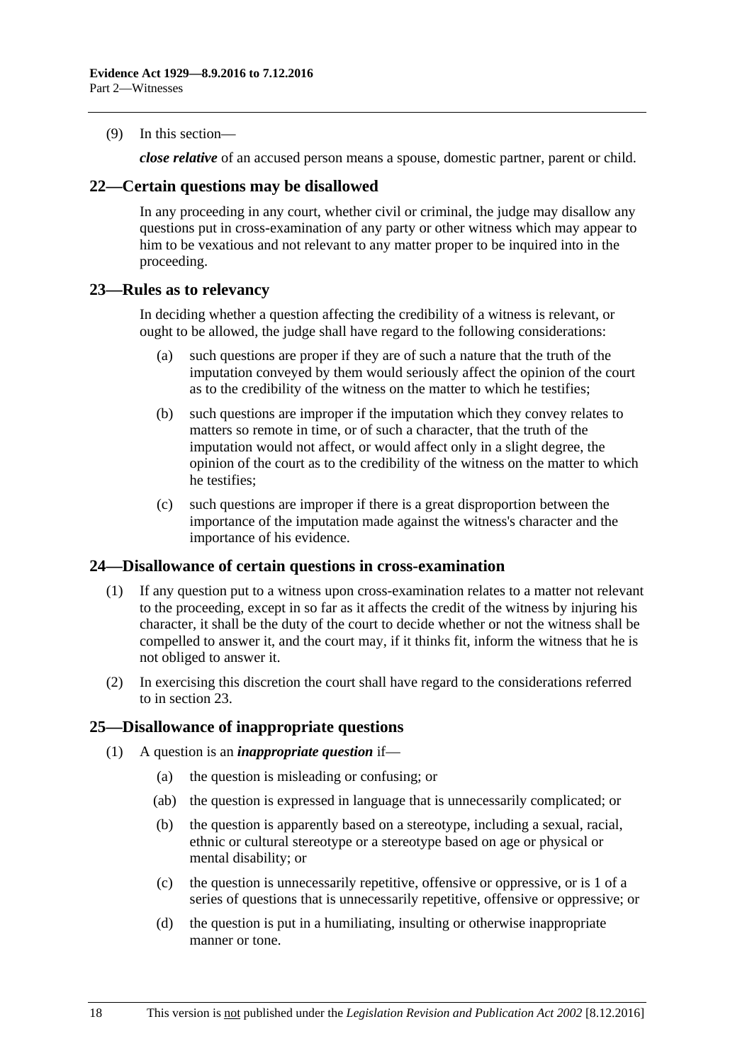(9) In this section—

***close relative*** of an accused person means a spouse, domestic partner, parent or child.

## 22—Certain questions may be disallowed

In any proceeding in any court, whether civil or criminal, the judge may disallow any questions put in cross-examination of any party or other witness which may appear to him to be vexatious and not relevant to any matter proper to be inquired into in the proceeding.

## 23—Rules as to relevancy

In deciding whether a question affecting the credibility of a witness is relevant, or ought to be allowed, the judge shall have regard to the following considerations:

(a) such questions are proper if they are of such a nature that the truth of the imputation conveyed by them would seriously affect the opinion of the court as to the credibility of the witness on the matter to which he testifies;

(b) such questions are improper if the imputation which they convey relates to matters so remote in time, or of such a character, that the truth of the imputation would not affect, or would affect only in a slight degree, the opinion of the court as to the credibility of the witness on the matter to which he testifies;

(c) such questions are improper if there is a great disproportion between the importance of the imputation made against the witness's character and the importance of his evidence.

## 24—Disallowance of certain questions in cross-examination

(1) If any question put to a witness upon cross-examination relates to a matter not relevant to the proceeding, except in so far as it affects the credit of the witness by injuring his character, it shall be the duty of the court to decide whether or not the witness shall be compelled to answer it, and the court may, if it thinks fit, inform the witness that he is not obliged to answer it.

(2) In exercising this discretion the court shall have regard to the considerations referred to in section 23.

## 25—Disallowance of inappropriate questions

(1) A question is an ***inappropriate question*** if—

(a) the question is misleading or confusing; or

(ab) the question is expressed in language that is unnecessarily complicated; or

(b) the question is apparently based on a stereotype, including a sexual, racial, ethnic or cultural stereotype or a stereotype based on age or physical or mental disability; or

(c) the question is unnecessarily repetitive, offensive or oppressive, or is 1 of a series of questions that is unnecessarily repetitive, offensive or oppressive; or

(d) the question is put in a humiliating, insulting or otherwise inappropriate manner or tone.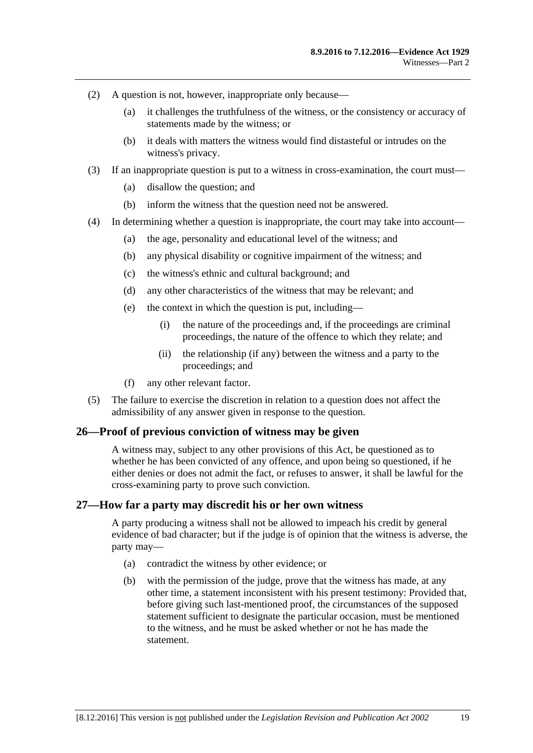(2) A question is not, however, inappropriate only because—

(a) it challenges the truthfulness of the witness, or the consistency or accuracy of statements made by the witness; or

(b) it deals with matters the witness would find distasteful or intrudes on the witness's privacy.

(3) If an inappropriate question is put to a witness in cross-examination, the court must—

(a) disallow the question; and

(b) inform the witness that the question need not be answered.

(4) In determining whether a question is inappropriate, the court may take into account—

(a) the age, personality and educational level of the witness; and

(b) any physical disability or cognitive impairment of the witness; and

(c) the witness's ethnic and cultural background; and

(d) any other characteristics of the witness that may be relevant; and

(e) the context in which the question is put, including—

(i) the nature of the proceedings and, if the proceedings are criminal proceedings, the nature of the offence to which they relate; and

(ii) the relationship (if any) between the witness and a party to the proceedings; and

(f) any other relevant factor.

(5) The failure to exercise the discretion in relation to a question does not affect the admissibility of any answer given in response to the question.

## 26—Proof of previous conviction of witness may be given

A witness may, subject to any other provisions of this Act, be questioned as to whether he has been convicted of any offence, and upon being so questioned, if he either denies or does not admit the fact, or refuses to answer, it shall be lawful for the cross-examining party to prove such conviction.

## 27—How far a party may discredit his or her own witness

A party producing a witness shall not be allowed to impeach his credit by general evidence of bad character; but if the judge is of opinion that the witness is adverse, the party may—

(a) contradict the witness by other evidence; or

(b) with the permission of the judge, prove that the witness has made, at any other time, a statement inconsistent with his present testimony: Provided that, before giving such last-mentioned proof, the circumstances of the supposed statement sufficient to designate the particular occasion, must be mentioned to the witness, and he must be asked whether or not he has made the statement.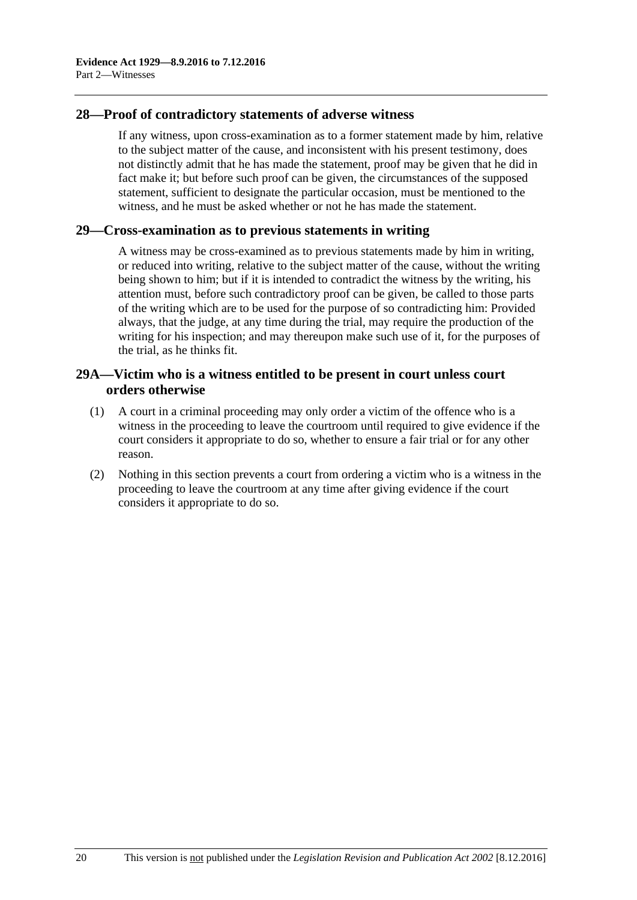## 28—Proof of contradictory statements of adverse witness

If any witness, upon cross-examination as to a former statement made by him, relative to the subject matter of the cause, and inconsistent with his present testimony, does not distinctly admit that he has made the statement, proof may be given that he did in fact make it; but before such proof can be given, the circumstances of the supposed statement, sufficient to designate the particular occasion, must be mentioned to the witness, and he must be asked whether or not he has made the statement.

## 29—Cross-examination as to previous statements in writing

A witness may be cross-examined as to previous statements made by him in writing, or reduced into writing, relative to the subject matter of the cause, without the writing being shown to him; but if it is intended to contradict the witness by the writing, his attention must, before such contradictory proof can be given, be called to those parts of the writing which are to be used for the purpose of so contradicting him: Provided always, that the judge, at any time during the trial, may require the production of the writing for his inspection; and may thereupon make such use of it, for the purposes of the trial, as he thinks fit.

## 29A—Victim who is a witness entitled to be present in court unless court orders otherwise

(1) A court in a criminal proceeding may only order a victim of the offence who is a witness in the proceeding to leave the courtroom until required to give evidence if the court considers it appropriate to do so, whether to ensure a fair trial or for any other reason.

(2) Nothing in this section prevents a court from ordering a victim who is a witness in the proceeding to leave the courtroom at any time after giving evidence if the court considers it appropriate to do so.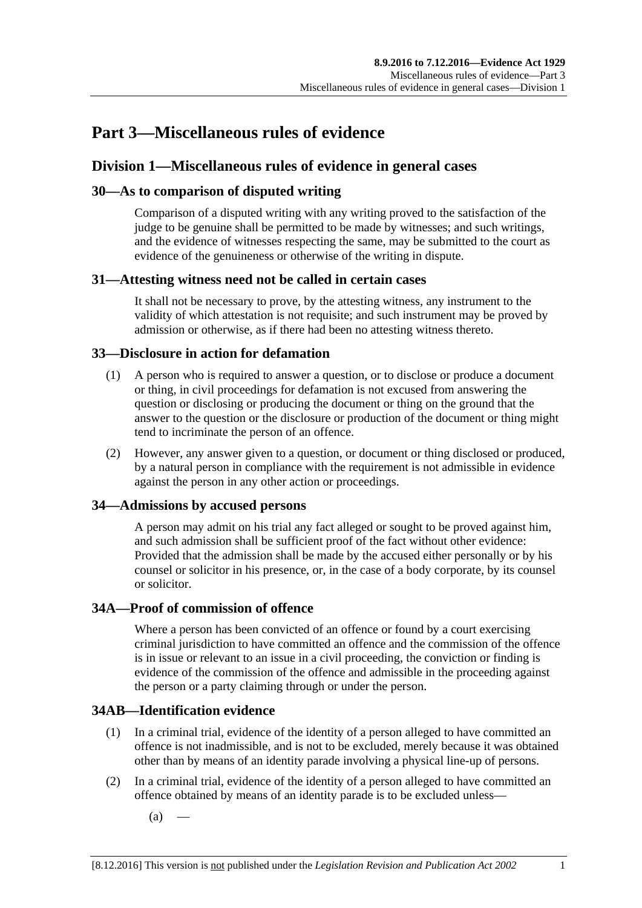# Part 3—Miscellaneous rules of evidence

## Division 1—Miscellaneous rules of evidence in general cases

### 30—As to comparison of disputed writing

Comparison of a disputed writing with any writing proved to the satisfaction of the judge to be genuine shall be permitted to be made by witnesses; and such writings, and the evidence of witnesses respecting the same, may be submitted to the court as evidence of the genuineness or otherwise of the writing in dispute.

### 31—Attesting witness need not be called in certain cases

It shall not be necessary to prove, by the attesting witness, any instrument to the validity of which attestation is not requisite; and such instrument may be proved by admission or otherwise, as if there had been no attesting witness thereto.

### 33—Disclosure in action for defamation

(1) A person who is required to answer a question, or to disclose or produce a document or thing, in civil proceedings for defamation is not excused from answering the question or disclosing or producing the document or thing on the ground that the answer to the question or the disclosure or production of the document or thing might tend to incriminate the person of an offence.

(2) However, any answer given to a question, or document or thing disclosed or produced, by a natural person in compliance with the requirement is not admissible in evidence against the person in any other action or proceedings.

### 34—Admissions by accused persons

A person may admit on his trial any fact alleged or sought to be proved against him, and such admission shall be sufficient proof of the fact without other evidence: Provided that the admission shall be made by the accused either personally or by his counsel or solicitor in his presence, or, in the case of a body corporate, by its counsel or solicitor.

### 34A—Proof of commission of offence

Where a person has been convicted of an offence or found by a court exercising criminal jurisdiction to have committed an offence and the commission of the offence is in issue or relevant to an issue in a civil proceeding, the conviction or finding is evidence of the commission of the offence and admissible in the proceeding against the person or a party claiming through or under the person.

### 34AB—Identification evidence

(1) In a criminal trial, evidence of the identity of a person alleged to have committed an offence is not inadmissible, and is not to be excluded, merely because it was obtained other than by means of an identity parade involving a physical line-up of persons.

(2) In a criminal trial, evidence of the identity of a person alleged to have committed an offence obtained by means of an identity parade is to be excluded unless—

(a) —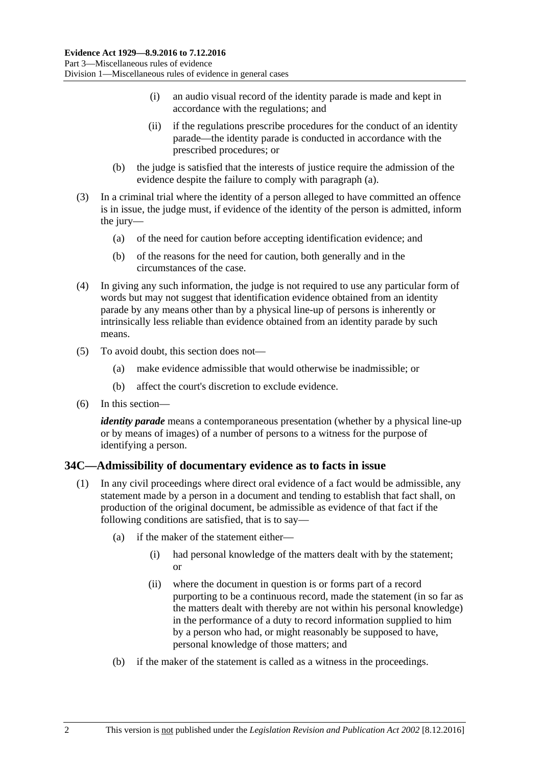(i) an audio visual record of the identity parade is made and kept in accordance with the regulations; and

(ii) if the regulations prescribe procedures for the conduct of an identity parade—the identity parade is conducted in accordance with the prescribed procedures; or

(b) the judge is satisfied that the interests of justice require the admission of the evidence despite the failure to comply with paragraph (a).

(3) In a criminal trial where the identity of a person alleged to have committed an offence is in issue, the judge must, if evidence of the identity of the person is admitted, inform the jury—

(a) of the need for caution before accepting identification evidence; and

(b) of the reasons for the need for caution, both generally and in the circumstances of the case.

(4) In giving any such information, the judge is not required to use any particular form of words but may not suggest that identification evidence obtained from an identity parade by any means other than by a physical line-up of persons is inherently or intrinsically less reliable than evidence obtained from an identity parade by such means.

(5) To avoid doubt, this section does not—

(a) make evidence admissible that would otherwise be inadmissible; or

(b) affect the court's discretion to exclude evidence.

(6) In this section—

***identity parade*** means a contemporaneous presentation (whether by a physical line-up or by means of images) of a number of persons to a witness for the purpose of identifying a person.

## 34C—Admissibility of documentary evidence as to facts in issue

(1) In any civil proceedings where direct oral evidence of a fact would be admissible, any statement made by a person in a document and tending to establish that fact shall, on production of the original document, be admissible as evidence of that fact if the following conditions are satisfied, that is to say—

(a) if the maker of the statement either—

(i) had personal knowledge of the matters dealt with by the statement; or

(ii) where the document in question is or forms part of a record purporting to be a continuous record, made the statement (in so far as the matters dealt with thereby are not within his personal knowledge) in the performance of a duty to record information supplied to him by a person who had, or might reasonably be supposed to have, personal knowledge of those matters; and

(b) if the maker of the statement is called as a witness in the proceedings.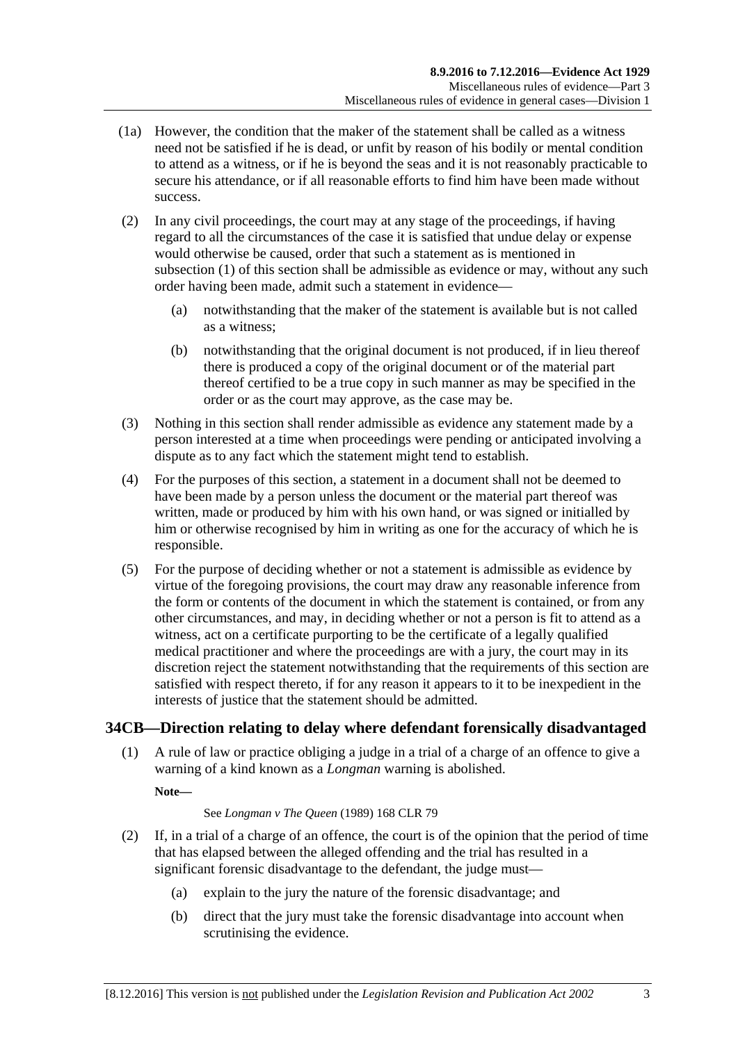(1a) However, the condition that the maker of the statement shall be called as a witness need not be satisfied if he is dead, or unfit by reason of his bodily or mental condition to attend as a witness, or if he is beyond the seas and it is not reasonably practicable to secure his attendance, or if all reasonable efforts to find him have been made without success.

(2) In any civil proceedings, the court may at any stage of the proceedings, if having regard to all the circumstances of the case it is satisfied that undue delay or expense would otherwise be caused, order that such a statement as is mentioned in subsection (1) of this section shall be admissible as evidence or may, without any such order having been made, admit such a statement in evidence—

(a) notwithstanding that the maker of the statement is available but is not called as a witness;

(b) notwithstanding that the original document is not produced, if in lieu thereof there is produced a copy of the original document or of the material part thereof certified to be a true copy in such manner as may be specified in the order or as the court may approve, as the case may be.

(3) Nothing in this section shall render admissible as evidence any statement made by a person interested at a time when proceedings were pending or anticipated involving a dispute as to any fact which the statement might tend to establish.

(4) For the purposes of this section, a statement in a document shall not be deemed to have been made by a person unless the document or the material part thereof was written, made or produced by him with his own hand, or was signed or initialled by him or otherwise recognised by him in writing as one for the accuracy of which he is responsible.

(5) For the purpose of deciding whether or not a statement is admissible as evidence by virtue of the foregoing provisions, the court may draw any reasonable inference from the form or contents of the document in which the statement is contained, or from any other circumstances, and may, in deciding whether or not a person is fit to attend as a witness, act on a certificate purporting to be the certificate of a legally qualified medical practitioner and where the proceedings are with a jury, the court may in its discretion reject the statement notwithstanding that the requirements of this section are satisfied with respect thereto, if for any reason it appears to it to be inexpedient in the interests of justice that the statement should be admitted.

## 34CB—Direction relating to delay where defendant forensically disadvantaged

(1) A rule of law or practice obliging a judge in a trial of a charge of an offence to give a warning of a kind known as a *Longman* warning is abolished.

**Note—**

See *Longman v The Queen* (1989) 168 CLR 79

(2) If, in a trial of a charge of an offence, the court is of the opinion that the period of time that has elapsed between the alleged offending and the trial has resulted in a significant forensic disadvantage to the defendant, the judge must—

(a) explain to the jury the nature of the forensic disadvantage; and

(b) direct that the jury must take the forensic disadvantage into account when scrutinising the evidence.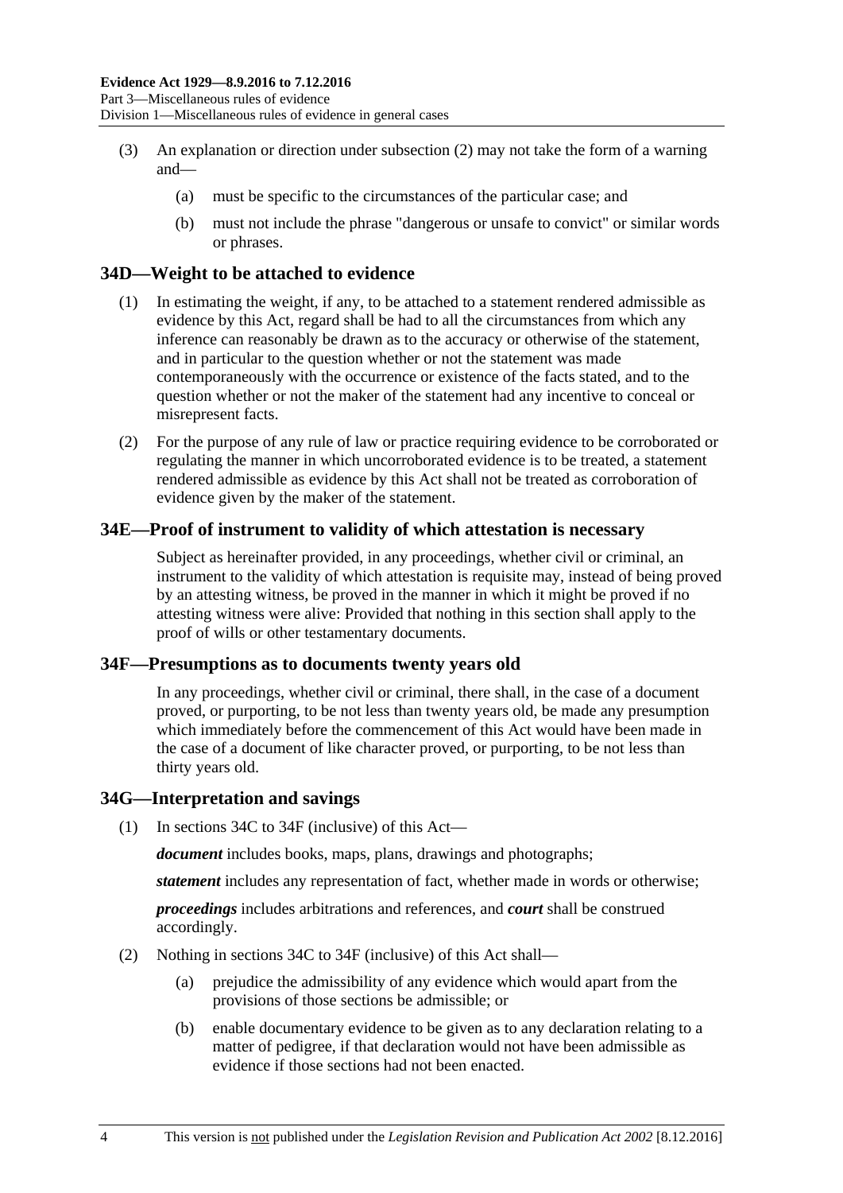(3) An explanation or direction under subsection (2) may not take the form of a warning and—

(a) must be specific to the circumstances of the particular case; and

(b) must not include the phrase "dangerous or unsafe to convict" or similar words or phrases.

## 34D—Weight to be attached to evidence

(1) In estimating the weight, if any, to be attached to a statement rendered admissible as evidence by this Act, regard shall be had to all the circumstances from which any inference can reasonably be drawn as to the accuracy or otherwise of the statement, and in particular to the question whether or not the statement was made contemporaneously with the occurrence or existence of the facts stated, and to the question whether or not the maker of the statement had any incentive to conceal or misrepresent facts.

(2) For the purpose of any rule of law or practice requiring evidence to be corroborated or regulating the manner in which uncorroborated evidence is to be treated, a statement rendered admissible as evidence by this Act shall not be treated as corroboration of evidence given by the maker of the statement.

## 34E—Proof of instrument to validity of which attestation is necessary

Subject as hereinafter provided, in any proceedings, whether civil or criminal, an instrument to the validity of which attestation is requisite may, instead of being proved by an attesting witness, be proved in the manner in which it might be proved if no attesting witness were alive: Provided that nothing in this section shall apply to the proof of wills or other testamentary documents.

## 34F—Presumptions as to documents twenty years old

In any proceedings, whether civil or criminal, there shall, in the case of a document proved, or purporting, to be not less than twenty years old, be made any presumption which immediately before the commencement of this Act would have been made in the case of a document of like character proved, or purporting, to be not less than thirty years old.

## 34G—Interpretation and savings

(1) In sections 34C to 34F (inclusive) of this Act—

***document*** includes books, maps, plans, drawings and photographs;

***statement*** includes any representation of fact, whether made in words or otherwise;

***proceedings*** includes arbitrations and references, and ***court*** shall be construed accordingly.

(2) Nothing in sections 34C to 34F (inclusive) of this Act shall—

(a) prejudice the admissibility of any evidence which would apart from the provisions of those sections be admissible; or

(b) enable documentary evidence to be given as to any declaration relating to a matter of pedigree, if that declaration would not have been admissible as evidence if those sections had not been enacted.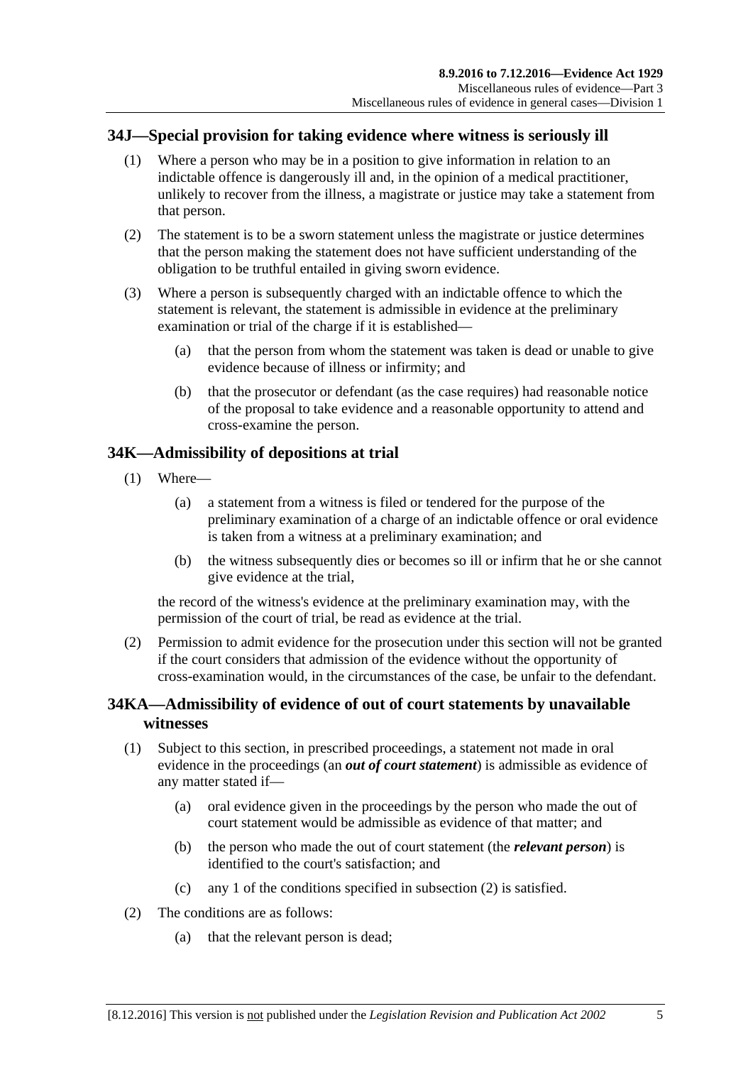## 34J—Special provision for taking evidence where witness is seriously ill

(1) Where a person who may be in a position to give information in relation to an indictable offence is dangerously ill and, in the opinion of a medical practitioner, unlikely to recover from the illness, a magistrate or justice may take a statement from that person.

(2) The statement is to be a sworn statement unless the magistrate or justice determines that the person making the statement does not have sufficient understanding of the obligation to be truthful entailed in giving sworn evidence.

(3) Where a person is subsequently charged with an indictable offence to which the statement is relevant, the statement is admissible in evidence at the preliminary examination or trial of the charge if it is established—

(a) that the person from whom the statement was taken is dead or unable to give evidence because of illness or infirmity; and

(b) that the prosecutor or defendant (as the case requires) had reasonable notice of the proposal to take evidence and a reasonable opportunity to attend and cross-examine the person.

## 34K—Admissibility of depositions at trial

(1) Where—

(a) a statement from a witness is filed or tendered for the purpose of the preliminary examination of a charge of an indictable offence or oral evidence is taken from a witness at a preliminary examination; and

(b) the witness subsequently dies or becomes so ill or infirm that he or she cannot give evidence at the trial,

the record of the witness's evidence at the preliminary examination may, with the permission of the court of trial, be read as evidence at the trial.

(2) Permission to admit evidence for the prosecution under this section will not be granted if the court considers that admission of the evidence without the opportunity of cross-examination would, in the circumstances of the case, be unfair to the defendant.

## 34KA—Admissibility of evidence of out of court statements by unavailable witnesses

(1) Subject to this section, in prescribed proceedings, a statement not made in oral evidence in the proceedings (an ***out of court statement***) is admissible as evidence of any matter stated if—

(a) oral evidence given in the proceedings by the person who made the out of court statement would be admissible as evidence of that matter; and

(b) the person who made the out of court statement (the ***relevant person***) is identified to the court's satisfaction; and

(c) any 1 of the conditions specified in subsection (2) is satisfied.

(2) The conditions are as follows:

(a) that the relevant person is dead;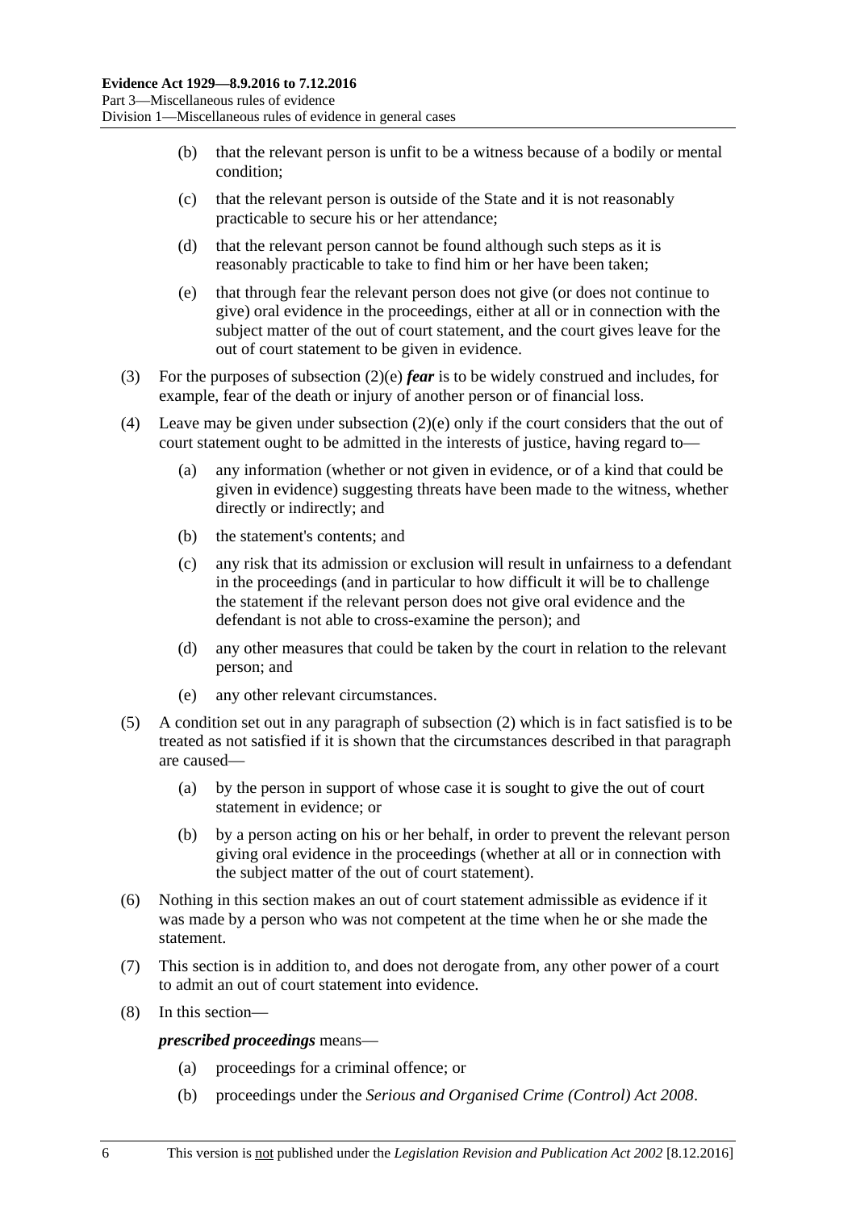(b) that the relevant person is unfit to be a witness because of a bodily or mental condition;

(c) that the relevant person is outside of the State and it is not reasonably practicable to secure his or her attendance;

(d) that the relevant person cannot be found although such steps as it is reasonably practicable to take to find him or her have been taken;

(e) that through fear the relevant person does not give (or does not continue to give) oral evidence in the proceedings, either at all or in connection with the subject matter of the out of court statement, and the court gives leave for the out of court statement to be given in evidence.

(3) For the purposes of subsection (2)(e) ***fear*** is to be widely construed and includes, for example, fear of the death or injury of another person or of financial loss.

(4) Leave may be given under subsection (2)(e) only if the court considers that the out of court statement ought to be admitted in the interests of justice, having regard to—

(a) any information (whether or not given in evidence, or of a kind that could be given in evidence) suggesting threats have been made to the witness, whether directly or indirectly; and

(b) the statement's contents; and

(c) any risk that its admission or exclusion will result in unfairness to a defendant in the proceedings (and in particular to how difficult it will be to challenge the statement if the relevant person does not give oral evidence and the defendant is not able to cross-examine the person); and

(d) any other measures that could be taken by the court in relation to the relevant person; and

(e) any other relevant circumstances.

(5) A condition set out in any paragraph of subsection (2) which is in fact satisfied is to be treated as not satisfied if it is shown that the circumstances described in that paragraph are caused—

(a) by the person in support of whose case it is sought to give the out of court statement in evidence; or

(b) by a person acting on his or her behalf, in order to prevent the relevant person giving oral evidence in the proceedings (whether at all or in connection with the subject matter of the out of court statement).

(6) Nothing in this section makes an out of court statement admissible as evidence if it was made by a person who was not competent at the time when he or she made the statement.

(7) This section is in addition to, and does not derogate from, any other power of a court to admit an out of court statement into evidence.

(8) In this section—

***prescribed proceedings*** means—

(a) proceedings for a criminal offence; or

(b) proceedings under the *Serious and Organised Crime (Control) Act 2008*.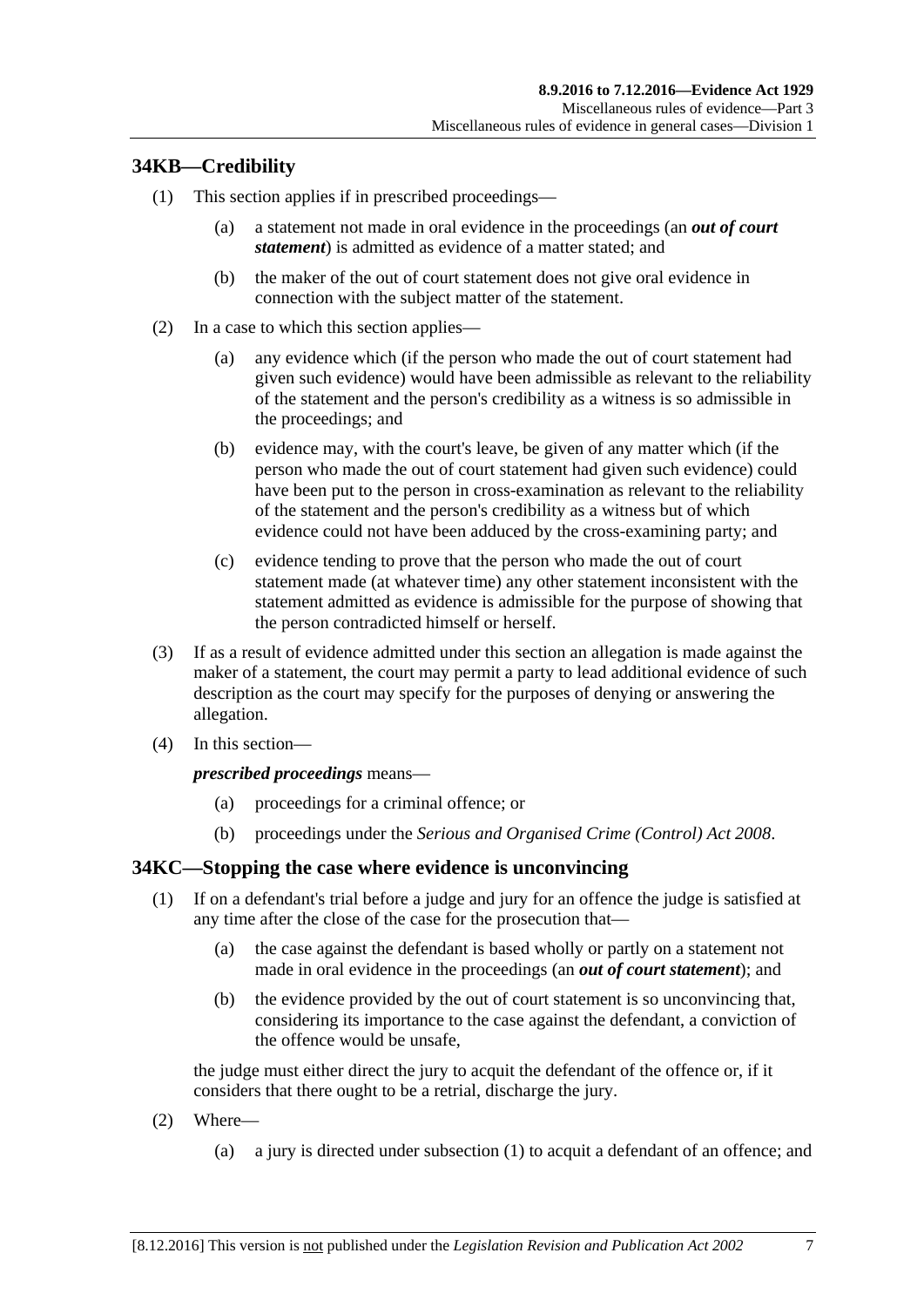## 34KB—Credibility

(1) This section applies if in prescribed proceedings—

(a) a statement not made in oral evidence in the proceedings (an ***out of court statement***) is admitted as evidence of a matter stated; and

(b) the maker of the out of court statement does not give oral evidence in connection with the subject matter of the statement.

(2) In a case to which this section applies—

(a) any evidence which (if the person who made the out of court statement had given such evidence) would have been admissible as relevant to the reliability of the statement and the person's credibility as a witness is so admissible in the proceedings; and

(b) evidence may, with the court's leave, be given of any matter which (if the person who made the out of court statement had given such evidence) could have been put to the person in cross-examination as relevant to the reliability of the statement and the person's credibility as a witness but of which evidence could not have been adduced by the cross-examining party; and

(c) evidence tending to prove that the person who made the out of court statement made (at whatever time) any other statement inconsistent with the statement admitted as evidence is admissible for the purpose of showing that the person contradicted himself or herself.

(3) If as a result of evidence admitted under this section an allegation is made against the maker of a statement, the court may permit a party to lead additional evidence of such description as the court may specify for the purposes of denying or answering the allegation.

(4) In this section—

***prescribed proceedings*** means—

(a) proceedings for a criminal offence; or

(b) proceedings under the *Serious and Organised Crime (Control) Act 2008*.

## 34KC—Stopping the case where evidence is unconvincing

(1) If on a defendant's trial before a judge and jury for an offence the judge is satisfied at any time after the close of the case for the prosecution that—

(a) the case against the defendant is based wholly or partly on a statement not made in oral evidence in the proceedings (an ***out of court statement***); and

(b) the evidence provided by the out of court statement is so unconvincing that, considering its importance to the case against the defendant, a conviction of the offence would be unsafe,

the judge must either direct the jury to acquit the defendant of the offence or, if it considers that there ought to be a retrial, discharge the jury.

(2) Where—

(a) a jury is directed under subsection (1) to acquit a defendant of an offence; and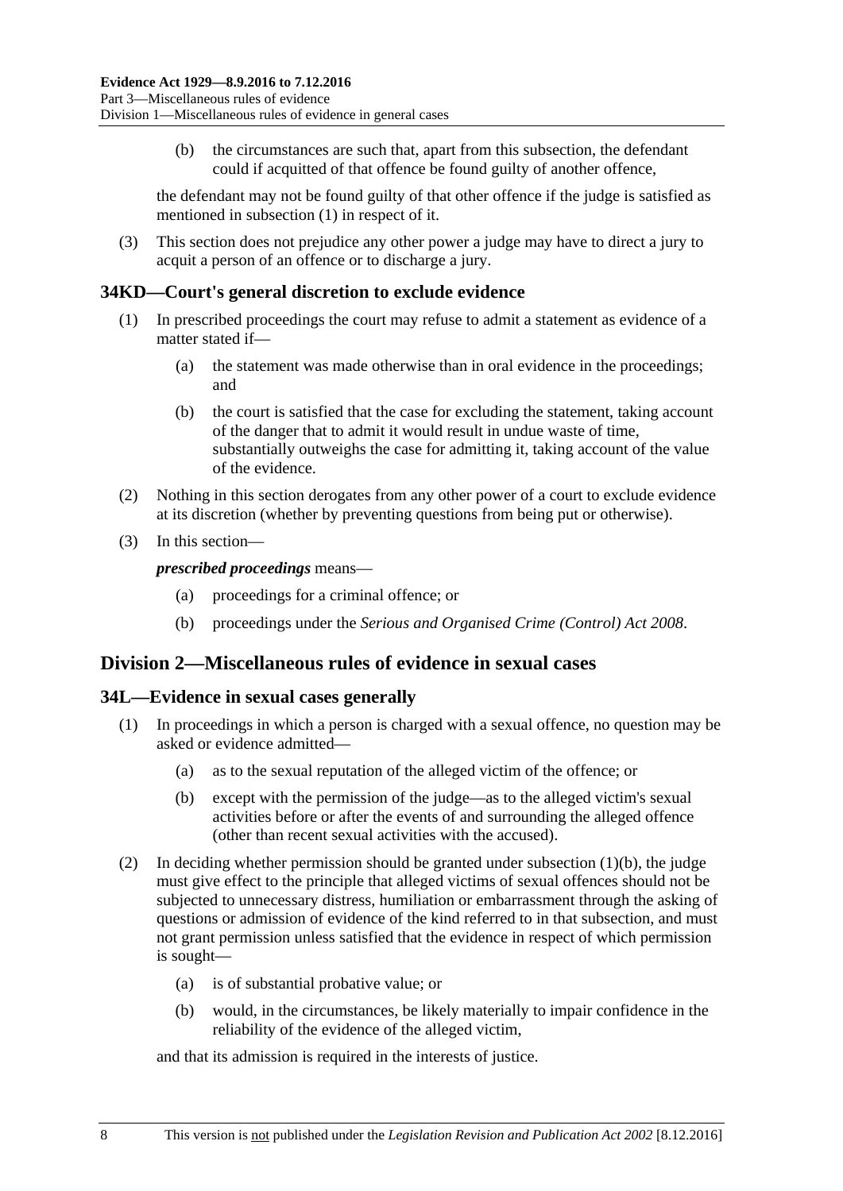(b) the circumstances are such that, apart from this subsection, the defendant could if acquitted of that offence be found guilty of another offence,

the defendant may not be found guilty of that other offence if the judge is satisfied as mentioned in subsection (1) in respect of it.

(3) This section does not prejudice any other power a judge may have to direct a jury to acquit a person of an offence or to discharge a jury.

## 34KD—Court's general discretion to exclude evidence

(1) In prescribed proceedings the court may refuse to admit a statement as evidence of a matter stated if—

(a) the statement was made otherwise than in oral evidence in the proceedings; and

(b) the court is satisfied that the case for excluding the statement, taking account of the danger that to admit it would result in undue waste of time, substantially outweighs the case for admitting it, taking account of the value of the evidence.

(2) Nothing in this section derogates from any other power of a court to exclude evidence at its discretion (whether by preventing questions from being put or otherwise).

(3) In this section—

***prescribed proceedings*** means—

(a) proceedings for a criminal offence; or

(b) proceedings under the *Serious and Organised Crime (Control) Act 2008*.

# Division 2—Miscellaneous rules of evidence in sexual cases

## 34L—Evidence in sexual cases generally

(1) In proceedings in which a person is charged with a sexual offence, no question may be asked or evidence admitted—

(a) as to the sexual reputation of the alleged victim of the offence; or

(b) except with the permission of the judge—as to the alleged victim's sexual activities before or after the events of and surrounding the alleged offence (other than recent sexual activities with the accused).

(2) In deciding whether permission should be granted under subsection (1)(b), the judge must give effect to the principle that alleged victims of sexual offences should not be subjected to unnecessary distress, humiliation or embarrassment through the asking of questions or admission of evidence of the kind referred to in that subsection, and must not grant permission unless satisfied that the evidence in respect of which permission is sought—

(a) is of substantial probative value; or

(b) would, in the circumstances, be likely materially to impair confidence in the reliability of the evidence of the alleged victim,

and that its admission is required in the interests of justice.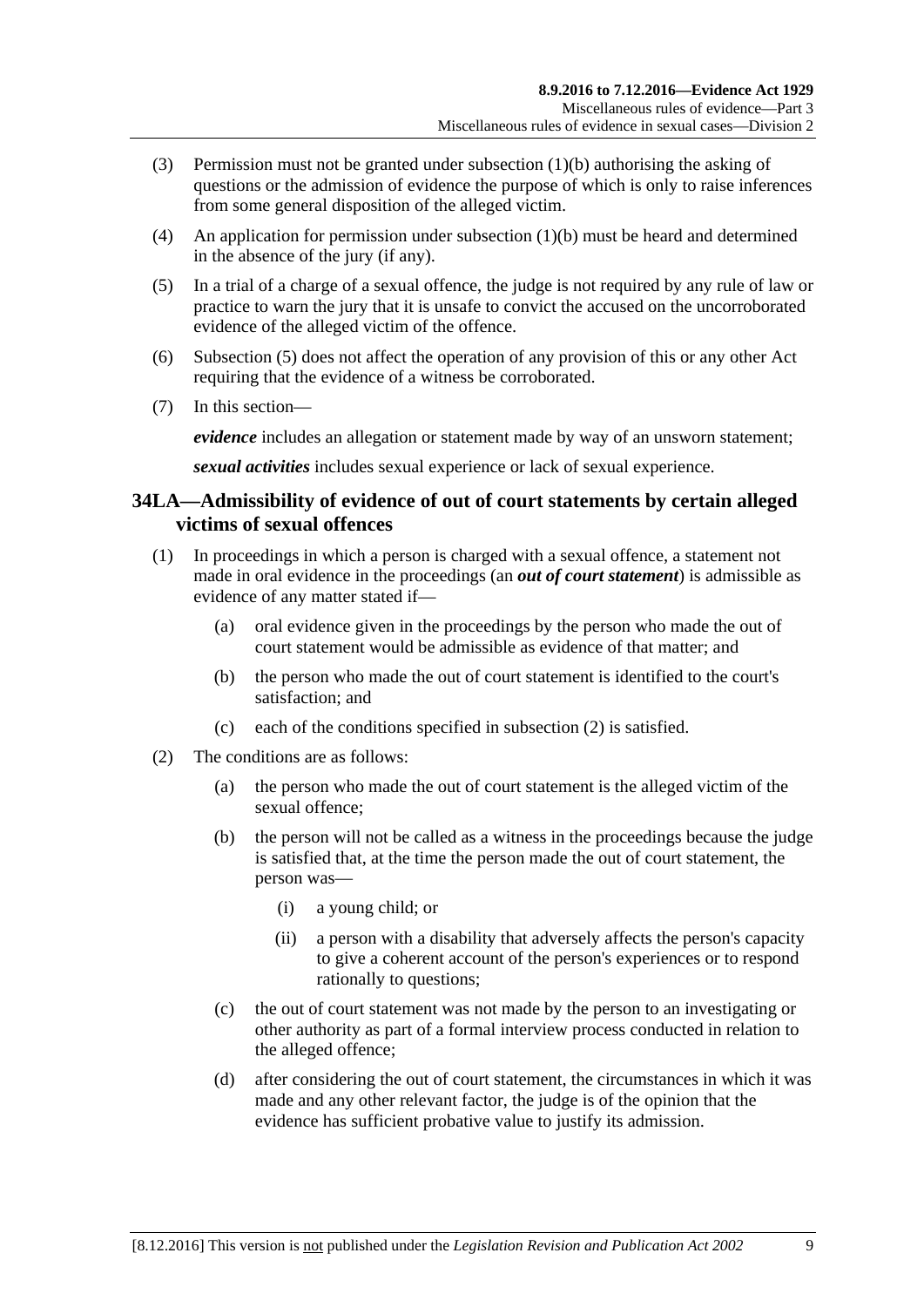(3) Permission must not be granted under subsection (1)(b) authorising the asking of questions or the admission of evidence the purpose of which is only to raise inferences from some general disposition of the alleged victim.

(4) An application for permission under subsection (1)(b) must be heard and determined in the absence of the jury (if any).

(5) In a trial of a charge of a sexual offence, the judge is not required by any rule of law or practice to warn the jury that it is unsafe to convict the accused on the uncorroborated evidence of the alleged victim of the offence.

(6) Subsection (5) does not affect the operation of any provision of this or any other Act requiring that the evidence of a witness be corroborated.

(7) In this section—

***evidence*** includes an allegation or statement made by way of an unsworn statement;

***sexual activities*** includes sexual experience or lack of sexual experience.

## 34LA—Admissibility of evidence of out of court statements by certain alleged victims of sexual offences

(1) In proceedings in which a person is charged with a sexual offence, a statement not made in oral evidence in the proceedings (an ***out of court statement***) is admissible as evidence of any matter stated if—

(a) oral evidence given in the proceedings by the person who made the out of court statement would be admissible as evidence of that matter; and

(b) the person who made the out of court statement is identified to the court's satisfaction; and

(c) each of the conditions specified in subsection (2) is satisfied.

(2) The conditions are as follows:

(a) the person who made the out of court statement is the alleged victim of the sexual offence;

(b) the person will not be called as a witness in the proceedings because the judge is satisfied that, at the time the person made the out of court statement, the person was—

(i) a young child; or

(ii) a person with a disability that adversely affects the person's capacity to give a coherent account of the person's experiences or to respond rationally to questions;

(c) the out of court statement was not made by the person to an investigating or other authority as part of a formal interview process conducted in relation to the alleged offence;

(d) after considering the out of court statement, the circumstances in which it was made and any other relevant factor, the judge is of the opinion that the evidence has sufficient probative value to justify its admission.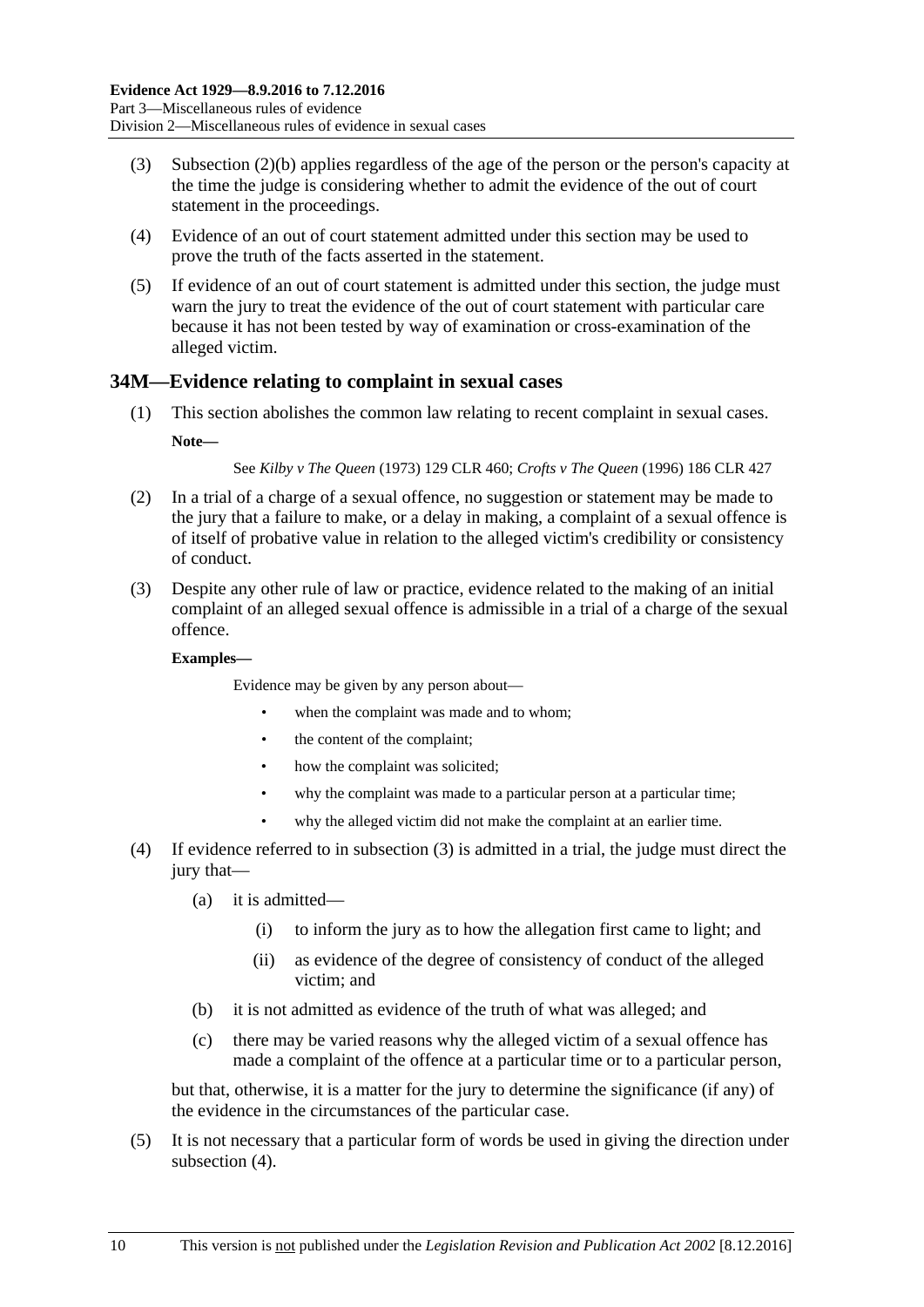(3) Subsection (2)(b) applies regardless of the age of the person or the person's capacity at the time the judge is considering whether to admit the evidence of the out of court statement in the proceedings.

(4) Evidence of an out of court statement admitted under this section may be used to prove the truth of the facts asserted in the statement.

(5) If evidence of an out of court statement is admitted under this section, the judge must warn the jury to treat the evidence of the out of court statement with particular care because it has not been tested by way of examination or cross-examination of the alleged victim.

## 34M—Evidence relating to complaint in sexual cases

(1) This section abolishes the common law relating to recent complaint in sexual cases.

**Note—**

See *Kilby v The Queen* (1973) 129 CLR 460; *Crofts v The Queen* (1996) 186 CLR 427

(2) In a trial of a charge of a sexual offence, no suggestion or statement may be made to the jury that a failure to make, or a delay in making, a complaint of a sexual offence is of itself of probative value in relation to the alleged victim's credibility or consistency of conduct.

(3) Despite any other rule of law or practice, evidence related to the making of an initial complaint of an alleged sexual offence is admissible in a trial of a charge of the sexual offence.

**Examples—**

Evidence may be given by any person about—

- when the complaint was made and to whom;
- the content of the complaint;
- how the complaint was solicited;
- why the complaint was made to a particular person at a particular time;
- why the alleged victim did not make the complaint at an earlier time.

(4) If evidence referred to in subsection (3) is admitted in a trial, the judge must direct the jury that—

- (a) it is admitted—
  - (i) to inform the jury as to how the allegation first came to light; and
  - (ii) as evidence of the degree of consistency of conduct of the alleged victim; and
- (b) it is not admitted as evidence of the truth of what was alleged; and
- (c) there may be varied reasons why the alleged victim of a sexual offence has made a complaint of the offence at a particular time or to a particular person,

but that, otherwise, it is a matter for the jury to determine the significance (if any) of the evidence in the circumstances of the particular case.

(5) It is not necessary that a particular form of words be used in giving the direction under subsection (4).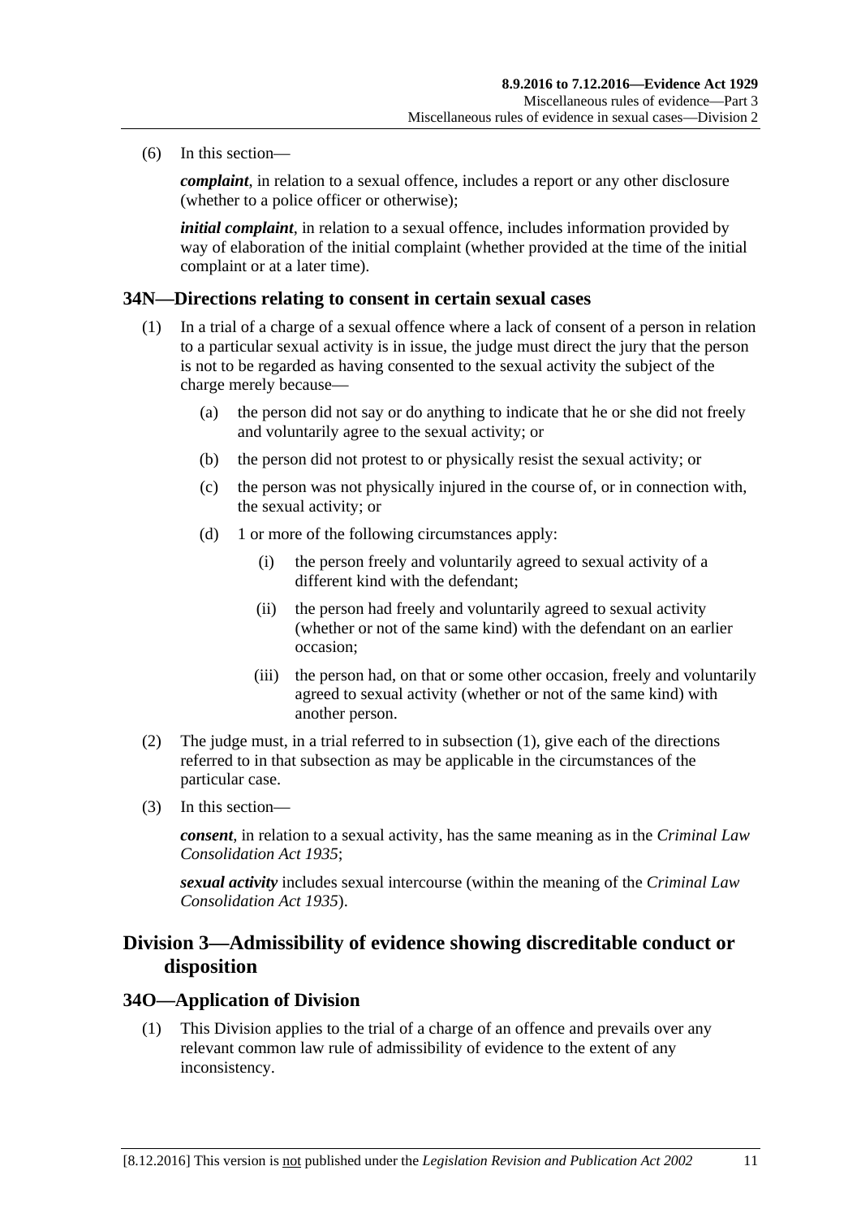(6) In this section—

***complaint***, in relation to a sexual offence, includes a report or any other disclosure (whether to a police officer or otherwise);

***initial complaint***, in relation to a sexual offence, includes information provided by way of elaboration of the initial complaint (whether provided at the time of the initial complaint or at a later time).

### 34N—Directions relating to consent in certain sexual cases

(1) In a trial of a charge of a sexual offence where a lack of consent of a person in relation to a particular sexual activity is in issue, the judge must direct the jury that the person is not to be regarded as having consented to the sexual activity the subject of the charge merely because—

- (a) the person did not say or do anything to indicate that he or she did not freely and voluntarily agree to the sexual activity; or
- (b) the person did not protest to or physically resist the sexual activity; or
- (c) the person was not physically injured in the course of, or in connection with, the sexual activity; or
- (d) 1 or more of the following circumstances apply:
  - (i) the person freely and voluntarily agreed to sexual activity of a different kind with the defendant;
  - (ii) the person had freely and voluntarily agreed to sexual activity (whether or not of the same kind) with the defendant on an earlier occasion;
  - (iii) the person had, on that or some other occasion, freely and voluntarily agreed to sexual activity (whether or not of the same kind) with another person.

(2) The judge must, in a trial referred to in subsection (1), give each of the directions referred to in that subsection as may be applicable in the circumstances of the particular case.

(3) In this section—

***consent***, in relation to a sexual activity, has the same meaning as in the *Criminal Law Consolidation Act 1935*;

***sexual activity*** includes sexual intercourse (within the meaning of the *Criminal Law Consolidation Act 1935*).

## Division 3—Admissibility of evidence showing discreditable conduct or disposition

### 34O—Application of Division

(1) This Division applies to the trial of a charge of an offence and prevails over any relevant common law rule of admissibility of evidence to the extent of any inconsistency.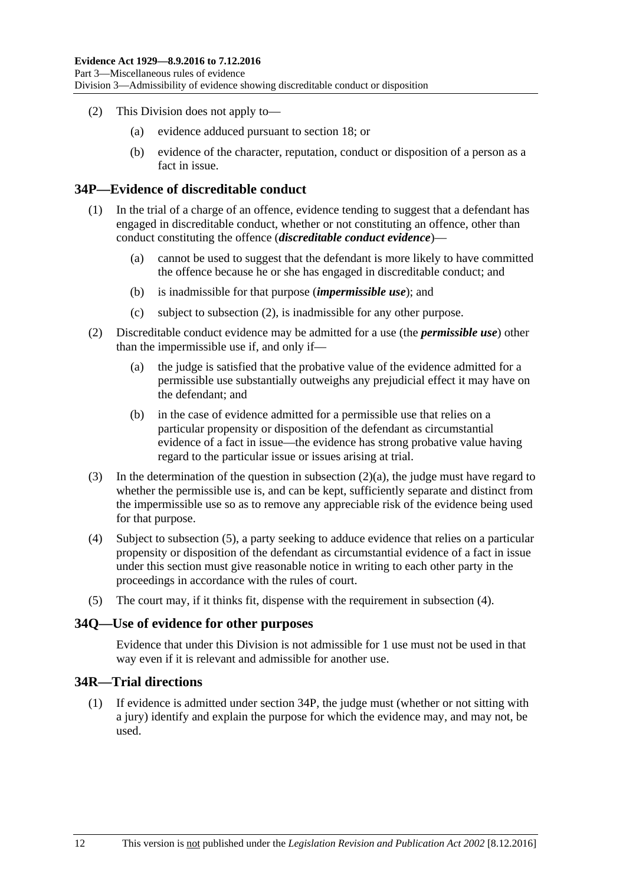(2) This Division does not apply to—

(a) evidence adduced pursuant to section 18; or

(b) evidence of the character, reputation, conduct or disposition of a person as a fact in issue.

## 34P—Evidence of discreditable conduct

(1) In the trial of a charge of an offence, evidence tending to suggest that a defendant has engaged in discreditable conduct, whether or not constituting an offence, other than conduct constituting the offence (***discreditable conduct evidence***)—

(a) cannot be used to suggest that the defendant is more likely to have committed the offence because he or she has engaged in discreditable conduct; and

(b) is inadmissible for that purpose (***impermissible use***); and

(c) subject to subsection (2), is inadmissible for any other purpose.

(2) Discreditable conduct evidence may be admitted for a use (the ***permissible use***) other than the impermissible use if, and only if—

(a) the judge is satisfied that the probative value of the evidence admitted for a permissible use substantially outweighs any prejudicial effect it may have on the defendant; and

(b) in the case of evidence admitted for a permissible use that relies on a particular propensity or disposition of the defendant as circumstantial evidence of a fact in issue—the evidence has strong probative value having regard to the particular issue or issues arising at trial.

(3) In the determination of the question in subsection (2)(a), the judge must have regard to whether the permissible use is, and can be kept, sufficiently separate and distinct from the impermissible use so as to remove any appreciable risk of the evidence being used for that purpose.

(4) Subject to subsection (5), a party seeking to adduce evidence that relies on a particular propensity or disposition of the defendant as circumstantial evidence of a fact in issue under this section must give reasonable notice in writing to each other party in the proceedings in accordance with the rules of court.

(5) The court may, if it thinks fit, dispense with the requirement in subsection (4).

## 34Q—Use of evidence for other purposes

Evidence that under this Division is not admissible for 1 use must not be used in that way even if it is relevant and admissible for another use.

## 34R—Trial directions

(1) If evidence is admitted under section 34P, the judge must (whether or not sitting with a jury) identify and explain the purpose for which the evidence may, and may not, be used.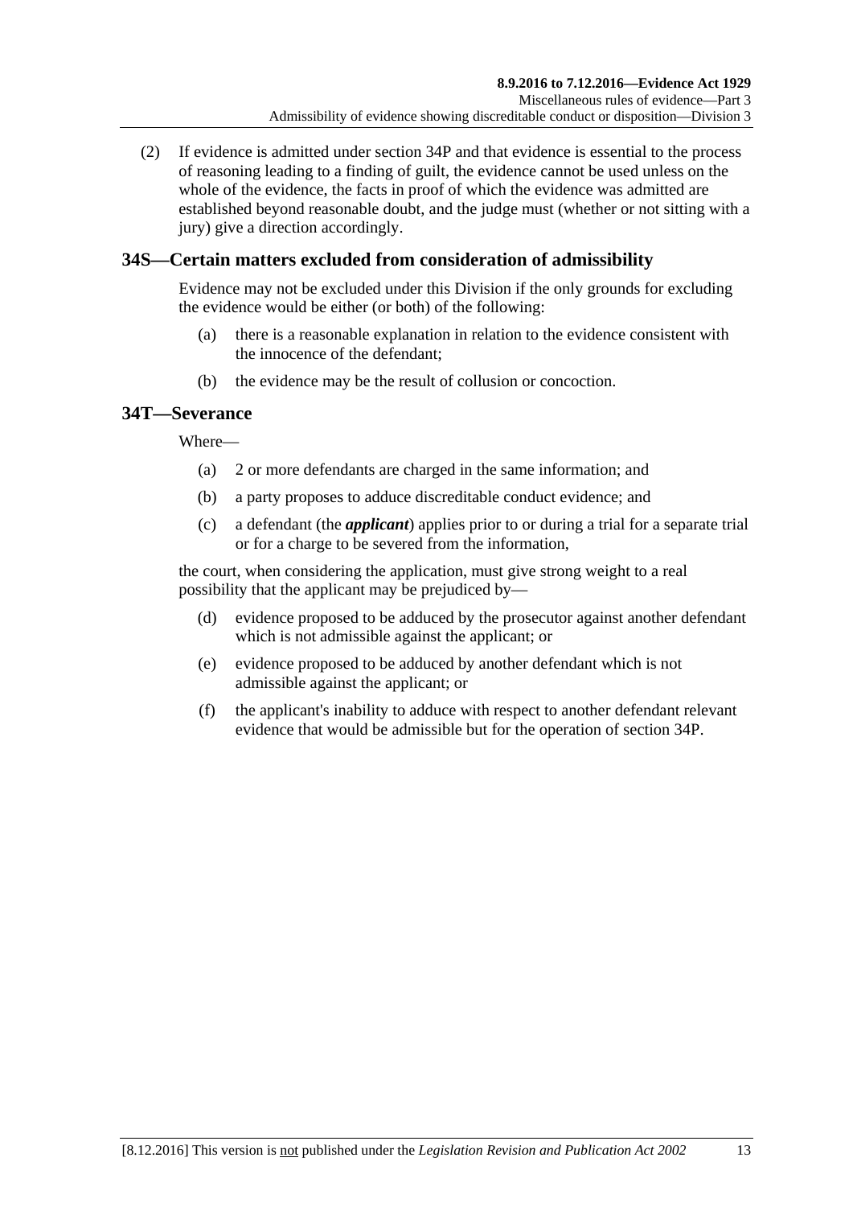(2) If evidence is admitted under section 34P and that evidence is essential to the process of reasoning leading to a finding of guilt, the evidence cannot be used unless on the whole of the evidence, the facts in proof of which the evidence was admitted are established beyond reasonable doubt, and the judge must (whether or not sitting with a jury) give a direction accordingly.

## 34S—Certain matters excluded from consideration of admissibility

Evidence may not be excluded under this Division if the only grounds for excluding the evidence would be either (or both) of the following:

(a) there is a reasonable explanation in relation to the evidence consistent with the innocence of the defendant;

(b) the evidence may be the result of collusion or concoction.

## 34T—Severance

Where—

(a) 2 or more defendants are charged in the same information; and

(b) a party proposes to adduce discreditable conduct evidence; and

(c) a defendant (the ***applicant***) applies prior to or during a trial for a separate trial or for a charge to be severed from the information,

the court, when considering the application, must give strong weight to a real possibility that the applicant may be prejudiced by—

(d) evidence proposed to be adduced by the prosecutor against another defendant which is not admissible against the applicant; or

(e) evidence proposed to be adduced by another defendant which is not admissible against the applicant; or

(f) the applicant's inability to adduce with respect to another defendant relevant evidence that would be admissible but for the operation of section 34P.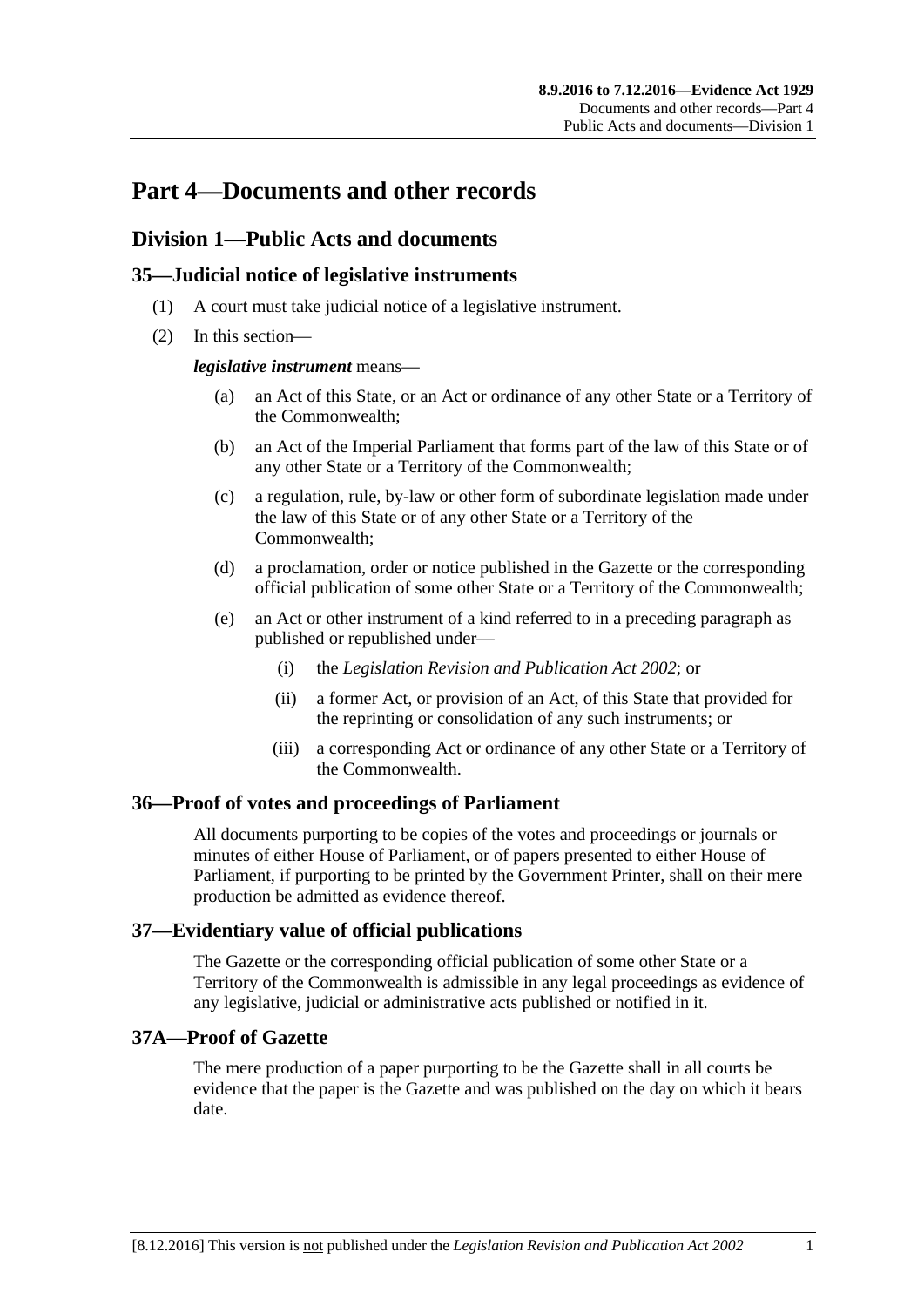# Part 4—Documents and other records

## Division 1—Public Acts and documents

### 35—Judicial notice of legislative instruments

(1) A court must take judicial notice of a legislative instrument.

(2) In this section—

***legislative instrument*** means—

(a) an Act of this State, or an Act or ordinance of any other State or a Territory of the Commonwealth;

(b) an Act of the Imperial Parliament that forms part of the law of this State or of any other State or a Territory of the Commonwealth;

(c) a regulation, rule, by-law or other form of subordinate legislation made under the law of this State or of any other State or a Territory of the Commonwealth;

(d) a proclamation, order or notice published in the Gazette or the corresponding official publication of some other State or a Territory of the Commonwealth;

(e) an Act or other instrument of a kind referred to in a preceding paragraph as published or republished under—

(i) the *Legislation Revision and Publication Act 2002*; or

(ii) a former Act, or provision of an Act, of this State that provided for the reprinting or consolidation of any such instruments; or

(iii) a corresponding Act or ordinance of any other State or a Territory of the Commonwealth.

### 36—Proof of votes and proceedings of Parliament

All documents purporting to be copies of the votes and proceedings or journals or minutes of either House of Parliament, or of papers presented to either House of Parliament, if purporting to be printed by the Government Printer, shall on their mere production be admitted as evidence thereof.

### 37—Evidentiary value of official publications

The Gazette or the corresponding official publication of some other State or a Territory of the Commonwealth is admissible in any legal proceedings as evidence of any legislative, judicial or administrative acts published or notified in it.

### 37A—Proof of Gazette

The mere production of a paper purporting to be the Gazette shall in all courts be evidence that the paper is the Gazette and was published on the day on which it bears date.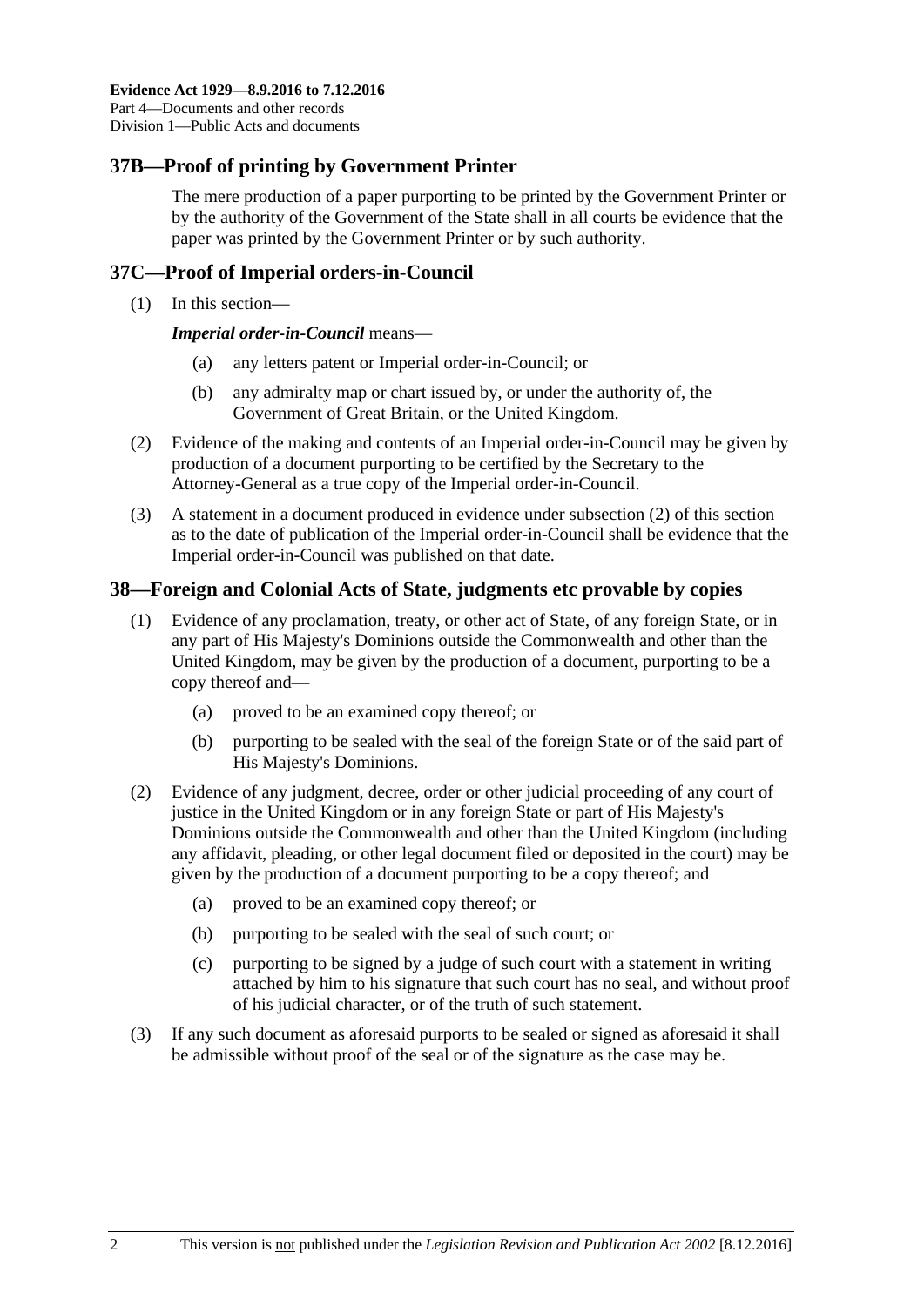## 37B—Proof of printing by Government Printer

The mere production of a paper purporting to be printed by the Government Printer or by the authority of the Government of the State shall in all courts be evidence that the paper was printed by the Government Printer or by such authority.

## 37C—Proof of Imperial orders-in-Council

(1) In this section—

***Imperial order-in-Council*** means—

- (a) any letters patent or Imperial order-in-Council; or
- (b) any admiralty map or chart issued by, or under the authority of, the Government of Great Britain, or the United Kingdom.

(2) Evidence of the making and contents of an Imperial order-in-Council may be given by production of a document purporting to be certified by the Secretary to the Attorney-General as a true copy of the Imperial order-in-Council.

(3) A statement in a document produced in evidence under subsection (2) of this section as to the date of publication of the Imperial order-in-Council shall be evidence that the Imperial order-in-Council was published on that date.

## 38—Foreign and Colonial Acts of State, judgments etc provable by copies

(1) Evidence of any proclamation, treaty, or other act of State, of any foreign State, or in any part of His Majesty's Dominions outside the Commonwealth and other than the United Kingdom, may be given by the production of a document, purporting to be a copy thereof and—

- (a) proved to be an examined copy thereof; or
- (b) purporting to be sealed with the seal of the foreign State or of the said part of His Majesty's Dominions.

(2) Evidence of any judgment, decree, order or other judicial proceeding of any court of justice in the United Kingdom or in any foreign State or part of His Majesty's Dominions outside the Commonwealth and other than the United Kingdom (including any affidavit, pleading, or other legal document filed or deposited in the court) may be given by the production of a document purporting to be a copy thereof; and

- (a) proved to be an examined copy thereof; or
- (b) purporting to be sealed with the seal of such court; or
- (c) purporting to be signed by a judge of such court with a statement in writing attached by him to his signature that such court has no seal, and without proof of his judicial character, or of the truth of such statement.

(3) If any such document as aforesaid purports to be sealed or signed as aforesaid it shall be admissible without proof of the seal or of the signature as the case may be.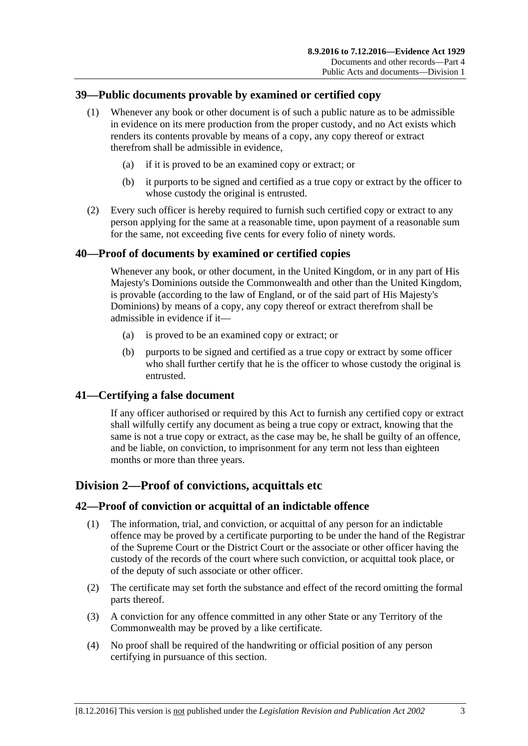## 39—Public documents provable by examined or certified copy

(1) Whenever any book or other document is of such a public nature as to be admissible in evidence on its mere production from the proper custody, and no Act exists which renders its contents provable by means of a copy, any copy thereof or extract therefrom shall be admissible in evidence,

- (a) if it is proved to be an examined copy or extract; or
- (b) it purports to be signed and certified as a true copy or extract by the officer to whose custody the original is entrusted.

(2) Every such officer is hereby required to furnish such certified copy or extract to any person applying for the same at a reasonable time, upon payment of a reasonable sum for the same, not exceeding five cents for every folio of ninety words.

## 40—Proof of documents by examined or certified copies

Whenever any book, or other document, in the United Kingdom, or in any part of His Majesty's Dominions outside the Commonwealth and other than the United Kingdom, is provable (according to the law of England, or of the said part of His Majesty's Dominions) by means of a copy, any copy thereof or extract therefrom shall be admissible in evidence if it—

- (a) is proved to be an examined copy or extract; or
- (b) purports to be signed and certified as a true copy or extract by some officer who shall further certify that he is the officer to whose custody the original is entrusted.

## 41—Certifying a false document

If any officer authorised or required by this Act to furnish any certified copy or extract shall wilfully certify any document as being a true copy or extract, knowing that the same is not a true copy or extract, as the case may be, he shall be guilty of an offence, and be liable, on conviction, to imprisonment for any term not less than eighteen months or more than three years.

# Division 2—Proof of convictions, acquittals etc

## 42—Proof of conviction or acquittal of an indictable offence

(1) The information, trial, and conviction, or acquittal of any person for an indictable offence may be proved by a certificate purporting to be under the hand of the Registrar of the Supreme Court or the District Court or the associate or other officer having the custody of the records of the court where such conviction, or acquittal took place, or of the deputy of such associate or other officer.

(2) The certificate may set forth the substance and effect of the record omitting the formal parts thereof.

(3) A conviction for any offence committed in any other State or any Territory of the Commonwealth may be proved by a like certificate.

(4) No proof shall be required of the handwriting or official position of any person certifying in pursuance of this section.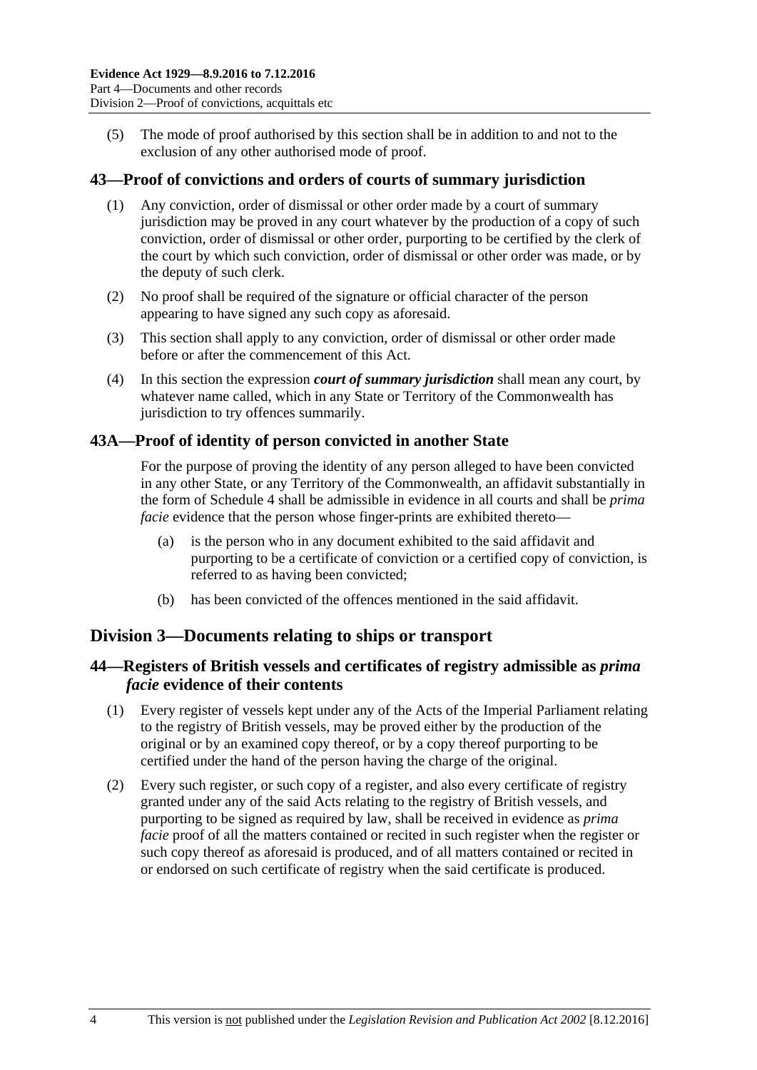(5) The mode of proof authorised by this section shall be in addition to and not to the exclusion of any other authorised mode of proof.

## 43—Proof of convictions and orders of courts of summary jurisdiction

(1) Any conviction, order of dismissal or other order made by a court of summary jurisdiction may be proved in any court whatever by the production of a copy of such conviction, order of dismissal or other order, purporting to be certified by the clerk of the court by which such conviction, order of dismissal or other order was made, or by the deputy of such clerk.

(2) No proof shall be required of the signature or official character of the person appearing to have signed any such copy as aforesaid.

(3) This section shall apply to any conviction, order of dismissal or other order made before or after the commencement of this Act.

(4) In this section the expression ***court of summary jurisdiction*** shall mean any court, by whatever name called, which in any State or Territory of the Commonwealth has jurisdiction to try offences summarily.

## 43A—Proof of identity of person convicted in another State

For the purpose of proving the identity of any person alleged to have been convicted in any other State, or any Territory of the Commonwealth, an affidavit substantially in the form of Schedule 4 shall be admissible in evidence in all courts and shall be *prima facie* evidence that the person whose finger-prints are exhibited thereto—

(a) is the person who in any document exhibited to the said affidavit and purporting to be a certificate of conviction or a certified copy of conviction, is referred to as having been convicted;

(b) has been convicted of the offences mentioned in the said affidavit.

# Division 3—Documents relating to ships or transport

## 44—Registers of British vessels and certificates of registry admissible as *prima facie* evidence of their contents

(1) Every register of vessels kept under any of the Acts of the Imperial Parliament relating to the registry of British vessels, may be proved either by the production of the original or by an examined copy thereof, or by a copy thereof purporting to be certified under the hand of the person having the charge of the original.

(2) Every such register, or such copy of a register, and also every certificate of registry granted under any of the said Acts relating to the registry of British vessels, and purporting to be signed as required by law, shall be received in evidence as *prima facie* proof of all the matters contained or recited in such register when the register or such copy thereof as aforesaid is produced, and of all matters contained or recited in or endorsed on such certificate of registry when the said certificate is produced.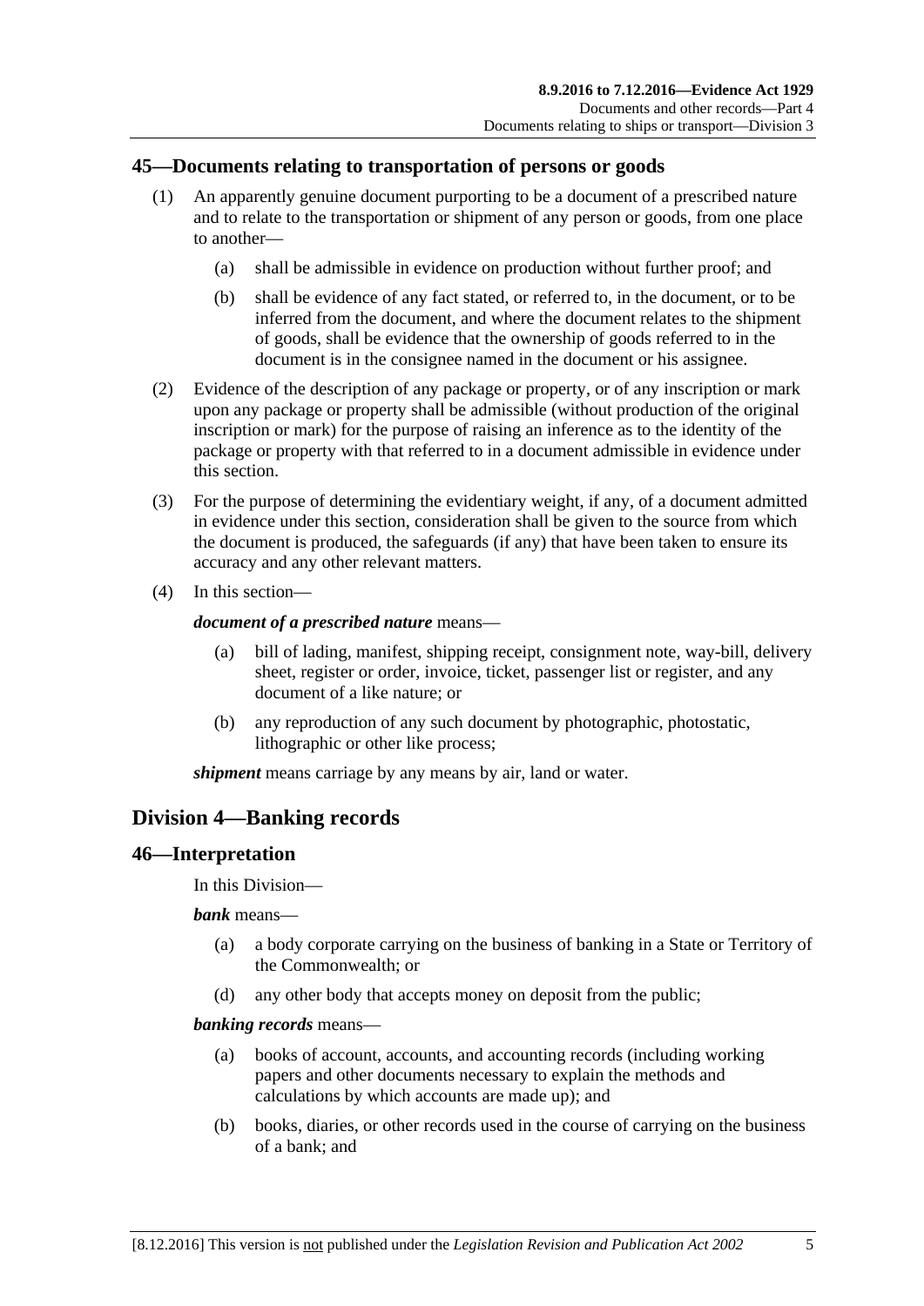## 45—Documents relating to transportation of persons or goods

(1) An apparently genuine document purporting to be a document of a prescribed nature and to relate to the transportation or shipment of any person or goods, from one place to another—

(a) shall be admissible in evidence on production without further proof; and

(b) shall be evidence of any fact stated, or referred to, in the document, or to be inferred from the document, and where the document relates to the shipment of goods, shall be evidence that the ownership of goods referred to in the document is in the consignee named in the document or his assignee.

(2) Evidence of the description of any package or property, or of any inscription or mark upon any package or property shall be admissible (without production of the original inscription or mark) for the purpose of raising an inference as to the identity of the package or property with that referred to in a document admissible in evidence under this section.

(3) For the purpose of determining the evidentiary weight, if any, of a document admitted in evidence under this section, consideration shall be given to the source from which the document is produced, the safeguards (if any) that have been taken to ensure its accuracy and any other relevant matters.

(4) In this section—

***document of a prescribed nature*** means—

(a) bill of lading, manifest, shipping receipt, consignment note, way-bill, delivery sheet, register or order, invoice, ticket, passenger list or register, and any document of a like nature; or

(b) any reproduction of any such document by photographic, photostatic, lithographic or other like process;

***shipment*** means carriage by any means by air, land or water.

# Division 4—Banking records

## 46—Interpretation

In this Division—

***bank*** means—

(a) a body corporate carrying on the business of banking in a State or Territory of the Commonwealth; or

(d) any other body that accepts money on deposit from the public;

***banking records*** means—

(a) books of account, accounts, and accounting records (including working papers and other documents necessary to explain the methods and calculations by which accounts are made up); and

(b) books, diaries, or other records used in the course of carrying on the business of a bank; and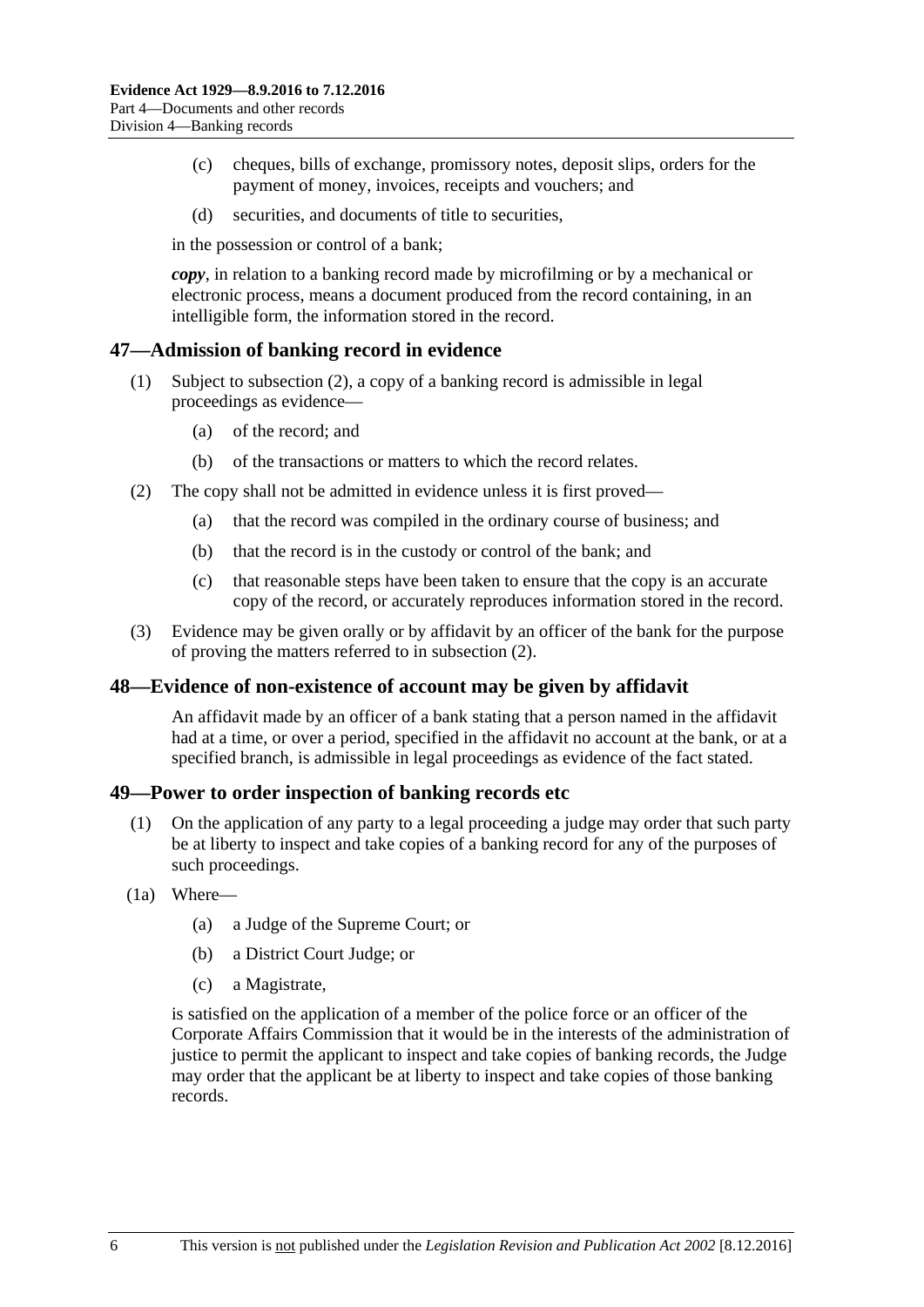(c) cheques, bills of exchange, promissory notes, deposit slips, orders for the payment of money, invoices, receipts and vouchers; and

(d) securities, and documents of title to securities,

in the possession or control of a bank;

***copy***, in relation to a banking record made by microfilming or by a mechanical or electronic process, means a document produced from the record containing, in an intelligible form, the information stored in the record.

## 47—Admission of banking record in evidence

(1) Subject to subsection (2), a copy of a banking record is admissible in legal proceedings as evidence—

(a) of the record; and

(b) of the transactions or matters to which the record relates.

(2) The copy shall not be admitted in evidence unless it is first proved—

(a) that the record was compiled in the ordinary course of business; and

(b) that the record is in the custody or control of the bank; and

(c) that reasonable steps have been taken to ensure that the copy is an accurate copy of the record, or accurately reproduces information stored in the record.

(3) Evidence may be given orally or by affidavit by an officer of the bank for the purpose of proving the matters referred to in subsection (2).

## 48—Evidence of non-existence of account may be given by affidavit

An affidavit made by an officer of a bank stating that a person named in the affidavit had at a time, or over a period, specified in the affidavit no account at the bank, or at a specified branch, is admissible in legal proceedings as evidence of the fact stated.

## 49—Power to order inspection of banking records etc

(1) On the application of any party to a legal proceeding a judge may order that such party be at liberty to inspect and take copies of a banking record for any of the purposes of such proceedings.

(1a) Where—

(a) a Judge of the Supreme Court; or

(b) a District Court Judge; or

(c) a Magistrate,

is satisfied on the application of a member of the police force or an officer of the Corporate Affairs Commission that it would be in the interests of the administration of justice to permit the applicant to inspect and take copies of banking records, the Judge may order that the applicant be at liberty to inspect and take copies of those banking records.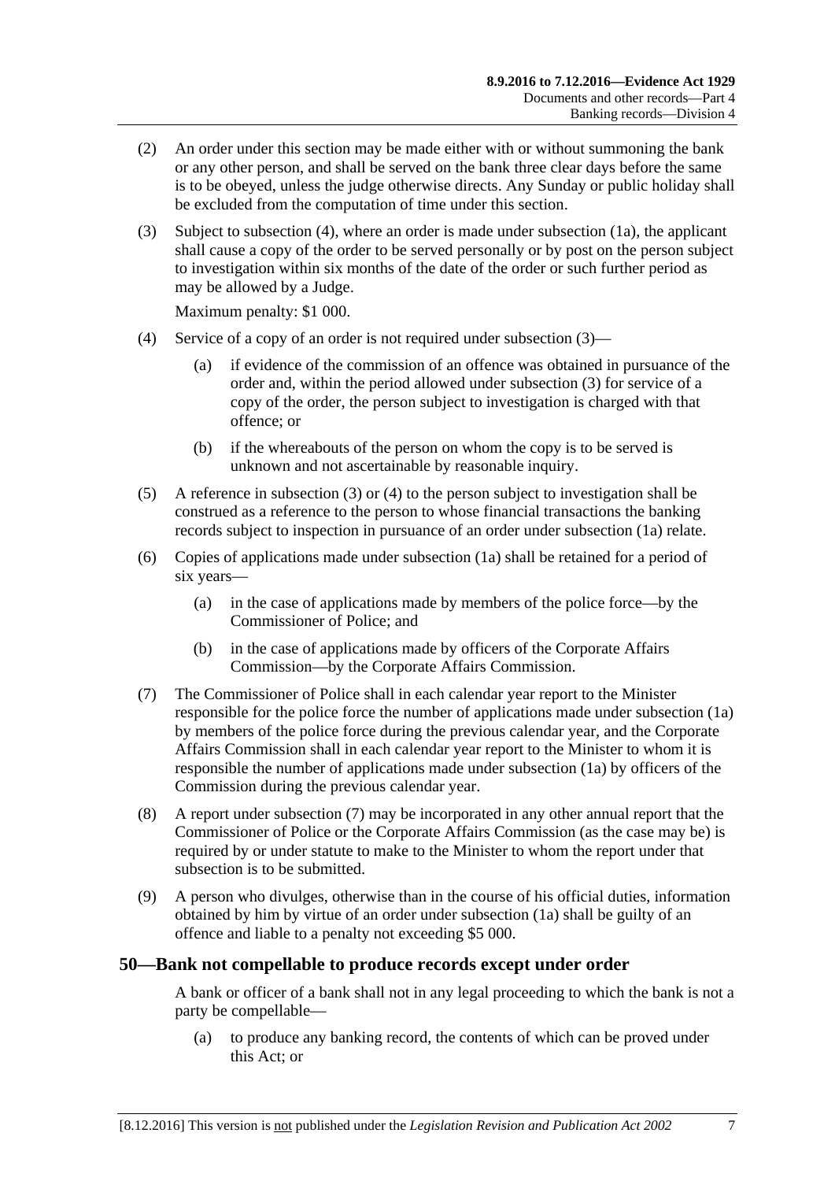(2) An order under this section may be made either with or without summoning the bank or any other person, and shall be served on the bank three clear days before the same is to be obeyed, unless the judge otherwise directs. Any Sunday or public holiday shall be excluded from the computation of time under this section.

(3) Subject to subsection (4), where an order is made under subsection (1a), the applicant shall cause a copy of the order to be served personally or by post on the person subject to investigation within six months of the date of the order or such further period as may be allowed by a Judge.

Maximum penalty: $1 000.

(4) Service of a copy of an order is not required under subsection (3)—

(a) if evidence of the commission of an offence was obtained in pursuance of the order and, within the period allowed under subsection (3) for service of a copy of the order, the person subject to investigation is charged with that offence; or

(b) if the whereabouts of the person on whom the copy is to be served is unknown and not ascertainable by reasonable inquiry.

(5) A reference in subsection (3) or (4) to the person subject to investigation shall be construed as a reference to the person to whose financial transactions the banking records subject to inspection in pursuance of an order under subsection (1a) relate.

(6) Copies of applications made under subsection (1a) shall be retained for a period of six years—

(a) in the case of applications made by members of the police force—by the Commissioner of Police; and

(b) in the case of applications made by officers of the Corporate Affairs Commission—by the Corporate Affairs Commission.

(7) The Commissioner of Police shall in each calendar year report to the Minister responsible for the police force the number of applications made under subsection (1a) by members of the police force during the previous calendar year, and the Corporate Affairs Commission shall in each calendar year report to the Minister to whom it is responsible the number of applications made under subsection (1a) by officers of the Commission during the previous calendar year.

(8) A report under subsection (7) may be incorporated in any other annual report that the Commissioner of Police or the Corporate Affairs Commission (as the case may be) is required by or under statute to make to the Minister to whom the report under that subsection is to be submitted.

(9) A person who divulges, otherwise than in the course of his official duties, information obtained by him by virtue of an order under subsection (1a) shall be guilty of an offence and liable to a penalty not exceeding $5 000.

## 50—Bank not compellable to produce records except under order

A bank or officer of a bank shall not in any legal proceeding to which the bank is not a party be compellable—

(a) to produce any banking record, the contents of which can be proved under this Act; or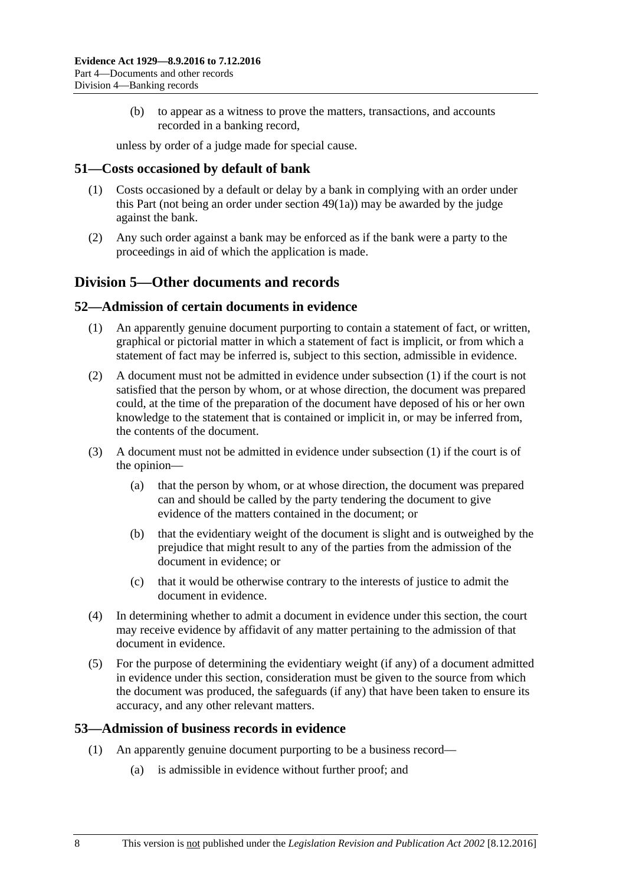(b) to appear as a witness to prove the matters, transactions, and accounts recorded in a banking record,

unless by order of a judge made for special cause.

### 51—Costs occasioned by default of bank

(1) Costs occasioned by a default or delay by a bank in complying with an order under this Part (not being an order under section 49(1a)) may be awarded by the judge against the bank.

(2) Any such order against a bank may be enforced as if the bank were a party to the proceedings in aid of which the application is made.

## Division 5—Other documents and records

### 52—Admission of certain documents in evidence

(1) An apparently genuine document purporting to contain a statement of fact, or written, graphical or pictorial matter in which a statement of fact is implicit, or from which a statement of fact may be inferred is, subject to this section, admissible in evidence.

(2) A document must not be admitted in evidence under subsection (1) if the court is not satisfied that the person by whom, or at whose direction, the document was prepared could, at the time of the preparation of the document have deposed of his or her own knowledge to the statement that is contained or implicit in, or may be inferred from, the contents of the document.

(3) A document must not be admitted in evidence under subsection (1) if the court is of the opinion—

(a) that the person by whom, or at whose direction, the document was prepared can and should be called by the party tendering the document to give evidence of the matters contained in the document; or

(b) that the evidentiary weight of the document is slight and is outweighed by the prejudice that might result to any of the parties from the admission of the document in evidence; or

(c) that it would be otherwise contrary to the interests of justice to admit the document in evidence.

(4) In determining whether to admit a document in evidence under this section, the court may receive evidence by affidavit of any matter pertaining to the admission of that document in evidence.

(5) For the purpose of determining the evidentiary weight (if any) of a document admitted in evidence under this section, consideration must be given to the source from which the document was produced, the safeguards (if any) that have been taken to ensure its accuracy, and any other relevant matters.

### 53—Admission of business records in evidence

(1) An apparently genuine document purporting to be a business record—

(a) is admissible in evidence without further proof; and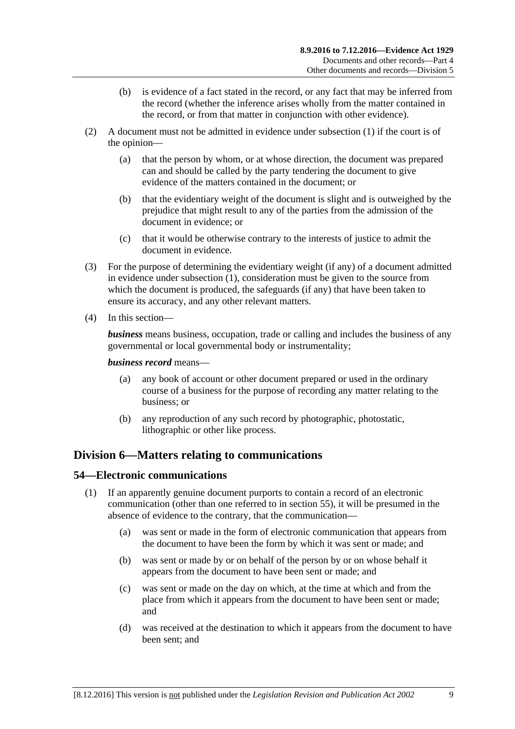(b) is evidence of a fact stated in the record, or any fact that may be inferred from the record (whether the inference arises wholly from the matter contained in the record, or from that matter in conjunction with other evidence).

(2) A document must not be admitted in evidence under subsection (1) if the court is of the opinion—

(a) that the person by whom, or at whose direction, the document was prepared can and should be called by the party tendering the document to give evidence of the matters contained in the document; or

(b) that the evidentiary weight of the document is slight and is outweighed by the prejudice that might result to any of the parties from the admission of the document in evidence; or

(c) that it would be otherwise contrary to the interests of justice to admit the document in evidence.

(3) For the purpose of determining the evidentiary weight (if any) of a document admitted in evidence under subsection (1), consideration must be given to the source from which the document is produced, the safeguards (if any) that have been taken to ensure its accuracy, and any other relevant matters.

(4) In this section—

***business*** means business, occupation, trade or calling and includes the business of any governmental or local governmental body or instrumentality;

***business record*** means—

(a) any book of account or other document prepared or used in the ordinary course of a business for the purpose of recording any matter relating to the business; or

(b) any reproduction of any such record by photographic, photostatic, lithographic or other like process.

## Division 6—Matters relating to communications

### 54—Electronic communications

(1) If an apparently genuine document purports to contain a record of an electronic communication (other than one referred to in section 55), it will be presumed in the absence of evidence to the contrary, that the communication—

(a) was sent or made in the form of electronic communication that appears from the document to have been the form by which it was sent or made; and

(b) was sent or made by or on behalf of the person by or on whose behalf it appears from the document to have been sent or made; and

(c) was sent or made on the day on which, at the time at which and from the place from which it appears from the document to have been sent or made; and

(d) was received at the destination to which it appears from the document to have been sent; and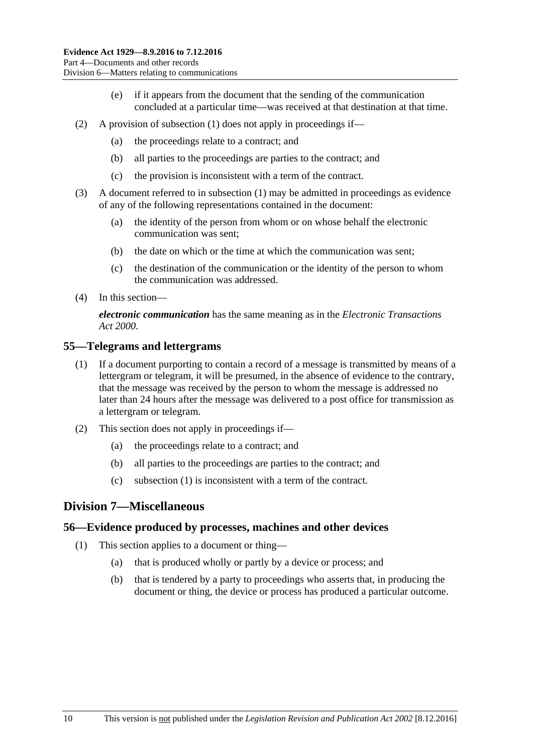(e) if it appears from the document that the sending of the communication concluded at a particular time—was received at that destination at that time.

(2) A provision of subsection (1) does not apply in proceedings if—

(a) the proceedings relate to a contract; and

(b) all parties to the proceedings are parties to the contract; and

(c) the provision is inconsistent with a term of the contract.

(3) A document referred to in subsection (1) may be admitted in proceedings as evidence of any of the following representations contained in the document:

(a) the identity of the person from whom or on whose behalf the electronic communication was sent;

(b) the date on which or the time at which the communication was sent;

(c) the destination of the communication or the identity of the person to whom the communication was addressed.

(4) In this section—

***electronic communication*** has the same meaning as in the *Electronic Transactions Act 2000*.

## 55—Telegrams and lettergrams

(1) If a document purporting to contain a record of a message is transmitted by means of a lettergram or telegram, it will be presumed, in the absence of evidence to the contrary, that the message was received by the person to whom the message is addressed no later than 24 hours after the message was delivered to a post office for transmission as a lettergram or telegram.

(2) This section does not apply in proceedings if—

(a) the proceedings relate to a contract; and

(b) all parties to the proceedings are parties to the contract; and

(c) subsection (1) is inconsistent with a term of the contract.

# Division 7—Miscellaneous

## 56—Evidence produced by processes, machines and other devices

(1) This section applies to a document or thing—

(a) that is produced wholly or partly by a device or process; and

(b) that is tendered by a party to proceedings who asserts that, in producing the document or thing, the device or process has produced a particular outcome.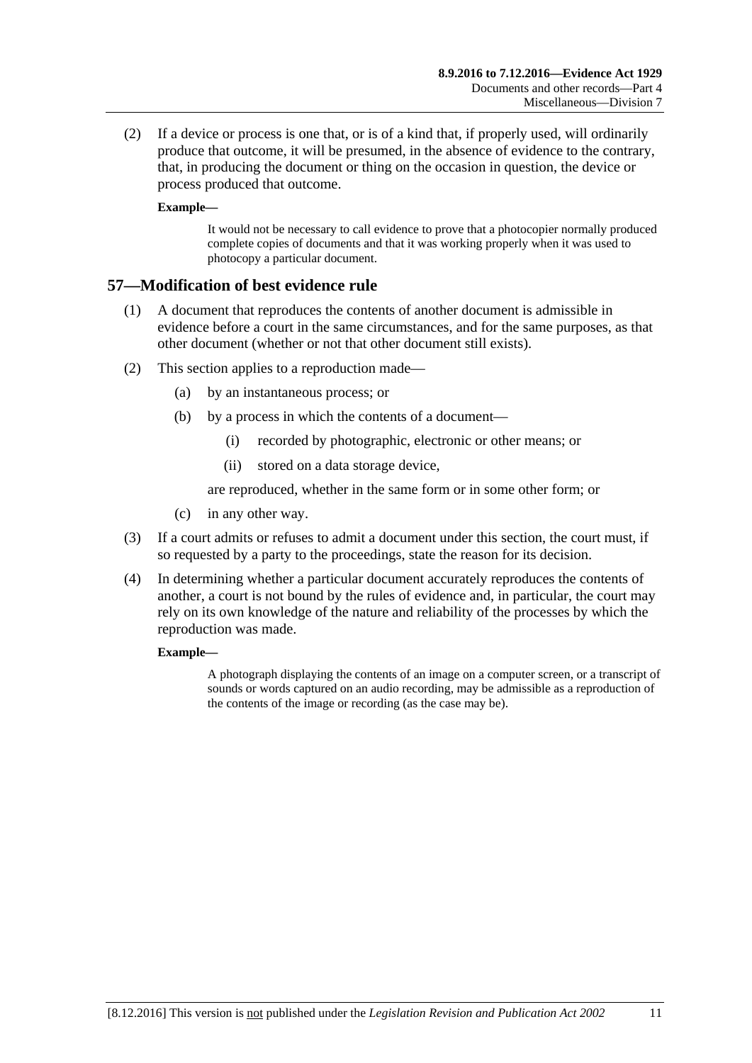(2) If a device or process is one that, or is of a kind that, if properly used, will ordinarily produce that outcome, it will be presumed, in the absence of evidence to the contrary, that, in producing the document or thing on the occasion in question, the device or process produced that outcome.

**Example—**

> It would not be necessary to call evidence to prove that a photocopier normally produced complete copies of documents and that it was working properly when it was used to photocopy a particular document.

## 57—Modification of best evidence rule

(1) A document that reproduces the contents of another document is admissible in evidence before a court in the same circumstances, and for the same purposes, as that other document (whether or not that other document still exists).

(2) This section applies to a reproduction made—

- (a) by an instantaneous process; or
- (b) by a process in which the contents of a document—
  - (i) recorded by photographic, electronic or other means; or
  - (ii) stored on a data storage device,

  are reproduced, whether in the same form or in some other form; or
- (c) in any other way.

(3) If a court admits or refuses to admit a document under this section, the court must, if so requested by a party to the proceedings, state the reason for its decision.

(4) In determining whether a particular document accurately reproduces the contents of another, a court is not bound by the rules of evidence and, in particular, the court may rely on its own knowledge of the nature and reliability of the processes by which the reproduction was made.

**Example—**

> A photograph displaying the contents of an image on a computer screen, or a transcript of sounds or words captured on an audio recording, may be admissible as a reproduction of the contents of the image or recording (as the case may be).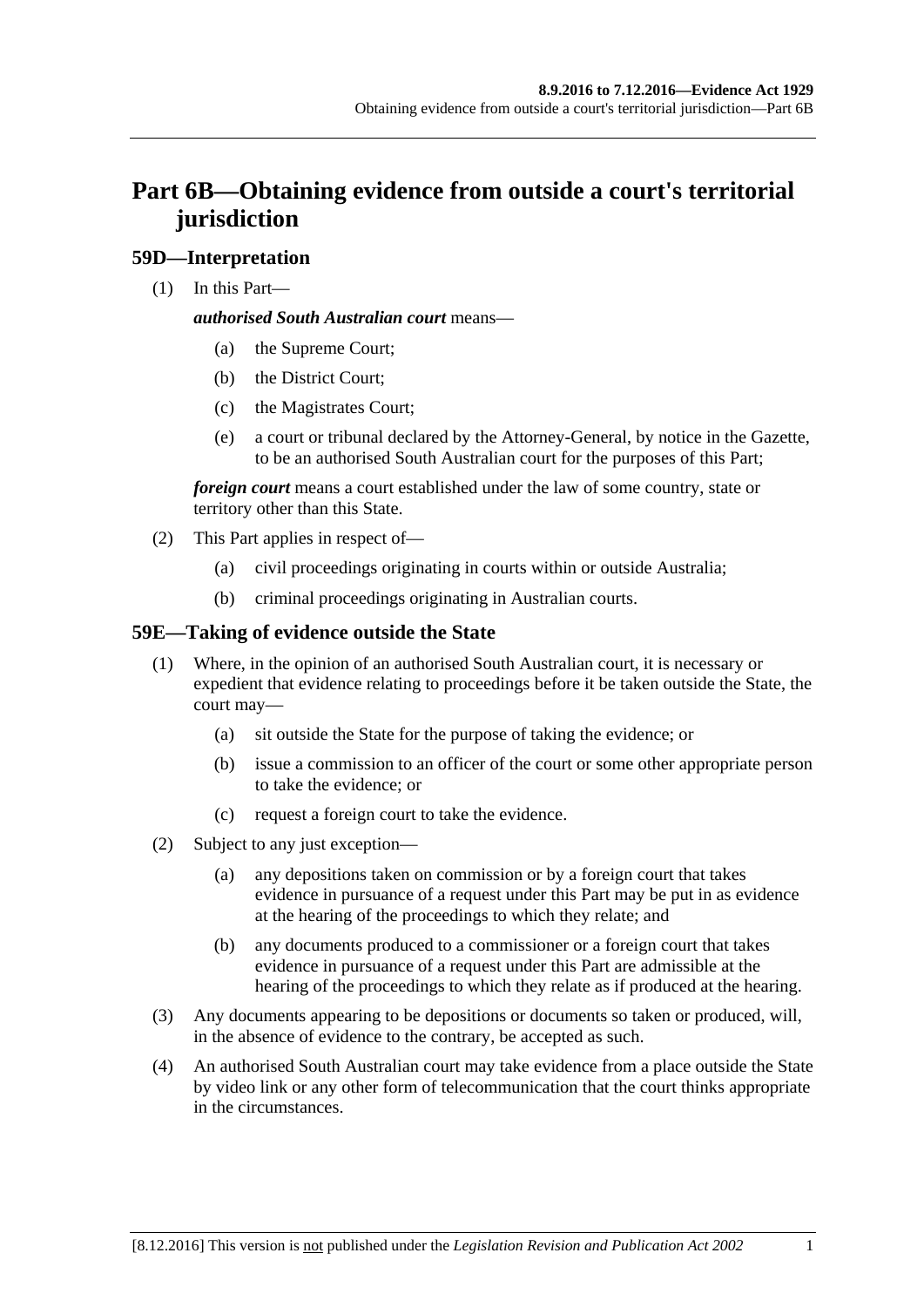# Part 6B—Obtaining evidence from outside a court's territorial jurisdiction

## 59D—Interpretation

(1) In this Part—

***authorised South Australian court*** means—

(a) the Supreme Court;

(b) the District Court;

(c) the Magistrates Court;

(e) a court or tribunal declared by the Attorney-General, by notice in the Gazette, to be an authorised South Australian court for the purposes of this Part;

***foreign court*** means a court established under the law of some country, state or territory other than this State.

(2) This Part applies in respect of—

(a) civil proceedings originating in courts within or outside Australia;

(b) criminal proceedings originating in Australian courts.

## 59E—Taking of evidence outside the State

(1) Where, in the opinion of an authorised South Australian court, it is necessary or expedient that evidence relating to proceedings before it be taken outside the State, the court may—

(a) sit outside the State for the purpose of taking the evidence; or

(b) issue a commission to an officer of the court or some other appropriate person to take the evidence; or

(c) request a foreign court to take the evidence.

(2) Subject to any just exception—

(a) any depositions taken on commission or by a foreign court that takes evidence in pursuance of a request under this Part may be put in as evidence at the hearing of the proceedings to which they relate; and

(b) any documents produced to a commissioner or a foreign court that takes evidence in pursuance of a request under this Part are admissible at the hearing of the proceedings to which they relate as if produced at the hearing.

(3) Any documents appearing to be depositions or documents so taken or produced, will, in the absence of evidence to the contrary, be accepted as such.

(4) An authorised South Australian court may take evidence from a place outside the State by video link or any other form of telecommunication that the court thinks appropriate in the circumstances.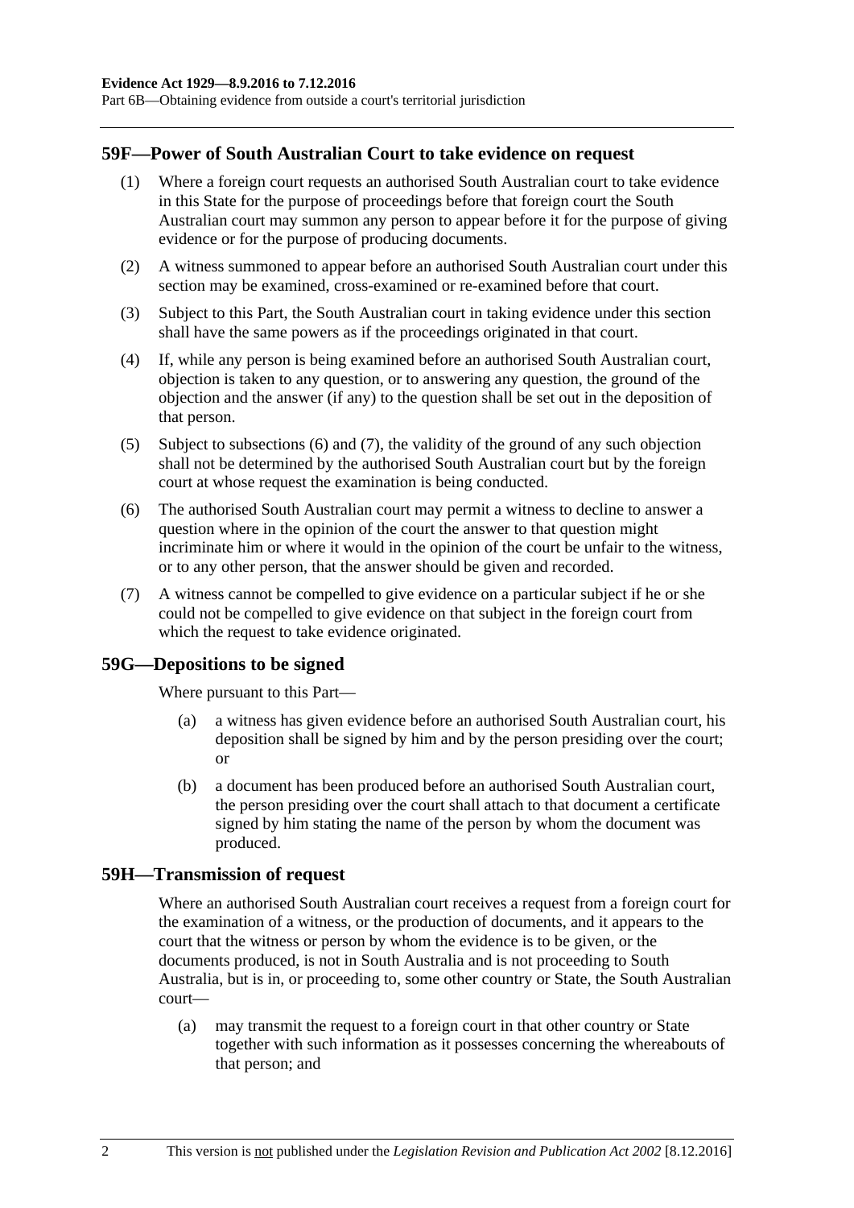## 59F—Power of South Australian Court to take evidence on request

(1) Where a foreign court requests an authorised South Australian court to take evidence in this State for the purpose of proceedings before that foreign court the South Australian court may summon any person to appear before it for the purpose of giving evidence or for the purpose of producing documents.

(2) A witness summoned to appear before an authorised South Australian court under this section may be examined, cross-examined or re-examined before that court.

(3) Subject to this Part, the South Australian court in taking evidence under this section shall have the same powers as if the proceedings originated in that court.

(4) If, while any person is being examined before an authorised South Australian court, objection is taken to any question, or to answering any question, the ground of the objection and the answer (if any) to the question shall be set out in the deposition of that person.

(5) Subject to subsections (6) and (7), the validity of the ground of any such objection shall not be determined by the authorised South Australian court but by the foreign court at whose request the examination is being conducted.

(6) The authorised South Australian court may permit a witness to decline to answer a question where in the opinion of the court the answer to that question might incriminate him or where it would in the opinion of the court be unfair to the witness, or to any other person, that the answer should be given and recorded.

(7) A witness cannot be compelled to give evidence on a particular subject if he or she could not be compelled to give evidence on that subject in the foreign court from which the request to take evidence originated.

## 59G—Depositions to be signed

Where pursuant to this Part—

(a) a witness has given evidence before an authorised South Australian court, his deposition shall be signed by him and by the person presiding over the court; or

(b) a document has been produced before an authorised South Australian court, the person presiding over the court shall attach to that document a certificate signed by him stating the name of the person by whom the document was produced.

## 59H—Transmission of request

Where an authorised South Australian court receives a request from a foreign court for the examination of a witness, or the production of documents, and it appears to the court that the witness or person by whom the evidence is to be given, or the documents produced, is not in South Australia and is not proceeding to South Australia, but is in, or proceeding to, some other country or State, the South Australian court—

(a) may transmit the request to a foreign court in that other country or State together with such information as it possesses concerning the whereabouts of that person; and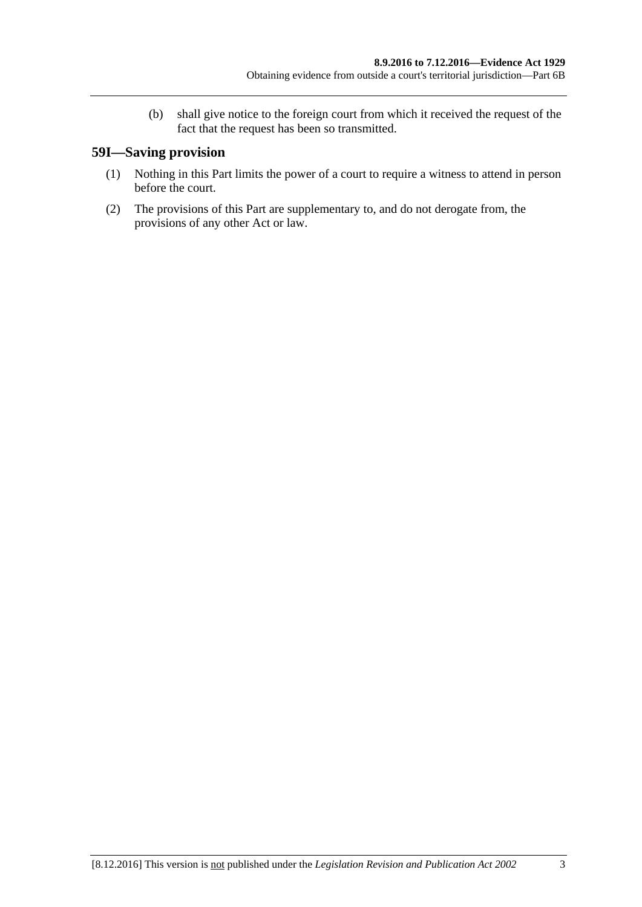(b) shall give notice to the foreign court from which it received the request of the fact that the request has been so transmitted.

## 59I—Saving provision

(1) Nothing in this Part limits the power of a court to require a witness to attend in person before the court.

(2) The provisions of this Part are supplementary to, and do not derogate from, the provisions of any other Act or law.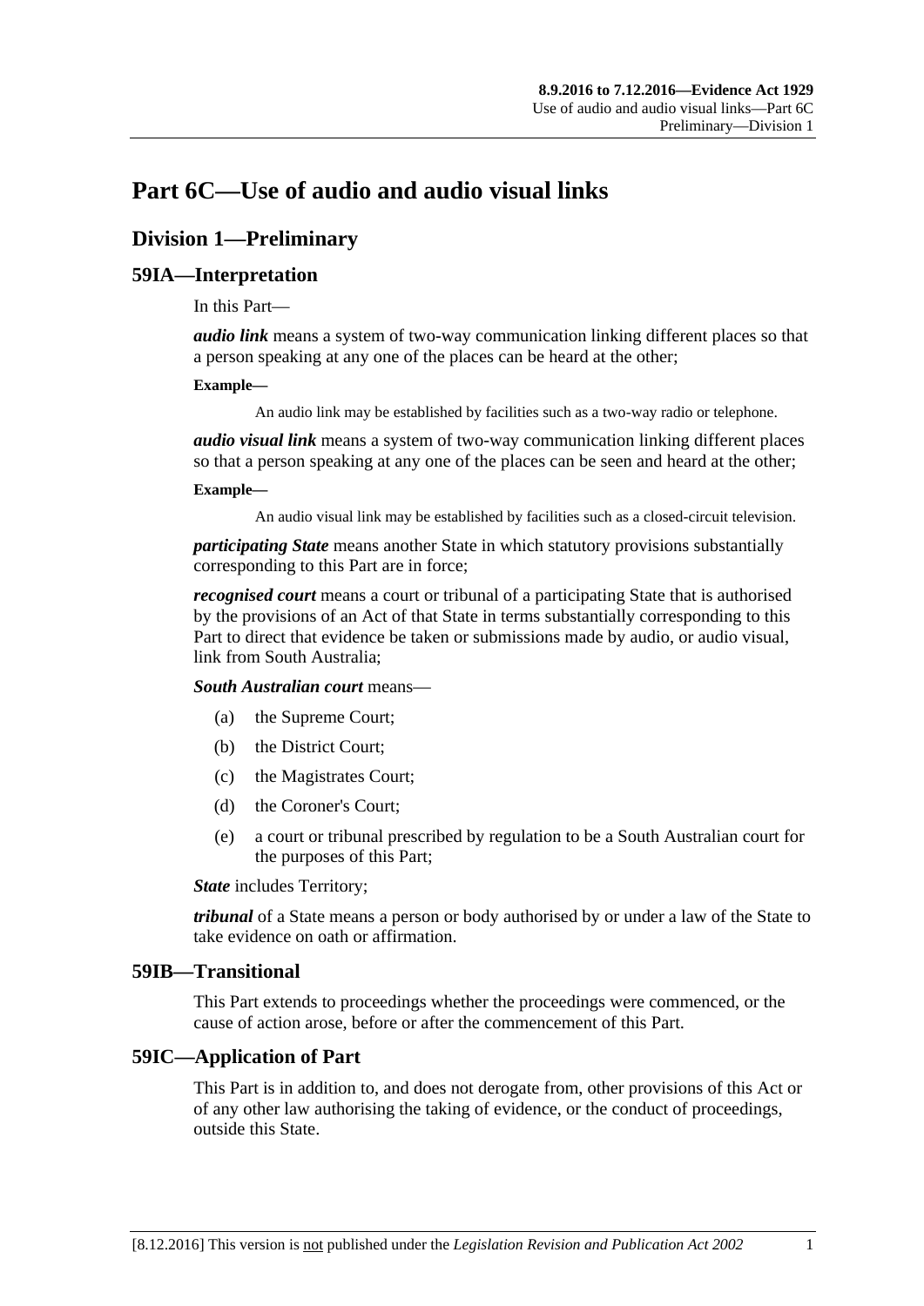# Part 6C—Use of audio and audio visual links

## Division 1—Preliminary

### 59IA—Interpretation

In this Part—

***audio link*** means a system of two-way communication linking different places so that a person speaking at any one of the places can be heard at the other;

**Example—**

An audio link may be established by facilities such as a two-way radio or telephone.

***audio visual link*** means a system of two-way communication linking different places so that a person speaking at any one of the places can be seen and heard at the other;

**Example—**

An audio visual link may be established by facilities such as a closed-circuit television.

***participating State*** means another State in which statutory provisions substantially corresponding to this Part are in force;

***recognised court*** means a court or tribunal of a participating State that is authorised by the provisions of an Act of that State in terms substantially corresponding to this Part to direct that evidence be taken or submissions made by audio, or audio visual, link from South Australia;

***South Australian court*** means—

(a) the Supreme Court;

(b) the District Court;

(c) the Magistrates Court;

(d) the Coroner's Court;

(e) a court or tribunal prescribed by regulation to be a South Australian court for the purposes of this Part;

***State*** includes Territory;

***tribunal*** of a State means a person or body authorised by or under a law of the State to take evidence on oath or affirmation.

### 59IB—Transitional

This Part extends to proceedings whether the proceedings were commenced, or the cause of action arose, before or after the commencement of this Part.

### 59IC—Application of Part

This Part is in addition to, and does not derogate from, other provisions of this Act or of any other law authorising the taking of evidence, or the conduct of proceedings, outside this State.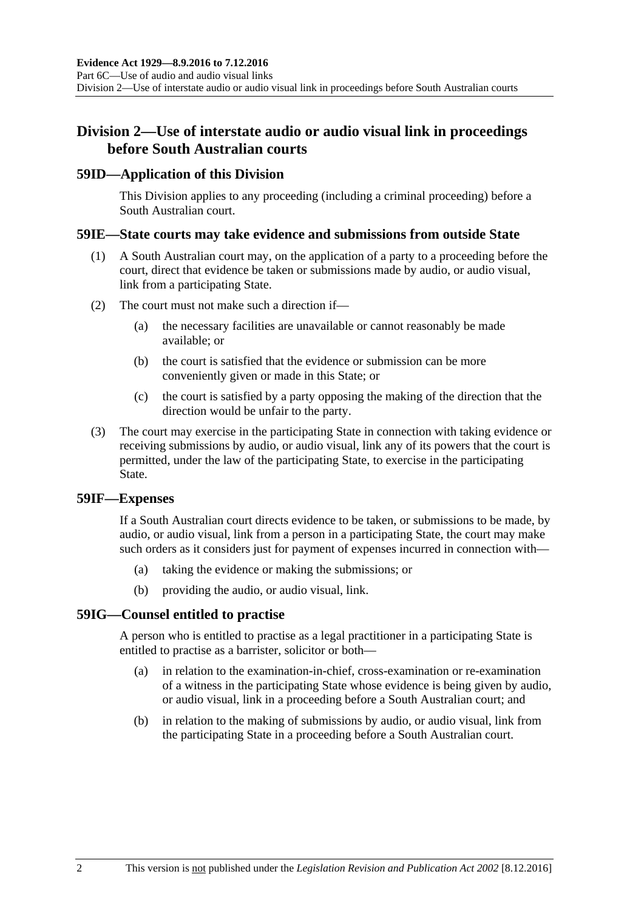## Division 2—Use of interstate audio or audio visual link in proceedings before South Australian courts

### 59ID—Application of this Division

This Division applies to any proceeding (including a criminal proceeding) before a South Australian court.

### 59IE—State courts may take evidence and submissions from outside State

(1) A South Australian court may, on the application of a party to a proceeding before the court, direct that evidence be taken or submissions made by audio, or audio visual, link from a participating State.

(2) The court must not make such a direction if—

- (a) the necessary facilities are unavailable or cannot reasonably be made available; or
- (b) the court is satisfied that the evidence or submission can be more conveniently given or made in this State; or
- (c) the court is satisfied by a party opposing the making of the direction that the direction would be unfair to the party.

(3) The court may exercise in the participating State in connection with taking evidence or receiving submissions by audio, or audio visual, link any of its powers that the court is permitted, under the law of the participating State, to exercise in the participating State.

### 59IF—Expenses

If a South Australian court directs evidence to be taken, or submissions to be made, by audio, or audio visual, link from a person in a participating State, the court may make such orders as it considers just for payment of expenses incurred in connection with—

- (a) taking the evidence or making the submissions; or
- (b) providing the audio, or audio visual, link.

### 59IG—Counsel entitled to practise

A person who is entitled to practise as a legal practitioner in a participating State is entitled to practise as a barrister, solicitor or both—

- (a) in relation to the examination-in-chief, cross-examination or re-examination of a witness in the participating State whose evidence is being given by audio, or audio visual, link in a proceeding before a South Australian court; and
- (b) in relation to the making of submissions by audio, or audio visual, link from the participating State in a proceeding before a South Australian court.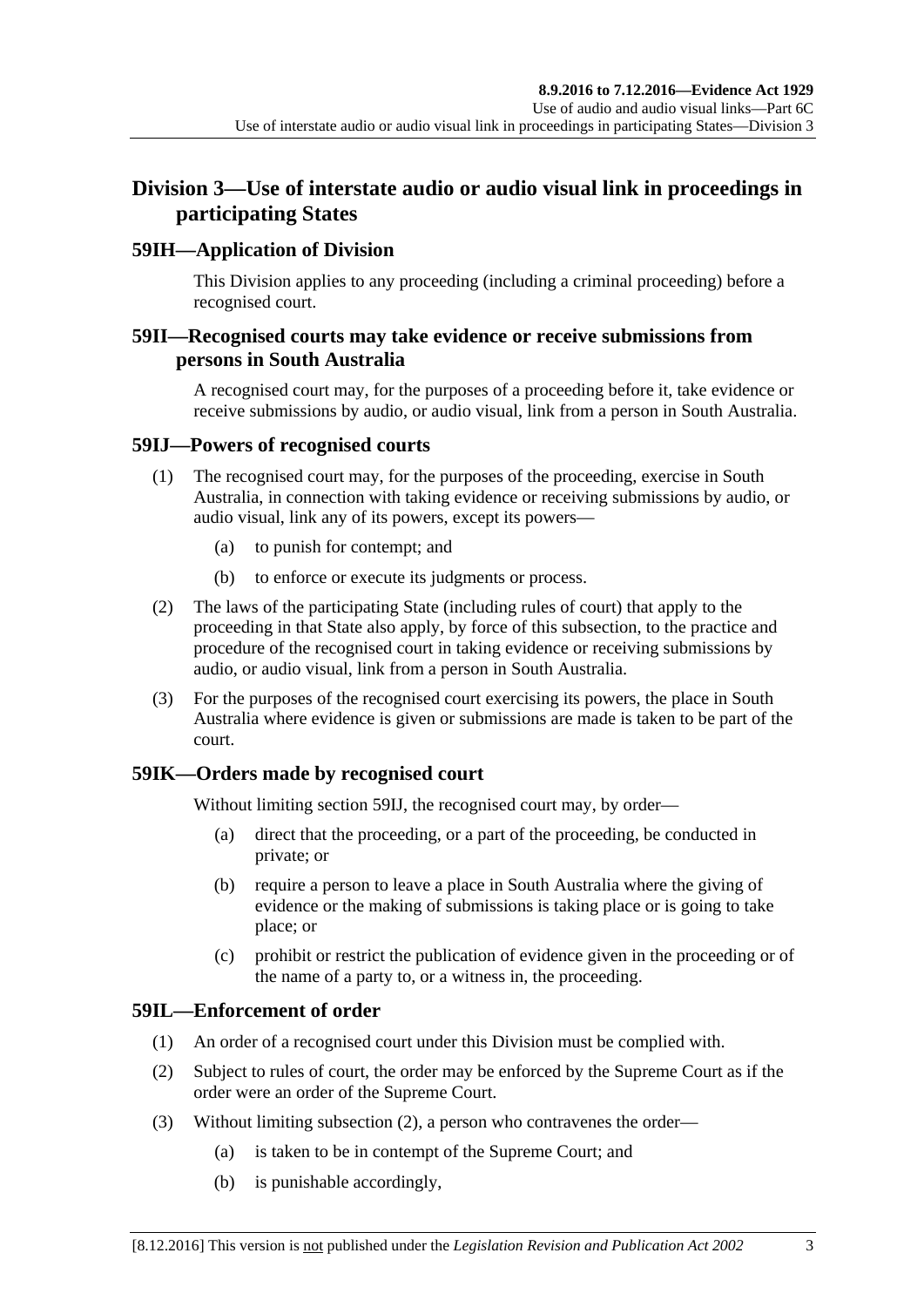## Division 3—Use of interstate audio or audio visual link in proceedings in participating States

### 59IH—Application of Division

This Division applies to any proceeding (including a criminal proceeding) before a recognised court.

### 59II—Recognised courts may take evidence or receive submissions from persons in South Australia

A recognised court may, for the purposes of a proceeding before it, take evidence or receive submissions by audio, or audio visual, link from a person in South Australia.

### 59IJ—Powers of recognised courts

(1) The recognised court may, for the purposes of the proceeding, exercise in South Australia, in connection with taking evidence or receiving submissions by audio, or audio visual, link any of its powers, except its powers—

(a) to punish for contempt; and

(b) to enforce or execute its judgments or process.

(2) The laws of the participating State (including rules of court) that apply to the proceeding in that State also apply, by force of this subsection, to the practice and procedure of the recognised court in taking evidence or receiving submissions by audio, or audio visual, link from a person in South Australia.

(3) For the purposes of the recognised court exercising its powers, the place in South Australia where evidence is given or submissions are made is taken to be part of the court.

### 59IK—Orders made by recognised court

Without limiting section 59IJ, the recognised court may, by order—

(a) direct that the proceeding, or a part of the proceeding, be conducted in private; or

(b) require a person to leave a place in South Australia where the giving of evidence or the making of submissions is taking place or is going to take place; or

(c) prohibit or restrict the publication of evidence given in the proceeding or of the name of a party to, or a witness in, the proceeding.

### 59IL—Enforcement of order

(1) An order of a recognised court under this Division must be complied with.

(2) Subject to rules of court, the order may be enforced by the Supreme Court as if the order were an order of the Supreme Court.

(3) Without limiting subsection (2), a person who contravenes the order—

(a) is taken to be in contempt of the Supreme Court; and

(b) is punishable accordingly,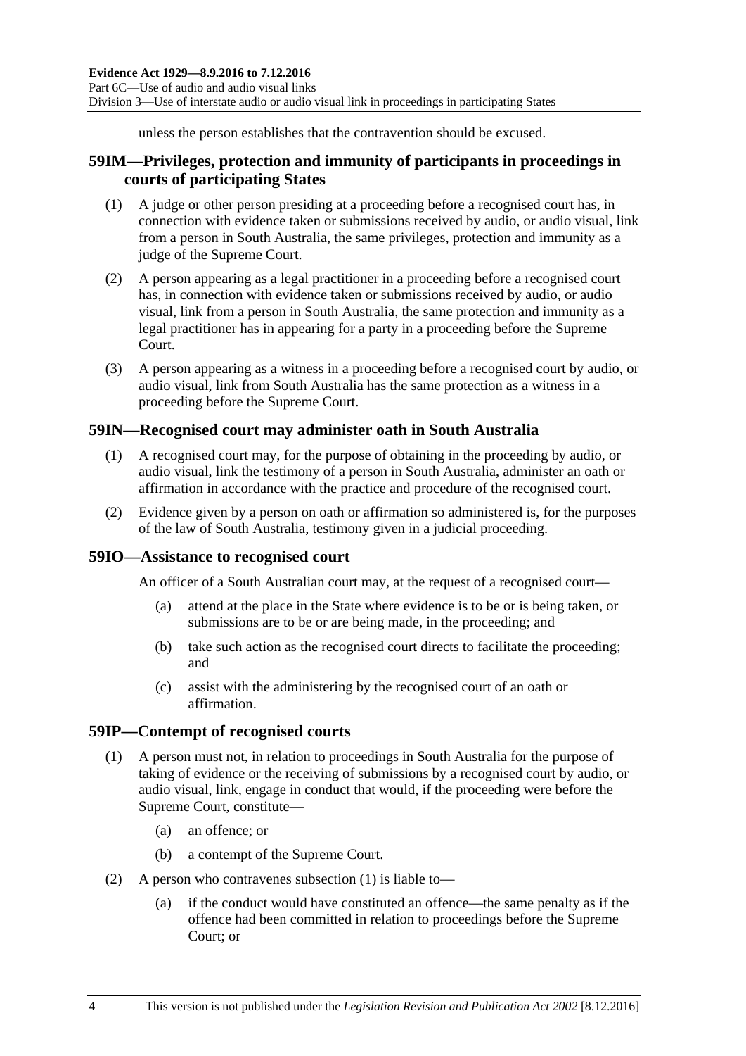unless the person establishes that the contravention should be excused.

## 59IM—Privileges, protection and immunity of participants in proceedings in courts of participating States

(1) A judge or other person presiding at a proceeding before a recognised court has, in connection with evidence taken or submissions received by audio, or audio visual, link from a person in South Australia, the same privileges, protection and immunity as a judge of the Supreme Court.

(2) A person appearing as a legal practitioner in a proceeding before a recognised court has, in connection with evidence taken or submissions received by audio, or audio visual, link from a person in South Australia, the same protection and immunity as a legal practitioner has in appearing for a party in a proceeding before the Supreme Court.

(3) A person appearing as a witness in a proceeding before a recognised court by audio, or audio visual, link from South Australia has the same protection as a witness in a proceeding before the Supreme Court.

## 59IN—Recognised court may administer oath in South Australia

(1) A recognised court may, for the purpose of obtaining in the proceeding by audio, or audio visual, link the testimony of a person in South Australia, administer an oath or affirmation in accordance with the practice and procedure of the recognised court.

(2) Evidence given by a person on oath or affirmation so administered is, for the purposes of the law of South Australia, testimony given in a judicial proceeding.

## 59IO—Assistance to recognised court

An officer of a South Australian court may, at the request of a recognised court—

(a) attend at the place in the State where evidence is to be or is being taken, or submissions are to be or are being made, in the proceeding; and

(b) take such action as the recognised court directs to facilitate the proceeding; and

(c) assist with the administering by the recognised court of an oath or affirmation.

## 59IP—Contempt of recognised courts

(1) A person must not, in relation to proceedings in South Australia for the purpose of taking of evidence or the receiving of submissions by a recognised court by audio, or audio visual, link, engage in conduct that would, if the proceeding were before the Supreme Court, constitute—

(a) an offence; or

(b) a contempt of the Supreme Court.

(2) A person who contravenes subsection (1) is liable to—

(a) if the conduct would have constituted an offence—the same penalty as if the offence had been committed in relation to proceedings before the Supreme Court; or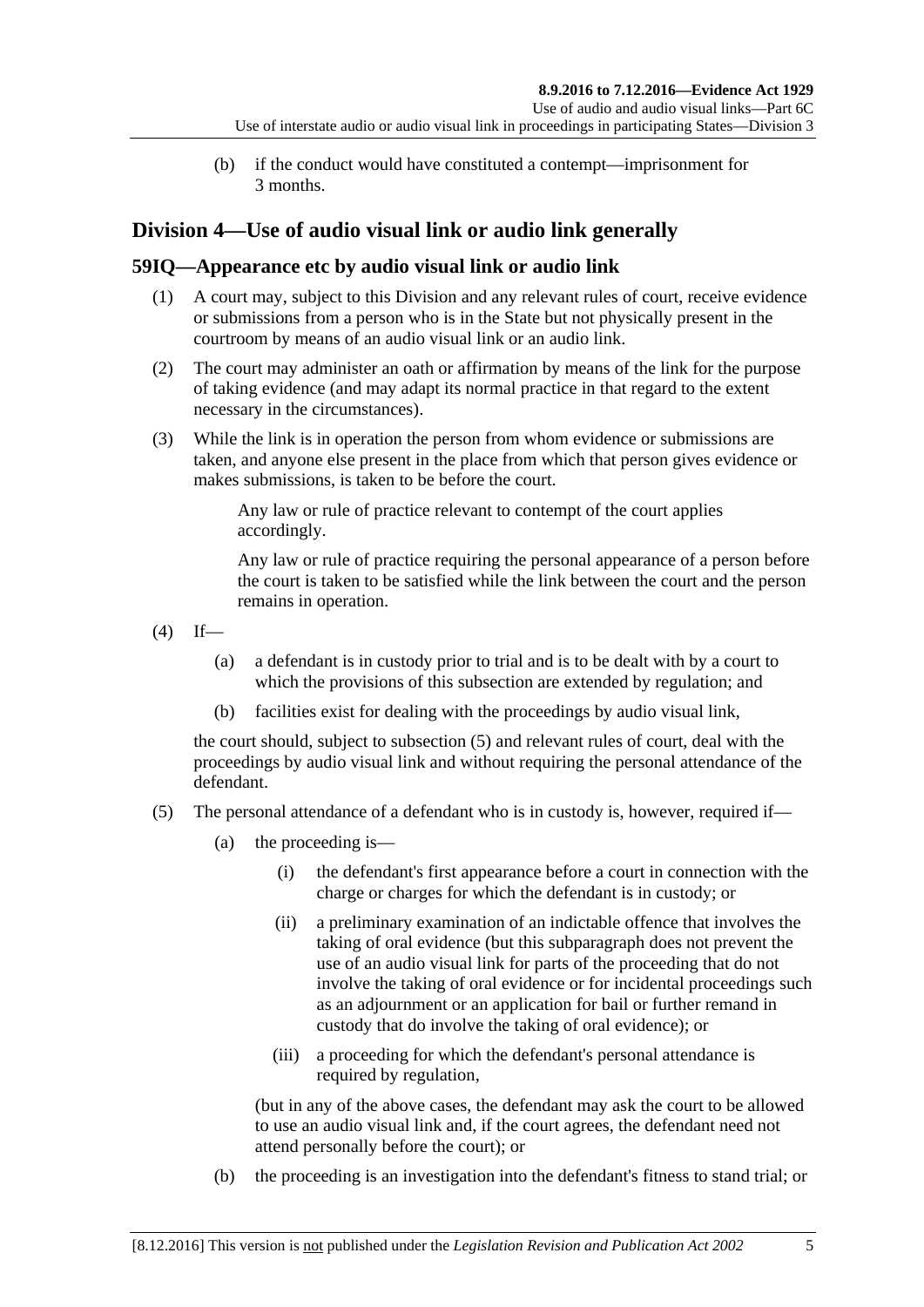(b) if the conduct would have constituted a contempt—imprisonment for 3 months.

## Division 4—Use of audio visual link or audio link generally

### 59IQ—Appearance etc by audio visual link or audio link

(1) A court may, subject to this Division and any relevant rules of court, receive evidence or submissions from a person who is in the State but not physically present in the courtroom by means of an audio visual link or an audio link.

(2) The court may administer an oath or affirmation by means of the link for the purpose of taking evidence (and may adapt its normal practice in that regard to the extent necessary in the circumstances).

(3) While the link is in operation the person from whom evidence or submissions are taken, and anyone else present in the place from which that person gives evidence or makes submissions, is taken to be before the court.

Any law or rule of practice relevant to contempt of the court applies accordingly.

Any law or rule of practice requiring the personal appearance of a person before the court is taken to be satisfied while the link between the court and the person remains in operation.

(4) If—

(a) a defendant is in custody prior to trial and is to be dealt with by a court to which the provisions of this subsection are extended by regulation; and

(b) facilities exist for dealing with the proceedings by audio visual link,

the court should, subject to subsection (5) and relevant rules of court, deal with the proceedings by audio visual link and without requiring the personal attendance of the defendant.

(5) The personal attendance of a defendant who is in custody is, however, required if—

(a) the proceeding is—

(i) the defendant's first appearance before a court in connection with the charge or charges for which the defendant is in custody; or

(ii) a preliminary examination of an indictable offence that involves the taking of oral evidence (but this subparagraph does not prevent the use of an audio visual link for parts of the proceeding that do not involve the taking of oral evidence or for incidental proceedings such as an adjournment or an application for bail or further remand in custody that do involve the taking of oral evidence); or

(iii) a proceeding for which the defendant's personal attendance is required by regulation,

(but in any of the above cases, the defendant may ask the court to be allowed to use an audio visual link and, if the court agrees, the defendant need not attend personally before the court); or

(b) the proceeding is an investigation into the defendant's fitness to stand trial; or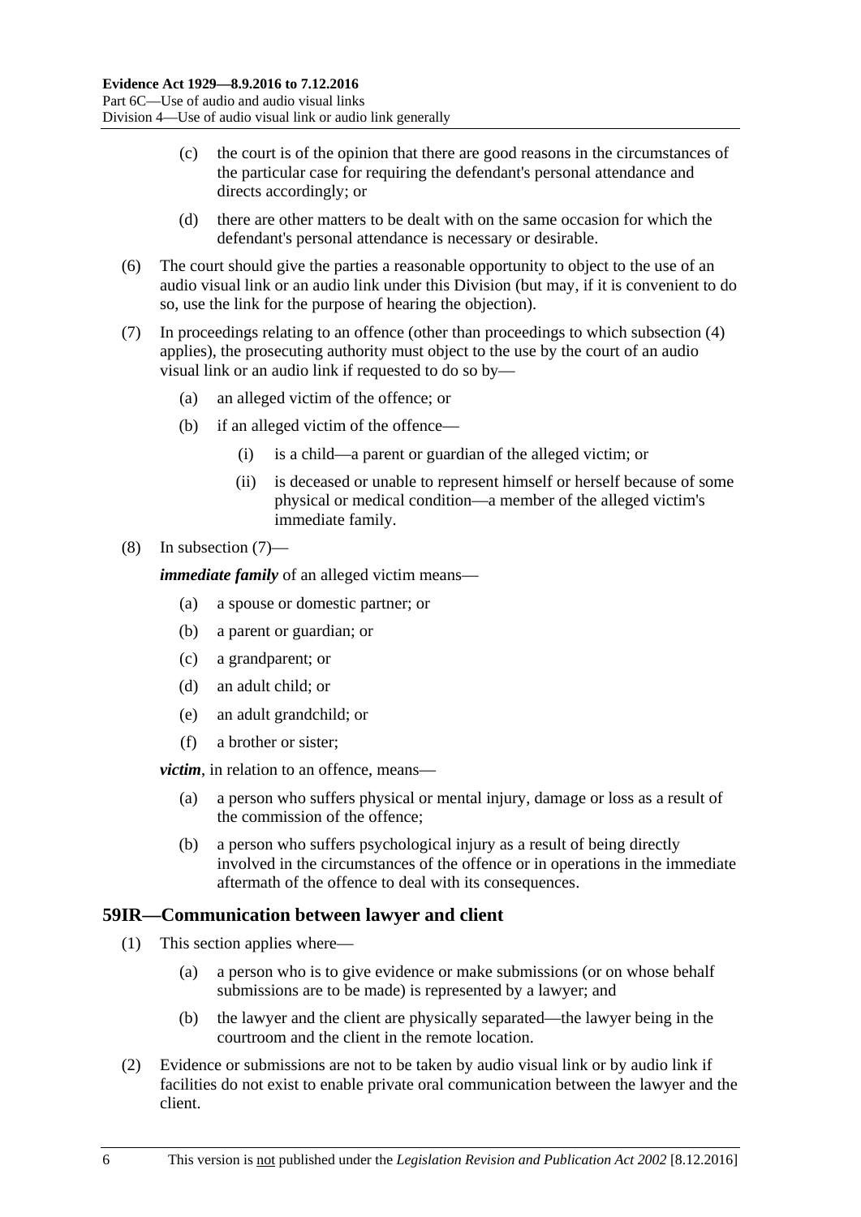(c) the court is of the opinion that there are good reasons in the circumstances of the particular case for requiring the defendant's personal attendance and directs accordingly; or

(d) there are other matters to be dealt with on the same occasion for which the defendant's personal attendance is necessary or desirable.

(6) The court should give the parties a reasonable opportunity to object to the use of an audio visual link or an audio link under this Division (but may, if it is convenient to do so, use the link for the purpose of hearing the objection).

(7) In proceedings relating to an offence (other than proceedings to which subsection (4) applies), the prosecuting authority must object to the use by the court of an audio visual link or an audio link if requested to do so by—

(a) an alleged victim of the offence; or

(b) if an alleged victim of the offence—

(i) is a child—a parent or guardian of the alleged victim; or

(ii) is deceased or unable to represent himself or herself because of some physical or medical condition—a member of the alleged victim's immediate family.

(8) In subsection (7)—

***immediate family*** of an alleged victim means—

(a) a spouse or domestic partner; or

(b) a parent or guardian; or

(c) a grandparent; or

(d) an adult child; or

(e) an adult grandchild; or

(f) a brother or sister;

***victim***, in relation to an offence, means—

(a) a person who suffers physical or mental injury, damage or loss as a result of the commission of the offence;

(b) a person who suffers psychological injury as a result of being directly involved in the circumstances of the offence or in operations in the immediate aftermath of the offence to deal with its consequences.

## 59IR—Communication between lawyer and client

(1) This section applies where—

(a) a person who is to give evidence or make submissions (or on whose behalf submissions are to be made) is represented by a lawyer; and

(b) the lawyer and the client are physically separated—the lawyer being in the courtroom and the client in the remote location.

(2) Evidence or submissions are not to be taken by audio visual link or by audio link if facilities do not exist to enable private oral communication between the lawyer and the client.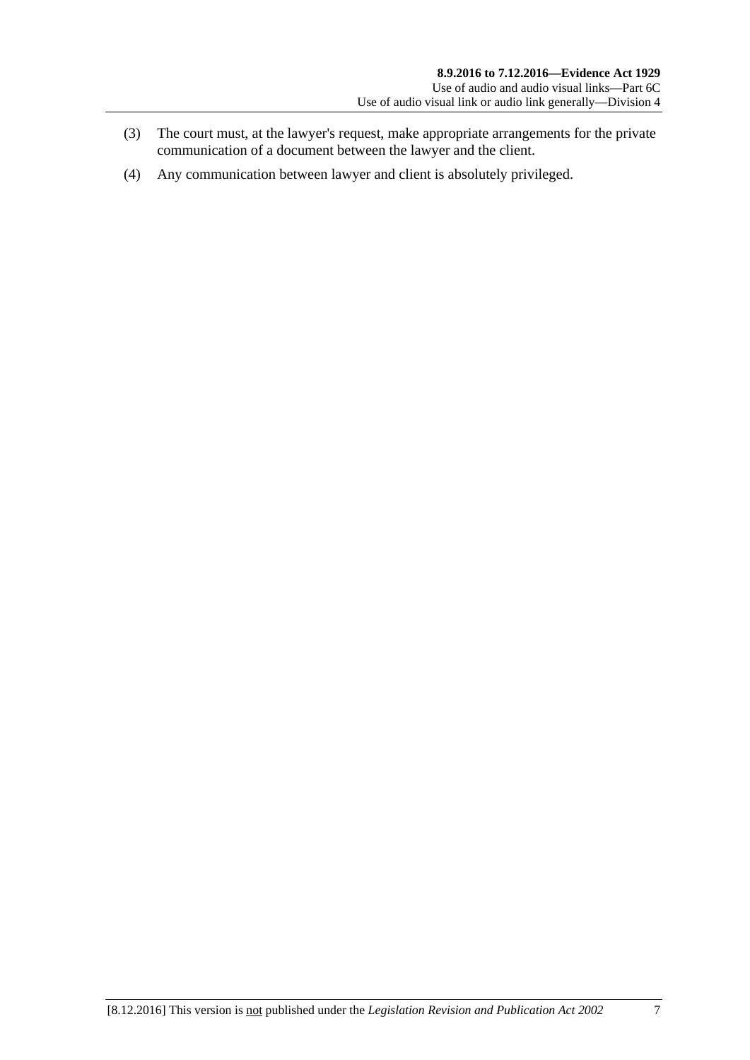(3) The court must, at the lawyer's request, make appropriate arrangements for the private communication of a document between the lawyer and the client.

(4) Any communication between lawyer and client is absolutely privileged.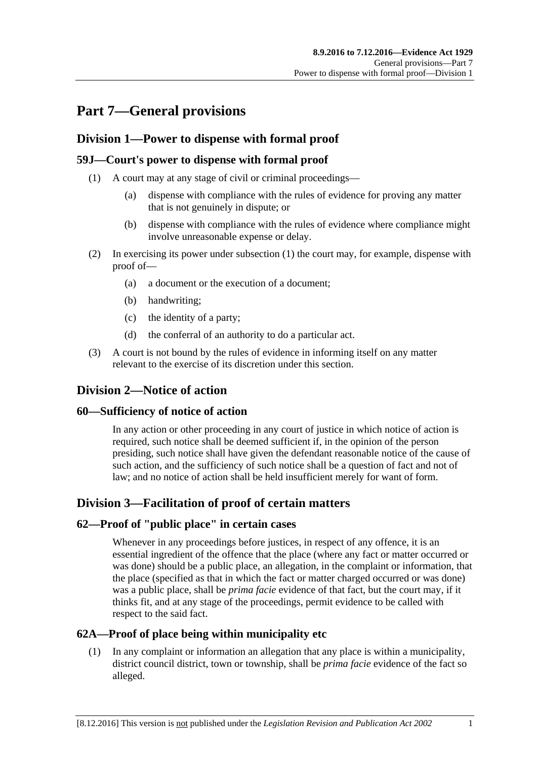# Part 7—General provisions

## Division 1—Power to dispense with formal proof

### 59J—Court's power to dispense with formal proof

(1) A court may at any stage of civil or criminal proceedings—

(a) dispense with compliance with the rules of evidence for proving any matter that is not genuinely in dispute; or

(b) dispense with compliance with the rules of evidence where compliance might involve unreasonable expense or delay.

(2) In exercising its power under subsection (1) the court may, for example, dispense with proof of—

(a) a document or the execution of a document;

(b) handwriting;

(c) the identity of a party;

(d) the conferral of an authority to do a particular act.

(3) A court is not bound by the rules of evidence in informing itself on any matter relevant to the exercise of its discretion under this section.

## Division 2—Notice of action

### 60—Sufficiency of notice of action

In any action or other proceeding in any court of justice in which notice of action is required, such notice shall be deemed sufficient if, in the opinion of the person presiding, such notice shall have given the defendant reasonable notice of the cause of such action, and the sufficiency of such notice shall be a question of fact and not of law; and no notice of action shall be held insufficient merely for want of form.

## Division 3—Facilitation of proof of certain matters

### 62—Proof of "public place" in certain cases

Whenever in any proceedings before justices, in respect of any offence, it is an essential ingredient of the offence that the place (where any fact or matter occurred or was done) should be a public place, an allegation, in the complaint or information, that the place (specified as that in which the fact or matter charged occurred or was done) was a public place, shall be *prima facie* evidence of that fact, but the court may, if it thinks fit, and at any stage of the proceedings, permit evidence to be called with respect to the said fact.

### 62A—Proof of place being within municipality etc

(1) In any complaint or information an allegation that any place is within a municipality, district council district, town or township, shall be *prima facie* evidence of the fact so alleged.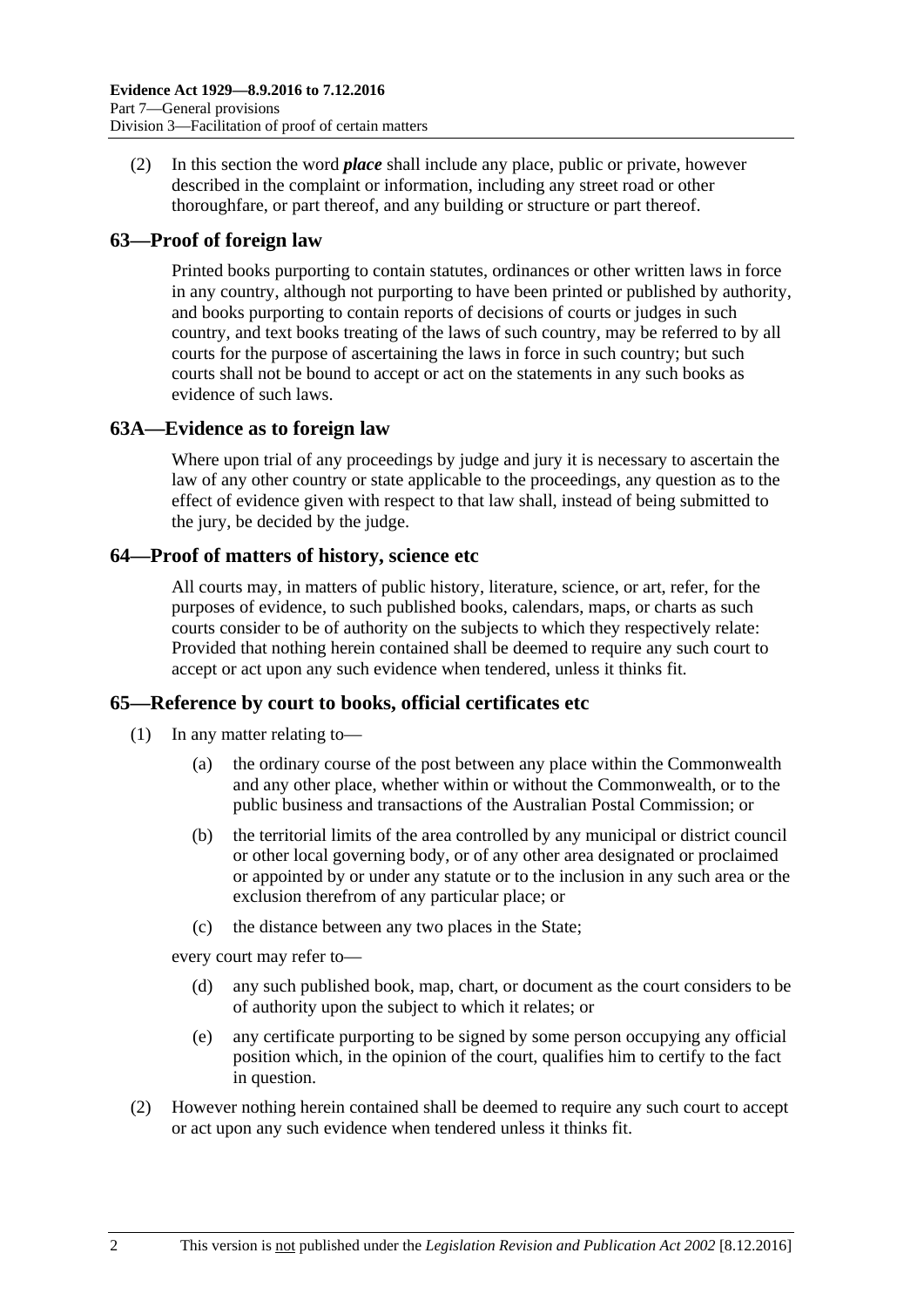(2) In this section the word ***place*** shall include any place, public or private, however described in the complaint or information, including any street road or other thoroughfare, or part thereof, and any building or structure or part thereof.

## 63—Proof of foreign law

Printed books purporting to contain statutes, ordinances or other written laws in force in any country, although not purporting to have been printed or published by authority, and books purporting to contain reports of decisions of courts or judges in such country, and text books treating of the laws of such country, may be referred to by all courts for the purpose of ascertaining the laws in force in such country; but such courts shall not be bound to accept or act on the statements in any such books as evidence of such laws.

## 63A—Evidence as to foreign law

Where upon trial of any proceedings by judge and jury it is necessary to ascertain the law of any other country or state applicable to the proceedings, any question as to the effect of evidence given with respect to that law shall, instead of being submitted to the jury, be decided by the judge.

## 64—Proof of matters of history, science etc

All courts may, in matters of public history, literature, science, or art, refer, for the purposes of evidence, to such published books, calendars, maps, or charts as such courts consider to be of authority on the subjects to which they respectively relate: Provided that nothing herein contained shall be deemed to require any such court to accept or act upon any such evidence when tendered, unless it thinks fit.

## 65—Reference by court to books, official certificates etc

(1) In any matter relating to—

(a) the ordinary course of the post between any place within the Commonwealth and any other place, whether within or without the Commonwealth, or to the public business and transactions of the Australian Postal Commission; or

(b) the territorial limits of the area controlled by any municipal or district council or other local governing body, or of any other area designated or proclaimed or appointed by or under any statute or to the inclusion in any such area or the exclusion therefrom of any particular place; or

(c) the distance between any two places in the State;

every court may refer to—

(d) any such published book, map, chart, or document as the court considers to be of authority upon the subject to which it relates; or

(e) any certificate purporting to be signed by some person occupying any official position which, in the opinion of the court, qualifies him to certify to the fact in question.

(2) However nothing herein contained shall be deemed to require any such court to accept or act upon any such evidence when tendered unless it thinks fit.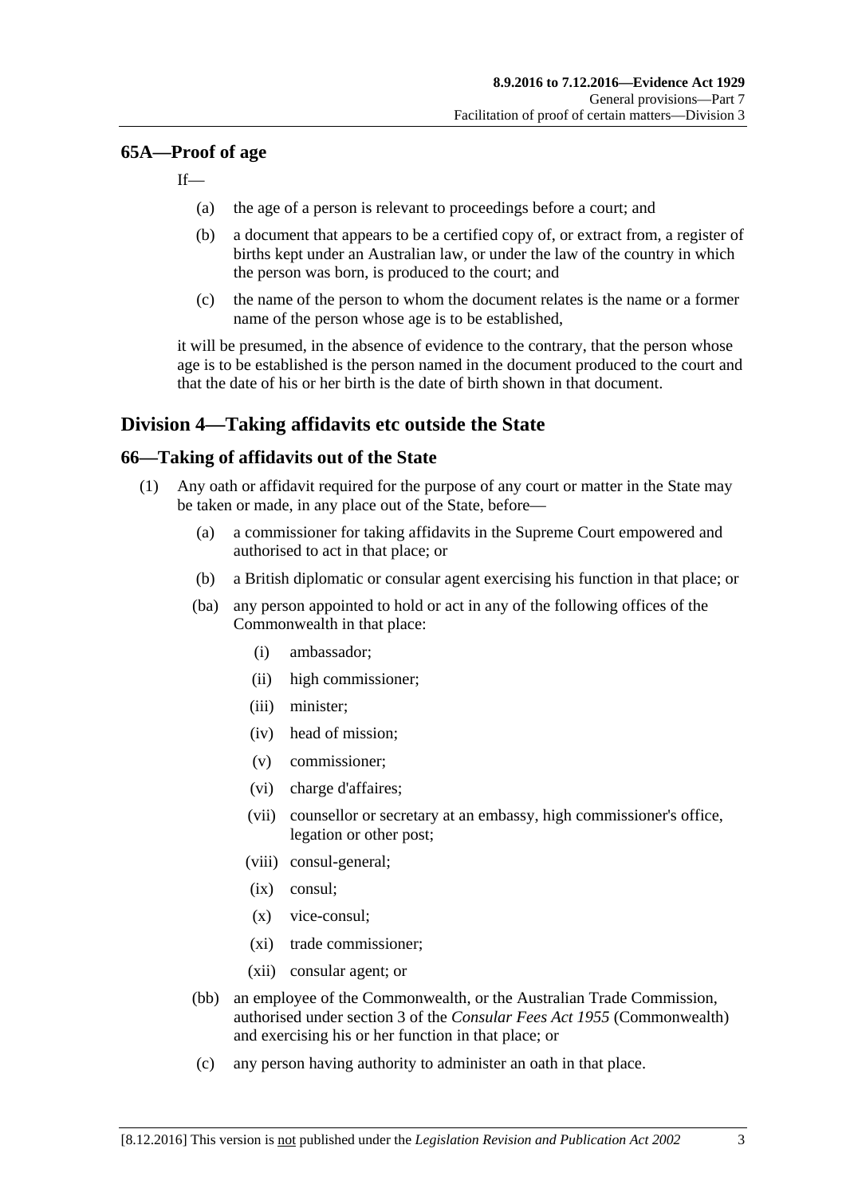## 65A—Proof of age

If—

(a) the age of a person is relevant to proceedings before a court; and

(b) a document that appears to be a certified copy of, or extract from, a register of births kept under an Australian law, or under the law of the country in which the person was born, is produced to the court; and

(c) the name of the person to whom the document relates is the name or a former name of the person whose age is to be established,

it will be presumed, in the absence of evidence to the contrary, that the person whose age is to be established is the person named in the document produced to the court and that the date of his or her birth is the date of birth shown in that document.

# Division 4—Taking affidavits etc outside the State

## 66—Taking of affidavits out of the State

(1) Any oath or affidavit required for the purpose of any court or matter in the State may be taken or made, in any place out of the State, before—

(a) a commissioner for taking affidavits in the Supreme Court empowered and authorised to act in that place; or

(b) a British diplomatic or consular agent exercising his function in that place; or

(ba) any person appointed to hold or act in any of the following offices of the Commonwealth in that place:

(i) ambassador;

(ii) high commissioner;

(iii) minister;

(iv) head of mission;

(v) commissioner;

(vi) charge d'affaires;

(vii) counsellor or secretary at an embassy, high commissioner's office, legation or other post;

(viii) consul-general;

(ix) consul;

(x) vice-consul;

(xi) trade commissioner;

(xii) consular agent; or

(bb) an employee of the Commonwealth, or the Australian Trade Commission, authorised under section 3 of the *Consular Fees Act 1955* (Commonwealth) and exercising his or her function in that place; or

(c) any person having authority to administer an oath in that place.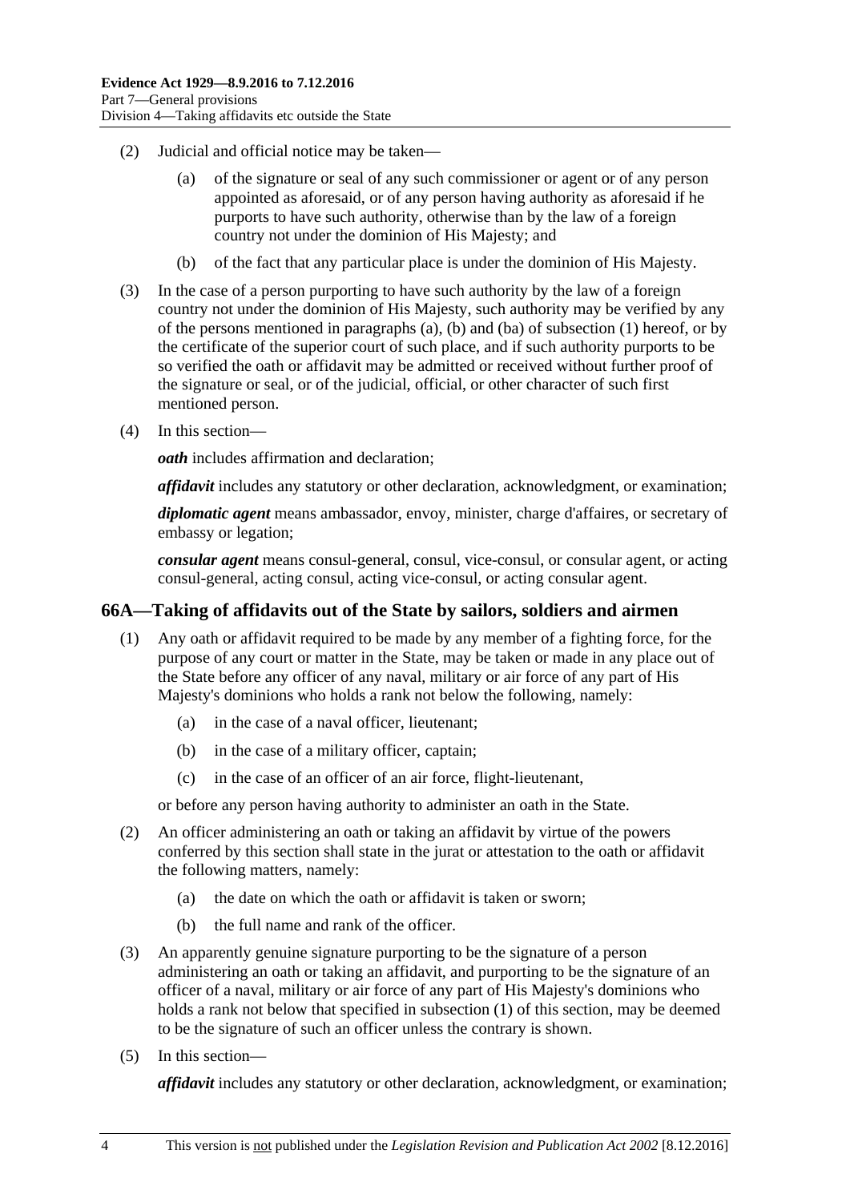(2) Judicial and official notice may be taken—

(a) of the signature or seal of any such commissioner or agent or of any person appointed as aforesaid, or of any person having authority as aforesaid if he purports to have such authority, otherwise than by the law of a foreign country not under the dominion of His Majesty; and

(b) of the fact that any particular place is under the dominion of His Majesty.

(3) In the case of a person purporting to have such authority by the law of a foreign country not under the dominion of His Majesty, such authority may be verified by any of the persons mentioned in paragraphs (a), (b) and (ba) of subsection (1) hereof, or by the certificate of the superior court of such place, and if such authority purports to be so verified the oath or affidavit may be admitted or received without further proof of the signature or seal, or of the judicial, official, or other character of such first mentioned person.

(4) In this section—

***oath*** includes affirmation and declaration;

***affidavit*** includes any statutory or other declaration, acknowledgment, or examination;

***diplomatic agent*** means ambassador, envoy, minister, charge d'affaires, or secretary of embassy or legation;

***consular agent*** means consul-general, consul, vice-consul, or consular agent, or acting consul-general, acting consul, acting vice-consul, or acting consular agent.

## 66A—Taking of affidavits out of the State by sailors, soldiers and airmen

(1) Any oath or affidavit required to be made by any member of a fighting force, for the purpose of any court or matter in the State, may be taken or made in any place out of the State before any officer of any naval, military or air force of any part of His Majesty's dominions who holds a rank not below the following, namely:

(a) in the case of a naval officer, lieutenant;

(b) in the case of a military officer, captain;

(c) in the case of an officer of an air force, flight-lieutenant,

or before any person having authority to administer an oath in the State.

(2) An officer administering an oath or taking an affidavit by virtue of the powers conferred by this section shall state in the jurat or attestation to the oath or affidavit the following matters, namely:

(a) the date on which the oath or affidavit is taken or sworn;

(b) the full name and rank of the officer.

(3) An apparently genuine signature purporting to be the signature of a person administering an oath or taking an affidavit, and purporting to be the signature of an officer of a naval, military or air force of any part of His Majesty's dominions who holds a rank not below that specified in subsection (1) of this section, may be deemed to be the signature of such an officer unless the contrary is shown.

(5) In this section—

***affidavit*** includes any statutory or other declaration, acknowledgment, or examination;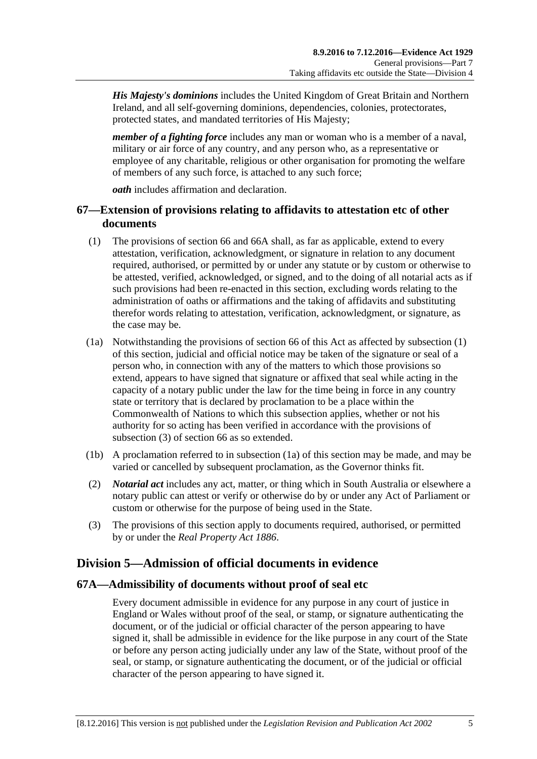***His Majesty's dominions*** includes the United Kingdom of Great Britain and Northern Ireland, and all self-governing dominions, dependencies, colonies, protectorates, protected states, and mandated territories of His Majesty;

***member of a fighting force*** includes any man or woman who is a member of a naval, military or air force of any country, and any person who, as a representative or employee of any charitable, religious or other organisation for promoting the welfare of members of any such force, is attached to any such force;

***oath*** includes affirmation and declaration.

## 67—Extension of provisions relating to affidavits to attestation etc of other documents

(1) The provisions of section 66 and 66A shall, as far as applicable, extend to every attestation, verification, acknowledgment, or signature in relation to any document required, authorised, or permitted by or under any statute or by custom or otherwise to be attested, verified, acknowledged, or signed, and to the doing of all notarial acts as if such provisions had been re-enacted in this section, excluding words relating to the administration of oaths or affirmations and the taking of affidavits and substituting therefor words relating to attestation, verification, acknowledgment, or signature, as the case may be.

(1a) Notwithstanding the provisions of section 66 of this Act as affected by subsection (1) of this section, judicial and official notice may be taken of the signature or seal of a person who, in connection with any of the matters to which those provisions so extend, appears to have signed that signature or affixed that seal while acting in the capacity of a notary public under the law for the time being in force in any country state or territory that is declared by proclamation to be a place within the Commonwealth of Nations to which this subsection applies, whether or not his authority for so acting has been verified in accordance with the provisions of subsection (3) of section 66 as so extended.

(1b) A proclamation referred to in subsection (1a) of this section may be made, and may be varied or cancelled by subsequent proclamation, as the Governor thinks fit.

(2) ***Notarial act*** includes any act, matter, or thing which in South Australia or elsewhere a notary public can attest or verify or otherwise do by or under any Act of Parliament or custom or otherwise for the purpose of being used in the State.

(3) The provisions of this section apply to documents required, authorised, or permitted by or under the *Real Property Act 1886*.

# Division 5—Admission of official documents in evidence

## 67A—Admissibility of documents without proof of seal etc

Every document admissible in evidence for any purpose in any court of justice in England or Wales without proof of the seal, or stamp, or signature authenticating the document, or of the judicial or official character of the person appearing to have signed it, shall be admissible in evidence for the like purpose in any court of the State or before any person acting judicially under any law of the State, without proof of the seal, or stamp, or signature authenticating the document, or of the judicial or official character of the person appearing to have signed it.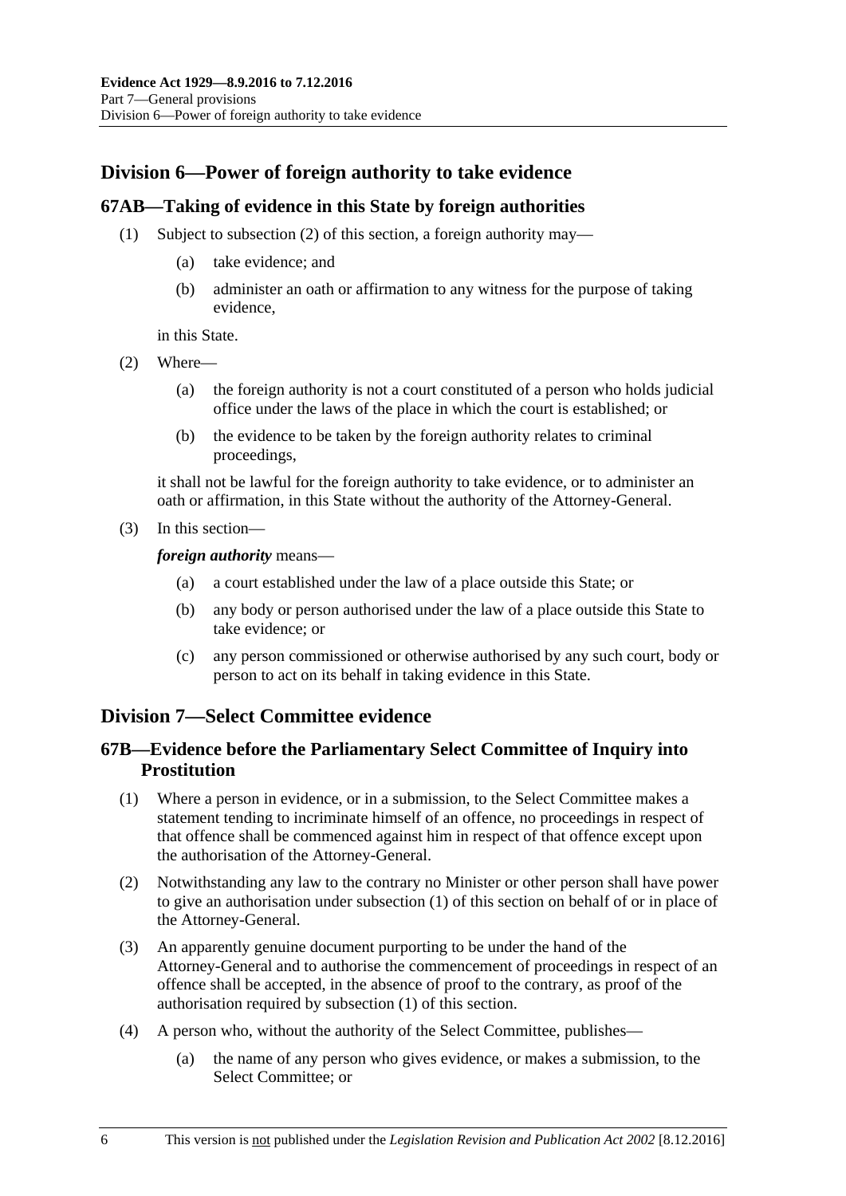## Division 6—Power of foreign authority to take evidence

### 67AB—Taking of evidence in this State by foreign authorities

(1) Subject to subsection (2) of this section, a foreign authority may—

   (a) take evidence; and

   (b) administer an oath or affirmation to any witness for the purpose of taking evidence,

   in this State.

(2) Where—

   (a) the foreign authority is not a court constituted of a person who holds judicial office under the laws of the place in which the court is established; or

   (b) the evidence to be taken by the foreign authority relates to criminal proceedings,

   it shall not be lawful for the foreign authority to take evidence, or to administer an oath or affirmation, in this State without the authority of the Attorney-General.

(3) In this section—

   ***foreign authority*** means—

   (a) a court established under the law of a place outside this State; or

   (b) any body or person authorised under the law of a place outside this State to take evidence; or

   (c) any person commissioned or otherwise authorised by any such court, body or person to act on its behalf in taking evidence in this State.

## Division 7—Select Committee evidence

### 67B—Evidence before the Parliamentary Select Committee of Inquiry into Prostitution

(1) Where a person in evidence, or in a submission, to the Select Committee makes a statement tending to incriminate himself of an offence, no proceedings in respect of that offence shall be commenced against him in respect of that offence except upon the authorisation of the Attorney-General.

(2) Notwithstanding any law to the contrary no Minister or other person shall have power to give an authorisation under subsection (1) of this section on behalf of or in place of the Attorney-General.

(3) An apparently genuine document purporting to be under the hand of the Attorney-General and to authorise the commencement of proceedings in respect of an offence shall be accepted, in the absence of proof to the contrary, as proof of the authorisation required by subsection (1) of this section.

(4) A person who, without the authority of the Select Committee, publishes—

   (a) the name of any person who gives evidence, or makes a submission, to the Select Committee; or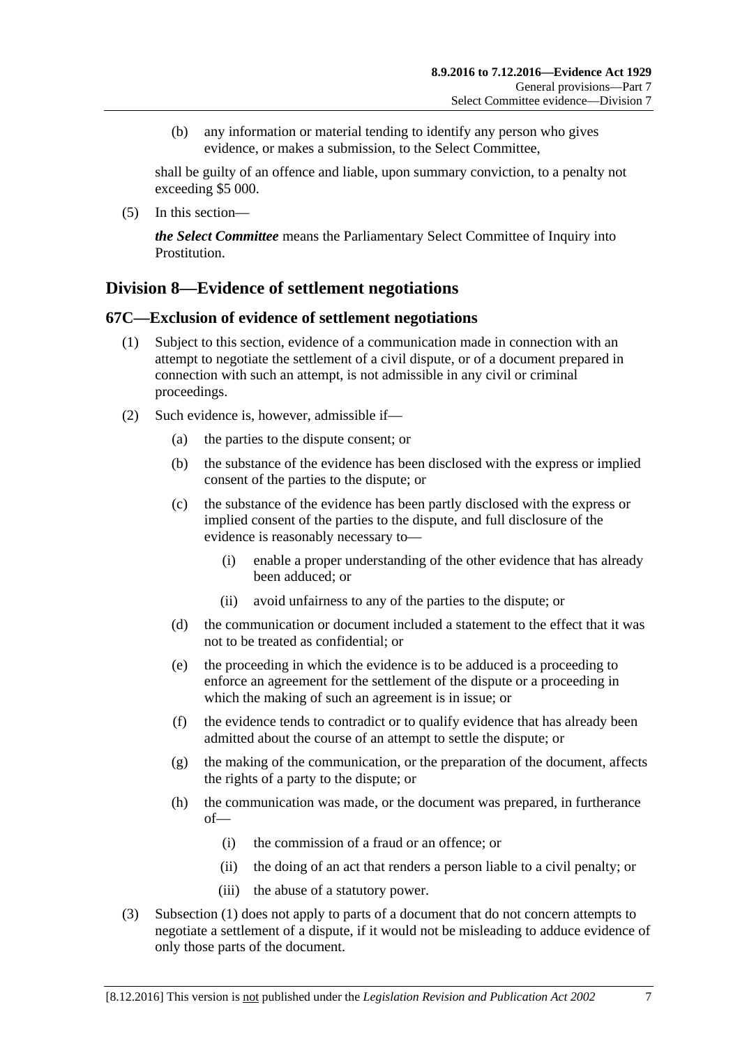(b) any information or material tending to identify any person who gives evidence, or makes a submission, to the Select Committee,

shall be guilty of an offence and liable, upon summary conviction, to a penalty not exceeding $5 000.

(5) In this section—

***the Select Committee*** means the Parliamentary Select Committee of Inquiry into Prostitution.

## Division 8—Evidence of settlement negotiations

### 67C—Exclusion of evidence of settlement negotiations

(1) Subject to this section, evidence of a communication made in connection with an attempt to negotiate the settlement of a civil dispute, or of a document prepared in connection with such an attempt, is not admissible in any civil or criminal proceedings.

(2) Such evidence is, however, admissible if—

- (a) the parties to the dispute consent; or
- (b) the substance of the evidence has been disclosed with the express or implied consent of the parties to the dispute; or
- (c) the substance of the evidence has been partly disclosed with the express or implied consent of the parties to the dispute, and full disclosure of the evidence is reasonably necessary to—
  - (i) enable a proper understanding of the other evidence that has already been adduced; or
  - (ii) avoid unfairness to any of the parties to the dispute; or
- (d) the communication or document included a statement to the effect that it was not to be treated as confidential; or
- (e) the proceeding in which the evidence is to be adduced is a proceeding to enforce an agreement for the settlement of the dispute or a proceeding in which the making of such an agreement is in issue; or
- (f) the evidence tends to contradict or to qualify evidence that has already been admitted about the course of an attempt to settle the dispute; or
- (g) the making of the communication, or the preparation of the document, affects the rights of a party to the dispute; or
- (h) the communication was made, or the document was prepared, in furtherance of—
  - (i) the commission of a fraud or an offence; or
  - (ii) the doing of an act that renders a person liable to a civil penalty; or
  - (iii) the abuse of a statutory power.

(3) Subsection (1) does not apply to parts of a document that do not concern attempts to negotiate a settlement of a dispute, if it would not be misleading to adduce evidence of only those parts of the document.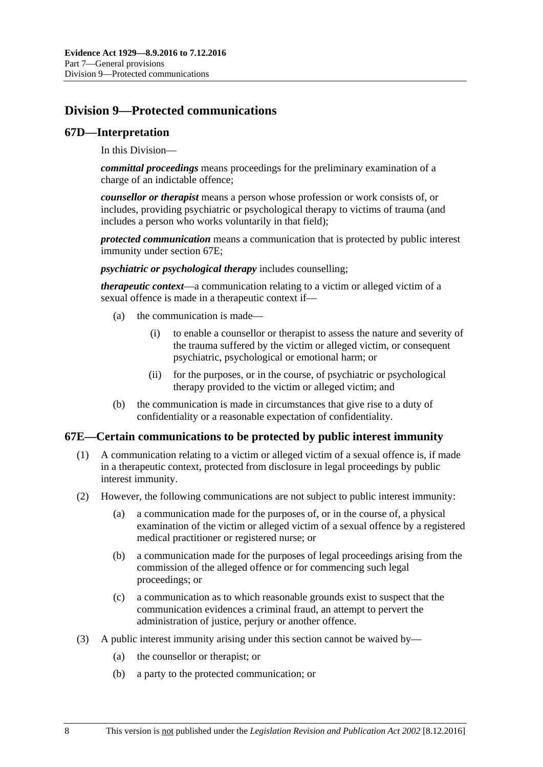## Division 9—Protected communications

### 67D—Interpretation

In this Division—

***committal proceedings*** means proceedings for the preliminary examination of a charge of an indictable offence;

***counsellor or therapist*** means a person whose profession or work consists of, or includes, providing psychiatric or psychological therapy to victims of trauma (and includes a person who works voluntarily in that field);

***protected communication*** means a communication that is protected by public interest immunity under section 67E;

***psychiatric or psychological therapy*** includes counselling;

***therapeutic context***—a communication relating to a victim or alleged victim of a sexual offence is made in a therapeutic context if—

- (a) the communication is made—
  - (i) to enable a counsellor or therapist to assess the nature and severity of the trauma suffered by the victim or alleged victim, or consequent psychiatric, psychological or emotional harm; or
  - (ii) for the purposes, or in the course, of psychiatric or psychological therapy provided to the victim or alleged victim; and
- (b) the communication is made in circumstances that give rise to a duty of confidentiality or a reasonable expectation of confidentiality.

### 67E—Certain communications to be protected by public interest immunity

(1) A communication relating to a victim or alleged victim of a sexual offence is, if made in a therapeutic context, protected from disclosure in legal proceedings by public interest immunity.

(2) However, the following communications are not subject to public interest immunity:

- (a) a communication made for the purposes of, or in the course of, a physical examination of the victim or alleged victim of a sexual offence by a registered medical practitioner or registered nurse; or
- (b) a communication made for the purposes of legal proceedings arising from the commission of the alleged offence or for commencing such legal proceedings; or
- (c) a communication as to which reasonable grounds exist to suspect that the communication evidences a criminal fraud, an attempt to pervert the administration of justice, perjury or another offence.

(3) A public interest immunity arising under this section cannot be waived by—

- (a) the counsellor or therapist; or
- (b) a party to the protected communication; or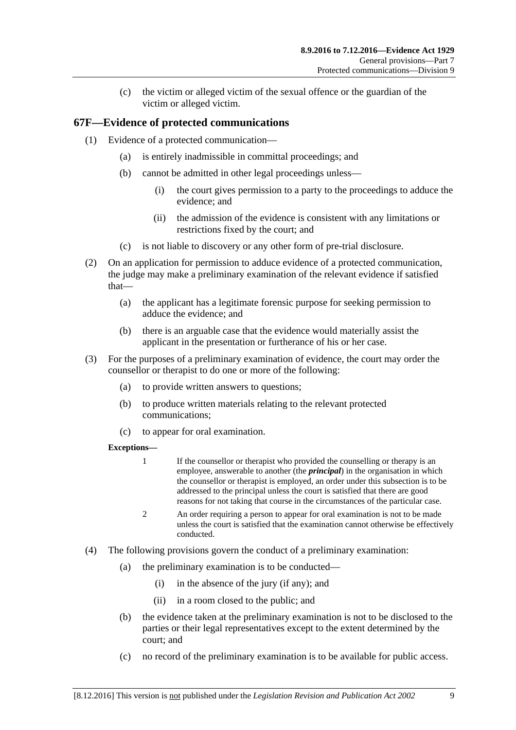(c) the victim or alleged victim of the sexual offence or the guardian of the victim or alleged victim.

## 67F—Evidence of protected communications

(1) Evidence of a protected communication—

(a) is entirely inadmissible in committal proceedings; and

(b) cannot be admitted in other legal proceedings unless—

(i) the court gives permission to a party to the proceedings to adduce the evidence; and

(ii) the admission of the evidence is consistent with any limitations or restrictions fixed by the court; and

(c) is not liable to discovery or any other form of pre-trial disclosure.

(2) On an application for permission to adduce evidence of a protected communication, the judge may make a preliminary examination of the relevant evidence if satisfied that—

(a) the applicant has a legitimate forensic purpose for seeking permission to adduce the evidence; and

(b) there is an arguable case that the evidence would materially assist the applicant in the presentation or furtherance of his or her case.

(3) For the purposes of a preliminary examination of evidence, the court may order the counsellor or therapist to do one or more of the following:

(a) to provide written answers to questions;

(b) to produce written materials relating to the relevant protected communications;

(c) to appear for oral examination.

**Exceptions—**

1 If the counsellor or therapist who provided the counselling or therapy is an employee, answerable to another (the ***principal***) in the organisation in which the counsellor or therapist is employed, an order under this subsection is to be addressed to the principal unless the court is satisfied that there are good reasons for not taking that course in the circumstances of the particular case.

2 An order requiring a person to appear for oral examination is not to be made unless the court is satisfied that the examination cannot otherwise be effectively conducted.

(4) The following provisions govern the conduct of a preliminary examination:

(a) the preliminary examination is to be conducted—

(i) in the absence of the jury (if any); and

(ii) in a room closed to the public; and

(b) the evidence taken at the preliminary examination is not to be disclosed to the parties or their legal representatives except to the extent determined by the court; and

(c) no record of the preliminary examination is to be available for public access.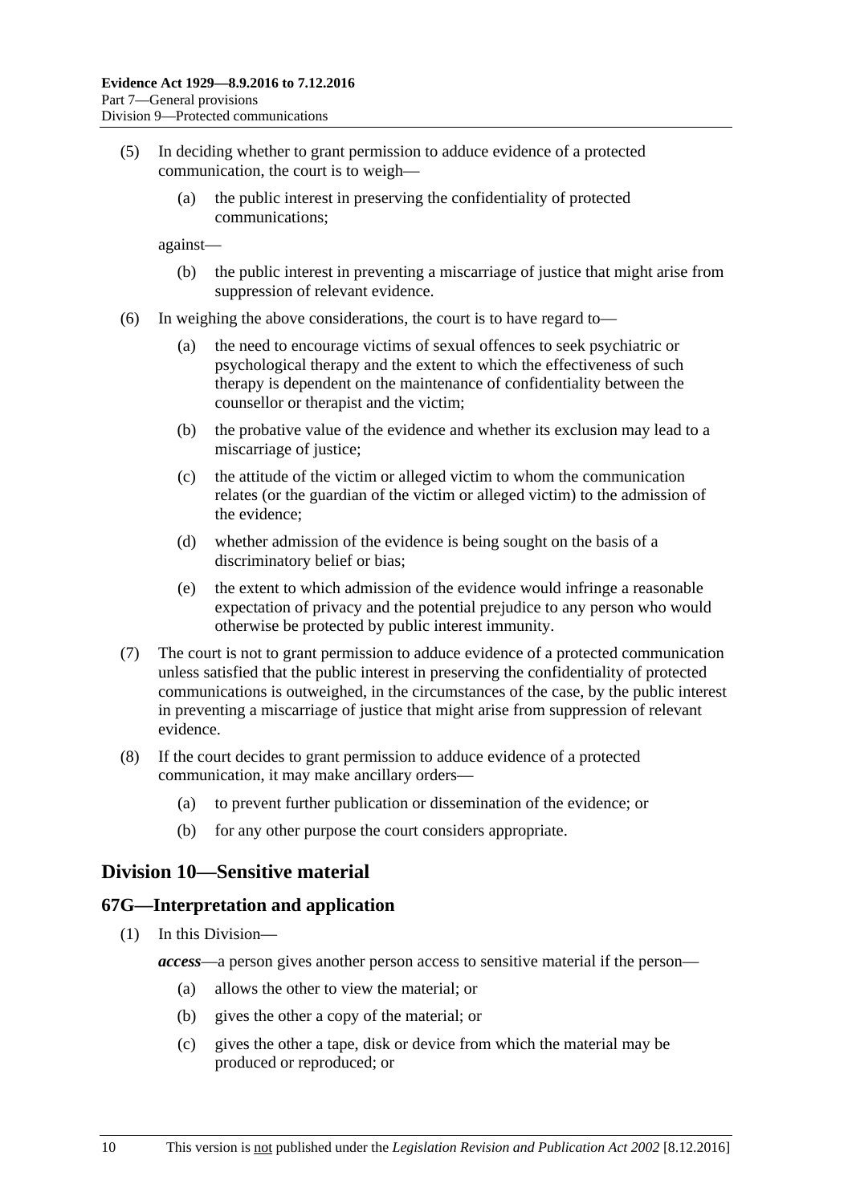(5) In deciding whether to grant permission to adduce evidence of a protected communication, the court is to weigh—

   (a) the public interest in preserving the confidentiality of protected communications;

   against—

   (b) the public interest in preventing a miscarriage of justice that might arise from suppression of relevant evidence.

(6) In weighing the above considerations, the court is to have regard to—

   (a) the need to encourage victims of sexual offences to seek psychiatric or psychological therapy and the extent to which the effectiveness of such therapy is dependent on the maintenance of confidentiality between the counsellor or therapist and the victim;

   (b) the probative value of the evidence and whether its exclusion may lead to a miscarriage of justice;

   (c) the attitude of the victim or alleged victim to whom the communication relates (or the guardian of the victim or alleged victim) to the admission of the evidence;

   (d) whether admission of the evidence is being sought on the basis of a discriminatory belief or bias;

   (e) the extent to which admission of the evidence would infringe a reasonable expectation of privacy and the potential prejudice to any person who would otherwise be protected by public interest immunity.

(7) The court is not to grant permission to adduce evidence of a protected communication unless satisfied that the public interest in preserving the confidentiality of protected communications is outweighed, in the circumstances of the case, by the public interest in preventing a miscarriage of justice that might arise from suppression of relevant evidence.

(8) If the court decides to grant permission to adduce evidence of a protected communication, it may make ancillary orders—

   (a) to prevent further publication or dissemination of the evidence; or

   (b) for any other purpose the court considers appropriate.

## Division 10—Sensitive material

### 67G—Interpretation and application

(1) In this Division—

***access***—a person gives another person access to sensitive material if the person—

   (a) allows the other to view the material; or

   (b) gives the other a copy of the material; or

   (c) gives the other a tape, disk or device from which the material may be produced or reproduced; or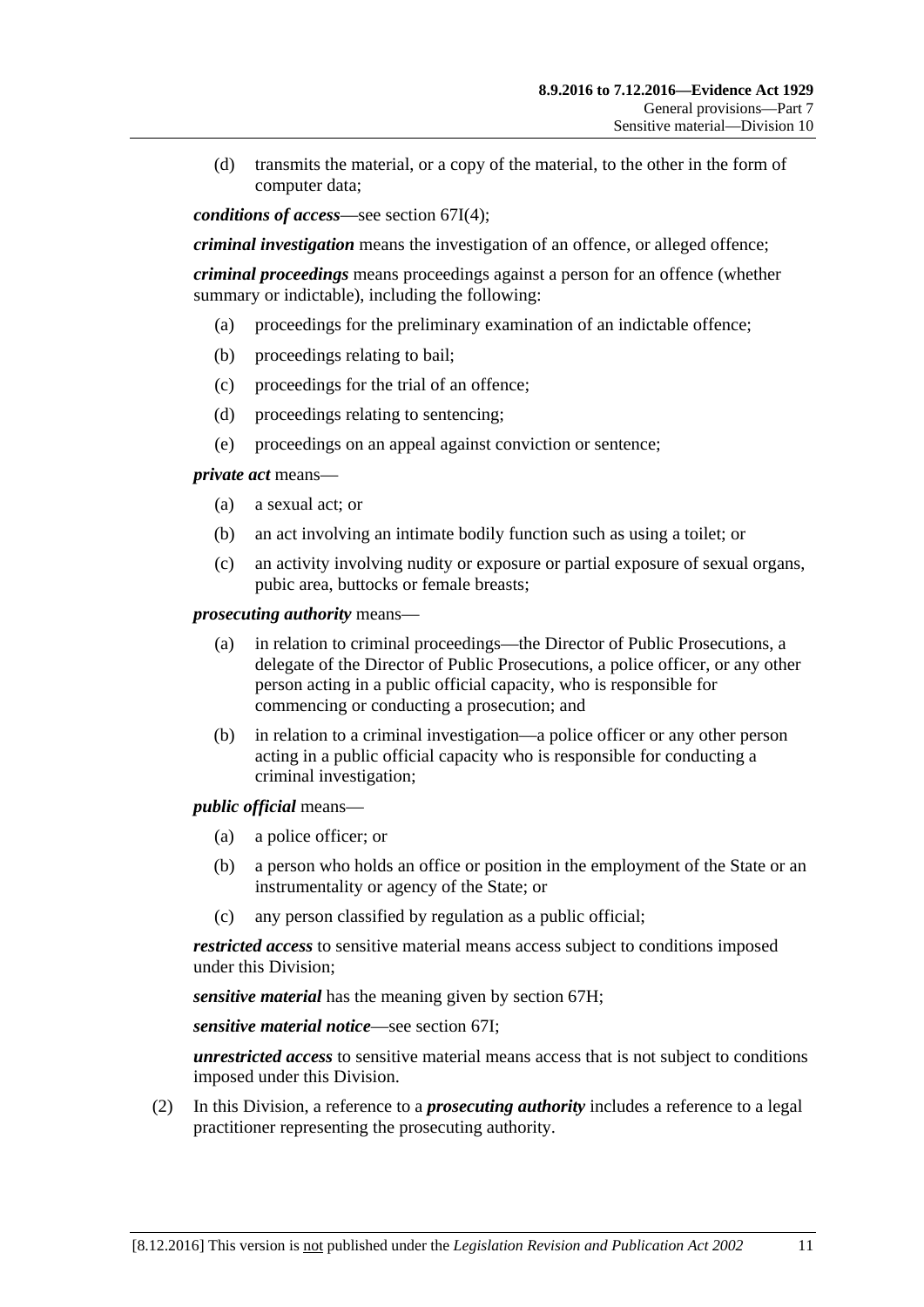(d) transmits the material, or a copy of the material, to the other in the form of computer data;

***conditions of access***—see section 67I(4);

***criminal investigation*** means the investigation of an offence, or alleged offence;

***criminal proceedings*** means proceedings against a person for an offence (whether summary or indictable), including the following:

(a) proceedings for the preliminary examination of an indictable offence;

(b) proceedings relating to bail;

(c) proceedings for the trial of an offence;

(d) proceedings relating to sentencing;

(e) proceedings on an appeal against conviction or sentence;

***private act*** means—

(a) a sexual act; or

(b) an act involving an intimate bodily function such as using a toilet; or

(c) an activity involving nudity or exposure or partial exposure of sexual organs, pubic area, buttocks or female breasts;

***prosecuting authority*** means—

(a) in relation to criminal proceedings—the Director of Public Prosecutions, a delegate of the Director of Public Prosecutions, a police officer, or any other person acting in a public official capacity, who is responsible for commencing or conducting a prosecution; and

(b) in relation to a criminal investigation—a police officer or any other person acting in a public official capacity who is responsible for conducting a criminal investigation;

***public official*** means—

(a) a police officer; or

(b) a person who holds an office or position in the employment of the State or an instrumentality or agency of the State; or

(c) any person classified by regulation as a public official;

***restricted access*** to sensitive material means access subject to conditions imposed under this Division;

***sensitive material*** has the meaning given by section 67H;

***sensitive material notice***—see section 67I;

***unrestricted access*** to sensitive material means access that is not subject to conditions imposed under this Division.

(2) In this Division, a reference to a ***prosecuting authority*** includes a reference to a legal practitioner representing the prosecuting authority.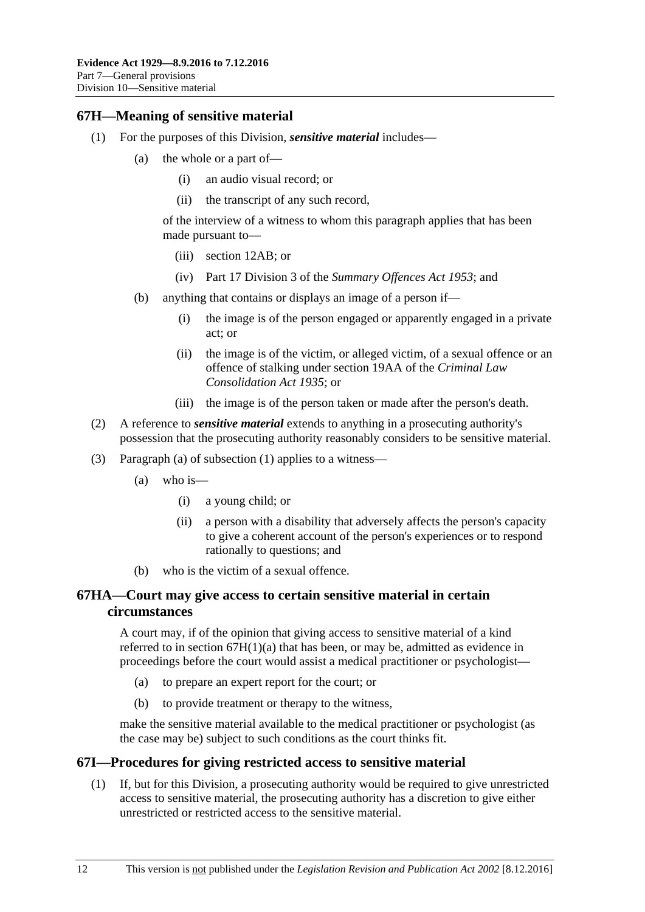## 67H—Meaning of sensitive material

(1) For the purposes of this Division, ***sensitive material*** includes—

(a) the whole or a part of—

(i) an audio visual record; or

(ii) the transcript of any such record,

of the interview of a witness to whom this paragraph applies that has been made pursuant to—

(iii) section 12AB; or

(iv) Part 17 Division 3 of the *Summary Offences Act 1953*; and

(b) anything that contains or displays an image of a person if—

(i) the image is of the person engaged or apparently engaged in a private act; or

(ii) the image is of the victim, or alleged victim, of a sexual offence or an offence of stalking under section 19AA of the *Criminal Law Consolidation Act 1935*; or

(iii) the image is of the person taken or made after the person's death.

(2) A reference to ***sensitive material*** extends to anything in a prosecuting authority's possession that the prosecuting authority reasonably considers to be sensitive material.

(3) Paragraph (a) of subsection (1) applies to a witness—

(a) who is—

(i) a young child; or

(ii) a person with a disability that adversely affects the person's capacity to give a coherent account of the person's experiences or to respond rationally to questions; and

(b) who is the victim of a sexual offence.

## 67HA—Court may give access to certain sensitive material in certain circumstances

A court may, if of the opinion that giving access to sensitive material of a kind referred to in section 67H(1)(a) that has been, or may be, admitted as evidence in proceedings before the court would assist a medical practitioner or psychologist—

(a) to prepare an expert report for the court; or

(b) to provide treatment or therapy to the witness,

make the sensitive material available to the medical practitioner or psychologist (as the case may be) subject to such conditions as the court thinks fit.

## 67I—Procedures for giving restricted access to sensitive material

(1) If, but for this Division, a prosecuting authority would be required to give unrestricted access to sensitive material, the prosecuting authority has a discretion to give either unrestricted or restricted access to the sensitive material.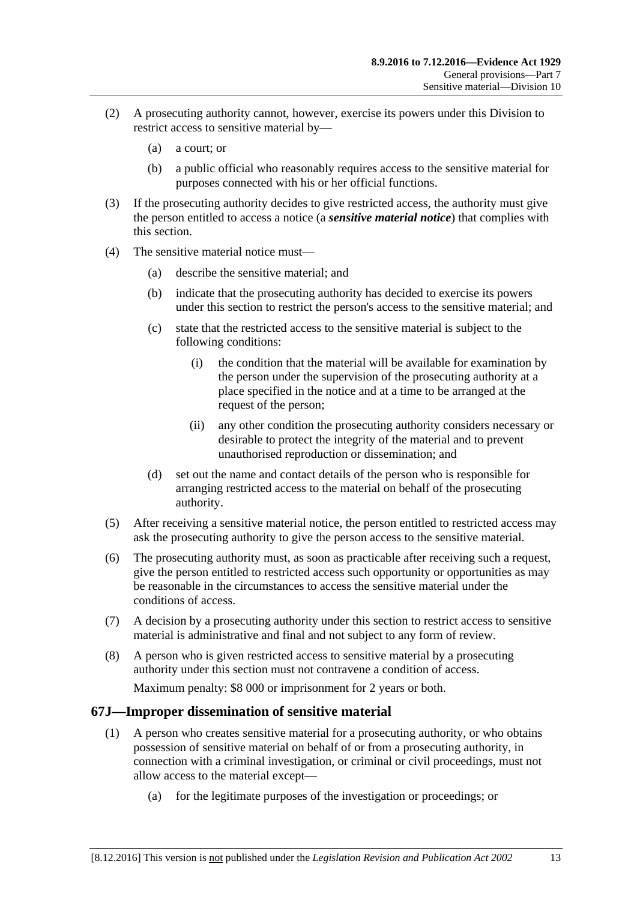(2) A prosecuting authority cannot, however, exercise its powers under this Division to restrict access to sensitive material by—

(a) a court; or

(b) a public official who reasonably requires access to the sensitive material for purposes connected with his or her official functions.

(3) If the prosecuting authority decides to give restricted access, the authority must give the person entitled to access a notice (a ***sensitive material notice***) that complies with this section.

(4) The sensitive material notice must—

(a) describe the sensitive material; and

(b) indicate that the prosecuting authority has decided to exercise its powers under this section to restrict the person's access to the sensitive material; and

(c) state that the restricted access to the sensitive material is subject to the following conditions:

(i) the condition that the material will be available for examination by the person under the supervision of the prosecuting authority at a place specified in the notice and at a time to be arranged at the request of the person;

(ii) any other condition the prosecuting authority considers necessary or desirable to protect the integrity of the material and to prevent unauthorised reproduction or dissemination; and

(d) set out the name and contact details of the person who is responsible for arranging restricted access to the material on behalf of the prosecuting authority.

(5) After receiving a sensitive material notice, the person entitled to restricted access may ask the prosecuting authority to give the person access to the sensitive material.

(6) The prosecuting authority must, as soon as practicable after receiving such a request, give the person entitled to restricted access such opportunity or opportunities as may be reasonable in the circumstances to access the sensitive material under the conditions of access.

(7) A decision by a prosecuting authority under this section to restrict access to sensitive material is administrative and final and not subject to any form of review.

(8) A person who is given restricted access to sensitive material by a prosecuting authority under this section must not contravene a condition of access.

Maximum penalty: $8 000 or imprisonment for 2 years or both.

## 67J—Improper dissemination of sensitive material

(1) A person who creates sensitive material for a prosecuting authority, or who obtains possession of sensitive material on behalf of or from a prosecuting authority, in connection with a criminal investigation, or criminal or civil proceedings, must not allow access to the material except—

(a) for the legitimate purposes of the investigation or proceedings; or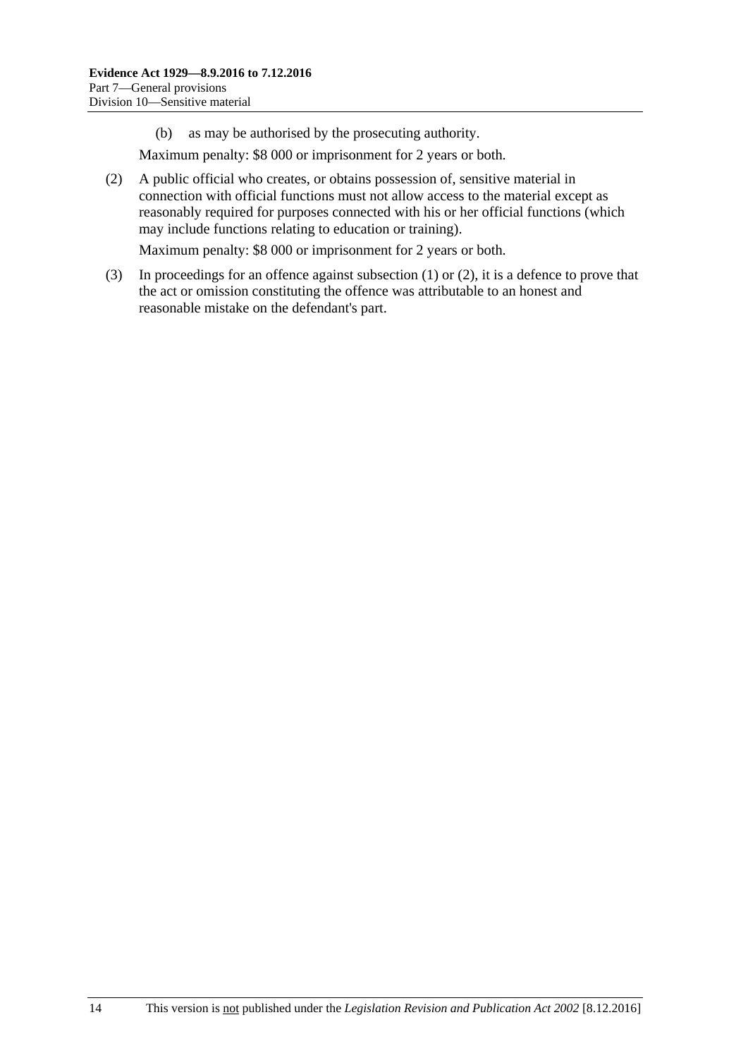(b) as may be authorised by the prosecuting authority.

Maximum penalty: $8 000 or imprisonment for 2 years or both.

(2) A public official who creates, or obtains possession of, sensitive material in connection with official functions must not allow access to the material except as reasonably required for purposes connected with his or her official functions (which may include functions relating to education or training).

Maximum penalty: $8 000 or imprisonment for 2 years or both.

(3) In proceedings for an offence against subsection (1) or (2), it is a defence to prove that the act or omission constituting the offence was attributable to an honest and reasonable mistake on the defendant's part.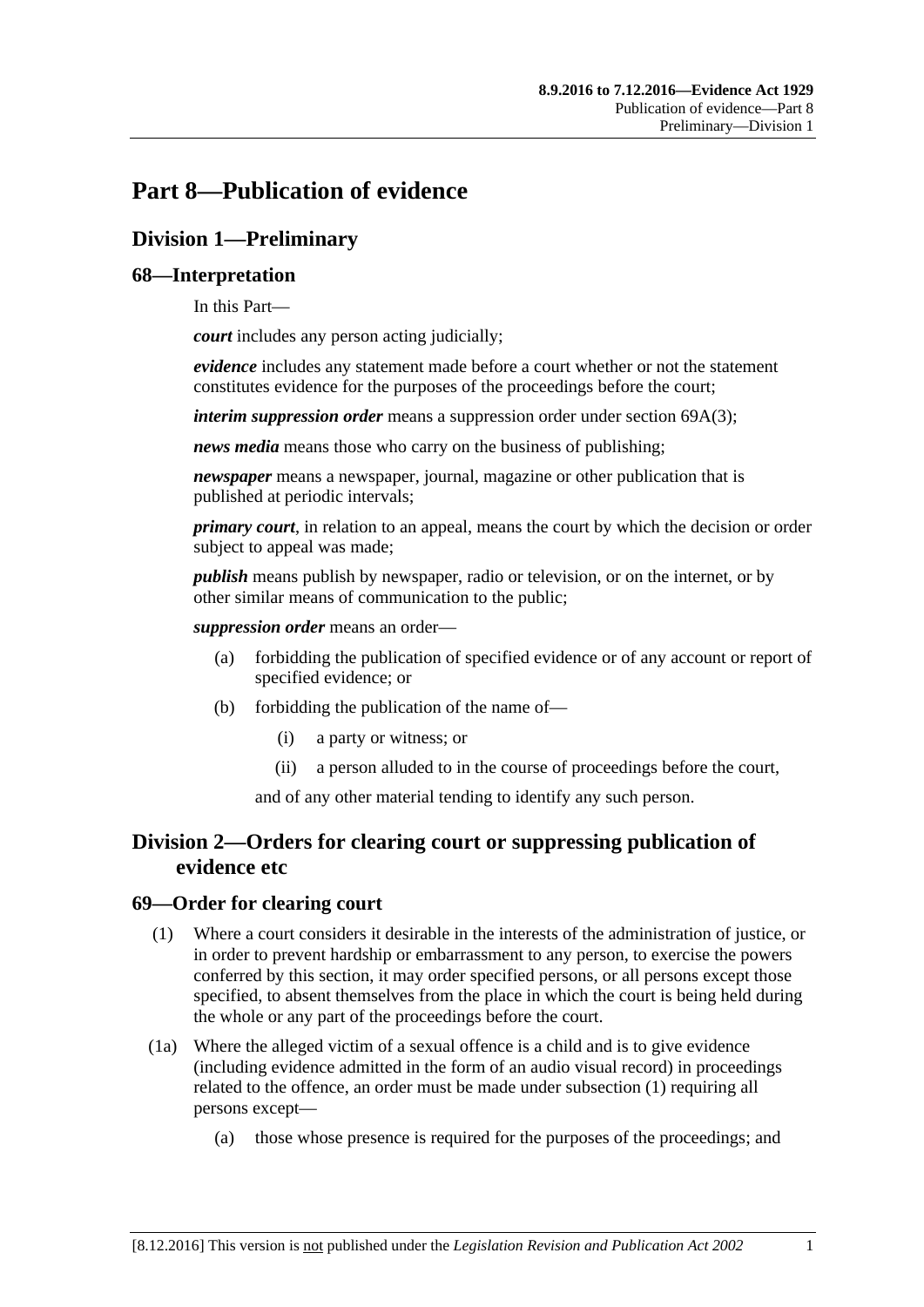# Part 8—Publication of evidence

## Division 1—Preliminary

### 68—Interpretation

In this Part—

***court*** includes any person acting judicially;

***evidence*** includes any statement made before a court whether or not the statement constitutes evidence for the purposes of the proceedings before the court;

***interim suppression order*** means a suppression order under section 69A(3);

***news media*** means those who carry on the business of publishing;

***newspaper*** means a newspaper, journal, magazine or other publication that is published at periodic intervals;

***primary court***, in relation to an appeal, means the court by which the decision or order subject to appeal was made;

***publish*** means publish by newspaper, radio or television, or on the internet, or by other similar means of communication to the public;

***suppression order*** means an order—

- (a) forbidding the publication of specified evidence or of any account or report of specified evidence; or
- (b) forbidding the publication of the name of—
  - (i) a party or witness; or
  - (ii) a person alluded to in the course of proceedings before the court,

  and of any other material tending to identify any such person.

## Division 2—Orders for clearing court or suppressing publication of evidence etc

### 69—Order for clearing court

(1) Where a court considers it desirable in the interests of the administration of justice, or in order to prevent hardship or embarrassment to any person, to exercise the powers conferred by this section, it may order specified persons, or all persons except those specified, to absent themselves from the place in which the court is being held during the whole or any part of the proceedings before the court.

(1a) Where the alleged victim of a sexual offence is a child and is to give evidence (including evidence admitted in the form of an audio visual record) in proceedings related to the offence, an order must be made under subsection (1) requiring all persons except—

- (a) those whose presence is required for the purposes of the proceedings; and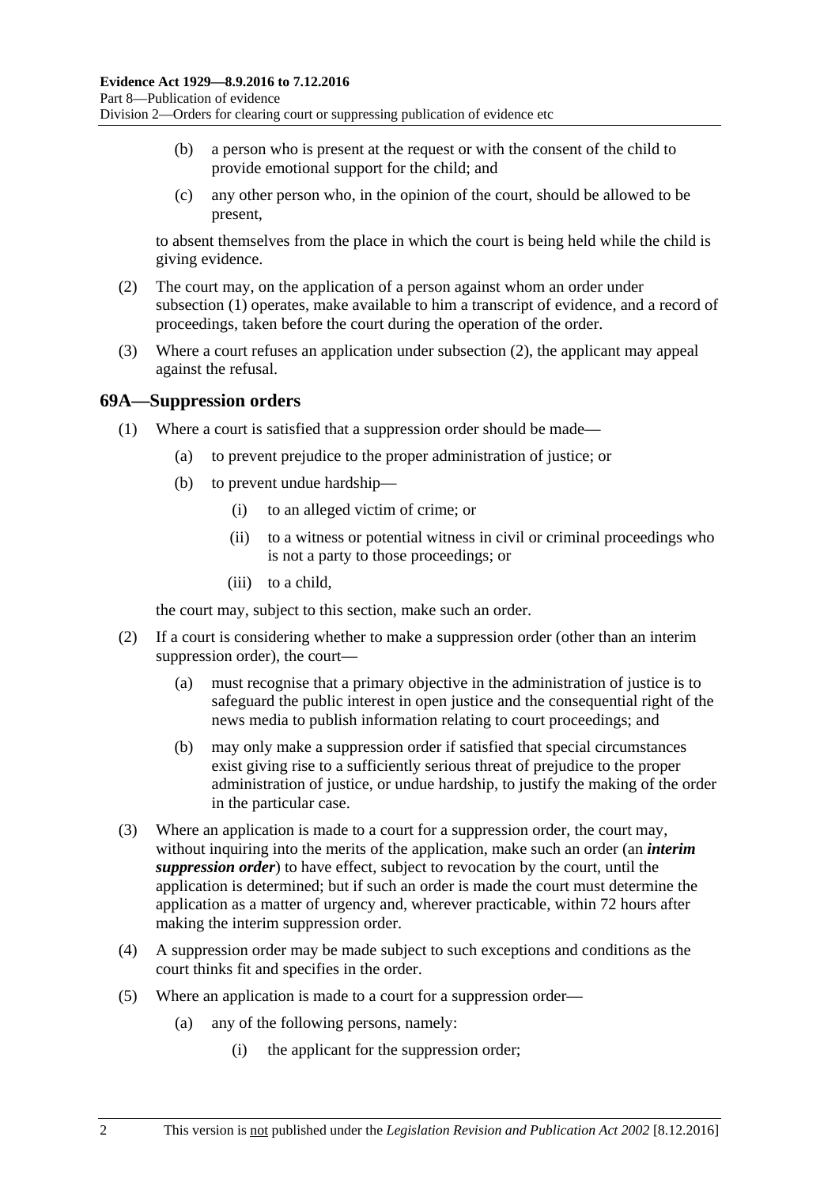(b) a person who is present at the request or with the consent of the child to provide emotional support for the child; and

(c) any other person who, in the opinion of the court, should be allowed to be present,

to absent themselves from the place in which the court is being held while the child is giving evidence.

(2) The court may, on the application of a person against whom an order under subsection (1) operates, make available to him a transcript of evidence, and a record of proceedings, taken before the court during the operation of the order.

(3) Where a court refuses an application under subsection (2), the applicant may appeal against the refusal.

## 69A—Suppression orders

(1) Where a court is satisfied that a suppression order should be made—

(a) to prevent prejudice to the proper administration of justice; or

(b) to prevent undue hardship—

(i) to an alleged victim of crime; or

(ii) to a witness or potential witness in civil or criminal proceedings who is not a party to those proceedings; or

(iii) to a child,

the court may, subject to this section, make such an order.

(2) If a court is considering whether to make a suppression order (other than an interim suppression order), the court—

(a) must recognise that a primary objective in the administration of justice is to safeguard the public interest in open justice and the consequential right of the news media to publish information relating to court proceedings; and

(b) may only make a suppression order if satisfied that special circumstances exist giving rise to a sufficiently serious threat of prejudice to the proper administration of justice, or undue hardship, to justify the making of the order in the particular case.

(3) Where an application is made to a court for a suppression order, the court may, without inquiring into the merits of the application, make such an order (an ***interim suppression order***) to have effect, subject to revocation by the court, until the application is determined; but if such an order is made the court must determine the application as a matter of urgency and, wherever practicable, within 72 hours after making the interim suppression order.

(4) A suppression order may be made subject to such exceptions and conditions as the court thinks fit and specifies in the order.

(5) Where an application is made to a court for a suppression order—

(a) any of the following persons, namely:

(i) the applicant for the suppression order;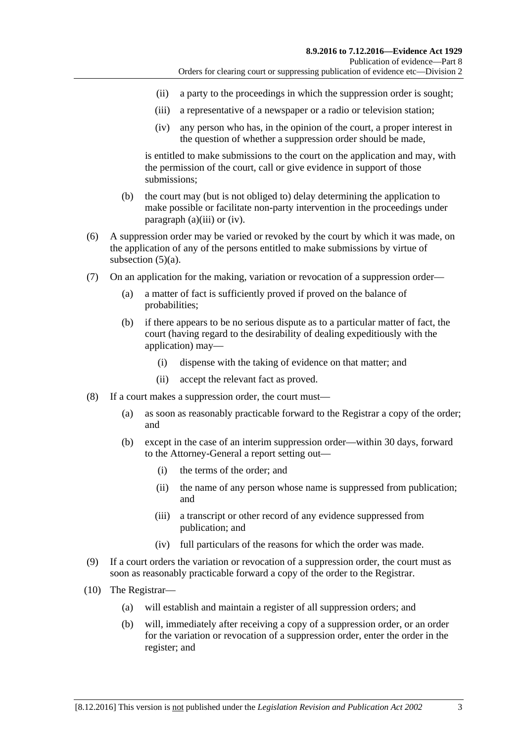(ii) a party to the proceedings in which the suppression order is sought;

(iii) a representative of a newspaper or a radio or television station;

(iv) any person who has, in the opinion of the court, a proper interest in the question of whether a suppression order should be made,

is entitled to make submissions to the court on the application and may, with the permission of the court, call or give evidence in support of those submissions;

(b) the court may (but is not obliged to) delay determining the application to make possible or facilitate non-party intervention in the proceedings under paragraph (a)(iii) or (iv).

(6) A suppression order may be varied or revoked by the court by which it was made, on the application of any of the persons entitled to make submissions by virtue of subsection (5)(a).

(7) On an application for the making, variation or revocation of a suppression order—

(a) a matter of fact is sufficiently proved if proved on the balance of probabilities;

(b) if there appears to be no serious dispute as to a particular matter of fact, the court (having regard to the desirability of dealing expeditiously with the application) may—

(i) dispense with the taking of evidence on that matter; and

(ii) accept the relevant fact as proved.

(8) If a court makes a suppression order, the court must—

(a) as soon as reasonably practicable forward to the Registrar a copy of the order; and

(b) except in the case of an interim suppression order—within 30 days, forward to the Attorney-General a report setting out—

(i) the terms of the order; and

(ii) the name of any person whose name is suppressed from publication; and

(iii) a transcript or other record of any evidence suppressed from publication; and

(iv) full particulars of the reasons for which the order was made.

(9) If a court orders the variation or revocation of a suppression order, the court must as soon as reasonably practicable forward a copy of the order to the Registrar.

(10) The Registrar—

(a) will establish and maintain a register of all suppression orders; and

(b) will, immediately after receiving a copy of a suppression order, or an order for the variation or revocation of a suppression order, enter the order in the register; and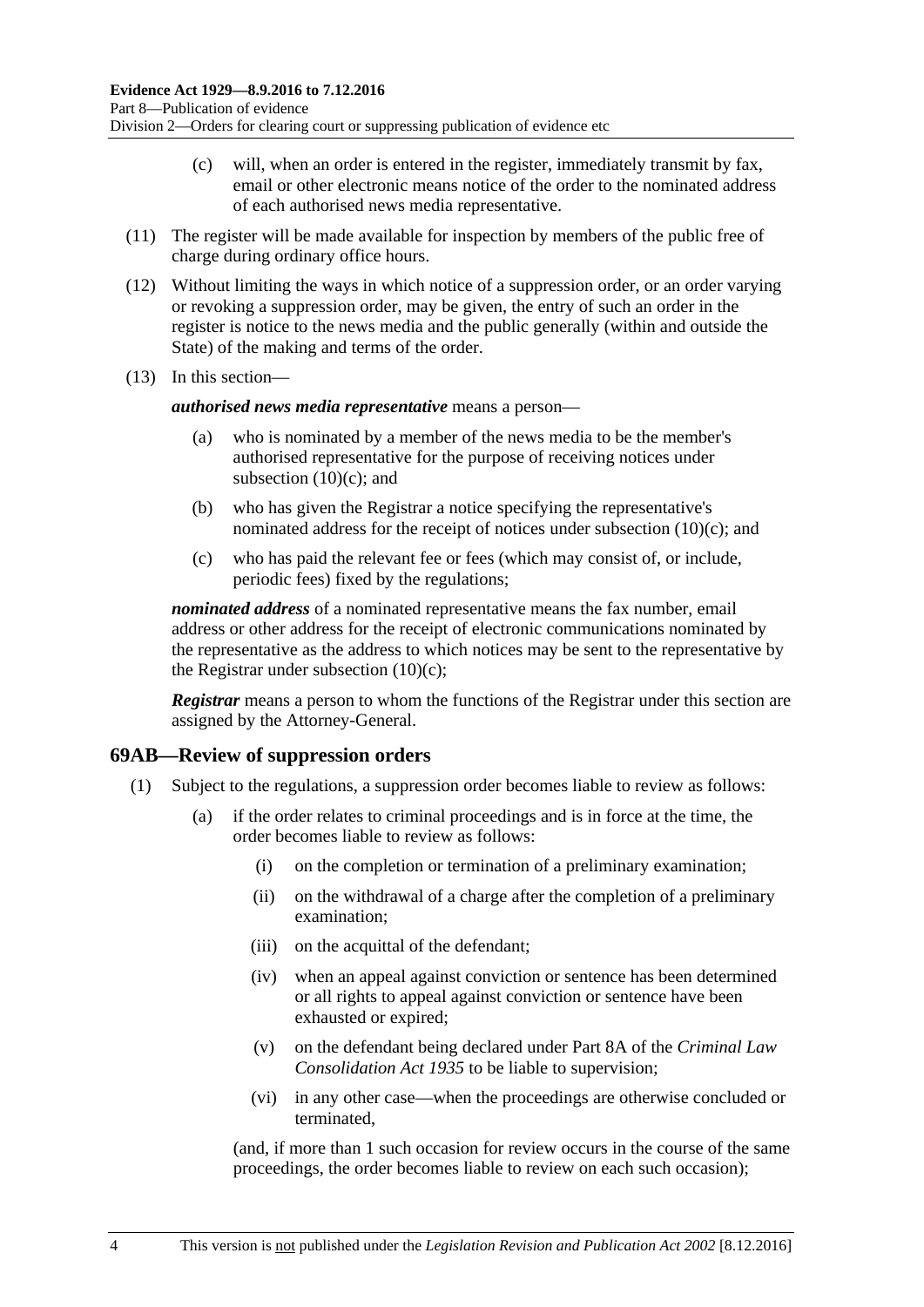(c) will, when an order is entered in the register, immediately transmit by fax, email or other electronic means notice of the order to the nominated address of each authorised news media representative.

(11) The register will be made available for inspection by members of the public free of charge during ordinary office hours.

(12) Without limiting the ways in which notice of a suppression order, or an order varying or revoking a suppression order, may be given, the entry of such an order in the register is notice to the news media and the public generally (within and outside the State) of the making and terms of the order.

(13) In this section—

***authorised news media representative*** means a person—

(a) who is nominated by a member of the news media to be the member's authorised representative for the purpose of receiving notices under subsection (10)(c); and

(b) who has given the Registrar a notice specifying the representative's nominated address for the receipt of notices under subsection (10)(c); and

(c) who has paid the relevant fee or fees (which may consist of, or include, periodic fees) fixed by the regulations;

***nominated address*** of a nominated representative means the fax number, email address or other address for the receipt of electronic communications nominated by the representative as the address to which notices may be sent to the representative by the Registrar under subsection (10)(c);

***Registrar*** means a person to whom the functions of the Registrar under this section are assigned by the Attorney-General.

## 69AB—Review of suppression orders

(1) Subject to the regulations, a suppression order becomes liable to review as follows:

(a) if the order relates to criminal proceedings and is in force at the time, the order becomes liable to review as follows:

(i) on the completion or termination of a preliminary examination;

(ii) on the withdrawal of a charge after the completion of a preliminary examination;

(iii) on the acquittal of the defendant;

(iv) when an appeal against conviction or sentence has been determined or all rights to appeal against conviction or sentence have been exhausted or expired;

(v) on the defendant being declared under Part 8A of the *Criminal Law Consolidation Act 1935* to be liable to supervision;

(vi) in any other case—when the proceedings are otherwise concluded or terminated,

(and, if more than 1 such occasion for review occurs in the course of the same proceedings, the order becomes liable to review on each such occasion);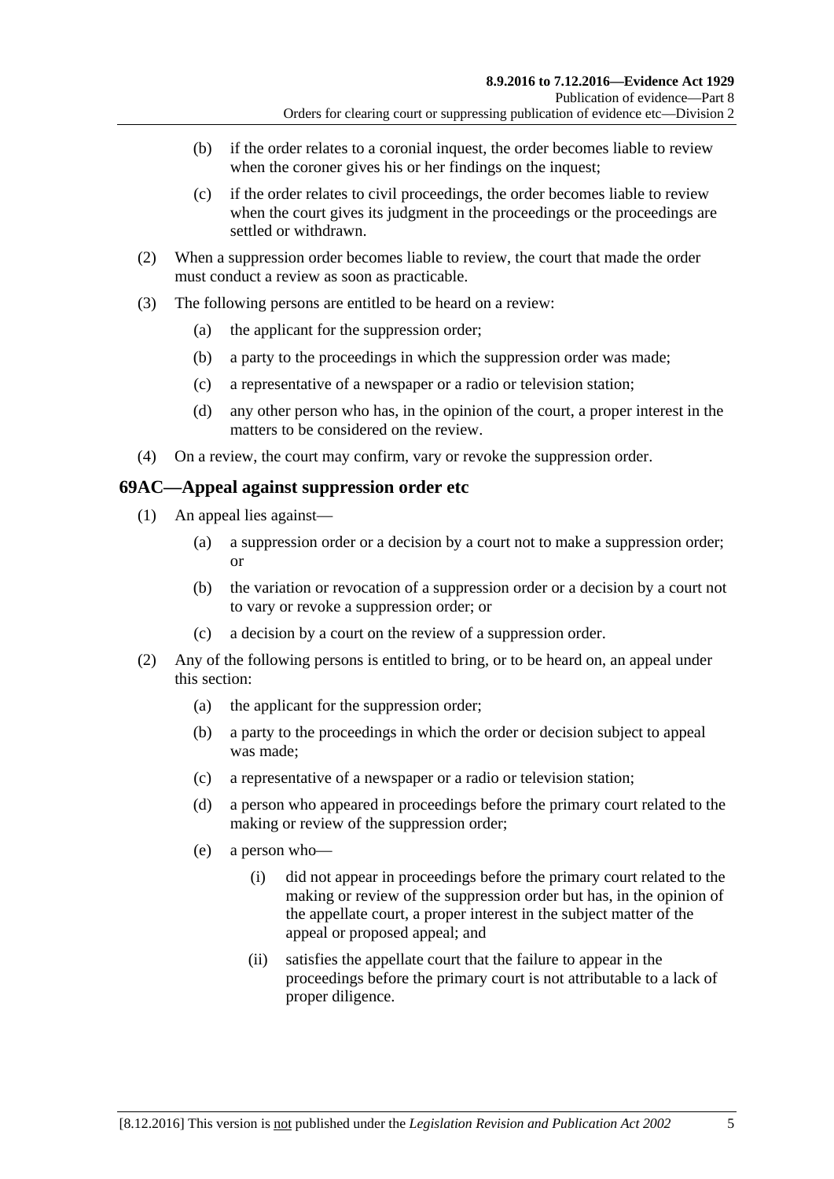(b) if the order relates to a coronial inquest, the order becomes liable to review when the coroner gives his or her findings on the inquest;

(c) if the order relates to civil proceedings, the order becomes liable to review when the court gives its judgment in the proceedings or the proceedings are settled or withdrawn.

(2) When a suppression order becomes liable to review, the court that made the order must conduct a review as soon as practicable.

(3) The following persons are entitled to be heard on a review:

(a) the applicant for the suppression order;

(b) a party to the proceedings in which the suppression order was made;

(c) a representative of a newspaper or a radio or television station;

(d) any other person who has, in the opinion of the court, a proper interest in the matters to be considered on the review.

(4) On a review, the court may confirm, vary or revoke the suppression order.

## 69AC—Appeal against suppression order etc

(1) An appeal lies against—

(a) a suppression order or a decision by a court not to make a suppression order; or

(b) the variation or revocation of a suppression order or a decision by a court not to vary or revoke a suppression order; or

(c) a decision by a court on the review of a suppression order.

(2) Any of the following persons is entitled to bring, or to be heard on, an appeal under this section:

(a) the applicant for the suppression order;

(b) a party to the proceedings in which the order or decision subject to appeal was made;

(c) a representative of a newspaper or a radio or television station;

(d) a person who appeared in proceedings before the primary court related to the making or review of the suppression order;

(e) a person who—

(i) did not appear in proceedings before the primary court related to the making or review of the suppression order but has, in the opinion of the appellate court, a proper interest in the subject matter of the appeal or proposed appeal; and

(ii) satisfies the appellate court that the failure to appear in the proceedings before the primary court is not attributable to a lack of proper diligence.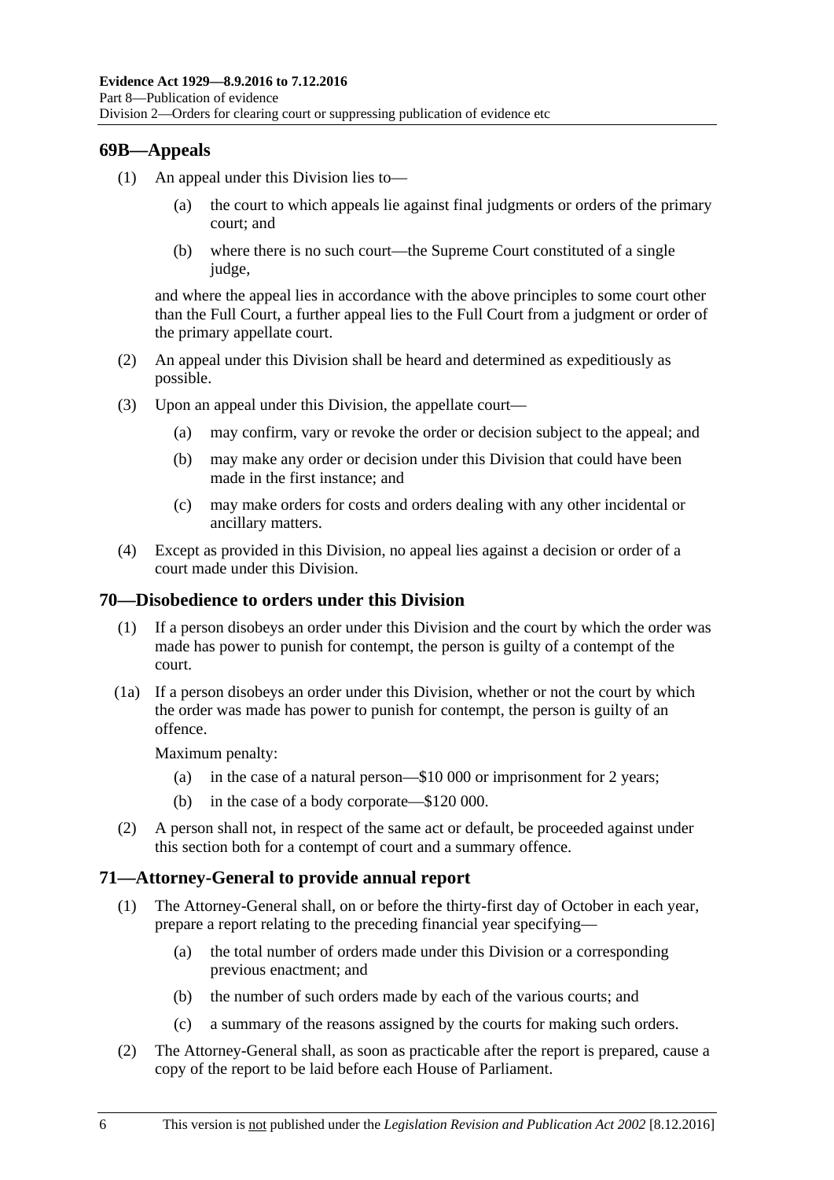## 69B—Appeals

(1) An appeal under this Division lies to—

(a) the court to which appeals lie against final judgments or orders of the primary court; and

(b) where there is no such court—the Supreme Court constituted of a single judge,

and where the appeal lies in accordance with the above principles to some court other than the Full Court, a further appeal lies to the Full Court from a judgment or order of the primary appellate court.

(2) An appeal under this Division shall be heard and determined as expeditiously as possible.

(3) Upon an appeal under this Division, the appellate court—

(a) may confirm, vary or revoke the order or decision subject to the appeal; and

(b) may make any order or decision under this Division that could have been made in the first instance; and

(c) may make orders for costs and orders dealing with any other incidental or ancillary matters.

(4) Except as provided in this Division, no appeal lies against a decision or order of a court made under this Division.

## 70—Disobedience to orders under this Division

(1) If a person disobeys an order under this Division and the court by which the order was made has power to punish for contempt, the person is guilty of a contempt of the court.

(1a) If a person disobeys an order under this Division, whether or not the court by which the order was made has power to punish for contempt, the person is guilty of an offence.

Maximum penalty:

(a) in the case of a natural person—$10 000 or imprisonment for 2 years;

(b) in the case of a body corporate—$120 000.

(2) A person shall not, in respect of the same act or default, be proceeded against under this section both for a contempt of court and a summary offence.

## 71—Attorney-General to provide annual report

(1) The Attorney-General shall, on or before the thirty-first day of October in each year, prepare a report relating to the preceding financial year specifying—

(a) the total number of orders made under this Division or a corresponding previous enactment; and

(b) the number of such orders made by each of the various courts; and

(c) a summary of the reasons assigned by the courts for making such orders.

(2) The Attorney-General shall, as soon as practicable after the report is prepared, cause a copy of the report to be laid before each House of Parliament.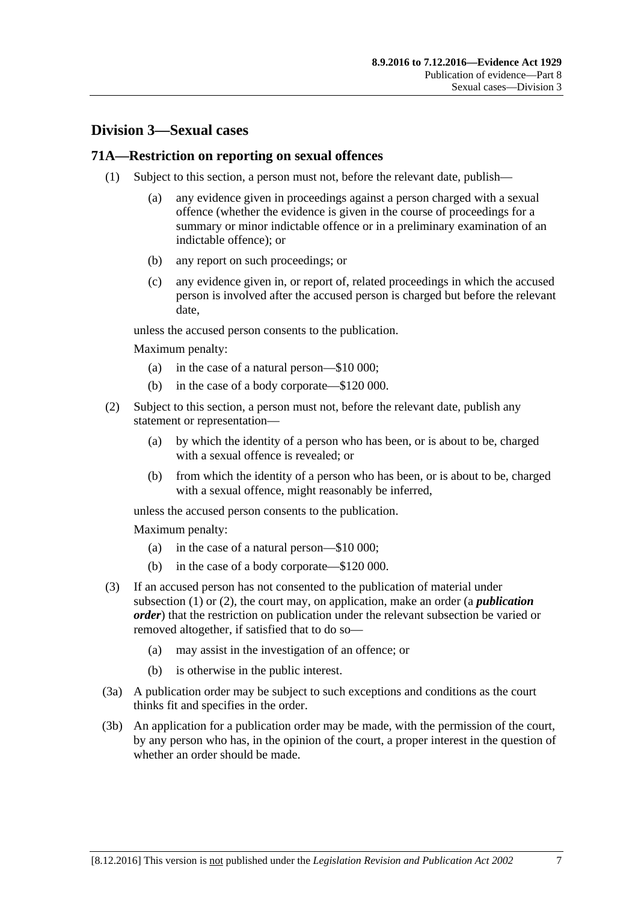## Division 3—Sexual cases

### 71A—Restriction on reporting on sexual offences

(1) Subject to this section, a person must not, before the relevant date, publish—

- (a) any evidence given in proceedings against a person charged with a sexual offence (whether the evidence is given in the course of proceedings for a summary or minor indictable offence or in a preliminary examination of an indictable offence); or
- (b) any report on such proceedings; or
- (c) any evidence given in, or report of, related proceedings in which the accused person is involved after the accused person is charged but before the relevant date,

unless the accused person consents to the publication.

Maximum penalty:

- (a) in the case of a natural person—$10 000;
- (b) in the case of a body corporate—$120 000.

(2) Subject to this section, a person must not, before the relevant date, publish any statement or representation—

- (a) by which the identity of a person who has been, or is about to be, charged with a sexual offence is revealed; or
- (b) from which the identity of a person who has been, or is about to be, charged with a sexual offence, might reasonably be inferred,

unless the accused person consents to the publication.

Maximum penalty:

- (a) in the case of a natural person—$10 000;
- (b) in the case of a body corporate—$120 000.

(3) If an accused person has not consented to the publication of material under subsection (1) or (2), the court may, on application, make an order (a ***publication order***) that the restriction on publication under the relevant subsection be varied or removed altogether, if satisfied that to do so—

- (a) may assist in the investigation of an offence; or
- (b) is otherwise in the public interest.

(3a) A publication order may be subject to such exceptions and conditions as the court thinks fit and specifies in the order.

(3b) An application for a publication order may be made, with the permission of the court, by any person who has, in the opinion of the court, a proper interest in the question of whether an order should be made.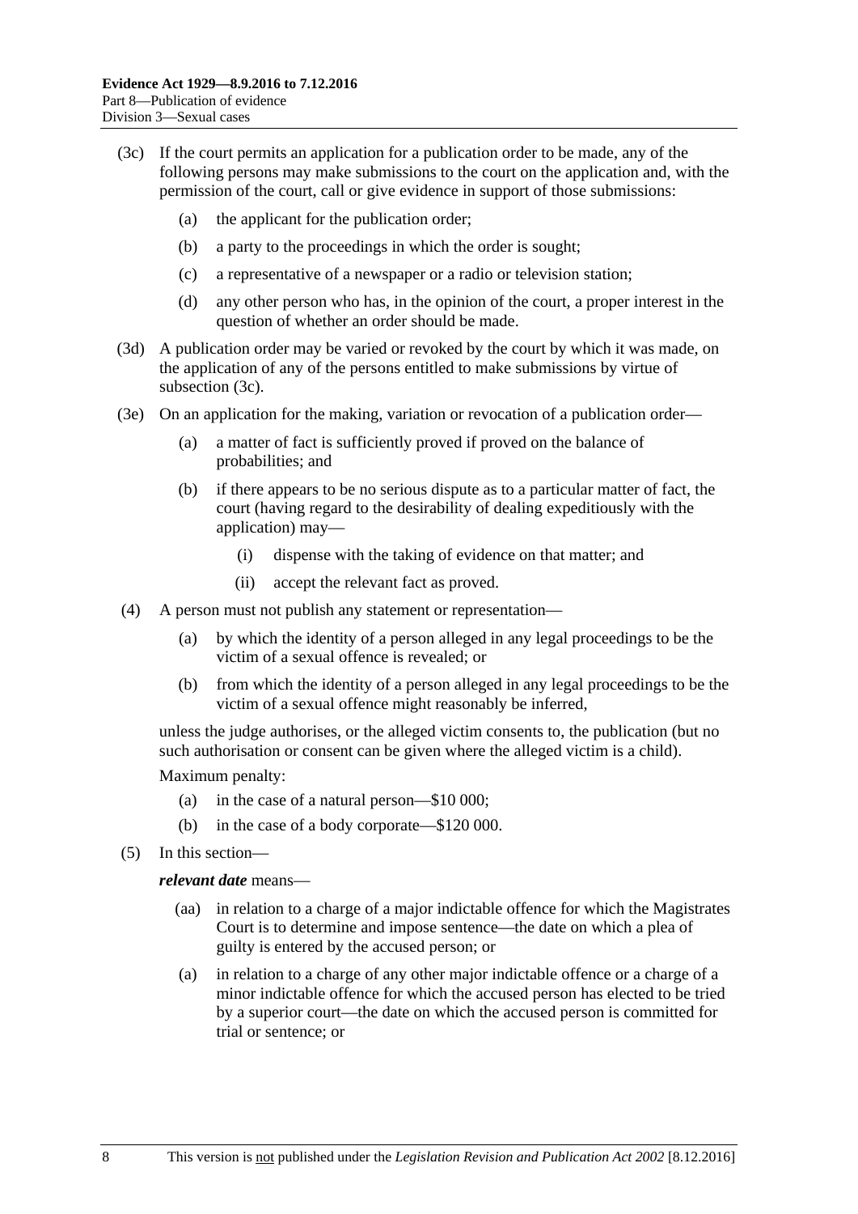(3c) If the court permits an application for a publication order to be made, any of the following persons may make submissions to the court on the application and, with the permission of the court, call or give evidence in support of those submissions:

(a) the applicant for the publication order;

(b) a party to the proceedings in which the order is sought;

(c) a representative of a newspaper or a radio or television station;

(d) any other person who has, in the opinion of the court, a proper interest in the question of whether an order should be made.

(3d) A publication order may be varied or revoked by the court by which it was made, on the application of any of the persons entitled to make submissions by virtue of subsection (3c).

(3e) On an application for the making, variation or revocation of a publication order—

(a) a matter of fact is sufficiently proved if proved on the balance of probabilities; and

(b) if there appears to be no serious dispute as to a particular matter of fact, the court (having regard to the desirability of dealing expeditiously with the application) may—

(i) dispense with the taking of evidence on that matter; and

(ii) accept the relevant fact as proved.

(4) A person must not publish any statement or representation—

(a) by which the identity of a person alleged in any legal proceedings to be the victim of a sexual offence is revealed; or

(b) from which the identity of a person alleged in any legal proceedings to be the victim of a sexual offence might reasonably be inferred,

unless the judge authorises, or the alleged victim consents to, the publication (but no such authorisation or consent can be given where the alleged victim is a child).

Maximum penalty:

(a) in the case of a natural person—$10 000;

(b) in the case of a body corporate—$120 000.

(5) In this section—

***relevant date*** means—

(aa) in relation to a charge of a major indictable offence for which the Magistrates Court is to determine and impose sentence—the date on which a plea of guilty is entered by the accused person; or

(a) in relation to a charge of any other major indictable offence or a charge of a minor indictable offence for which the accused person has elected to be tried by a superior court—the date on which the accused person is committed for trial or sentence; or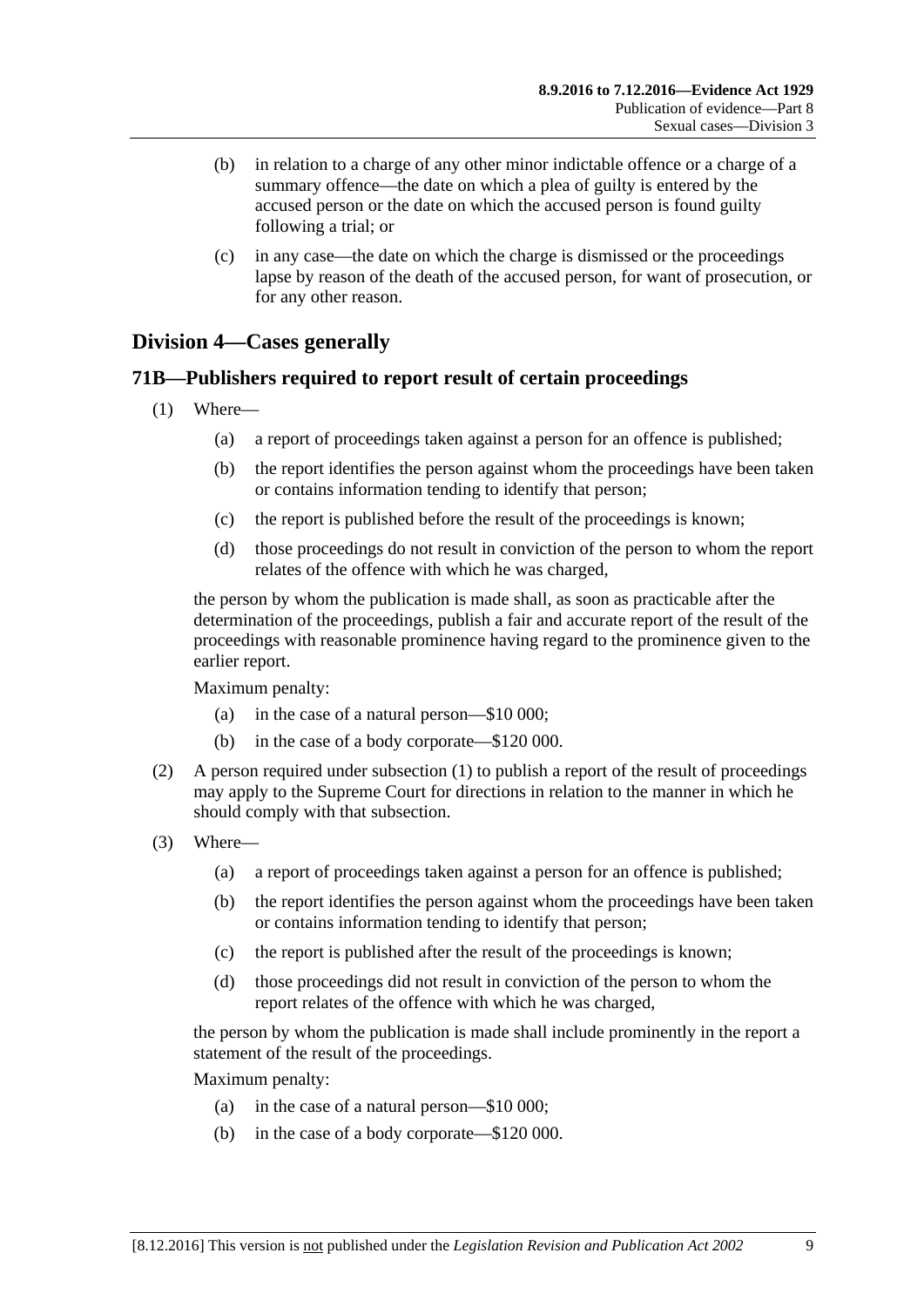(b) in relation to a charge of any other minor indictable offence or a charge of a summary offence—the date on which a plea of guilty is entered by the accused person or the date on which the accused person is found guilty following a trial; or

(c) in any case—the date on which the charge is dismissed or the proceedings lapse by reason of the death of the accused person, for want of prosecution, or for any other reason.

## Division 4—Cases generally

### 71B—Publishers required to report result of certain proceedings

(1) Where—

(a) a report of proceedings taken against a person for an offence is published;

(b) the report identifies the person against whom the proceedings have been taken or contains information tending to identify that person;

(c) the report is published before the result of the proceedings is known;

(d) those proceedings do not result in conviction of the person to whom the report relates of the offence with which he was charged,

the person by whom the publication is made shall, as soon as practicable after the determination of the proceedings, publish a fair and accurate report of the result of the proceedings with reasonable prominence having regard to the prominence given to the earlier report.

Maximum penalty:

(a) in the case of a natural person—$10 000;

(b) in the case of a body corporate—$120 000.

(2) A person required under subsection (1) to publish a report of the result of proceedings may apply to the Supreme Court for directions in relation to the manner in which he should comply with that subsection.

(3) Where—

(a) a report of proceedings taken against a person for an offence is published;

(b) the report identifies the person against whom the proceedings have been taken or contains information tending to identify that person;

(c) the report is published after the result of the proceedings is known;

(d) those proceedings did not result in conviction of the person to whom the report relates of the offence with which he was charged,

the person by whom the publication is made shall include prominently in the report a statement of the result of the proceedings.

Maximum penalty:

(a) in the case of a natural person—$10 000;

(b) in the case of a body corporate—$120 000.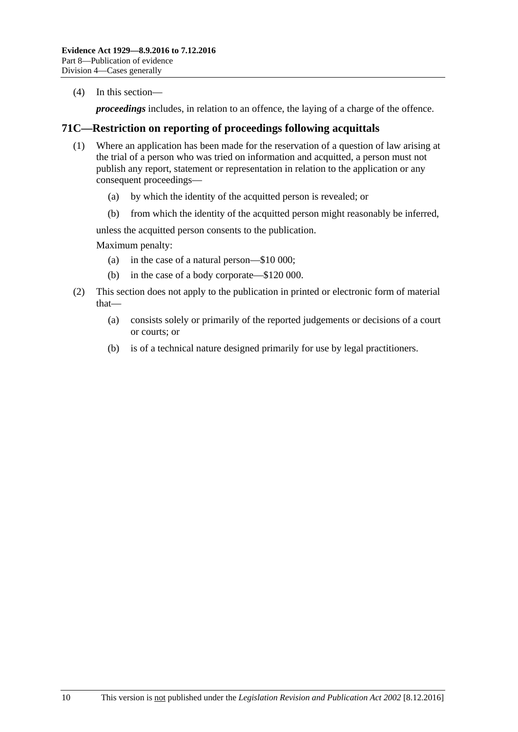(4) In this section—

***proceedings*** includes, in relation to an offence, the laying of a charge of the offence.

## 71C—Restriction on reporting of proceedings following acquittals

(1) Where an application has been made for the reservation of a question of law arising at the trial of a person who was tried on information and acquitted, a person must not publish any report, statement or representation in relation to the application or any consequent proceedings—

(a) by which the identity of the acquitted person is revealed; or

(b) from which the identity of the acquitted person might reasonably be inferred,

unless the acquitted person consents to the publication.

Maximum penalty:

(a) in the case of a natural person—$10 000;

(b) in the case of a body corporate—$120 000.

(2) This section does not apply to the publication in printed or electronic form of material that—

(a) consists solely or primarily of the reported judgements or decisions of a court or courts; or

(b) is of a technical nature designed primarily for use by legal practitioners.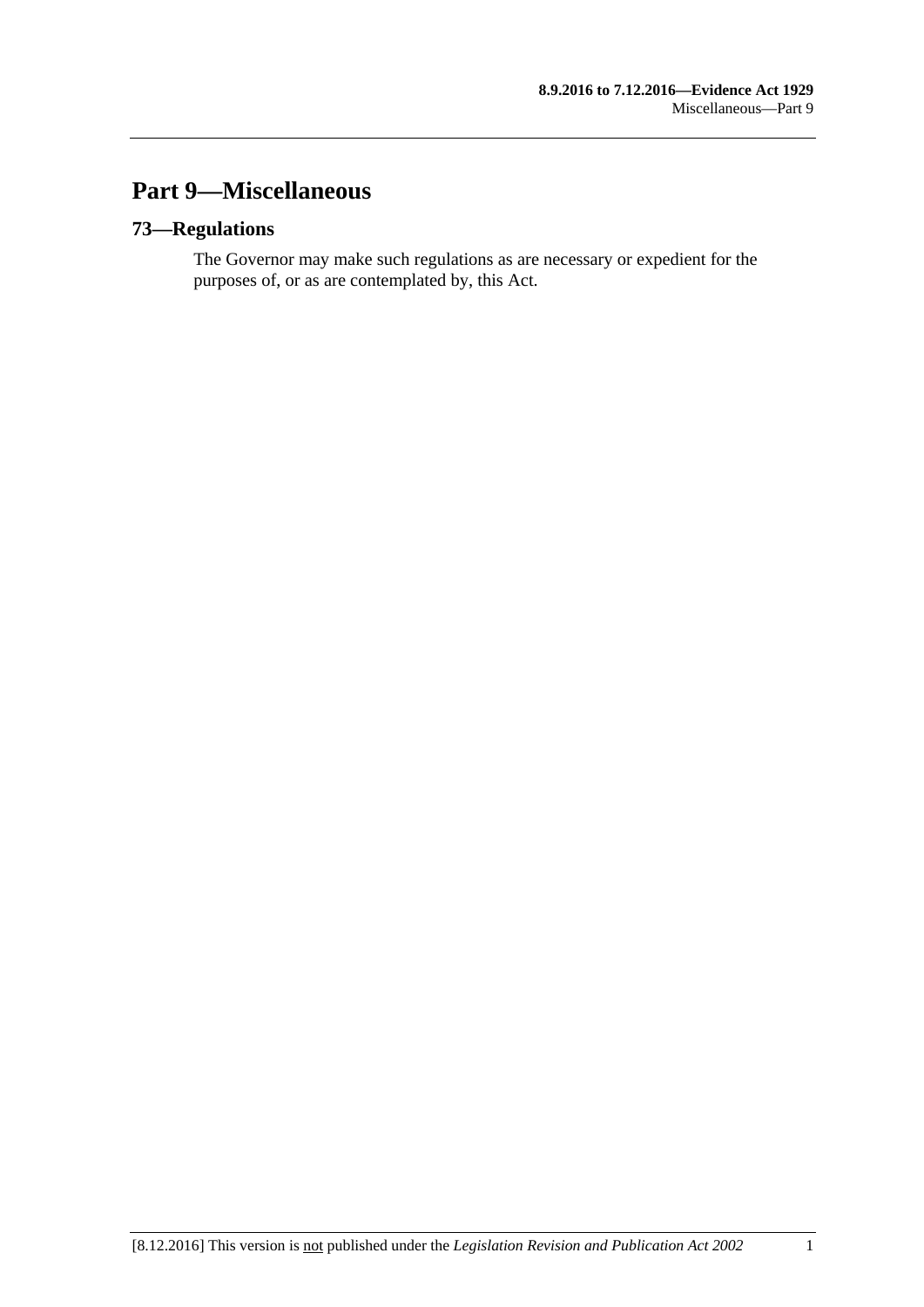# Part 9—Miscellaneous

## 73—Regulations

The Governor may make such regulations as are necessary or expedient for the purposes of, or as are contemplated by, this Act.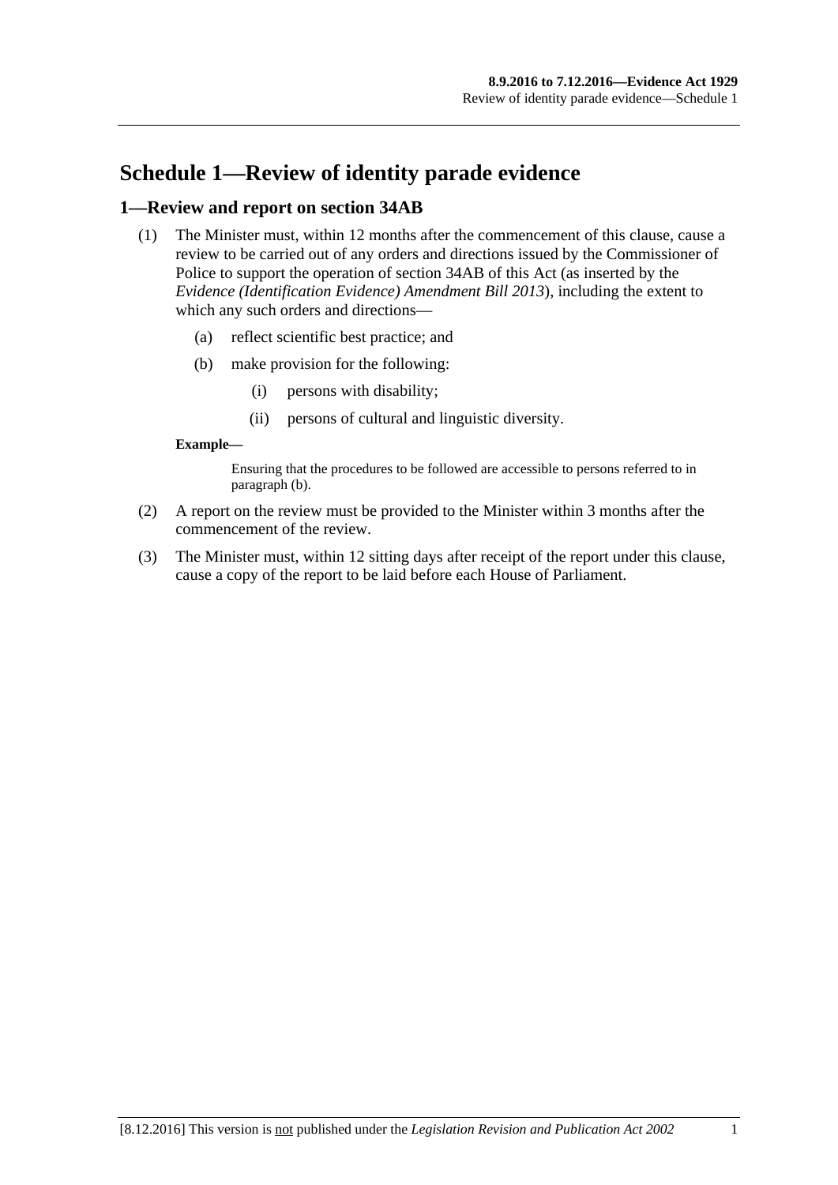# Schedule 1—Review of identity parade evidence

## 1—Review and report on section 34AB

(1) The Minister must, within 12 months after the commencement of this clause, cause a review to be carried out of any orders and directions issued by the Commissioner of Police to support the operation of section 34AB of this Act (as inserted by the *Evidence (Identification Evidence) Amendment Bill 2013*), including the extent to which any such orders and directions—

 (a) reflect scientific best practice; and

 (b) make provision for the following:

  (i) persons with disability;

  (ii) persons of cultural and linguistic diversity.

**Example—**

Ensuring that the procedures to be followed are accessible to persons referred to in paragraph (b).

(2) A report on the review must be provided to the Minister within 3 months after the commencement of the review.

(3) The Minister must, within 12 sitting days after receipt of the report under this clause, cause a copy of the report to be laid before each House of Parliament.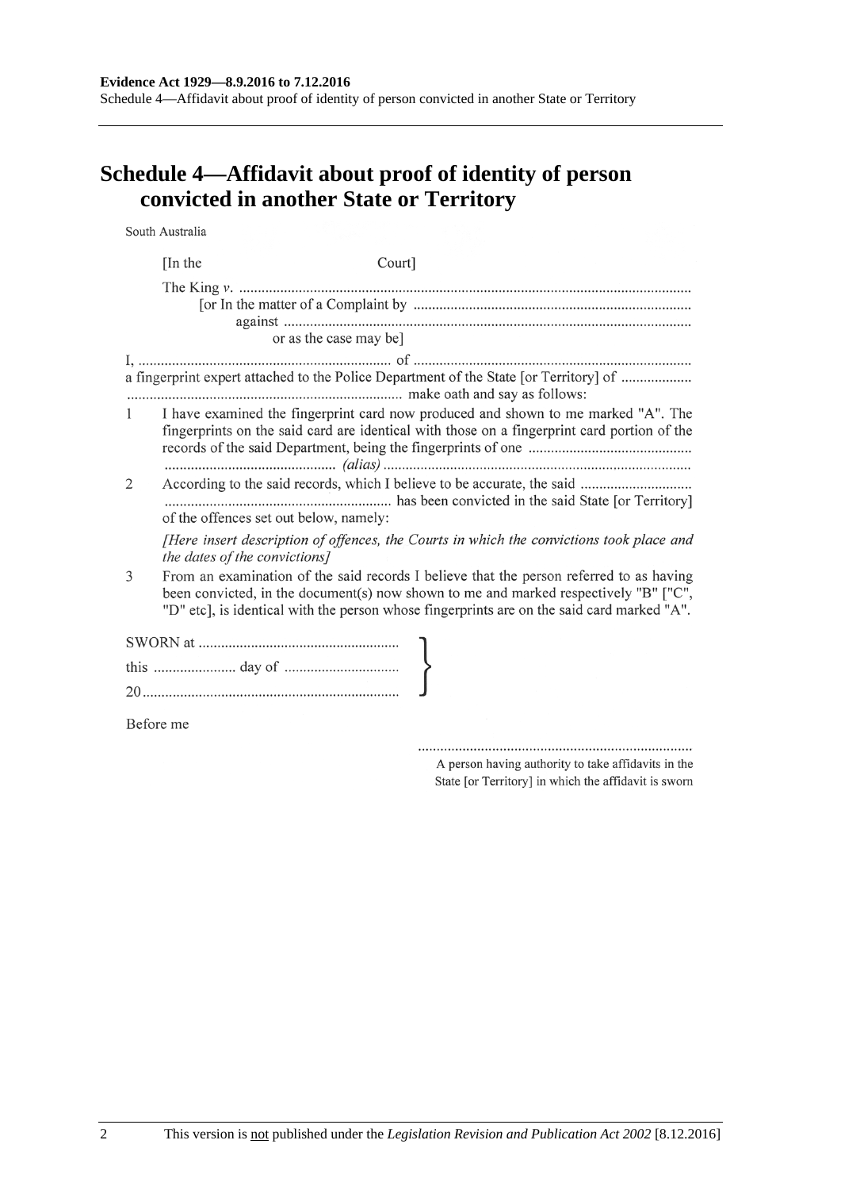# Schedule 4—Affidavit about proof of identity of person convicted in another State or Territory

South Australia

[In the Court]

The King *v.* ..........................................................................................................................

[or In the matter of a Complaint by ..........................................................................

against .............................................................................................................

or as the case may be]

I, .................................................................... of ........................................................................... a fingerprint expert attached to the Police Department of the State [or Territory] of ................... ........................................................................ make oath and say as follows:

1 I have examined the fingerprint card now produced and shown to me marked "A". The fingerprints on the said card are identical with those on a fingerprint card portion of the records of the said Department, being the fingerprints of one ........................................... .............................................. *(alias)* ..................................................................................

2 According to the said records, which I believe to be accurate, the said ............................. ........................................................... has been convicted in the said State [or Territory] of the offences set out below, namely:

*[Here insert description of offences, the Courts in which the convictions took place and the dates of the convictions]*

3 From an examination of the said records I believe that the person referred to as having been convicted, in the document(s) now shown to me and marked respectively "B" ["C", "D" etc], is identical with the person whose fingerprints are on the said card marked "A".

SWORN at .....................................................

this ...................... day of ..............................

20....................................................................

Before me

.........................................................................

A person having authority to take affidavits in the State [or Territory] in which the affidavit is sworn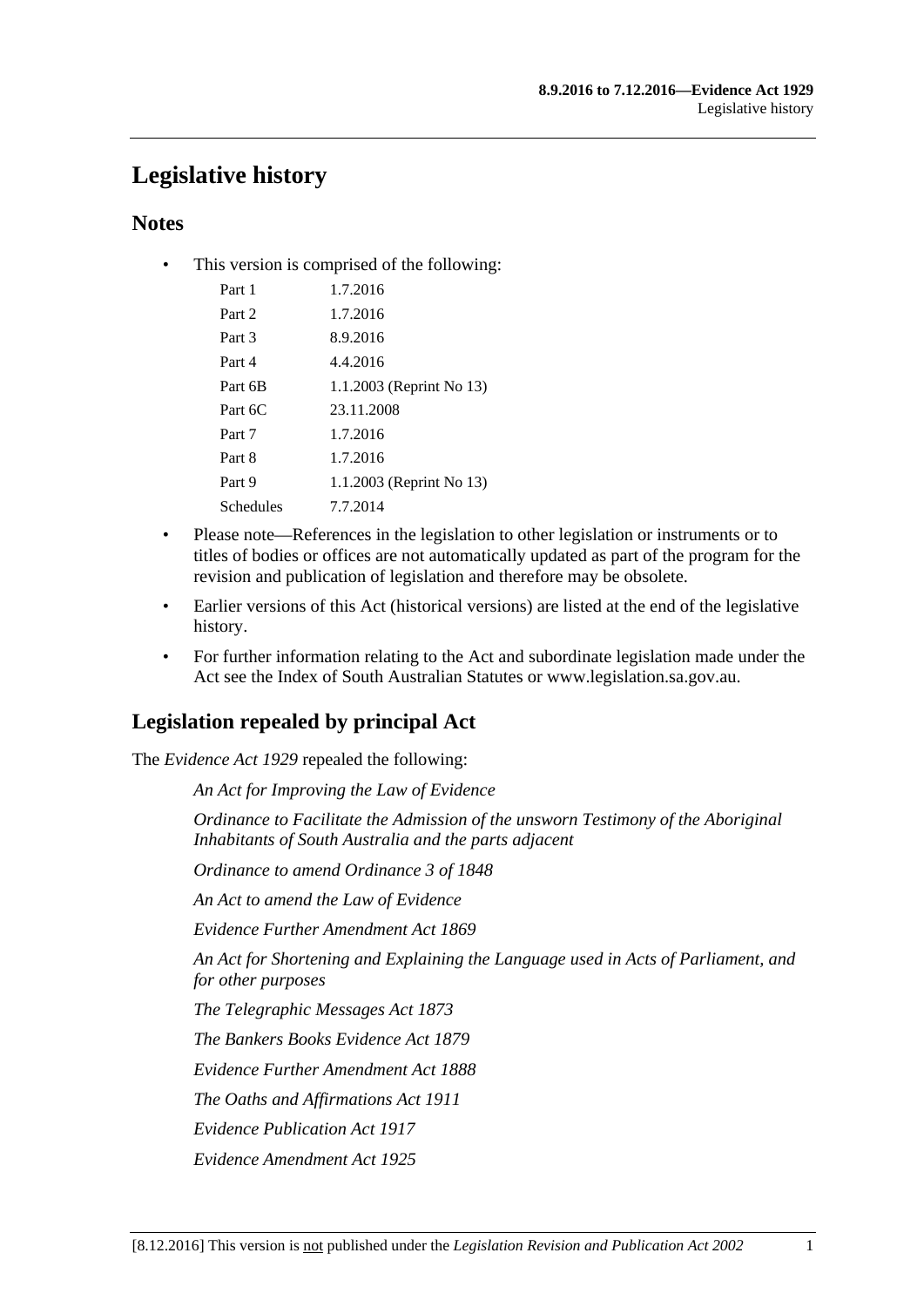# Legislative history

## Notes

- This version is comprised of the following:

| | |
|---|---|
| Part 1 | 1.7.2016 |
| Part 2 | 1.7.2016 |
| Part 3 | 8.9.2016 |
| Part 4 | 4.4.2016 |
| Part 6B | 1.1.2003 (Reprint No 13) |
| Part 6C | 23.11.2008 |
| Part 7 | 1.7.2016 |
| Part 8 | 1.7.2016 |
| Part 9 | 1.1.2003 (Reprint No 13) |
| Schedules | 7.7.2014 |

- Please note—References in the legislation to other legislation or instruments or to titles of bodies or offices are not automatically updated as part of the program for the revision and publication of legislation and therefore may be obsolete.
- Earlier versions of this Act (historical versions) are listed at the end of the legislative history.
- For further information relating to the Act and subordinate legislation made under the Act see the Index of South Australian Statutes or www.legislation.sa.gov.au.

## Legislation repealed by principal Act

The *Evidence Act 1929* repealed the following:

*An Act for Improving the Law of Evidence*

*Ordinance to Facilitate the Admission of the unsworn Testimony of the Aboriginal Inhabitants of South Australia and the parts adjacent*

*Ordinance to amend Ordinance 3 of 1848*

*An Act to amend the Law of Evidence*

*Evidence Further Amendment Act 1869*

*An Act for Shortening and Explaining the Language used in Acts of Parliament, and for other purposes*

*The Telegraphic Messages Act 1873*

*The Bankers Books Evidence Act 1879*

*Evidence Further Amendment Act 1888*

*The Oaths and Affirmations Act 1911*

*Evidence Publication Act 1917*

*Evidence Amendment Act 1925*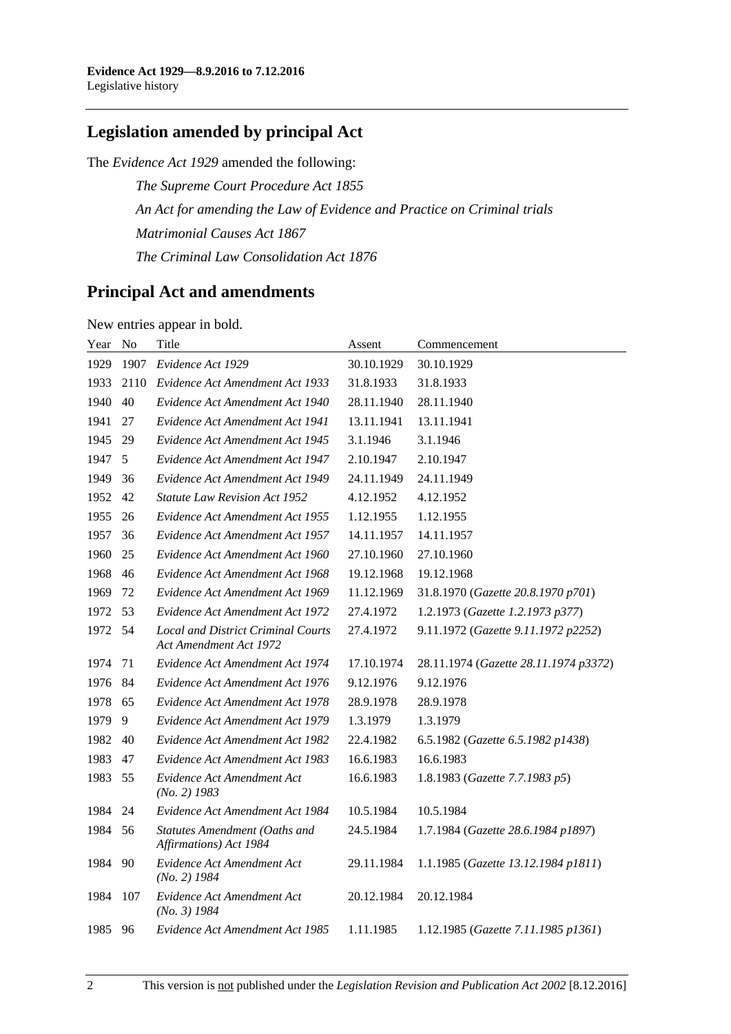## Legislation amended by principal Act

The *Evidence Act 1929* amended the following:

*The Supreme Court Procedure Act 1855*

*An Act for amending the Law of Evidence and Practice on Criminal trials*

*Matrimonial Causes Act 1867*

*The Criminal Law Consolidation Act 1876*

## Principal Act and amendments

New entries appear in bold.

| Year | No | Title | Assent | Commencement |
|---|---|---|---|---|
| 1929 | 1907 | *Evidence Act 1929* | 30.10.1929 | 30.10.1929 |
| 1933 | 2110 | *Evidence Act Amendment Act 1933* | 31.8.1933 | 31.8.1933 |
| 1940 | 40 | *Evidence Act Amendment Act 1940* | 28.11.1940 | 28.11.1940 |
| 1941 | 27 | *Evidence Act Amendment Act 1941* | 13.11.1941 | 13.11.1941 |
| 1945 | 29 | *Evidence Act Amendment Act 1945* | 3.1.1946 | 3.1.1946 |
| 1947 | 5 | *Evidence Act Amendment Act 1947* | 2.10.1947 | 2.10.1947 |
| 1949 | 36 | *Evidence Act Amendment Act 1949* | 24.11.1949 | 24.11.1949 |
| 1952 | 42 | *Statute Law Revision Act 1952* | 4.12.1952 | 4.12.1952 |
| 1955 | 26 | *Evidence Act Amendment Act 1955* | 1.12.1955 | 1.12.1955 |
| 1957 | 36 | *Evidence Act Amendment Act 1957* | 14.11.1957 | 14.11.1957 |
| 1960 | 25 | *Evidence Act Amendment Act 1960* | 27.10.1960 | 27.10.1960 |
| 1968 | 46 | *Evidence Act Amendment Act 1968* | 19.12.1968 | 19.12.1968 |
| 1969 | 72 | *Evidence Act Amendment Act 1969* | 11.12.1969 | 31.8.1970 (*Gazette 20.8.1970 p701*) |
| 1972 | 53 | *Evidence Act Amendment Act 1972* | 27.4.1972 | 1.2.1973 (*Gazette 1.2.1973 p377*) |
| 1972 | 54 | *Local and District Criminal Courts Act Amendment Act 1972* | 27.4.1972 | 9.11.1972 (*Gazette 9.11.1972 p2252*) |
| 1974 | 71 | *Evidence Act Amendment Act 1974* | 17.10.1974 | 28.11.1974 (*Gazette 28.11.1974 p3372*) |
| 1976 | 84 | *Evidence Act Amendment Act 1976* | 9.12.1976 | 9.12.1976 |
| 1978 | 65 | *Evidence Act Amendment Act 1978* | 28.9.1978 | 28.9.1978 |
| 1979 | 9 | *Evidence Act Amendment Act 1979* | 1.3.1979 | 1.3.1979 |
| 1982 | 40 | *Evidence Act Amendment Act 1982* | 22.4.1982 | 6.5.1982 (*Gazette 6.5.1982 p1438*) |
| 1983 | 47 | *Evidence Act Amendment Act 1983* | 16.6.1983 | 16.6.1983 |
| 1983 | 55 | *Evidence Act Amendment Act (No. 2) 1983* | 16.6.1983 | 1.8.1983 (*Gazette 7.7.1983 p5*) |
| 1984 | 24 | *Evidence Act Amendment Act 1984* | 10.5.1984 | 10.5.1984 |
| 1984 | 56 | *Statutes Amendment (Oaths and Affirmations) Act 1984* | 24.5.1984 | 1.7.1984 (*Gazette 28.6.1984 p1897*) |
| 1984 | 90 | *Evidence Act Amendment Act (No. 2) 1984* | 29.11.1984 | 1.1.1985 (*Gazette 13.12.1984 p1811*) |
| 1984 | 107 | *Evidence Act Amendment Act (No. 3) 1984* | 20.12.1984 | 20.12.1984 |
| 1985 | 96 | *Evidence Act Amendment Act 1985* | 1.11.1985 | 1.12.1985 (*Gazette 7.11.1985 p1361*) |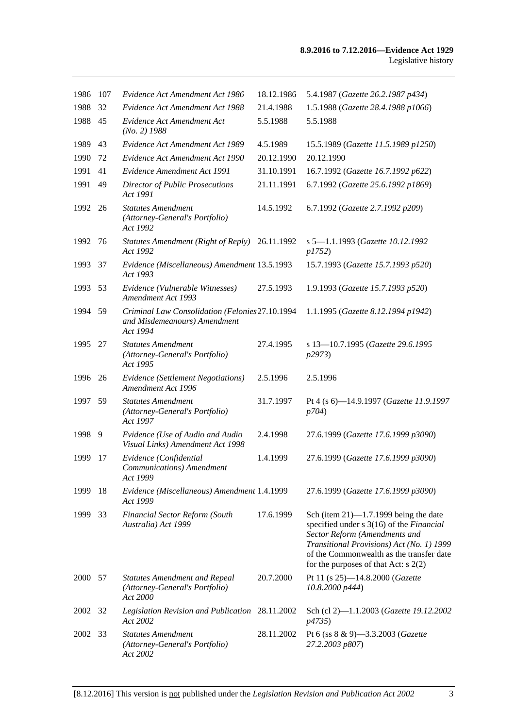| 1986 | 107 | *Evidence Act Amendment Act 1986* | 18.12.1986 | 5.4.1987 (*Gazette 26.2.1987 p434*) |
|---|---|---|---|---|
| 1988 | 32 | *Evidence Act Amendment Act 1988* | 21.4.1988 | 1.5.1988 (*Gazette 28.4.1988 p1066*) |
| 1988 | 45 | *Evidence Act Amendment Act (No. 2) 1988* | 5.5.1988 | 5.5.1988 |
| 1989 | 43 | *Evidence Act Amendment Act 1989* | 4.5.1989 | 15.5.1989 (*Gazette 11.5.1989 p1250*) |
| 1990 | 72 | *Evidence Act Amendment Act 1990* | 20.12.1990 | 20.12.1990 |
| 1991 | 41 | *Evidence Amendment Act 1991* | 31.10.1991 | 16.7.1992 (*Gazette 16.7.1992 p622*) |
| 1991 | 49 | *Director of Public Prosecutions Act 1991* | 21.11.1991 | 6.7.1992 (*Gazette 25.6.1992 p1869*) |
| 1992 | 26 | *Statutes Amendment (Attorney-General's Portfolio) Act 1992* | 14.5.1992 | 6.7.1992 (*Gazette 2.7.1992 p209*) |
| 1992 | 76 | *Statutes Amendment (Right of Reply) Act 1992* | 26.11.1992 | s 5—1.1.1993 (*Gazette 10.12.1992 p1752*) |
| 1993 | 37 | *Evidence (Miscellaneous) Amendment Act 1993* | 13.5.1993 | 15.7.1993 (*Gazette 15.7.1993 p520*) |
| 1993 | 53 | *Evidence (Vulnerable Witnesses) Amendment Act 1993* | 27.5.1993 | 1.9.1993 (*Gazette 15.7.1993 p520*) |
| 1994 | 59 | *Criminal Law Consolidation (Felonies and Misdemeanours) Amendment Act 1994* | 27.10.1994 | 1.1.1995 (*Gazette 8.12.1994 p1942*) |
| 1995 | 27 | *Statutes Amendment (Attorney-General's Portfolio) Act 1995* | 27.4.1995 | s 13—10.7.1995 (*Gazette 29.6.1995 p2973*) |
| 1996 | 26 | *Evidence (Settlement Negotiations) Amendment Act 1996* | 2.5.1996 | 2.5.1996 |
| 1997 | 59 | *Statutes Amendment (Attorney-General's Portfolio) Act 1997* | 31.7.1997 | Pt 4 (s 6)—14.9.1997 (*Gazette 11.9.1997 p704*) |
| 1998 | 9 | *Evidence (Use of Audio and Audio Visual Links) Amendment Act 1998* | 2.4.1998 | 27.6.1999 (*Gazette 17.6.1999 p3090*) |
| 1999 | 17 | *Evidence (Confidential Communications) Amendment Act 1999* | 1.4.1999 | 27.6.1999 (*Gazette 17.6.1999 p3090*) |
| 1999 | 18 | *Evidence (Miscellaneous) Amendment Act 1999* | 1.4.1999 | 27.6.1999 (*Gazette 17.6.1999 p3090*) |
| 1999 | 33 | *Financial Sector Reform (South Australia) Act 1999* | 17.6.1999 | Sch (item 21)—1.7.1999 being the date specified under s 3(16) of the *Financial Sector Reform (Amendments and Transitional Provisions) Act (No. 1) 1999* of the Commonwealth as the transfer date for the purposes of that Act: s 2(2) |
| 2000 | 57 | *Statutes Amendment and Repeal (Attorney-General's Portfolio) Act 2000* | 20.7.2000 | Pt 11 (s 25)—14.8.2000 (*Gazette 10.8.2000 p444*) |
| 2002 | 32 | *Legislation Revision and Publication Act 2002* | 28.11.2002 | Sch (cl 2)—1.1.2003 (*Gazette 19.12.2002 p4735*) |
| 2002 | 33 | *Statutes Amendment (Attorney-General's Portfolio) Act 2002* | 28.11.2002 | Pt 6 (ss 8 & 9)—3.3.2003 (*Gazette 27.2.2003 p807*) |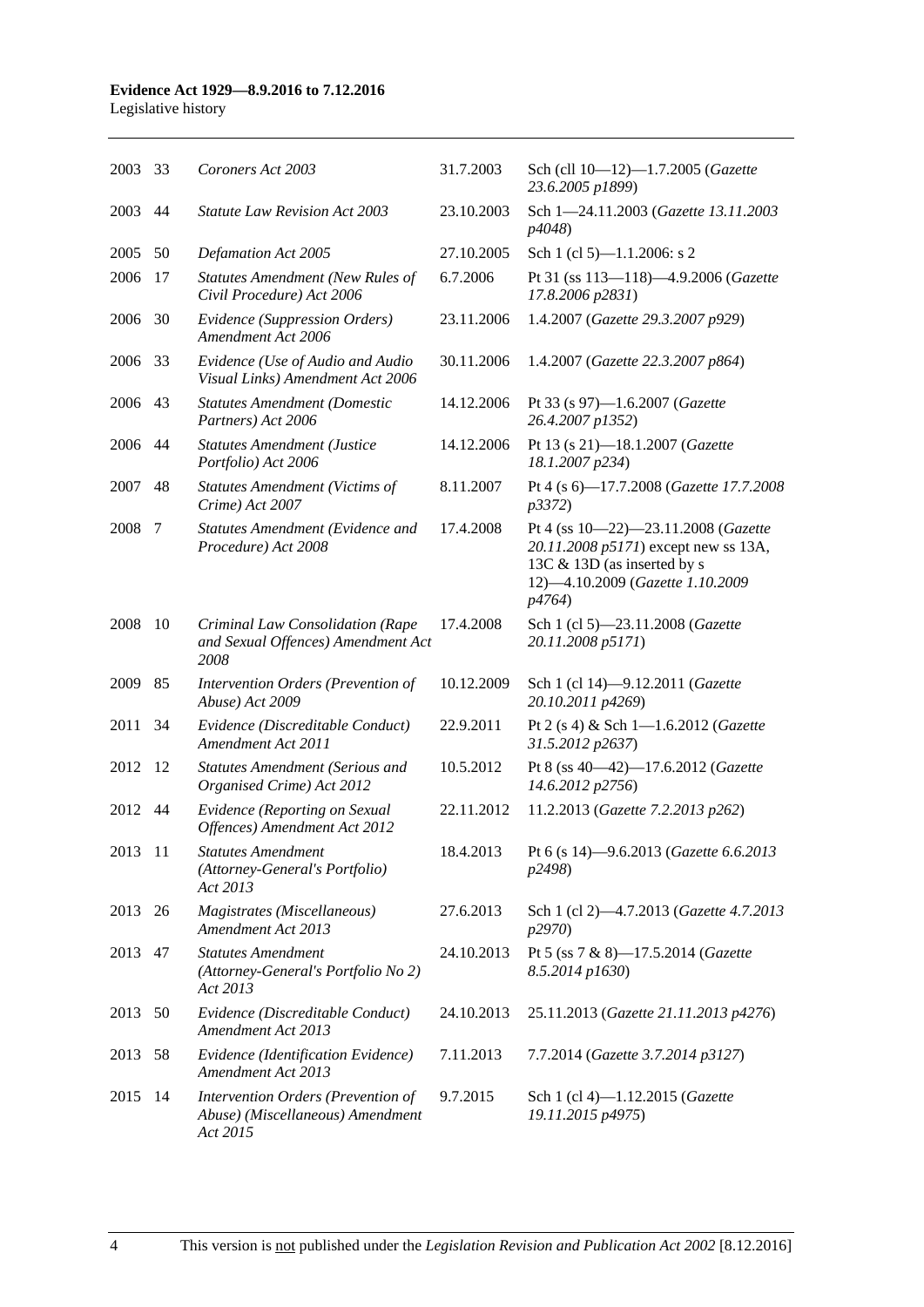| | | | | |
|---|---|---|---|---|
| 2003 | 33 | *Coroners Act 2003* | 31.7.2003 | Sch (cll 10—12)—1.7.2005 (*Gazette 23.6.2005 p1899*) |
| 2003 | 44 | *Statute Law Revision Act 2003* | 23.10.2003 | Sch 1—24.11.2003 (*Gazette 13.11.2003 p4048*) |
| 2005 | 50 | *Defamation Act 2005* | 27.10.2005 | Sch 1 (cl 5)—1.1.2006: s 2 |
| 2006 | 17 | *Statutes Amendment (New Rules of Civil Procedure) Act 2006* | 6.7.2006 | Pt 31 (ss 113—118)—4.9.2006 (*Gazette 17.8.2006 p2831*) |
| 2006 | 30 | *Evidence (Suppression Orders) Amendment Act 2006* | 23.11.2006 | 1.4.2007 (*Gazette 29.3.2007 p929*) |
| 2006 | 33 | *Evidence (Use of Audio and Audio Visual Links) Amendment Act 2006* | 30.11.2006 | 1.4.2007 (*Gazette 22.3.2007 p864*) |
| 2006 | 43 | *Statutes Amendment (Domestic Partners) Act 2006* | 14.12.2006 | Pt 33 (s 97)—1.6.2007 (*Gazette 26.4.2007 p1352*) |
| 2006 | 44 | *Statutes Amendment (Justice Portfolio) Act 2006* | 14.12.2006 | Pt 13 (s 21)—18.1.2007 (*Gazette 18.1.2007 p234*) |
| 2007 | 48 | *Statutes Amendment (Victims of Crime) Act 2007* | 8.11.2007 | Pt 4 (s 6)—17.7.2008 (*Gazette 17.7.2008 p3372*) |
| 2008 | 7 | *Statutes Amendment (Evidence and Procedure) Act 2008* | 17.4.2008 | Pt 4 (ss 10—22)—23.11.2008 (*Gazette 20.11.2008 p5171*) except new ss 13A, 13C & 13D (as inserted by s 12)—4.10.2009 (*Gazette 1.10.2009 p4764*) |
| 2008 | 10 | *Criminal Law Consolidation (Rape and Sexual Offences) Amendment Act 2008* | 17.4.2008 | Sch 1 (cl 5)—23.11.2008 (*Gazette 20.11.2008 p5171*) |
| 2009 | 85 | *Intervention Orders (Prevention of Abuse) Act 2009* | 10.12.2009 | Sch 1 (cl 14)—9.12.2011 (*Gazette 20.10.2011 p4269*) |
| 2011 | 34 | *Evidence (Discreditable Conduct) Amendment Act 2011* | 22.9.2011 | Pt 2 (s 4) & Sch 1—1.6.2012 (*Gazette 31.5.2012 p2637*) |
| 2012 | 12 | *Statutes Amendment (Serious and Organised Crime) Act 2012* | 10.5.2012 | Pt 8 (ss 40—42)—17.6.2012 (*Gazette 14.6.2012 p2756*) |
| 2012 | 44 | *Evidence (Reporting on Sexual Offences) Amendment Act 2012* | 22.11.2012 | 11.2.2013 (*Gazette 7.2.2013 p262*) |
| 2013 | 11 | *Statutes Amendment (Attorney-General's Portfolio) Act 2013* | 18.4.2013 | Pt 6 (s 14)—9.6.2013 (*Gazette 6.6.2013 p2498*) |
| 2013 | 26 | *Magistrates (Miscellaneous) Amendment Act 2013* | 27.6.2013 | Sch 1 (cl 2)—4.7.2013 (*Gazette 4.7.2013 p2970*) |
| 2013 | 47 | *Statutes Amendment (Attorney-General's Portfolio No 2) Act 2013* | 24.10.2013 | Pt 5 (ss 7 & 8)—17.5.2014 (*Gazette 8.5.2014 p1630*) |
| 2013 | 50 | *Evidence (Discreditable Conduct) Amendment Act 2013* | 24.10.2013 | 25.11.2013 (*Gazette 21.11.2013 p4276*) |
| 2013 | 58 | *Evidence (Identification Evidence) Amendment Act 2013* | 7.11.2013 | 7.7.2014 (*Gazette 3.7.2014 p3127*) |
| 2015 | 14 | *Intervention Orders (Prevention of Abuse) (Miscellaneous) Amendment Act 2015* | 9.7.2015 | Sch 1 (cl 4)—1.12.2015 (*Gazette 19.11.2015 p4975*) |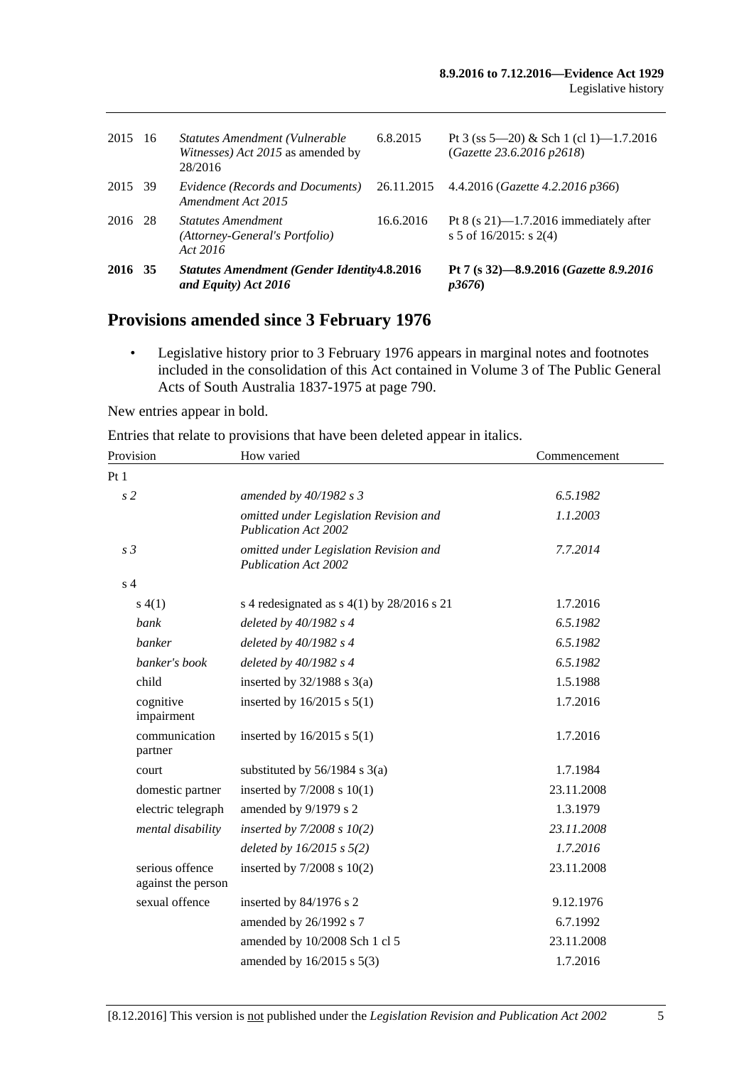| | | | | |
|---|---|---|---|---|
| 2015 | 16 | *Statutes Amendment (Vulnerable Witnesses) Act 2015* as amended by 28/2016 | 6.8.2015 | Pt 3 (ss 5—20) & Sch 1 (cl 1)—1.7.2016 (*Gazette 23.6.2016 p2618*) |
| 2015 | 39 | *Evidence (Records and Documents) Amendment Act 2015* | 26.11.2015 | 4.4.2016 (*Gazette 4.2.2016 p366*) |
| 2016 | 28 | *Statutes Amendment (Attorney-General's Portfolio) Act 2016* | 16.6.2016 | Pt 8 (s 21)—1.7.2016 immediately after s 5 of 16/2015: s 2(4) |
| **2016** | **35** | ***Statutes Amendment (Gender Identity and Equity) Act 2016*** | **4.8.2016** | **Pt 7 (s 32)—8.9.2016 (*Gazette 8.9.2016 p3676*)** |

## Provisions amended since 3 February 1976

- Legislative history prior to 3 February 1976 appears in marginal notes and footnotes included in the consolidation of this Act contained in Volume 3 of The Public General Acts of South Australia 1837-1975 at page 790.

New entries appear in bold.

Entries that relate to provisions that have been deleted appear in italics.

| Provision | How varied | Commencement |
|---|---|---|
| Pt 1 | | |
| *s 2* | *amended by 40/1982 s 3* | *6.5.1982* |
| | *omitted under Legislation Revision and Publication Act 2002* | *1.1.2003* |
| *s 3* | *omitted under Legislation Revision and Publication Act 2002* | *7.7.2014* |
| s 4 | | |
| s 4(1) | s 4 redesignated as s 4(1) by 28/2016 s 21 | 1.7.2016 |
| *bank* | *deleted by 40/1982 s 4* | *6.5.1982* |
| *banker* | *deleted by 40/1982 s 4* | *6.5.1982* |
| *banker's book* | *deleted by 40/1982 s 4* | *6.5.1982* |
| child | inserted by 32/1988 s 3(a) | 1.5.1988 |
| cognitive impairment | inserted by 16/2015 s 5(1) | 1.7.2016 |
| communication partner | inserted by 16/2015 s 5(1) | 1.7.2016 |
| court | substituted by 56/1984 s 3(a) | 1.7.1984 |
| domestic partner | inserted by 7/2008 s 10(1) | 23.11.2008 |
| electric telegraph | amended by 9/1979 s 2 | 1.3.1979 |
| *mental disability* | *inserted by 7/2008 s 10(2)* | *23.11.2008* |
| | *deleted by 16/2015 s 5(2)* | *1.7.2016* |
| serious offence against the person | inserted by 7/2008 s 10(2) | 23.11.2008 |
| sexual offence | inserted by 84/1976 s 2 | 9.12.1976 |
| | amended by 26/1992 s 7 | 6.7.1992 |
| | amended by 10/2008 Sch 1 cl 5 | 23.11.2008 |
| | amended by 16/2015 s 5(3) | 1.7.2016 |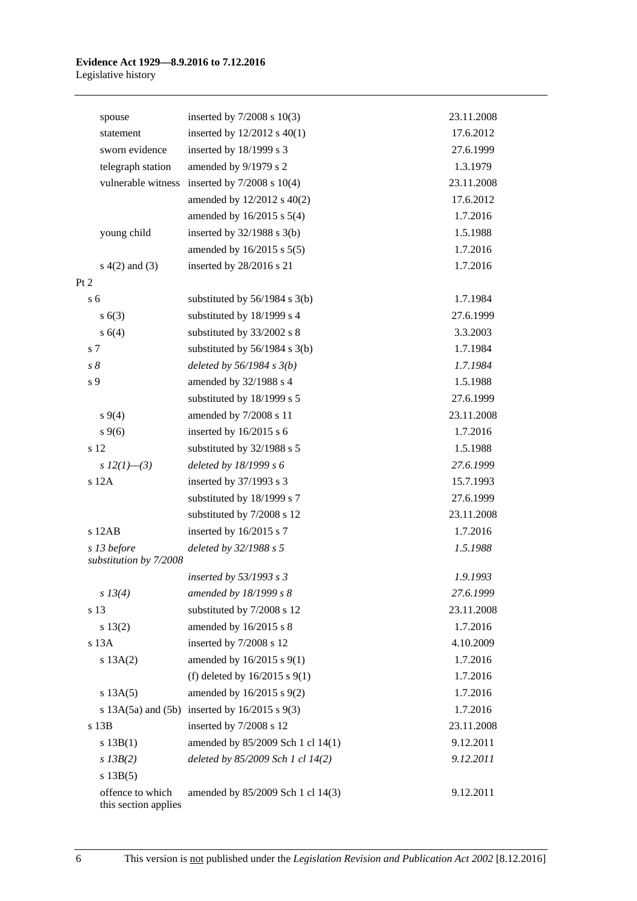| | | |
|---|---|---|
| spouse | inserted by 7/2008 s 10(3) | 23.11.2008 |
| statement | inserted by 12/2012 s 40(1) | 17.6.2012 |
| sworn evidence | inserted by 18/1999 s 3 | 27.6.1999 |
| telegraph station | amended by 9/1979 s 2 | 1.3.1979 |
| vulnerable witness | inserted by 7/2008 s 10(4) | 23.11.2008 |
| | amended by 12/2012 s 40(2) | 17.6.2012 |
| | amended by 16/2015 s 5(4) | 1.7.2016 |
| young child | inserted by 32/1988 s 3(b) | 1.5.1988 |
| | amended by 16/2015 s 5(5) | 1.7.2016 |
| s 4(2) and (3) | inserted by 28/2016 s 21 | 1.7.2016 |
| Pt 2 | | |
| s 6 | substituted by 56/1984 s 3(b) | 1.7.1984 |
| s 6(3) | substituted by 18/1999 s 4 | 27.6.1999 |
| s 6(4) | substituted by 33/2002 s 8 | 3.3.2003 |
| s 7 | substituted by 56/1984 s 3(b) | 1.7.1984 |
| *s 8* | *deleted by 56/1984 s 3(b)* | *1.7.1984* |
| s 9 | amended by 32/1988 s 4 | 1.5.1988 |
| | substituted by 18/1999 s 5 | 27.6.1999 |
| s 9(4) | amended by 7/2008 s 11 | 23.11.2008 |
| s 9(6) | inserted by 16/2015 s 6 | 1.7.2016 |
| s 12 | substituted by 32/1988 s 5 | 1.5.1988 |
| *s 12(1)—(3)* | *deleted by 18/1999 s 6* | *27.6.1999* |
| s 12A | inserted by 37/1993 s 3 | 15.7.1993 |
| | substituted by 18/1999 s 7 | 27.6.1999 |
| | substituted by 7/2008 s 12 | 23.11.2008 |
| s 12AB | inserted by 16/2015 s 7 | 1.7.2016 |
| *s 13 before substitution by 7/2008* | *deleted by 32/1988 s 5* | *1.5.1988* |
| | *inserted by 53/1993 s 3* | *1.9.1993* |
| *s 13(4)* | *amended by 18/1999 s 8* | *27.6.1999* |
| s 13 | substituted by 7/2008 s 12 | 23.11.2008 |
| s 13(2) | amended by 16/2015 s 8 | 1.7.2016 |
| s 13A | inserted by 7/2008 s 12 | 4.10.2009 |
| s 13A(2) | amended by 16/2015 s 9(1) | 1.7.2016 |
| | (f) deleted by 16/2015 s 9(1) | 1.7.2016 |
| s 13A(5) | amended by 16/2015 s 9(2) | 1.7.2016 |
| s 13A(5a) and (5b) | inserted by 16/2015 s 9(3) | 1.7.2016 |
| s 13B | inserted by 7/2008 s 12 | 23.11.2008 |
| s 13B(1) | amended by 85/2009 Sch 1 cl 14(1) | 9.12.2011 |
| *s 13B(2)* | *deleted by 85/2009 Sch 1 cl 14(2)* | *9.12.2011* |
| s 13B(5) | | |
| offence to which this section applies | amended by 85/2009 Sch 1 cl 14(3) | 9.12.2011 |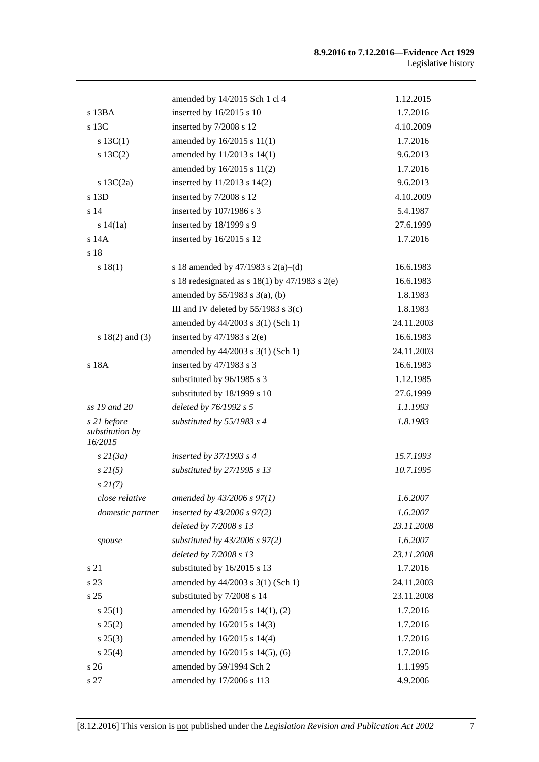| | | |
|---|---|---|
| | amended by 14/2015 Sch 1 cl 4 | 1.12.2015 |
| s 13BA | inserted by 16/2015 s 10 | 1.7.2016 |
| s 13C | inserted by 7/2008 s 12 | 4.10.2009 |
| s 13C(1) | amended by 16/2015 s 11(1) | 1.7.2016 |
| s 13C(2) | amended by 11/2013 s 14(1) | 9.6.2013 |
| | amended by 16/2015 s 11(2) | 1.7.2016 |
| s 13C(2a) | inserted by 11/2013 s 14(2) | 9.6.2013 |
| s 13D | inserted by 7/2008 s 12 | 4.10.2009 |
| s 14 | inserted by 107/1986 s 3 | 5.4.1987 |
| s 14(1a) | inserted by 18/1999 s 9 | 27.6.1999 |
| s 14A | inserted by 16/2015 s 12 | 1.7.2016 |
| s 18 | | |
| s 18(1) | s 18 amended by 47/1983 s 2(a)–(d) | 16.6.1983 |
| | s 18 redesignated as s 18(1) by 47/1983 s 2(e) | 16.6.1983 |
| | amended by 55/1983 s 3(a), (b) | 1.8.1983 |
| | III and IV deleted by 55/1983 s 3(c) | 1.8.1983 |
| | amended by 44/2003 s 3(1) (Sch 1) | 24.11.2003 |
| s 18(2) and (3) | inserted by 47/1983 s 2(e) | 16.6.1983 |
| | amended by 44/2003 s 3(1) (Sch 1) | 24.11.2003 |
| s 18A | inserted by 47/1983 s 3 | 16.6.1983 |
| | substituted by 96/1985 s 3 | 1.12.1985 |
| | substituted by 18/1999 s 10 | 27.6.1999 |
| *ss 19 and 20* | *deleted by 76/1992 s 5* | *1.1.1993* |
| *s 21 before substitution by 16/2015* | *substituted by 55/1983 s 4* | *1.8.1983* |
| *s 21(3a)* | *inserted by 37/1993 s 4* | *15.7.1993* |
| *s 21(5)* | *substituted by 27/1995 s 13* | *10.7.1995* |
| *s 21(7)* | | |
| *close relative* | *amended by 43/2006 s 97(1)* | *1.6.2007* |
| *domestic partner* | *inserted by 43/2006 s 97(2)* | *1.6.2007* |
| | *deleted by 7/2008 s 13* | *23.11.2008* |
| *spouse* | *substituted by 43/2006 s 97(2)* | *1.6.2007* |
| | *deleted by 7/2008 s 13* | *23.11.2008* |
| s 21 | substituted by 16/2015 s 13 | 1.7.2016 |
| s 23 | amended by 44/2003 s 3(1) (Sch 1) | 24.11.2003 |
| s 25 | substituted by 7/2008 s 14 | 23.11.2008 |
| s 25(1) | amended by 16/2015 s 14(1), (2) | 1.7.2016 |
| s 25(2) | amended by 16/2015 s 14(3) | 1.7.2016 |
| s 25(3) | amended by 16/2015 s 14(4) | 1.7.2016 |
| s 25(4) | amended by 16/2015 s 14(5), (6) | 1.7.2016 |
| s 26 | amended by 59/1994 Sch 2 | 1.1.1995 |
| s 27 | amended by 17/2006 s 113 | 4.9.2006 |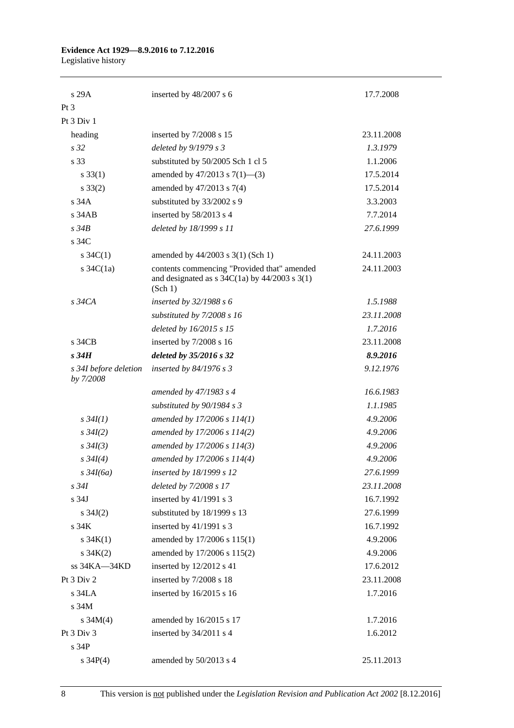| | | |
|---|---|---|
| s 29A | inserted by 48/2007 s 6 | 17.7.2008 |
| Pt 3 | | |
| Pt 3 Div 1 | | |
| heading | inserted by 7/2008 s 15 | 23.11.2008 |
| *s 32* | *deleted by 9/1979 s 3* | *1.3.1979* |
| s 33 | substituted by 50/2005 Sch 1 cl 5 | 1.1.2006 |
| s 33(1) | amended by 47/2013 s 7(1)—(3) | 17.5.2014 |
| s 33(2) | amended by 47/2013 s 7(4) | 17.5.2014 |
| s 34A | substituted by 33/2002 s 9 | 3.3.2003 |
| s 34AB | inserted by 58/2013 s 4 | 7.7.2014 |
| *s 34B* | *deleted by 18/1999 s 11* | *27.6.1999* |
| s 34C | | |
| s 34C(1) | amended by 44/2003 s 3(1) (Sch 1) | 24.11.2003 |
| s 34C(1a) | contents commencing "Provided that" amended and designated as s 34C(1a) by 44/2003 s 3(1) (Sch 1) | 24.11.2003 |
| *s 34CA* | *inserted by 32/1988 s 6* | *1.5.1988* |
| | *substituted by 7/2008 s 16* | *23.11.2008* |
| | *deleted by 16/2015 s 15* | *1.7.2016* |
| s 34CB | inserted by 7/2008 s 16 | 23.11.2008 |
| ***s 34H*** | ***deleted by 35/2016 s 32*** | ***8.9.2016*** |
| *s 34I before deletion by 7/2008* | *inserted by 84/1976 s 3* | *9.12.1976* |
| | *amended by 47/1983 s 4* | *16.6.1983* |
| | *substituted by 90/1984 s 3* | *1.1.1985* |
| *s 34I(1)* | *amended by 17/2006 s 114(1)* | *4.9.2006* |
| *s 34I(2)* | *amended by 17/2006 s 114(2)* | *4.9.2006* |
| *s 34I(3)* | *amended by 17/2006 s 114(3)* | *4.9.2006* |
| *s 34I(4)* | *amended by 17/2006 s 114(4)* | *4.9.2006* |
| *s 34I(6a)* | *inserted by 18/1999 s 12* | *27.6.1999* |
| *s 34I* | *deleted by 7/2008 s 17* | *23.11.2008* |
| s 34J | inserted by 41/1991 s 3 | 16.7.1992 |
| s 34J(2) | substituted by 18/1999 s 13 | 27.6.1999 |
| s 34K | inserted by 41/1991 s 3 | 16.7.1992 |
| s 34K(1) | amended by 17/2006 s 115(1) | 4.9.2006 |
| s 34K(2) | amended by 17/2006 s 115(2) | 4.9.2006 |
| ss 34KA—34KD | inserted by 12/2012 s 41 | 17.6.2012 |
| Pt 3 Div 2 | inserted by 7/2008 s 18 | 23.11.2008 |
| s 34LA | inserted by 16/2015 s 16 | 1.7.2016 |
| s 34M | | |
| s 34M(4) | amended by 16/2015 s 17 | 1.7.2016 |
| Pt 3 Div 3 | inserted by 34/2011 s 4 | 1.6.2012 |
| s 34P | | |
| s 34P(4) | amended by 50/2013 s 4 | 25.11.2013 |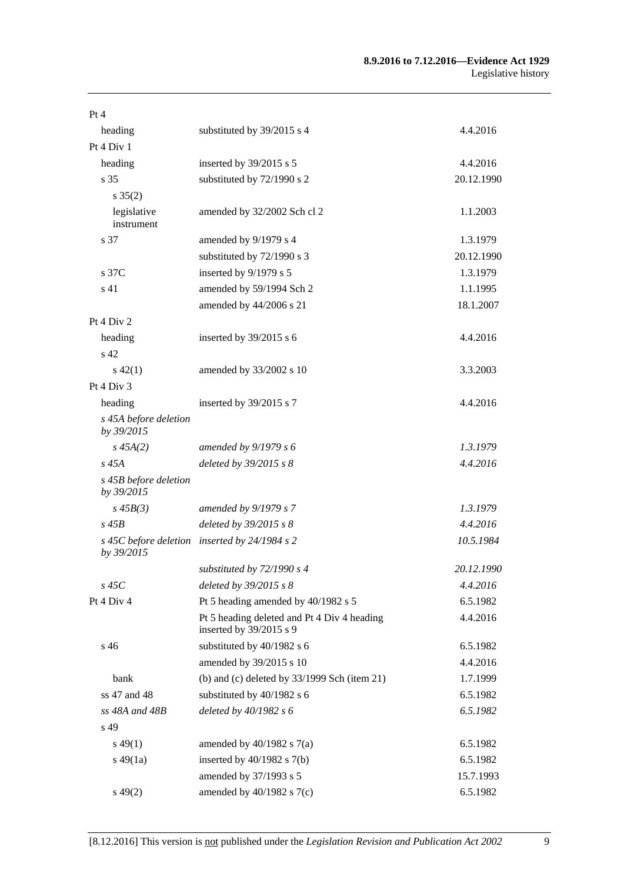| | | |
|---|---|---|
| Pt 4 | | |
| heading | substituted by 39/2015 s 4 | 4.4.2016 |
| Pt 4 Div 1 | | |
| heading | inserted by 39/2015 s 5 | 4.4.2016 |
| s 35 | substituted by 72/1990 s 2 | 20.12.1990 |
| s 35(2) | | |
| legislative instrument | amended by 32/2002 Sch cl 2 | 1.1.2003 |
| s 37 | amended by 9/1979 s 4 | 1.3.1979 |
| | substituted by 72/1990 s 3 | 20.12.1990 |
| s 37C | inserted by 9/1979 s 5 | 1.3.1979 |
| s 41 | amended by 59/1994 Sch 2 | 1.1.1995 |
| | amended by 44/2006 s 21 | 18.1.2007 |
| Pt 4 Div 2 | | |
| heading | inserted by 39/2015 s 6 | 4.4.2016 |
| s 42 | | |
| s 42(1) | amended by 33/2002 s 10 | 3.3.2003 |
| Pt 4 Div 3 | | |
| heading | inserted by 39/2015 s 7 | 4.4.2016 |
| *s 45A before deletion by 39/2015* | | |
| *s 45A(2)* | *amended by 9/1979 s 6* | *1.3.1979* |
| *s 45A* | *deleted by 39/2015 s 8* | *4.4.2016* |
| *s 45B before deletion by 39/2015* | | |
| *s 45B(3)* | *amended by 9/1979 s 7* | *1.3.1979* |
| *s 45B* | *deleted by 39/2015 s 8* | *4.4.2016* |
| *s 45C before deletion by 39/2015* | *inserted by 24/1984 s 2* | *10.5.1984* |
| | *substituted by 72/1990 s 4* | *20.12.1990* |
| *s 45C* | *deleted by 39/2015 s 8* | *4.4.2016* |
| Pt 4 Div 4 | Pt 5 heading amended by 40/1982 s 5 | 6.5.1982 |
| | Pt 5 heading deleted and Pt 4 Div 4 heading inserted by 39/2015 s 9 | 4.4.2016 |
| s 46 | substituted by 40/1982 s 6 | 6.5.1982 |
| | amended by 39/2015 s 10 | 4.4.2016 |
| bank | (b) and (c) deleted by 33/1999 Sch (item 21) | 1.7.1999 |
| ss 47 and 48 | substituted by 40/1982 s 6 | 6.5.1982 |
| *ss 48A and 48B* | *deleted by 40/1982 s 6* | *6.5.1982* |
| s 49 | | |
| s 49(1) | amended by 40/1982 s 7(a) | 6.5.1982 |
| s 49(1a) | inserted by 40/1982 s 7(b) | 6.5.1982 |
| | amended by 37/1993 s 5 | 15.7.1993 |
| s 49(2) | amended by 40/1982 s 7(c) | 6.5.1982 |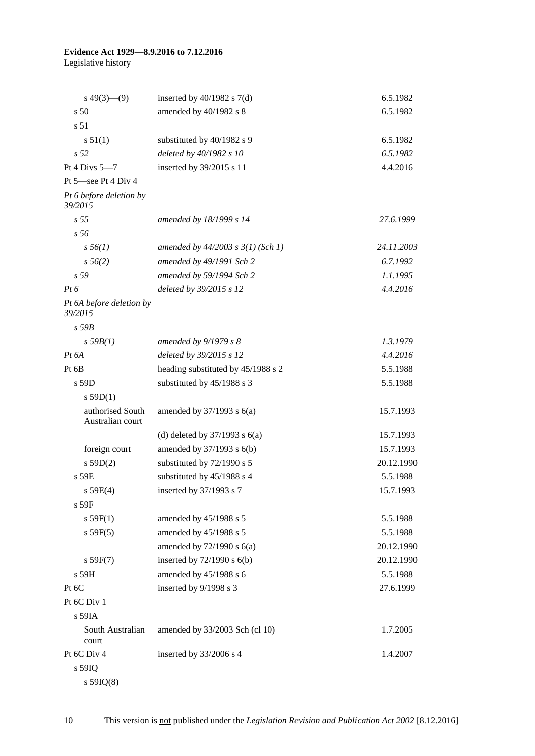| | | |
|---|---|---|
| s 49(3)—(9) | inserted by 40/1982 s 7(d) | 6.5.1982 |
| s 50 | amended by 40/1982 s 8 | 6.5.1982 |
| s 51 | | |
| s 51(1) | substituted by 40/1982 s 9 | 6.5.1982 |
| *s 52* | *deleted by 40/1982 s 10* | *6.5.1982* |
| Pt 4 Divs 5—7 | inserted by 39/2015 s 11 | 4.4.2016 |
| Pt 5—see Pt 4 Div 4 | | |
| *Pt 6 before deletion by 39/2015* | | |
| *s 55* | *amended by 18/1999 s 14* | *27.6.1999* |
| *s 56* | | |
| *s 56(1)* | *amended by 44/2003 s 3(1) (Sch 1)* | *24.11.2003* |
| *s 56(2)* | *amended by 49/1991 Sch 2* | *6.7.1992* |
| *s 59* | *amended by 59/1994 Sch 2* | *1.1.1995* |
| *Pt 6* | *deleted by 39/2015 s 12* | *4.4.2016* |
| *Pt 6A before deletion by 39/2015* | | |
| *s 59B* | | |
| *s 59B(1)* | *amended by 9/1979 s 8* | *1.3.1979* |
| *Pt 6A* | *deleted by 39/2015 s 12* | *4.4.2016* |
| Pt 6B | heading substituted by 45/1988 s 2 | 5.5.1988 |
| s 59D | substituted by 45/1988 s 3 | 5.5.1988 |
| s 59D(1) | | |
| authorised South Australian court | amended by 37/1993 s 6(a) | 15.7.1993 |
| | (d) deleted by 37/1993 s 6(a) | 15.7.1993 |
| foreign court | amended by 37/1993 s 6(b) | 15.7.1993 |
| s 59D(2) | substituted by 72/1990 s 5 | 20.12.1990 |
| s 59E | substituted by 45/1988 s 4 | 5.5.1988 |
| s 59E(4) | inserted by 37/1993 s 7 | 15.7.1993 |
| s 59F | | |
| s 59F(1) | amended by 45/1988 s 5 | 5.5.1988 |
| s 59F(5) | amended by 45/1988 s 5 | 5.5.1988 |
| | amended by 72/1990 s 6(a) | 20.12.1990 |
| s 59F(7) | inserted by 72/1990 s 6(b) | 20.12.1990 |
| s 59H | amended by 45/1988 s 6 | 5.5.1988 |
| Pt 6C | inserted by 9/1998 s 3 | 27.6.1999 |
| Pt 6C Div 1 | | |
| s 59IA | | |
| South Australian court | amended by 33/2003 Sch (cl 10) | 1.7.2005 |
| Pt 6C Div 4 | inserted by 33/2006 s 4 | 1.4.2007 |
| s 59IQ | | |
| s 59IQ(8) | | |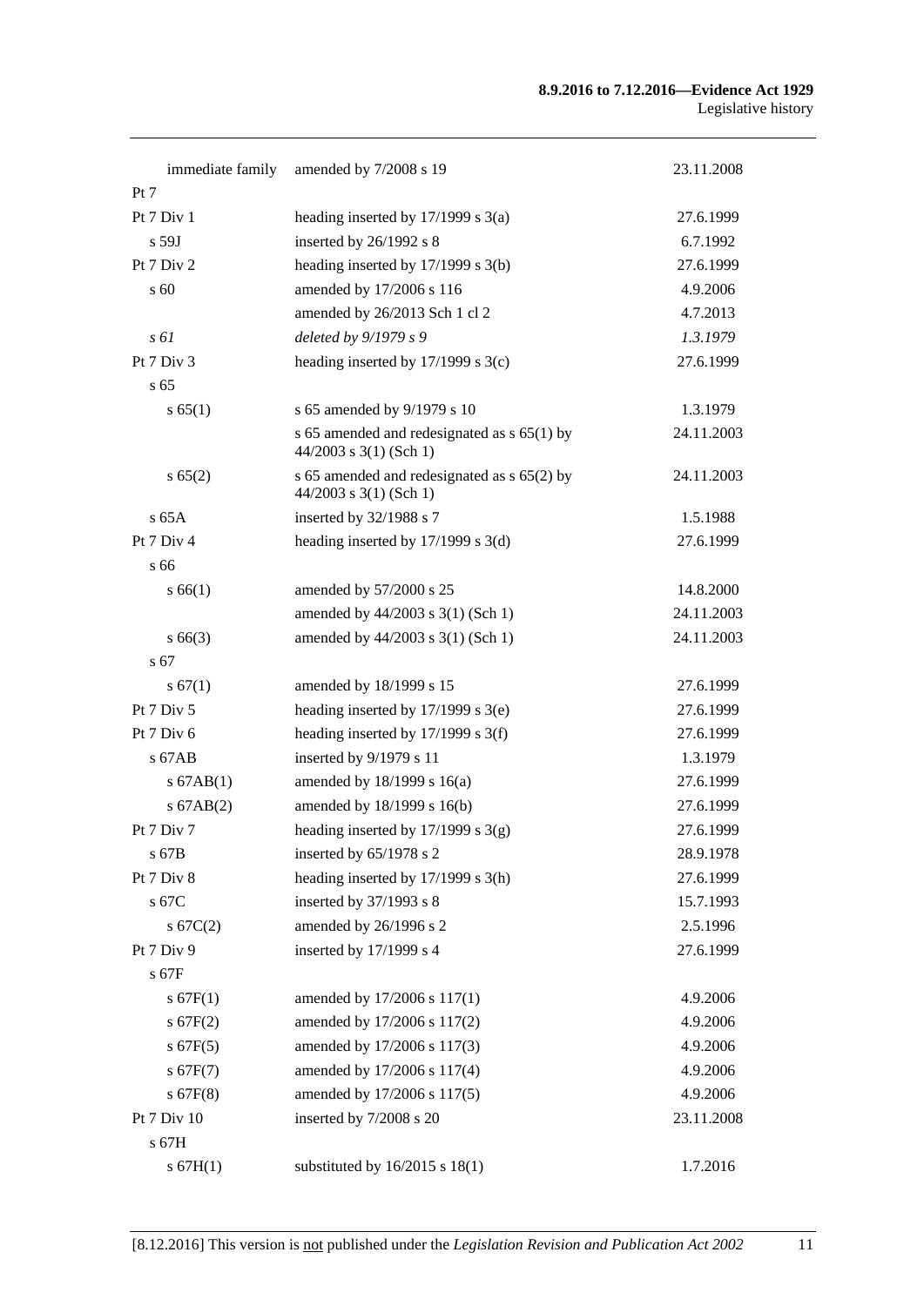| | | |
|---|---|---|
| immediate family | amended by 7/2008 s 19 | 23.11.2008 |
| Pt 7 | | |
| Pt 7 Div 1 | heading inserted by 17/1999 s 3(a) | 27.6.1999 |
| s 59J | inserted by 26/1992 s 8 | 6.7.1992 |
| Pt 7 Div 2 | heading inserted by 17/1999 s 3(b) | 27.6.1999 |
| s 60 | amended by 17/2006 s 116 | 4.9.2006 |
| | amended by 26/2013 Sch 1 cl 2 | 4.7.2013 |
| *s 61* | *deleted by 9/1979 s 9* | *1.3.1979* |
| Pt 7 Div 3 | heading inserted by 17/1999 s 3(c) | 27.6.1999 |
| s 65 | | |
| s 65(1) | s 65 amended by 9/1979 s 10 | 1.3.1979 |
| | s 65 amended and redesignated as s 65(1) by 44/2003 s 3(1) (Sch 1) | 24.11.2003 |
| s 65(2) | s 65 amended and redesignated as s 65(2) by 44/2003 s 3(1) (Sch 1) | 24.11.2003 |
| s 65A | inserted by 32/1988 s 7 | 1.5.1988 |
| Pt 7 Div 4 | heading inserted by 17/1999 s 3(d) | 27.6.1999 |
| s 66 | | |
| s 66(1) | amended by 57/2000 s 25 | 14.8.2000 |
| | amended by 44/2003 s 3(1) (Sch 1) | 24.11.2003 |
| s 66(3) | amended by 44/2003 s 3(1) (Sch 1) | 24.11.2003 |
| s 67 | | |
| s 67(1) | amended by 18/1999 s 15 | 27.6.1999 |
| Pt 7 Div 5 | heading inserted by 17/1999 s 3(e) | 27.6.1999 |
| Pt 7 Div 6 | heading inserted by 17/1999 s 3(f) | 27.6.1999 |
| s 67AB | inserted by 9/1979 s 11 | 1.3.1979 |
| s 67AB(1) | amended by 18/1999 s 16(a) | 27.6.1999 |
| s 67AB(2) | amended by 18/1999 s 16(b) | 27.6.1999 |
| Pt 7 Div 7 | heading inserted by 17/1999 s 3(g) | 27.6.1999 |
| s 67B | inserted by 65/1978 s 2 | 28.9.1978 |
| Pt 7 Div 8 | heading inserted by 17/1999 s 3(h) | 27.6.1999 |
| s 67C | inserted by 37/1993 s 8 | 15.7.1993 |
| s 67C(2) | amended by 26/1996 s 2 | 2.5.1996 |
| Pt 7 Div 9 | inserted by 17/1999 s 4 | 27.6.1999 |
| s 67F | | |
| s 67F(1) | amended by 17/2006 s 117(1) | 4.9.2006 |
| s 67F(2) | amended by 17/2006 s 117(2) | 4.9.2006 |
| s 67F(5) | amended by 17/2006 s 117(3) | 4.9.2006 |
| s 67F(7) | amended by 17/2006 s 117(4) | 4.9.2006 |
| s 67F(8) | amended by 17/2006 s 117(5) | 4.9.2006 |
| Pt 7 Div 10 | inserted by 7/2008 s 20 | 23.11.2008 |
| s 67H | | |
| s 67H(1) | substituted by 16/2015 s 18(1) | 1.7.2016 |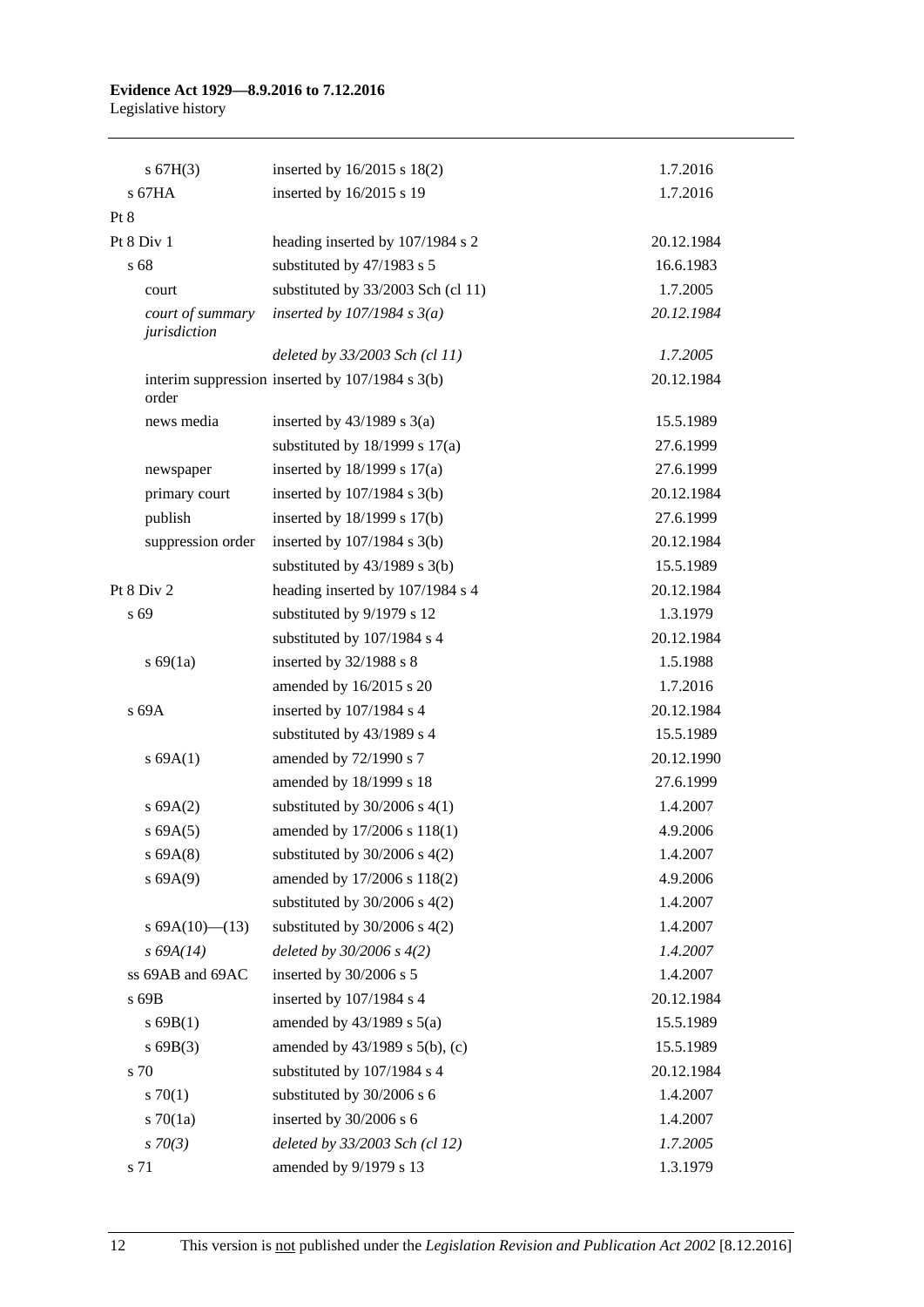| | | |
|---|---|---|
| s 67H(3) | inserted by 16/2015 s 18(2) | 1.7.2016 |
| s 67HA | inserted by 16/2015 s 19 | 1.7.2016 |
| Pt 8 | | |
| Pt 8 Div 1 | heading inserted by 107/1984 s 2 | 20.12.1984 |
| s 68 | substituted by 47/1983 s 5 | 16.6.1983 |
| court | substituted by 33/2003 Sch (cl 11) | 1.7.2005 |
| *court of summary jurisdiction* | *inserted by 107/1984 s 3(a)* | *20.12.1984* |
| | *deleted by 33/2003 Sch (cl 11)* | *1.7.2005* |
| interim suppression order | inserted by 107/1984 s 3(b) | 20.12.1984 |
| news media | inserted by 43/1989 s 3(a) | 15.5.1989 |
| | substituted by 18/1999 s 17(a) | 27.6.1999 |
| newspaper | inserted by 18/1999 s 17(a) | 27.6.1999 |
| primary court | inserted by 107/1984 s 3(b) | 20.12.1984 |
| publish | inserted by 18/1999 s 17(b) | 27.6.1999 |
| suppression order | inserted by 107/1984 s 3(b) | 20.12.1984 |
| | substituted by 43/1989 s 3(b) | 15.5.1989 |
| Pt 8 Div 2 | heading inserted by 107/1984 s 4 | 20.12.1984 |
| s 69 | substituted by 9/1979 s 12 | 1.3.1979 |
| | substituted by 107/1984 s 4 | 20.12.1984 |
| s 69(1a) | inserted by 32/1988 s 8 | 1.5.1988 |
| | amended by 16/2015 s 20 | 1.7.2016 |
| s 69A | inserted by 107/1984 s 4 | 20.12.1984 |
| | substituted by 43/1989 s 4 | 15.5.1989 |
| s 69A(1) | amended by 72/1990 s 7 | 20.12.1990 |
| | amended by 18/1999 s 18 | 27.6.1999 |
| s 69A(2) | substituted by 30/2006 s 4(1) | 1.4.2007 |
| s 69A(5) | amended by 17/2006 s 118(1) | 4.9.2006 |
| s 69A(8) | substituted by 30/2006 s 4(2) | 1.4.2007 |
| s 69A(9) | amended by 17/2006 s 118(2) | 4.9.2006 |
| | substituted by 30/2006 s 4(2) | 1.4.2007 |
| s 69A(10)—(13) | substituted by 30/2006 s 4(2) | 1.4.2007 |
| *s 69A(14)* | *deleted by 30/2006 s 4(2)* | *1.4.2007* |
| ss 69AB and 69AC | inserted by 30/2006 s 5 | 1.4.2007 |
| s 69B | inserted by 107/1984 s 4 | 20.12.1984 |
| s 69B(1) | amended by 43/1989 s 5(a) | 15.5.1989 |
| s 69B(3) | amended by 43/1989 s 5(b), (c) | 15.5.1989 |
| s 70 | substituted by 107/1984 s 4 | 20.12.1984 |
| s 70(1) | substituted by 30/2006 s 6 | 1.4.2007 |
| s 70(1a) | inserted by 30/2006 s 6 | 1.4.2007 |
| *s 70(3)* | *deleted by 33/2003 Sch (cl 12)* | *1.7.2005* |
| s 71 | amended by 9/1979 s 13 | 1.3.1979 |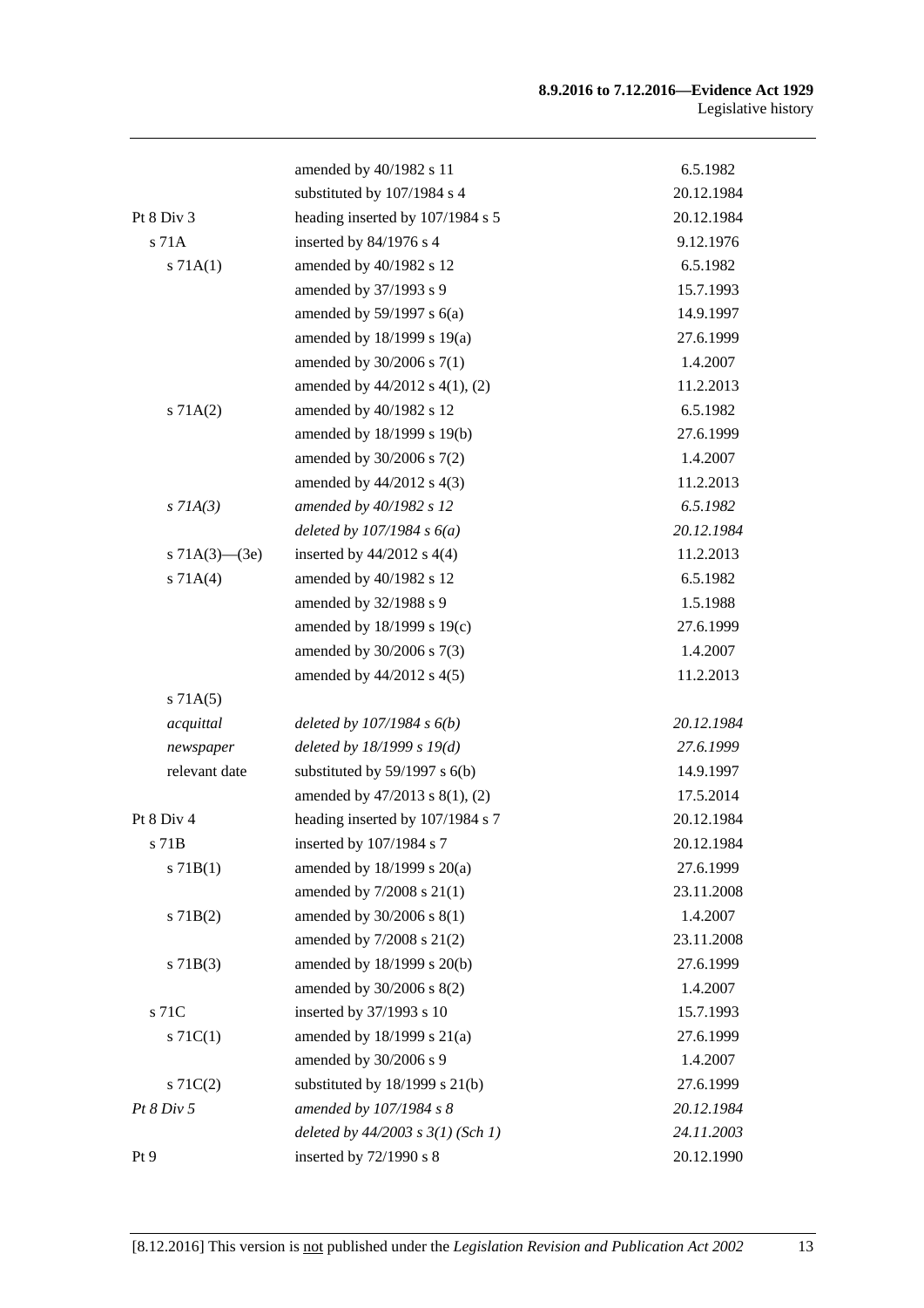| | | |
|---|---|---|
| | amended by 40/1982 s 11 | 6.5.1982 |
| | substituted by 107/1984 s 4 | 20.12.1984 |
| Pt 8 Div 3 | heading inserted by 107/1984 s 5 | 20.12.1984 |
| s 71A | inserted by 84/1976 s 4 | 9.12.1976 |
| s 71A(1) | amended by 40/1982 s 12 | 6.5.1982 |
| | amended by 37/1993 s 9 | 15.7.1993 |
| | amended by 59/1997 s 6(a) | 14.9.1997 |
| | amended by 18/1999 s 19(a) | 27.6.1999 |
| | amended by 30/2006 s 7(1) | 1.4.2007 |
| | amended by 44/2012 s 4(1), (2) | 11.2.2013 |
| s 71A(2) | amended by 40/1982 s 12 | 6.5.1982 |
| | amended by 18/1999 s 19(b) | 27.6.1999 |
| | amended by 30/2006 s 7(2) | 1.4.2007 |
| | amended by 44/2012 s 4(3) | 11.2.2013 |
| *s 71A(3)* | *amended by 40/1982 s 12* | *6.5.1982* |
| | *deleted by 107/1984 s 6(a)* | *20.12.1984* |
| s 71A(3)—(3e) | inserted by 44/2012 s 4(4) | 11.2.2013 |
| s 71A(4) | amended by 40/1982 s 12 | 6.5.1982 |
| | amended by 32/1988 s 9 | 1.5.1988 |
| | amended by 18/1999 s 19(c) | 27.6.1999 |
| | amended by 30/2006 s 7(3) | 1.4.2007 |
| | amended by 44/2012 s 4(5) | 11.2.2013 |
| s 71A(5) | | |
| *acquittal* | *deleted by 107/1984 s 6(b)* | *20.12.1984* |
| *newspaper* | *deleted by 18/1999 s 19(d)* | *27.6.1999* |
| relevant date | substituted by 59/1997 s 6(b) | 14.9.1997 |
| | amended by 47/2013 s 8(1), (2) | 17.5.2014 |
| Pt 8 Div 4 | heading inserted by 107/1984 s 7 | 20.12.1984 |
| s 71B | inserted by 107/1984 s 7 | 20.12.1984 |
| s 71B(1) | amended by 18/1999 s 20(a) | 27.6.1999 |
| | amended by 7/2008 s 21(1) | 23.11.2008 |
| s 71B(2) | amended by 30/2006 s 8(1) | 1.4.2007 |
| | amended by 7/2008 s 21(2) | 23.11.2008 |
| s 71B(3) | amended by 18/1999 s 20(b) | 27.6.1999 |
| | amended by 30/2006 s 8(2) | 1.4.2007 |
| s 71C | inserted by 37/1993 s 10 | 15.7.1993 |
| s 71C(1) | amended by 18/1999 s 21(a) | 27.6.1999 |
| | amended by 30/2006 s 9 | 1.4.2007 |
| s 71C(2) | substituted by 18/1999 s 21(b) | 27.6.1999 |
| *Pt 8 Div 5* | *amended by 107/1984 s 8* | *20.12.1984* |
| | *deleted by 44/2003 s 3(1) (Sch 1)* | *24.11.2003* |
| Pt 9 | inserted by 72/1990 s 8 | 20.12.1990 |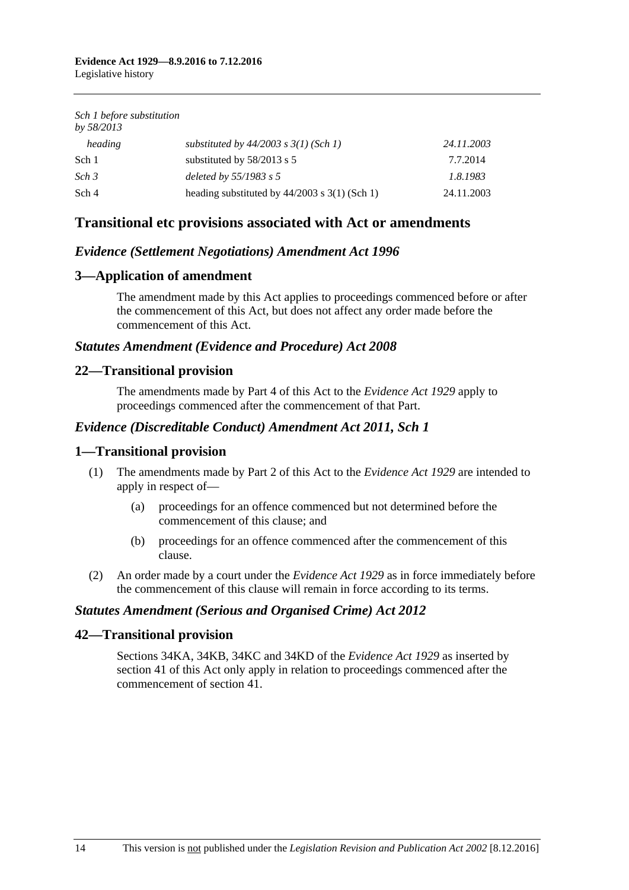*Sch 1 before substitution by 58/2013*

| | | |
|---|---|---|
| *heading* | *substituted by 44/2003 s 3(1) (Sch 1)* | *24.11.2003* |
| Sch 1 | substituted by 58/2013 s 5 | 7.7.2014 |
| *Sch 3* | *deleted by 55/1983 s 5* | *1.8.1983* |
| Sch 4 | heading substituted by 44/2003 s 3(1) (Sch 1) | 24.11.2003 |

## Transitional etc provisions associated with Act or amendments

### *Evidence (Settlement Negotiations) Amendment Act 1996*

### 3—Application of amendment

The amendment made by this Act applies to proceedings commenced before or after the commencement of this Act, but does not affect any order made before the commencement of this Act.

### *Statutes Amendment (Evidence and Procedure) Act 2008*

### 22—Transitional provision

The amendments made by Part 4 of this Act to the *Evidence Act 1929* apply to proceedings commenced after the commencement of that Part.

### *Evidence (Discreditable Conduct) Amendment Act 2011, Sch 1*

### 1—Transitional provision

(1) The amendments made by Part 2 of this Act to the *Evidence Act 1929* are intended to apply in respect of—

(a) proceedings for an offence commenced but not determined before the commencement of this clause; and

(b) proceedings for an offence commenced after the commencement of this clause.

(2) An order made by a court under the *Evidence Act 1929* as in force immediately before the commencement of this clause will remain in force according to its terms.

### *Statutes Amendment (Serious and Organised Crime) Act 2012*

### 42—Transitional provision

Sections 34KA, 34KB, 34KC and 34KD of the *Evidence Act 1929* as inserted by section 41 of this Act only apply in relation to proceedings commenced after the commencement of section 41.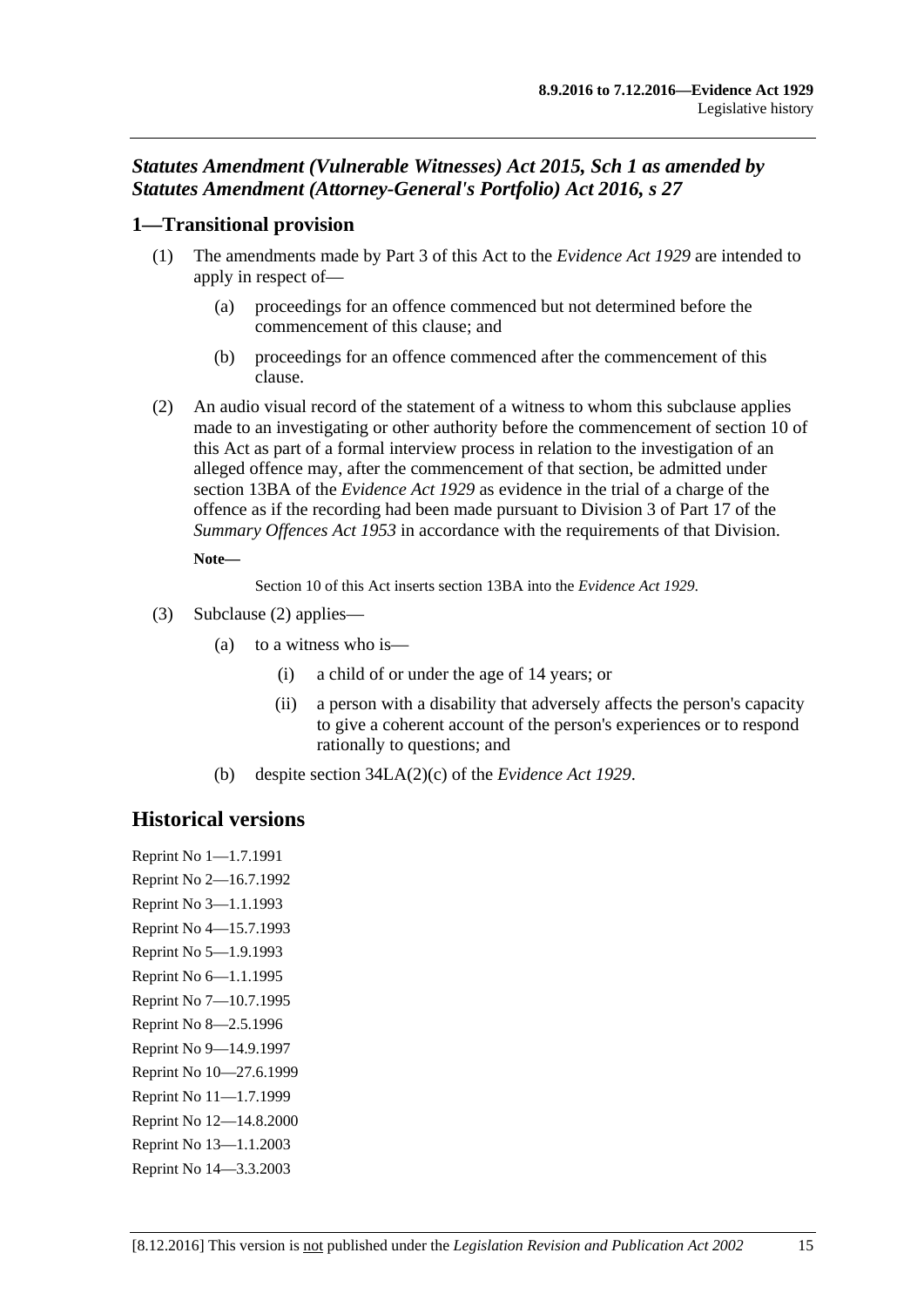### *Statutes Amendment (Vulnerable Witnesses) Act 2015, Sch 1 as amended by Statutes Amendment (Attorney-General's Portfolio) Act 2016, s 27*

## 1—Transitional provision

(1) The amendments made by Part 3 of this Act to the *Evidence Act 1929* are intended to apply in respect of—

  (a) proceedings for an offence commenced but not determined before the commencement of this clause; and

  (b) proceedings for an offence commenced after the commencement of this clause.

(2) An audio visual record of the statement of a witness to whom this subclause applies made to an investigating or other authority before the commencement of section 10 of this Act as part of a formal interview process in relation to the investigation of an alleged offence may, after the commencement of that section, be admitted under section 13BA of the *Evidence Act 1929* as evidence in the trial of a charge of the offence as if the recording had been made pursuant to Division 3 of Part 17 of the *Summary Offences Act 1953* in accordance with the requirements of that Division.

**Note—**

Section 10 of this Act inserts section 13BA into the *Evidence Act 1929*.

(3) Subclause (2) applies—

  (a) to a witness who is—

    (i) a child of or under the age of 14 years; or

    (ii) a person with a disability that adversely affects the person's capacity to give a coherent account of the person's experiences or to respond rationally to questions; and

  (b) despite section 34LA(2)(c) of the *Evidence Act 1929*.

## Historical versions

Reprint No 1—1.7.1991
Reprint No 2—16.7.1992
Reprint No 3—1.1.1993
Reprint No 4—15.7.1993
Reprint No 5—1.9.1993
Reprint No 6—1.1.1995
Reprint No 7—10.7.1995
Reprint No 8—2.5.1996
Reprint No 9—14.9.1997
Reprint No 10—27.6.1999
Reprint No 11—1.7.1999
Reprint No 12—14.8.2000
Reprint No 13—1.1.2003
Reprint No 14—3.3.2003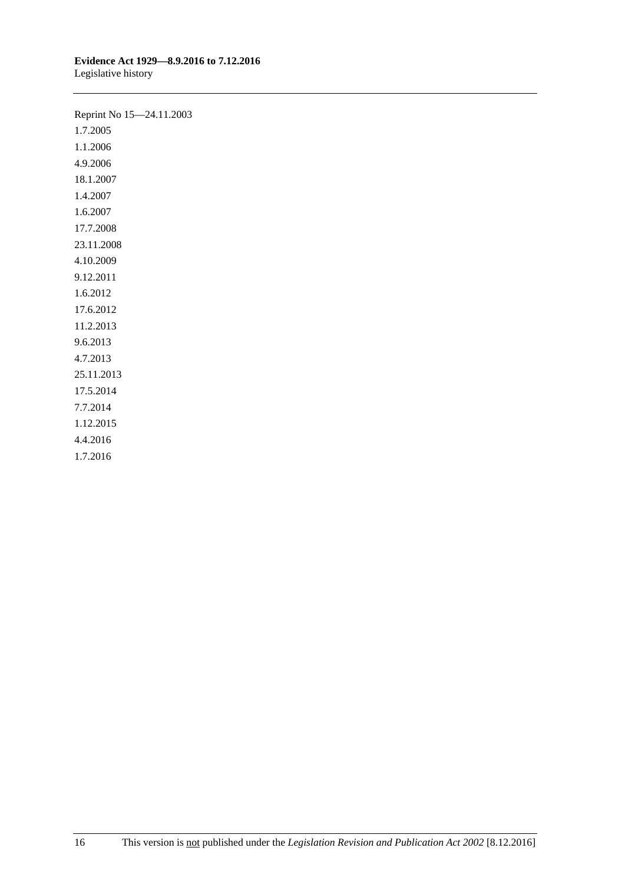Reprint No 15—24.11.2003

1.7.2005

1.1.2006

4.9.2006

18.1.2007

1.4.2007

1.6.2007

17.7.2008

23.11.2008

4.10.2009

9.12.2011

1.6.2012

17.6.2012

11.2.2013

9.6.2013

4.7.2013

25.11.2013

17.5.2014

7.7.2014

1.12.2015

4.4.2016

1.7.2016